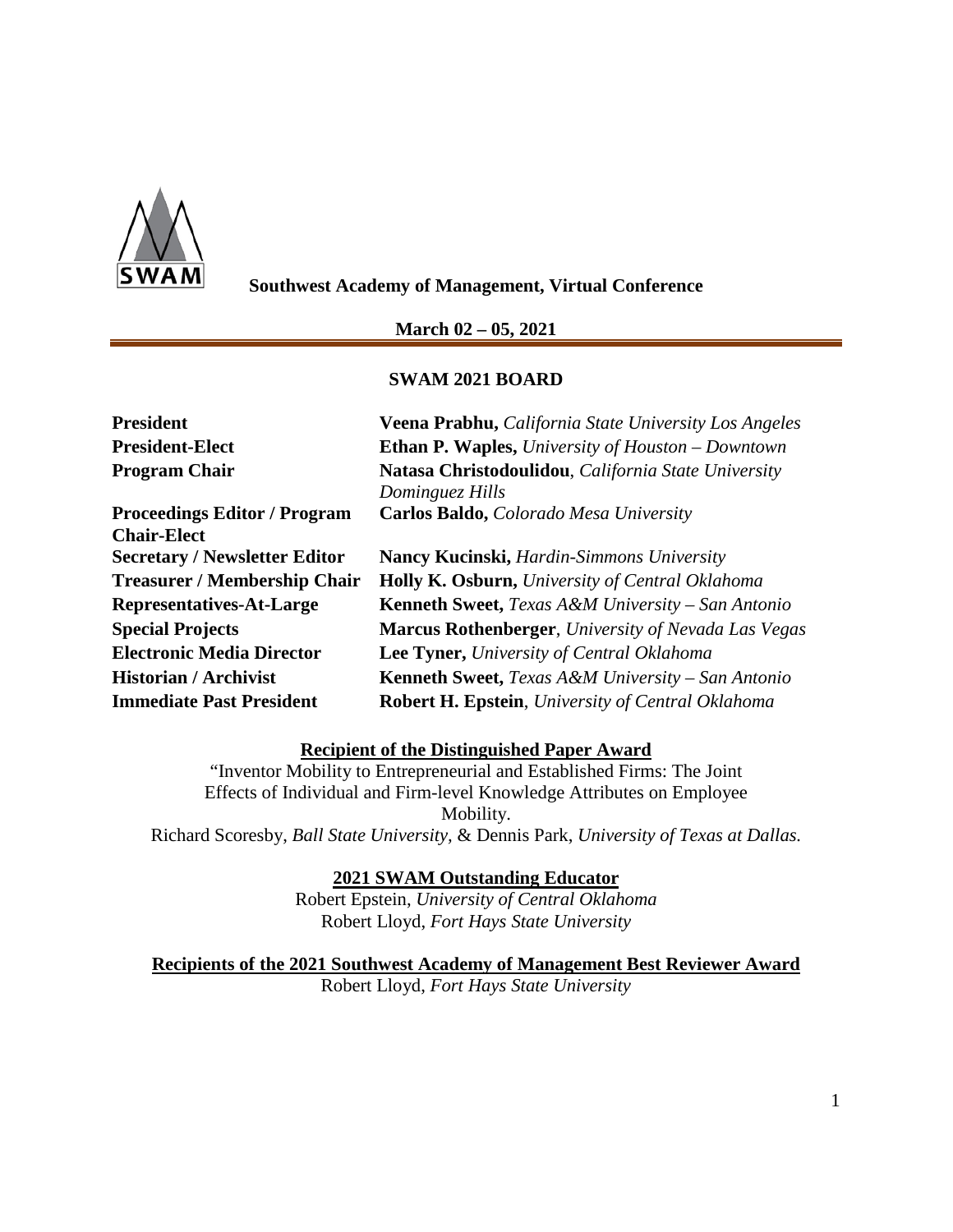**Southwest Academy of Management, Virtual Conference**

**March 02 – 05, 2021**

## SWAM 2021 BOARD

| | |
|---|---|
| **President** | **Veena Prabhu,** *California State University Los Angeles* |
| **President-Elect** | **Ethan P. Waples,** *University of Houston – Downtown* |
| **Program Chair** | **Natasa Christodoulidou**, *California State University Dominguez Hills* |
| **Proceedings Editor / Program Chair-Elect** | **Carlos Baldo,** *Colorado Mesa University* |
| **Secretary / Newsletter Editor** | **Nancy Kucinski,** *Hardin-Simmons University* |
| **Treasurer / Membership Chair** | **Holly K. Osburn,** *University of Central Oklahoma* |
| **Representatives-At-Large** | **Kenneth Sweet,** *Texas A&M University – San Antonio* |
| **Special Projects** | **Marcus Rothenberger**, *University of Nevada Las Vegas* |
| **Electronic Media Director** | **Lee Tyner,** *University of Central Oklahoma* |
| **Historian / Archivist** | **Kenneth Sweet,** *Texas A&M University – San Antonio* |
| **Immediate Past President** | **Robert H. Epstein**, *University of Central Oklahoma* |

**Recipient of the Distinguished Paper Award**

"Inventor Mobility to Entrepreneurial and Established Firms: The Joint Effects of Individual and Firm-level Knowledge Attributes on Employee Mobility.

Richard Scoresby, *Ball State University,* & Dennis Park, *University of Texas at Dallas.*

**2021 SWAM Outstanding Educator**

Robert Epstein, *University of Central Oklahoma*

Robert Lloyd, *Fort Hays State University*

**Recipients of the 2021 Southwest Academy of Management Best Reviewer Award**

Robert Lloyd, *Fort Hays State University*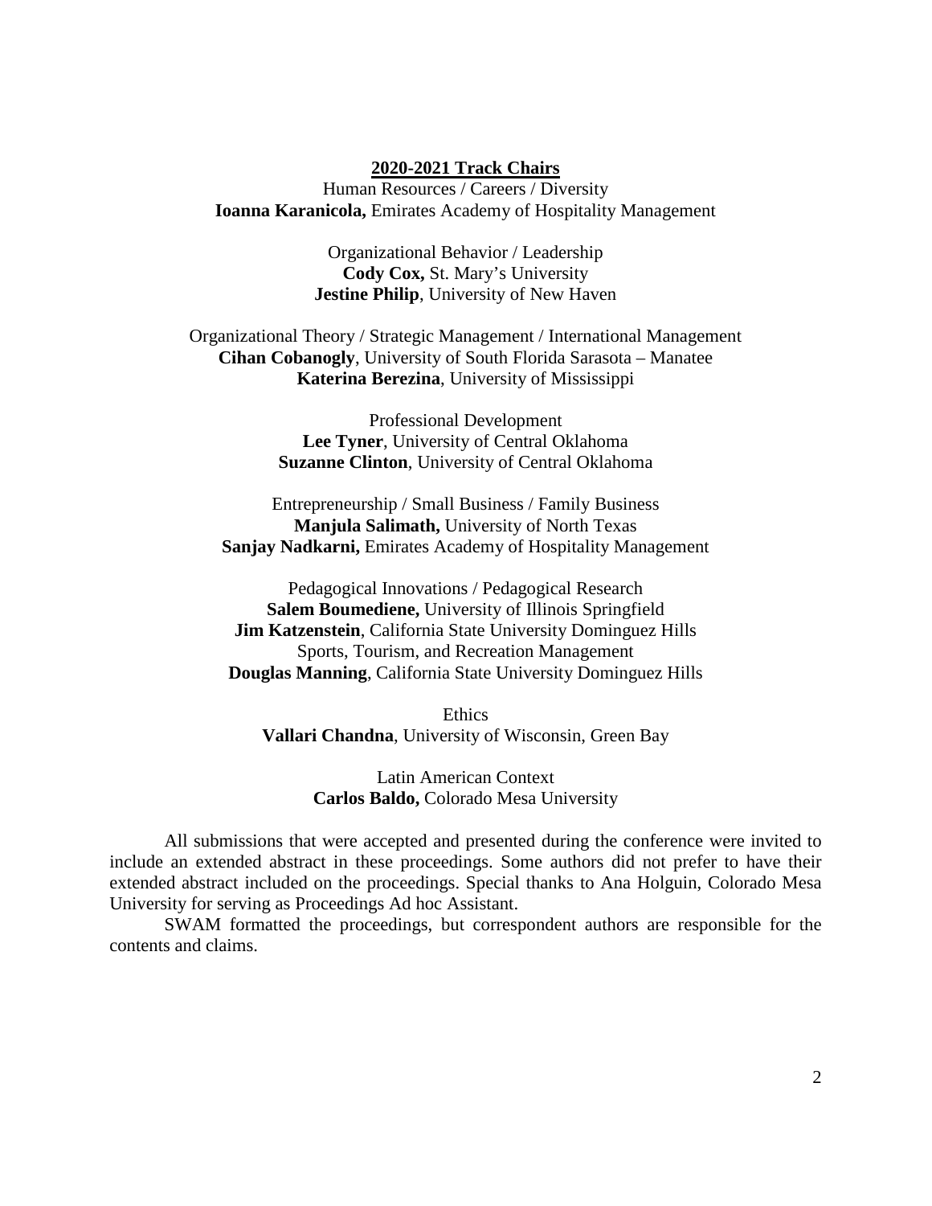## 2020-2021 Track Chairs

Human Resources / Careers / Diversity
**Ioanna Karanicola,** Emirates Academy of Hospitality Management

Organizational Behavior / Leadership
**Cody Cox,** St. Mary's University
**Jestine Philip**, University of New Haven

Organizational Theory / Strategic Management / International Management
**Cihan Cobanogly**, University of South Florida Sarasota – Manatee
**Katerina Berezina**, University of Mississippi

Professional Development
**Lee Tyner**, University of Central Oklahoma
**Suzanne Clinton**, University of Central Oklahoma

Entrepreneurship / Small Business / Family Business
**Manjula Salimath,** University of North Texas
**Sanjay Nadkarni,** Emirates Academy of Hospitality Management

Pedagogical Innovations / Pedagogical Research
**Salem Boumediene,** University of Illinois Springfield
**Jim Katzenstein**, California State University Dominguez Hills

Sports, Tourism, and Recreation Management
**Douglas Manning**, California State University Dominguez Hills

Ethics
**Vallari Chandna**, University of Wisconsin, Green Bay

Latin American Context
**Carlos Baldo,** Colorado Mesa University

All submissions that were accepted and presented during the conference were invited to include an extended abstract in these proceedings. Some authors did not prefer to have their extended abstract included on the proceedings. Special thanks to Ana Holguin, Colorado Mesa University for serving as Proceedings Ad hoc Assistant.

SWAM formatted the proceedings, but correspondent authors are responsible for the contents and claims.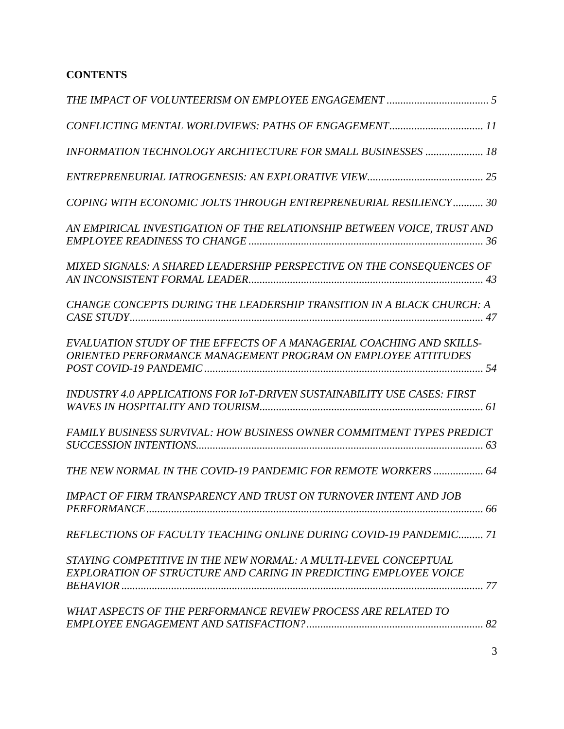**CONTENTS**

*THE IMPACT OF VOLUNTEERISM ON EMPLOYEE ENGAGEMENT* ..................................... 5

*CONFLICTING MENTAL WORLDVIEWS: PATHS OF ENGAGEMENT*.................................. 11

*INFORMATION TECHNOLOGY ARCHITECTURE FOR SMALL BUSINESSES* ..................... 18

*ENTREPRENEURIAL IATROGENESIS: AN EXPLORATIVE VIEW*.......................................... 25

*COPING WITH ECONOMIC JOLTS THROUGH ENTREPRENEURIAL RESILIENCY*........... 30

*AN EMPIRICAL INVESTIGATION OF THE RELATIONSHIP BETWEEN VOICE, TRUST AND EMPLOYEE READINESS TO CHANGE* ..................................................................................... 36

*MIXED SIGNALS: A SHARED LEADERSHIP PERSPECTIVE ON THE CONSEQUENCES OF AN INCONSISTENT FORMAL LEADER*..................................................................................... 43

*CHANGE CONCEPTS DURING THE LEADERSHIP TRANSITION IN A BLACK CHURCH: A CASE STUDY*................................................................................................................ 47

*EVALUATION STUDY OF THE EFFECTS OF A MANAGERIAL COACHING AND SKILLS-ORIENTED PERFORMANCE MANAGEMENT PROGRAM ON EMPLOYEE ATTITUDES POST COVID-19 PANDEMIC* ..................................................................................................... 54

*INDUSTRY 4.0 APPLICATIONS FOR IoT-DRIVEN SUSTAINABILITY USE CASES: FIRST WAVES IN HOSPITALITY AND TOURISM*................................................................................. 61

*FAMILY BUSINESS SURVIVAL: HOW BUSINESS OWNER COMMITMENT TYPES PREDICT SUCCESSION INTENTIONS*........................................................................................................ 63

*THE NEW NORMAL IN THE COVID-19 PANDEMIC FOR REMOTE WORKERS* .................. 64

*IMPACT OF FIRM TRANSPARENCY AND TRUST ON TURNOVER INTENT AND JOB PERFORMANCE*.......................................................................................................................... 66

*REFLECTIONS OF FACULTY TEACHING ONLINE DURING COVID-19 PANDEMIC*......... 71

*STAYING COMPETITIVE IN THE NEW NORMAL: A MULTI-LEVEL CONCEPTUAL EXPLORATION OF STRUCTURE AND CARING IN PREDICTING EMPLOYEE VOICE BEHAVIOR* ................................................................................................................................... 77

*WHAT ASPECTS OF THE PERFORMANCE REVIEW PROCESS ARE RELATED TO EMPLOYEE ENGAGEMENT AND SATISFACTION?*................................................................ 82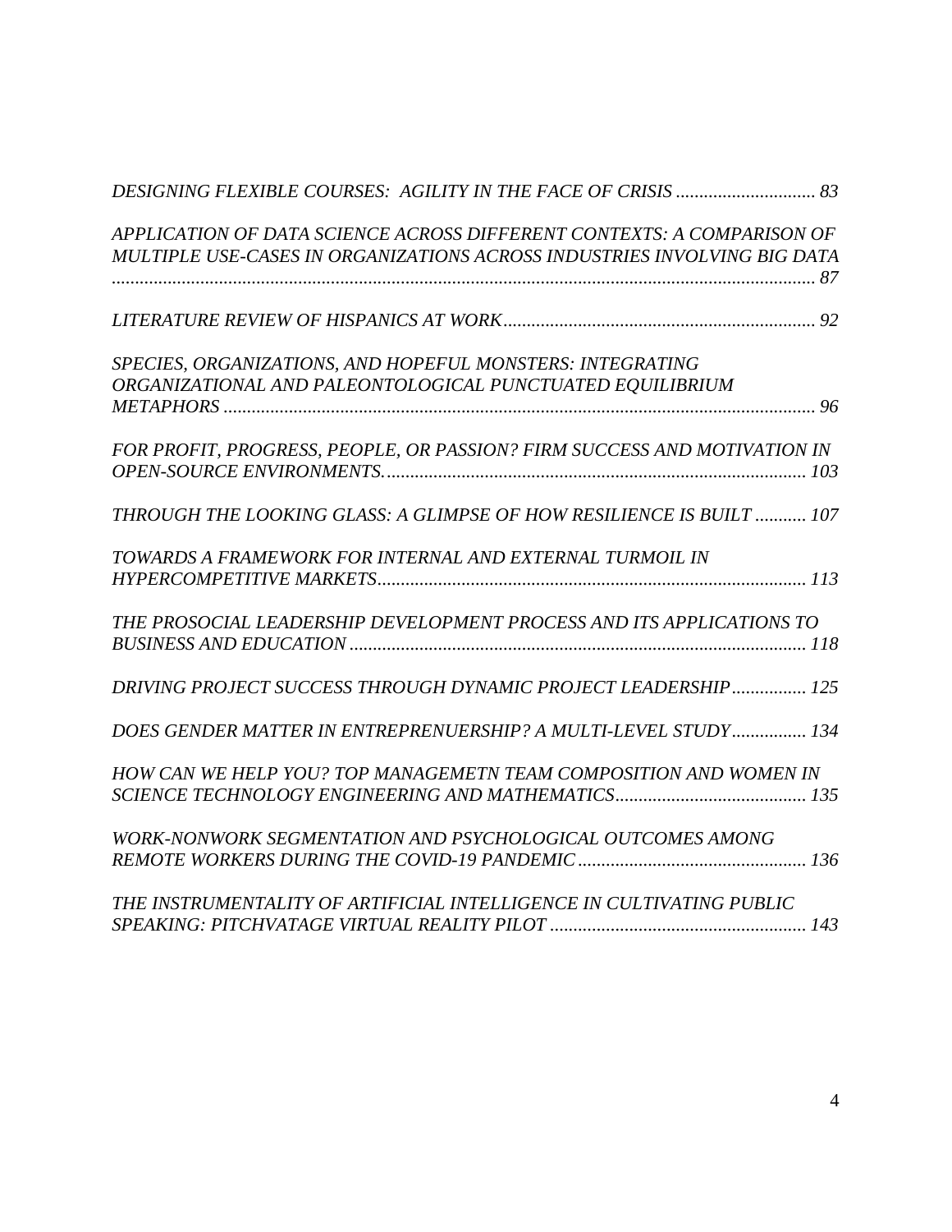*DESIGNING FLEXIBLE COURSES: AGILITY IN THE FACE OF CRISIS .............................. 83*

*APPLICATION OF DATA SCIENCE ACROSS DIFFERENT CONTEXTS: A COMPARISON OF MULTIPLE USE-CASES IN ORGANIZATIONS ACROSS INDUSTRIES INVOLVING BIG DATA ........................................................................................................................................ 87*

*LITERATURE REVIEW OF HISPANICS AT WORK.................................................................. 92*

*SPECIES, ORGANIZATIONS, AND HOPEFUL MONSTERS: INTEGRATING ORGANIZATIONAL AND PALEONTOLOGICAL PUNCTUATED EQUILIBRIUM METAPHORS ............................................................................................................................ 96*

*FOR PROFIT, PROGRESS, PEOPLE, OR PASSION? FIRM SUCCESS AND MOTIVATION IN OPEN-SOURCE ENVIRONMENTS........................................................................................... 103*

*THROUGH THE LOOKING GLASS: A GLIMPSE OF HOW RESILIENCE IS BUILT ........... 107*

*TOWARDS A FRAMEWORK FOR INTERNAL AND EXTERNAL TURMOIL IN HYPERCOMPETITIVE MARKETS........................................................................................... 113*

*THE PROSOCIAL LEADERSHIP DEVELOPMENT PROCESS AND ITS APPLICATIONS TO BUSINESS AND EDUCATION ................................................................................................. 118*

*DRIVING PROJECT SUCCESS THROUGH DYNAMIC PROJECT LEADERSHIP................ 125*

*DOES GENDER MATTER IN ENTREPRENUERSHIP? A MULTI-LEVEL STUDY................ 134*

*HOW CAN WE HELP YOU? TOP MANAGEMETN TEAM COMPOSITION AND WOMEN IN SCIENCE TECHNOLOGY ENGINEERING AND MATHEMATICS......................................... 135*

*WORK-NONWORK SEGMENTATION AND PSYCHOLOGICAL OUTCOMES AMONG REMOTE WORKERS DURING THE COVID-19 PANDEMIC................................................. 136*

*THE INSTRUMENTALITY OF ARTIFICIAL INTELLIGENCE IN CULTIVATING PUBLIC SPEAKING: PITCHVATAGE VIRTUAL REALITY PILOT ....................................................... 143*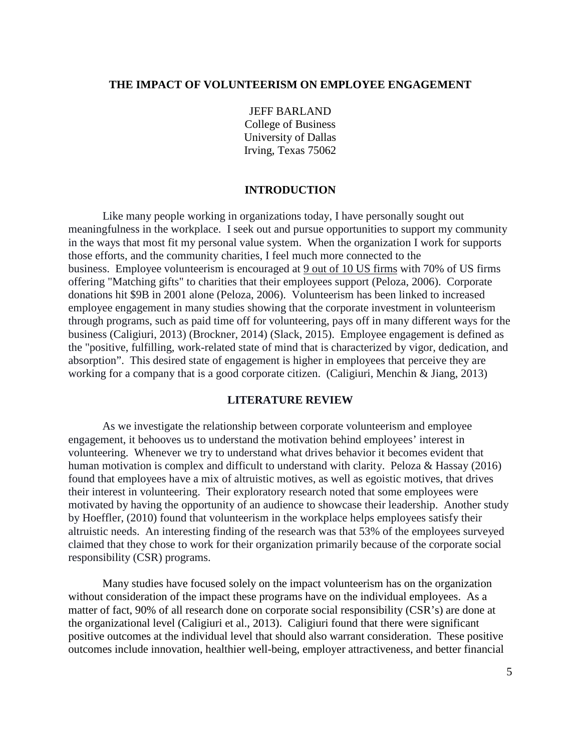# THE IMPACT OF VOLUNTEERISM ON EMPLOYEE ENGAGEMENT

JEFF BARLAND
College of Business
University of Dallas
Irving, Texas 75062

## INTRODUCTION

Like many people working in organizations today, I have personally sought out meaningfulness in the workplace. I seek out and pursue opportunities to support my community in the ways that most fit my personal value system. When the organization I work for supports those efforts, and the community charities, I feel much more connected to the business. Employee volunteerism is encouraged at 9 out of 10 US firms with 70% of US firms offering "Matching gifts" to charities that their employees support (Peloza, 2006). Corporate donations hit $9B in 2001 alone (Peloza, 2006). Volunteerism has been linked to increased employee engagement in many studies showing that the corporate investment in volunteerism through programs, such as paid time off for volunteering, pays off in many different ways for the business (Caligiuri, 2013) (Brockner, 2014) (Slack, 2015). Employee engagement is defined as the "positive, fulfilling, work-related state of mind that is characterized by vigor, dedication, and absorption". This desired state of engagement is higher in employees that perceive they are working for a company that is a good corporate citizen. (Caligiuri, Menchin & Jiang, 2013)

## LITERATURE REVIEW

As we investigate the relationship between corporate volunteerism and employee engagement, it behooves us to understand the motivation behind employees' interest in volunteering. Whenever we try to understand what drives behavior it becomes evident that human motivation is complex and difficult to understand with clarity. Peloza & Hassay (2016) found that employees have a mix of altruistic motives, as well as egoistic motives, that drives their interest in volunteering. Their exploratory research noted that some employees were motivated by having the opportunity of an audience to showcase their leadership. Another study by Hoeffler, (2010) found that volunteerism in the workplace helps employees satisfy their altruistic needs. An interesting finding of the research was that 53% of the employees surveyed claimed that they chose to work for their organization primarily because of the corporate social responsibility (CSR) programs.

Many studies have focused solely on the impact volunteerism has on the organization without consideration of the impact these programs have on the individual employees. As a matter of fact, 90% of all research done on corporate social responsibility (CSR's) are done at the organizational level (Caligiuri et al., 2013). Caligiuri found that there were significant positive outcomes at the individual level that should also warrant consideration. These positive outcomes include innovation, healthier well-being, employer attractiveness, and better financial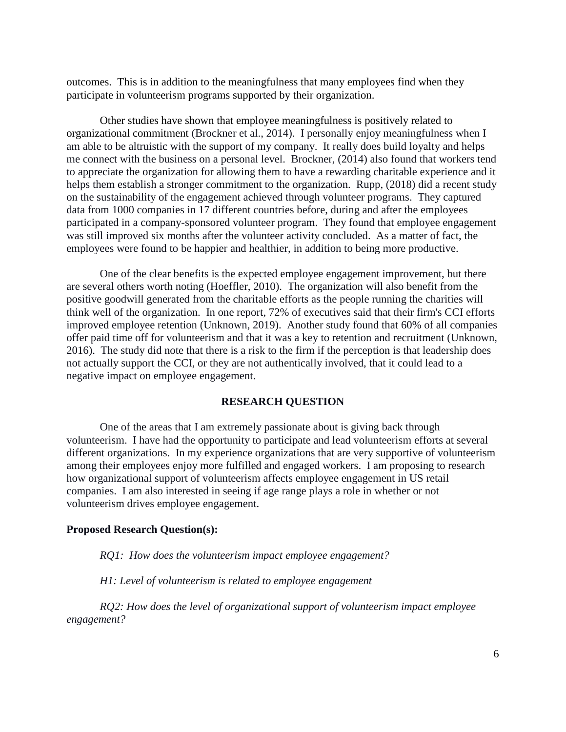outcomes. This is in addition to the meaningfulness that many employees find when they participate in volunteerism programs supported by their organization.

Other studies have shown that employee meaningfulness is positively related to organizational commitment (Brockner et al., 2014). I personally enjoy meaningfulness when I am able to be altruistic with the support of my company. It really does build loyalty and helps me connect with the business on a personal level. Brockner, (2014) also found that workers tend to appreciate the organization for allowing them to have a rewarding charitable experience and it helps them establish a stronger commitment to the organization. Rupp, (2018) did a recent study on the sustainability of the engagement achieved through volunteer programs. They captured data from 1000 companies in 17 different countries before, during and after the employees participated in a company-sponsored volunteer program. They found that employee engagement was still improved six months after the volunteer activity concluded. As a matter of fact, the employees were found to be happier and healthier, in addition to being more productive.

One of the clear benefits is the expected employee engagement improvement, but there are several others worth noting (Hoeffler, 2010). The organization will also benefit from the positive goodwill generated from the charitable efforts as the people running the charities will think well of the organization. In one report, 72% of executives said that their firm's CCI efforts improved employee retention (Unknown, 2019). Another study found that 60% of all companies offer paid time off for volunteerism and that it was a key to retention and recruitment (Unknown, 2016). The study did note that there is a risk to the firm if the perception is that leadership does not actually support the CCI, or they are not authentically involved, that it could lead to a negative impact on employee engagement.

## RESEARCH QUESTION

One of the areas that I am extremely passionate about is giving back through volunteerism. I have had the opportunity to participate and lead volunteerism efforts at several different organizations. In my experience organizations that are very supportive of volunteerism among their employees enjoy more fulfilled and engaged workers. I am proposing to research how organizational support of volunteerism affects employee engagement in US retail companies. I am also interested in seeing if age range plays a role in whether or not volunteerism drives employee engagement.

### Proposed Research Question(s):

*RQ1: How does the volunteerism impact employee engagement?*

*H1: Level of volunteerism is related to employee engagement*

*RQ2: How does the level of organizational support of volunteerism impact employee engagement?*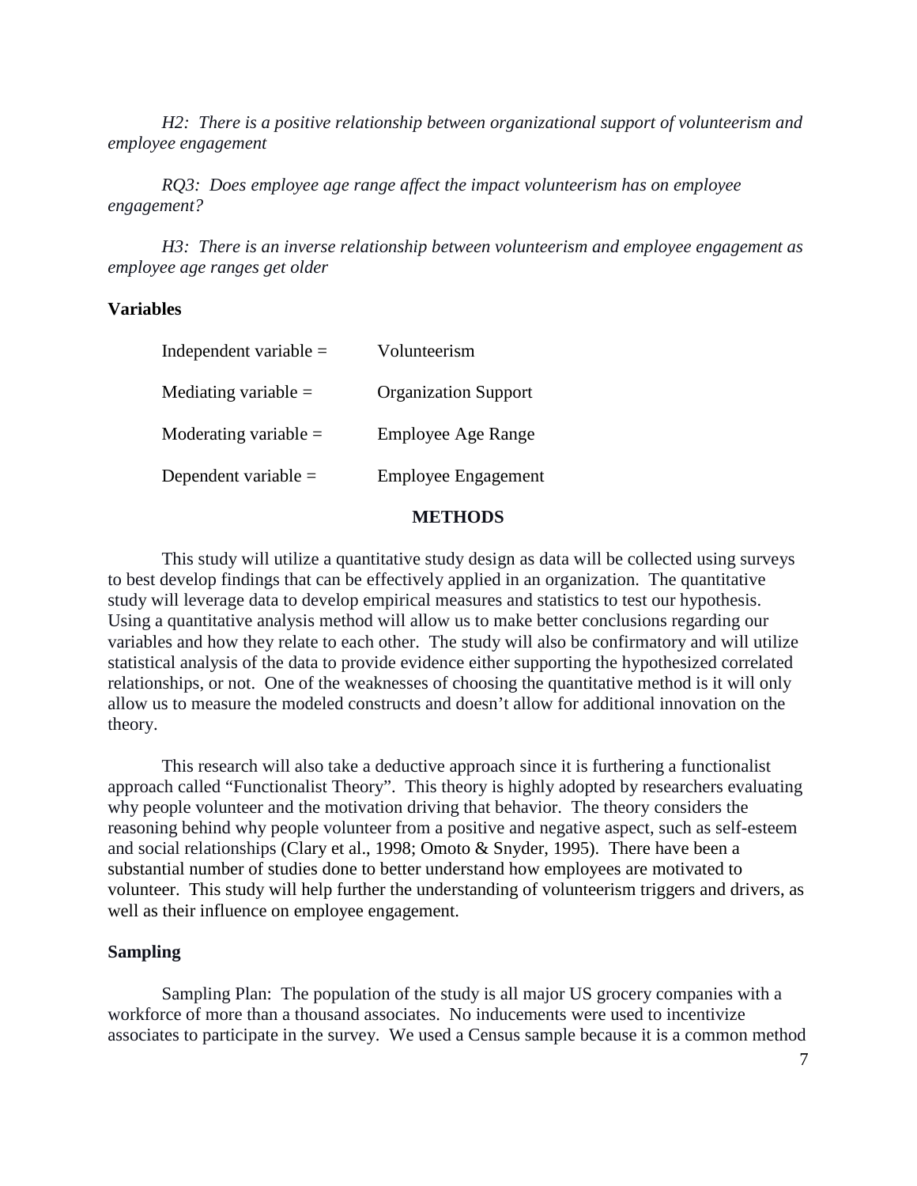*H2: There is a positive relationship between organizational support of volunteerism and employee engagement*

*RQ3: Does employee age range affect the impact volunteerism has on employee engagement?*

*H3: There is an inverse relationship between volunteerism and employee engagement as employee age ranges get older*

**Variables**

| | |
|---|---|
| Independent variable = | Volunteerism |
| Mediating variable = | Organization Support |
| Moderating variable = | Employee Age Range |
| Dependent variable = | Employee Engagement |

## METHODS

This study will utilize a quantitative study design as data will be collected using surveys to best develop findings that can be effectively applied in an organization. The quantitative study will leverage data to develop empirical measures and statistics to test our hypothesis. Using a quantitative analysis method will allow us to make better conclusions regarding our variables and how they relate to each other. The study will also be confirmatory and will utilize statistical analysis of the data to provide evidence either supporting the hypothesized correlated relationships, or not. One of the weaknesses of choosing the quantitative method is it will only allow us to measure the modeled constructs and doesn't allow for additional innovation on the theory.

This research will also take a deductive approach since it is furthering a functionalist approach called "Functionalist Theory". This theory is highly adopted by researchers evaluating why people volunteer and the motivation driving that behavior. The theory considers the reasoning behind why people volunteer from a positive and negative aspect, such as self-esteem and social relationships (Clary et al., 1998; Omoto & Snyder, 1995). There have been a substantial number of studies done to better understand how employees are motivated to volunteer. This study will help further the understanding of volunteerism triggers and drivers, as well as their influence on employee engagement.

**Sampling**

Sampling Plan: The population of the study is all major US grocery companies with a workforce of more than a thousand associates. No inducements were used to incentivize associates to participate in the survey. We used a Census sample because it is a common method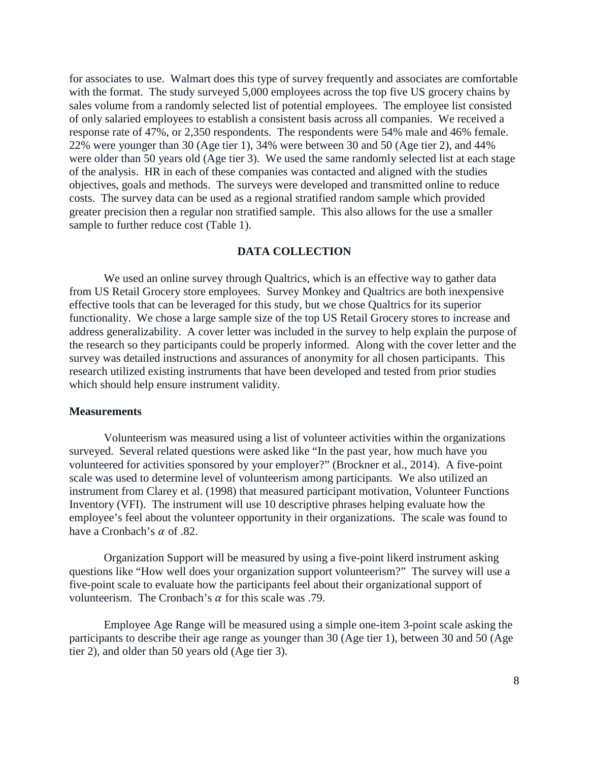for associates to use. Walmart does this type of survey frequently and associates are comfortable with the format. The study surveyed 5,000 employees across the top five US grocery chains by sales volume from a randomly selected list of potential employees. The employee list consisted of only salaried employees to establish a consistent basis across all companies. We received a response rate of 47%, or 2,350 respondents. The respondents were 54% male and 46% female. 22% were younger than 30 (Age tier 1), 34% were between 30 and 50 (Age tier 2), and 44% were older than 50 years old (Age tier 3). We used the same randomly selected list at each stage of the analysis. HR in each of these companies was contacted and aligned with the studies objectives, goals and methods. The surveys were developed and transmitted online to reduce costs. The survey data can be used as a regional stratified random sample which provided greater precision then a regular non stratified sample. This also allows for the use a smaller sample to further reduce cost (Table 1).

## DATA COLLECTION

We used an online survey through Qualtrics, which is an effective way to gather data from US Retail Grocery store employees. Survey Monkey and Qualtrics are both inexpensive effective tools that can be leveraged for this study, but we chose Qualtrics for its superior functionality. We chose a large sample size of the top US Retail Grocery stores to increase and address generalizability. A cover letter was included in the survey to help explain the purpose of the research so they participants could be properly informed. Along with the cover letter and the survey was detailed instructions and assurances of anonymity for all chosen participants. This research utilized existing instruments that have been developed and tested from prior studies which should help ensure instrument validity.

### Measurements

Volunteerism was measured using a list of volunteer activities within the organizations surveyed. Several related questions were asked like "In the past year, how much have you volunteered for activities sponsored by your employer?" (Brockner et al., 2014). A five-point scale was used to determine level of volunteerism among participants. We also utilized an instrument from Clarey et al. (1998) that measured participant motivation, Volunteer Functions Inventory (VFI). The instrument will use 10 descriptive phrases helping evaluate how the employee's feel about the volunteer opportunity in their organizations. The scale was found to have a Cronbach's $\alpha$ of .82.

Organization Support will be measured by using a five-point likerd instrument asking questions like "How well does your organization support volunteerism?" The survey will use a five-point scale to evaluate how the participants feel about their organizational support of volunteerism. The Cronbach's $\alpha$ for this scale was .79.

Employee Age Range will be measured using a simple one-item 3-point scale asking the participants to describe their age range as younger than 30 (Age tier 1), between 30 and 50 (Age tier 2), and older than 50 years old (Age tier 3).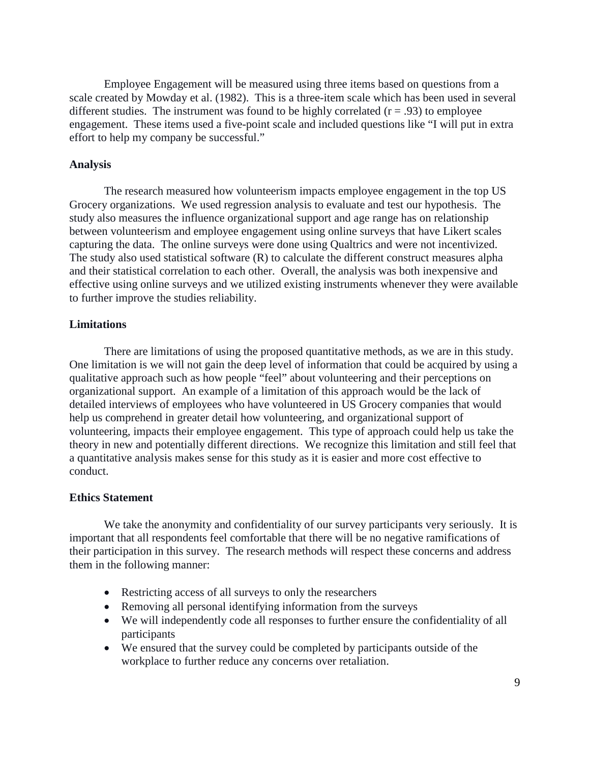Employee Engagement will be measured using three items based on questions from a scale created by Mowday et al. (1982). This is a three-item scale which has been used in several different studies. The instrument was found to be highly correlated ($r = .93$) to employee engagement. These items used a five-point scale and included questions like "I will put in extra effort to help my company be successful."

## Analysis

The research measured how volunteerism impacts employee engagement in the top US Grocery organizations. We used regression analysis to evaluate and test our hypothesis. The study also measures the influence organizational support and age range has on relationship between volunteerism and employee engagement using online surveys that have Likert scales capturing the data. The online surveys were done using Qualtrics and were not incentivized. The study also used statistical software (R) to calculate the different construct measures alpha and their statistical correlation to each other. Overall, the analysis was both inexpensive and effective using online surveys and we utilized existing instruments whenever they were available to further improve the studies reliability.

## Limitations

There are limitations of using the proposed quantitative methods, as we are in this study. One limitation is we will not gain the deep level of information that could be acquired by using a qualitative approach such as how people "feel" about volunteering and their perceptions on organizational support. An example of a limitation of this approach would be the lack of detailed interviews of employees who have volunteered in US Grocery companies that would help us comprehend in greater detail how volunteering, and organizational support of volunteering, impacts their employee engagement. This type of approach could help us take the theory in new and potentially different directions. We recognize this limitation and still feel that a quantitative analysis makes sense for this study as it is easier and more cost effective to conduct.

## Ethics Statement

We take the anonymity and confidentiality of our survey participants very seriously. It is important that all respondents feel comfortable that there will be no negative ramifications of their participation in this survey. The research methods will respect these concerns and address them in the following manner:

- Restricting access of all surveys to only the researchers
- Removing all personal identifying information from the surveys
- We will independently code all responses to further ensure the confidentiality of all participants
- We ensured that the survey could be completed by participants outside of the workplace to further reduce any concerns over retaliation.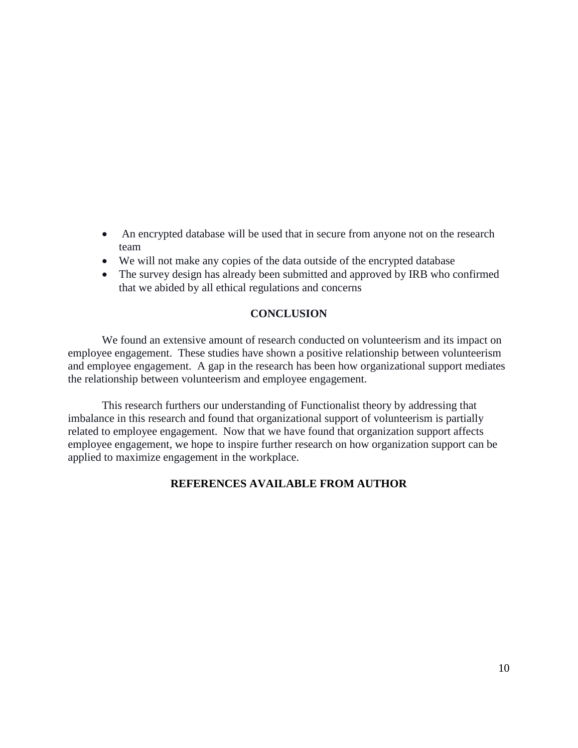- An encrypted database will be used that in secure from anyone not on the research team
- We will not make any copies of the data outside of the encrypted database
- The survey design has already been submitted and approved by IRB who confirmed that we abided by all ethical regulations and concerns

## CONCLUSION

We found an extensive amount of research conducted on volunteerism and its impact on employee engagement. These studies have shown a positive relationship between volunteerism and employee engagement. A gap in the research has been how organizational support mediates the relationship between volunteerism and employee engagement.

This research furthers our understanding of Functionalist theory by addressing that imbalance in this research and found that organizational support of volunteerism is partially related to employee engagement. Now that we have found that organization support affects employee engagement, we hope to inspire further research on how organization support can be applied to maximize engagement in the workplace.

## REFERENCES AVAILABLE FROM AUTHOR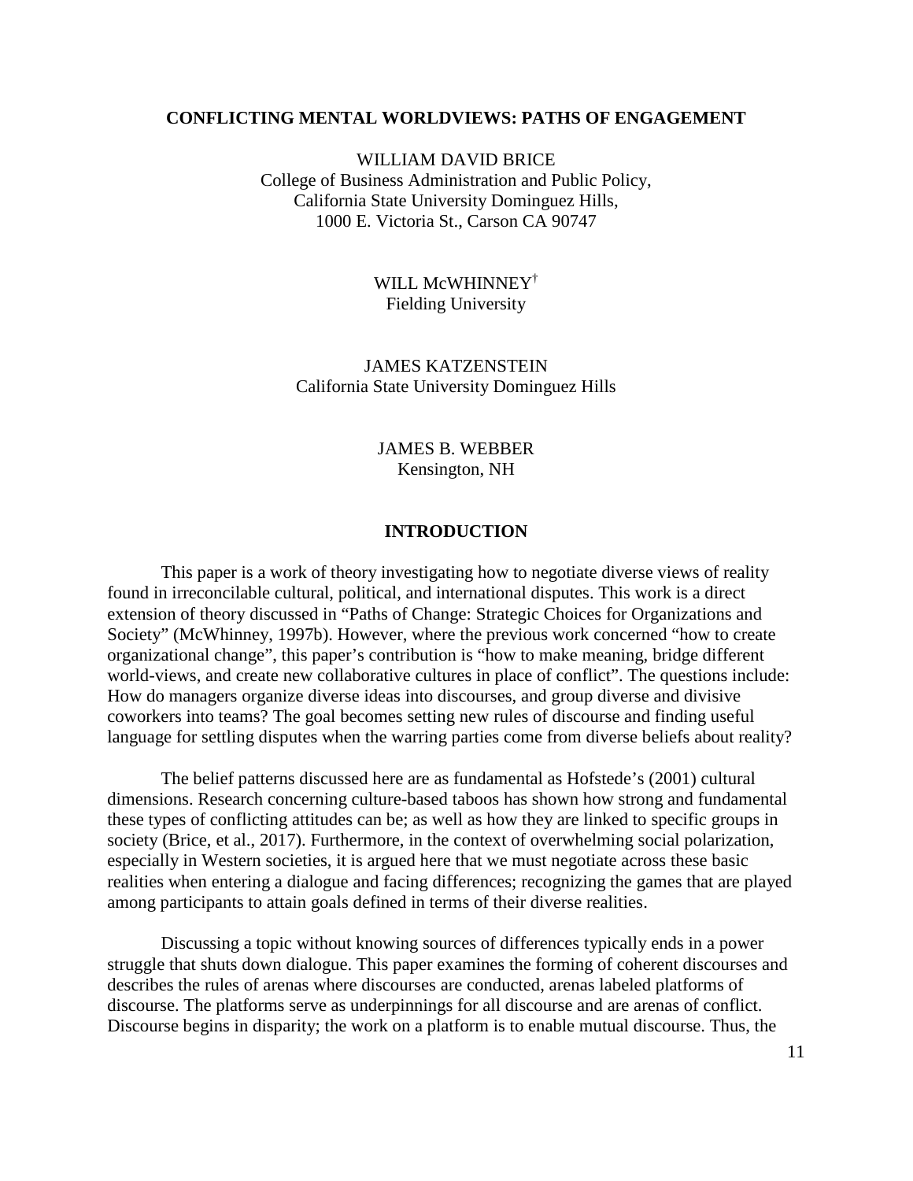# CONFLICTING MENTAL WORLDVIEWS: PATHS OF ENGAGEMENT

WILLIAM DAVID BRICE
College of Business Administration and Public Policy,
California State University Dominguez Hills,
1000 E. Victoria St., Carson CA 90747

WILL McWHINNEY[†]
Fielding University

JAMES KATZENSTEIN
California State University Dominguez Hills

JAMES B. WEBBER
Kensington, NH

## INTRODUCTION

This paper is a work of theory investigating how to negotiate diverse views of reality found in irreconcilable cultural, political, and international disputes. This work is a direct extension of theory discussed in "Paths of Change: Strategic Choices for Organizations and Society" (McWhinney, 1997b). However, where the previous work concerned "how to create organizational change", this paper's contribution is "how to make meaning, bridge different world-views, and create new collaborative cultures in place of conflict". The questions include: How do managers organize diverse ideas into discourses, and group diverse and divisive coworkers into teams? The goal becomes setting new rules of discourse and finding useful language for settling disputes when the warring parties come from diverse beliefs about reality?

The belief patterns discussed here are as fundamental as Hofstede's (2001) cultural dimensions. Research concerning culture-based taboos has shown how strong and fundamental these types of conflicting attitudes can be; as well as how they are linked to specific groups in society (Brice, et al., 2017). Furthermore, in the context of overwhelming social polarization, especially in Western societies, it is argued here that we must negotiate across these basic realities when entering a dialogue and facing differences; recognizing the games that are played among participants to attain goals defined in terms of their diverse realities.

Discussing a topic without knowing sources of differences typically ends in a power struggle that shuts down dialogue. This paper examines the forming of coherent discourses and describes the rules of arenas where discourses are conducted, arenas labeled platforms of discourse. The platforms serve as underpinnings for all discourse and are arenas of conflict. Discourse begins in disparity; the work on a platform is to enable mutual discourse. Thus, the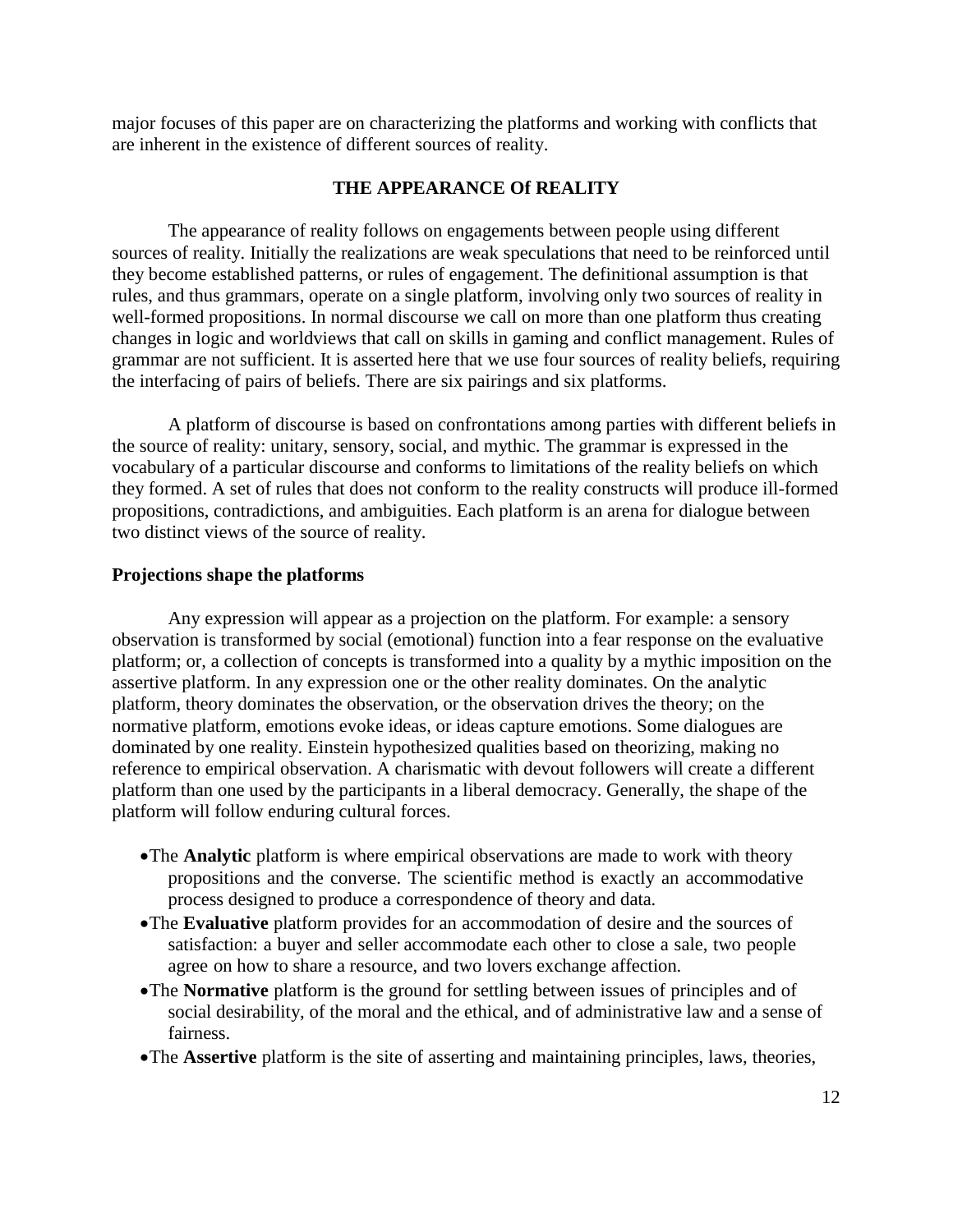major focuses of this paper are on characterizing the platforms and working with conflicts that are inherent in the existence of different sources of reality.

## THE APPEARANCE Of REALITY

The appearance of reality follows on engagements between people using different sources of reality. Initially the realizations are weak speculations that need to be reinforced until they become established patterns, or rules of engagement. The definitional assumption is that rules, and thus grammars, operate on a single platform, involving only two sources of reality in well-formed propositions. In normal discourse we call on more than one platform thus creating changes in logic and worldviews that call on skills in gaming and conflict management. Rules of grammar are not sufficient. It is asserted here that we use four sources of reality beliefs, requiring the interfacing of pairs of beliefs. There are six pairings and six platforms.

A platform of discourse is based on confrontations among parties with different beliefs in the source of reality: unitary, sensory, social, and mythic. The grammar is expressed in the vocabulary of a particular discourse and conforms to limitations of the reality beliefs on which they formed. A set of rules that does not conform to the reality constructs will produce ill-formed propositions, contradictions, and ambiguities. Each platform is an arena for dialogue between two distinct views of the source of reality.

### Projections shape the platforms

Any expression will appear as a projection on the platform. For example: a sensory observation is transformed by social (emotional) function into a fear response on the evaluative platform; or, a collection of concepts is transformed into a quality by a mythic imposition on the assertive platform. In any expression one or the other reality dominates. On the analytic platform, theory dominates the observation, or the observation drives the theory; on the normative platform, emotions evoke ideas, or ideas capture emotions. Some dialogues are dominated by one reality. Einstein hypothesized qualities based on theorizing, making no reference to empirical observation. A charismatic with devout followers will create a different platform than one used by the participants in a liberal democracy. Generally, the shape of the platform will follow enduring cultural forces.

- The **Analytic** platform is where empirical observations are made to work with theory propositions and the converse. The scientific method is exactly an accommodative process designed to produce a correspondence of theory and data.
- The **Evaluative** platform provides for an accommodation of desire and the sources of satisfaction: a buyer and seller accommodate each other to close a sale, two people agree on how to share a resource, and two lovers exchange affection.
- The **Normative** platform is the ground for settling between issues of principles and of social desirability, of the moral and the ethical, and of administrative law and a sense of fairness.
- The **Assertive** platform is the site of asserting and maintaining principles, laws, theories,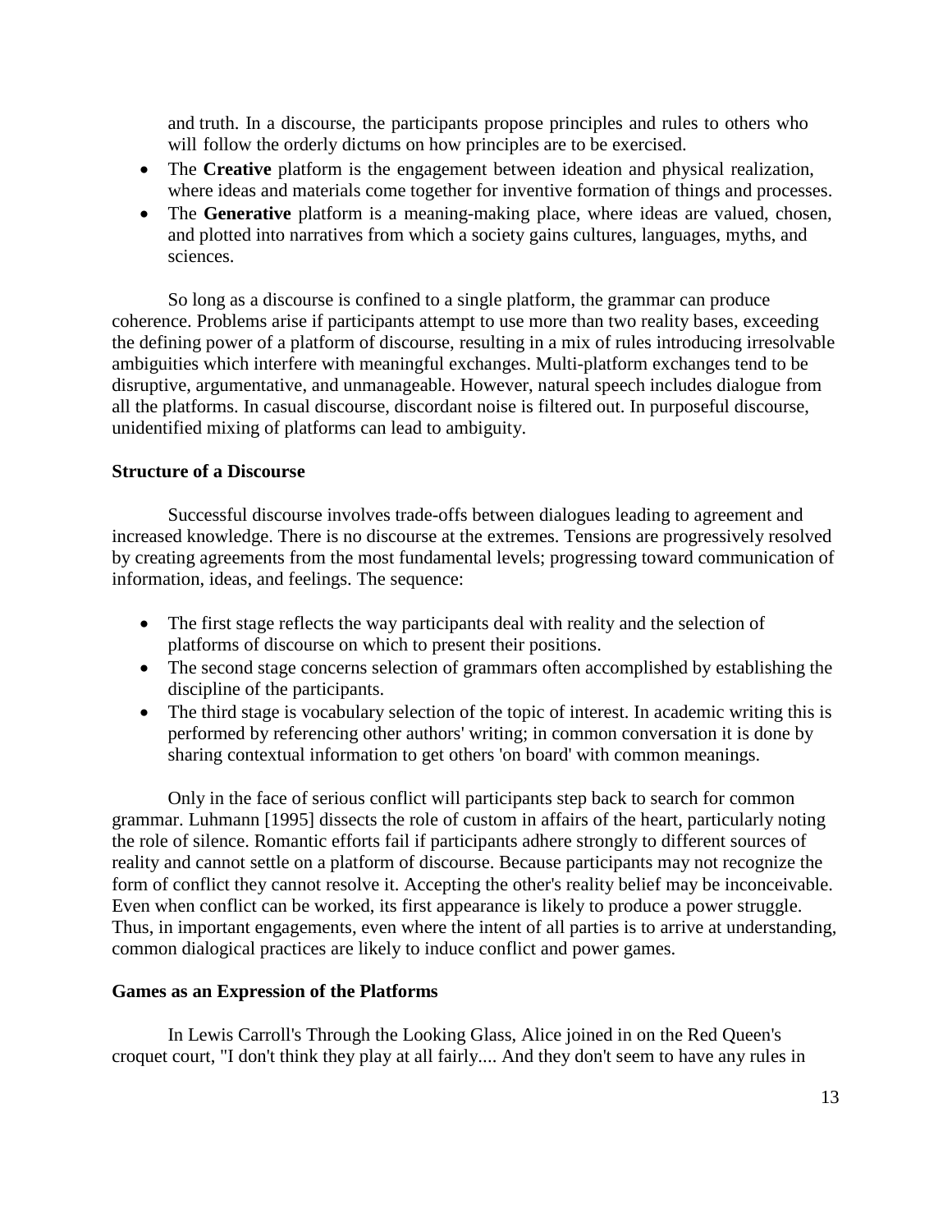and truth. In a discourse, the participants propose principles and rules to others who will follow the orderly dictums on how principles are to be exercised.

- The **Creative** platform is the engagement between ideation and physical realization, where ideas and materials come together for inventive formation of things and processes.
- The **Generative** platform is a meaning-making place, where ideas are valued, chosen, and plotted into narratives from which a society gains cultures, languages, myths, and sciences.

So long as a discourse is confined to a single platform, the grammar can produce coherence. Problems arise if participants attempt to use more than two reality bases, exceeding the defining power of a platform of discourse, resulting in a mix of rules introducing irresolvable ambiguities which interfere with meaningful exchanges. Multi-platform exchanges tend to be disruptive, argumentative, and unmanageable. However, natural speech includes dialogue from all the platforms. In casual discourse, discordant noise is filtered out. In purposeful discourse, unidentified mixing of platforms can lead to ambiguity.

**Structure of a Discourse**

Successful discourse involves trade-offs between dialogues leading to agreement and increased knowledge. There is no discourse at the extremes. Tensions are progressively resolved by creating agreements from the most fundamental levels; progressing toward communication of information, ideas, and feelings. The sequence:

- The first stage reflects the way participants deal with reality and the selection of platforms of discourse on which to present their positions.
- The second stage concerns selection of grammars often accomplished by establishing the discipline of the participants.
- The third stage is vocabulary selection of the topic of interest. In academic writing this is performed by referencing other authors' writing; in common conversation it is done by sharing contextual information to get others 'on board' with common meanings.

Only in the face of serious conflict will participants step back to search for common grammar. Luhmann [1995] dissects the role of custom in affairs of the heart, particularly noting the role of silence. Romantic efforts fail if participants adhere strongly to different sources of reality and cannot settle on a platform of discourse. Because participants may not recognize the form of conflict they cannot resolve it. Accepting the other's reality belief may be inconceivable. Even when conflict can be worked, its first appearance is likely to produce a power struggle. Thus, in important engagements, even where the intent of all parties is to arrive at understanding, common dialogical practices are likely to induce conflict and power games.

**Games as an Expression of the Platforms**

In Lewis Carroll's Through the Looking Glass, Alice joined in on the Red Queen's croquet court, "I don't think they play at all fairly.... And they don't seem to have any rules in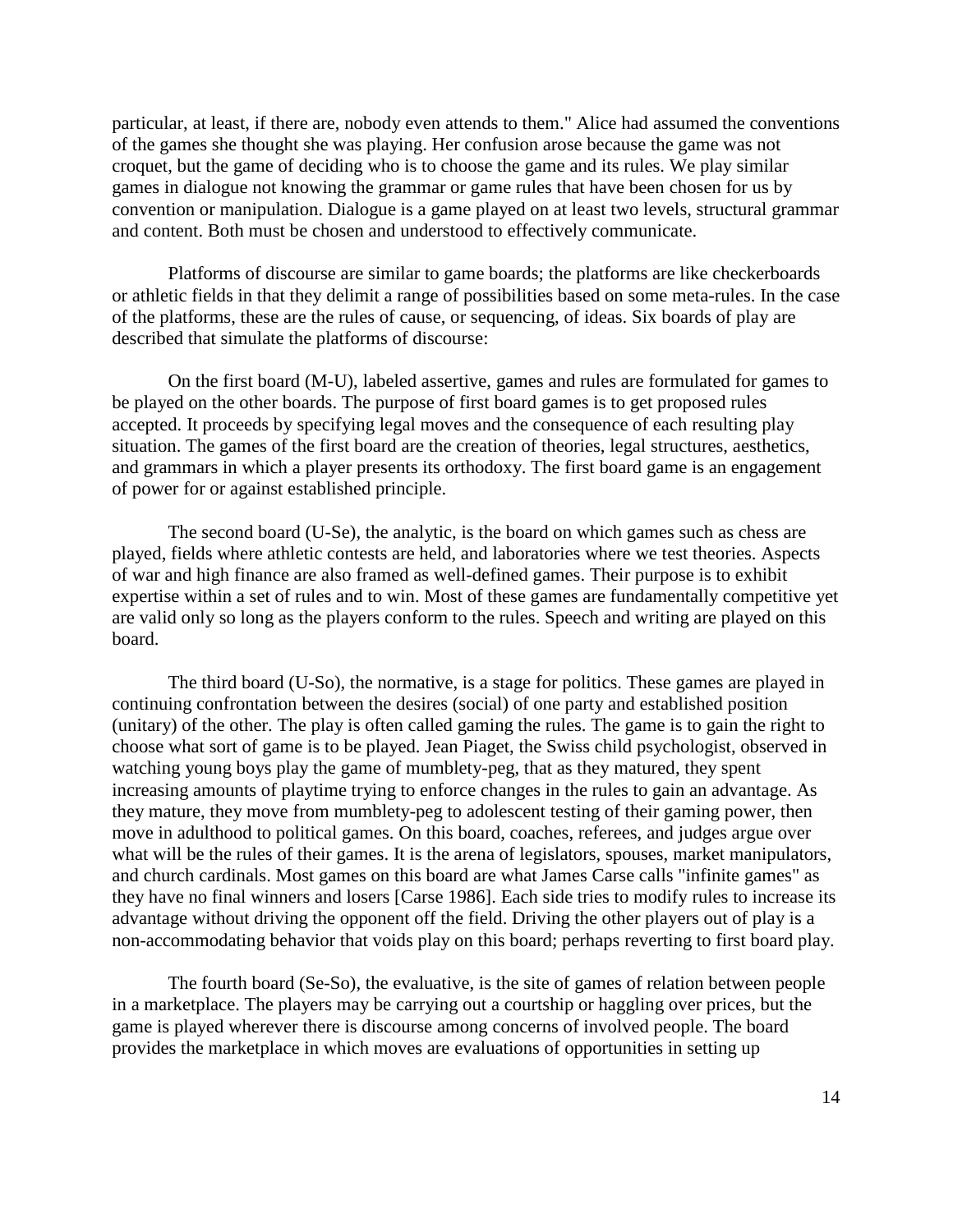particular, at least, if there are, nobody even attends to them." Alice had assumed the conventions of the games she thought she was playing. Her confusion arose because the game was not croquet, but the game of deciding who is to choose the game and its rules. We play similar games in dialogue not knowing the grammar or game rules that have been chosen for us by convention or manipulation. Dialogue is a game played on at least two levels, structural grammar and content. Both must be chosen and understood to effectively communicate.

Platforms of discourse are similar to game boards; the platforms are like checkerboards or athletic fields in that they delimit a range of possibilities based on some meta-rules. In the case of the platforms, these are the rules of cause, or sequencing, of ideas. Six boards of play are described that simulate the platforms of discourse:

On the first board (M-U), labeled assertive, games and rules are formulated for games to be played on the other boards. The purpose of first board games is to get proposed rules accepted. It proceeds by specifying legal moves and the consequence of each resulting play situation. The games of the first board are the creation of theories, legal structures, aesthetics, and grammars in which a player presents its orthodoxy. The first board game is an engagement of power for or against established principle.

The second board (U-Se), the analytic, is the board on which games such as chess are played, fields where athletic contests are held, and laboratories where we test theories. Aspects of war and high finance are also framed as well-defined games. Their purpose is to exhibit expertise within a set of rules and to win. Most of these games are fundamentally competitive yet are valid only so long as the players conform to the rules. Speech and writing are played on this board.

The third board (U-So), the normative, is a stage for politics. These games are played in continuing confrontation between the desires (social) of one party and established position (unitary) of the other. The play is often called gaming the rules. The game is to gain the right to choose what sort of game is to be played. Jean Piaget, the Swiss child psychologist, observed in watching young boys play the game of mumblety-peg, that as they matured, they spent increasing amounts of playtime trying to enforce changes in the rules to gain an advantage. As they mature, they move from mumblety-peg to adolescent testing of their gaming power, then move in adulthood to political games. On this board, coaches, referees, and judges argue over what will be the rules of their games. It is the arena of legislators, spouses, market manipulators, and church cardinals. Most games on this board are what James Carse calls "infinite games" as they have no final winners and losers [Carse 1986]. Each side tries to modify rules to increase its advantage without driving the opponent off the field. Driving the other players out of play is a non-accommodating behavior that voids play on this board; perhaps reverting to first board play.

The fourth board (Se-So), the evaluative, is the site of games of relation between people in a marketplace. The players may be carrying out a courtship or haggling over prices, but the game is played wherever there is discourse among concerns of involved people. The board provides the marketplace in which moves are evaluations of opportunities in setting up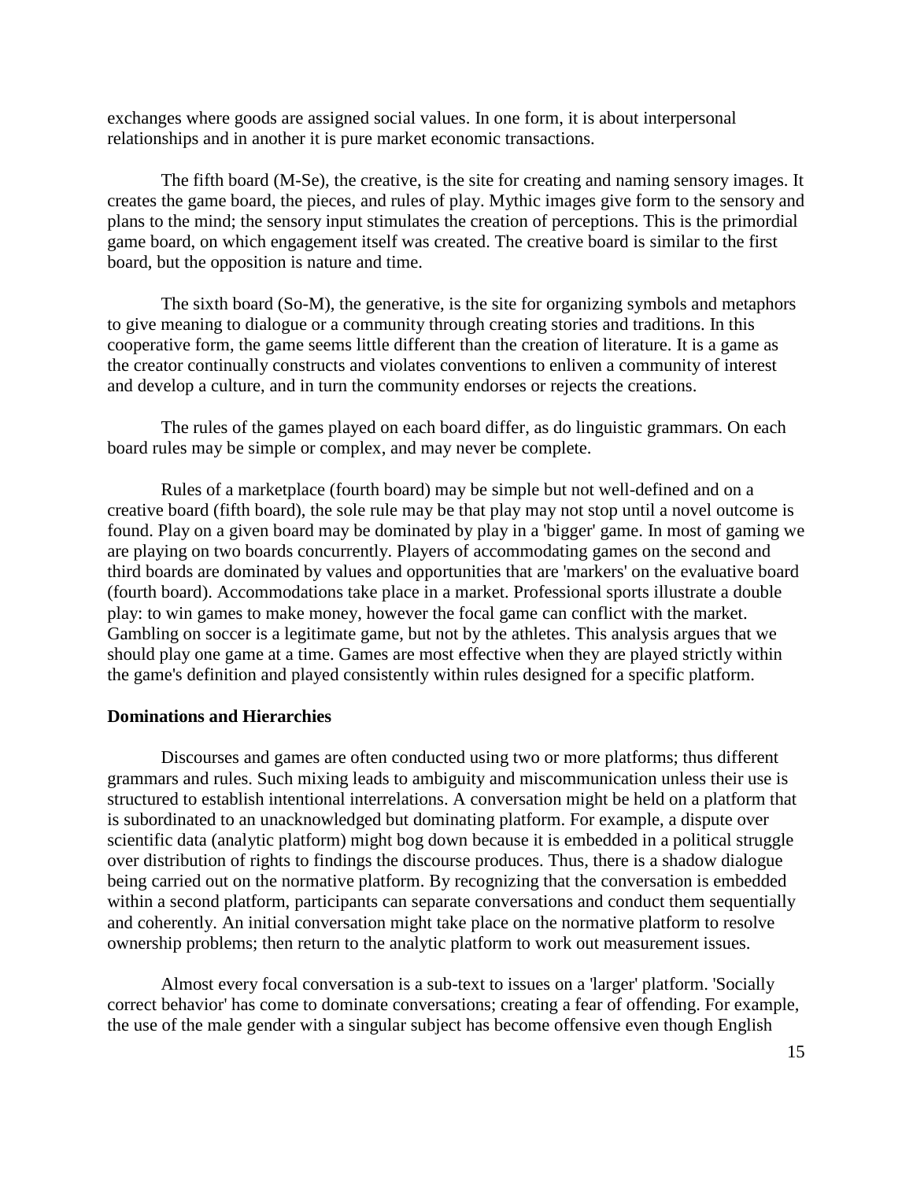exchanges where goods are assigned social values. In one form, it is about interpersonal relationships and in another it is pure market economic transactions.

The fifth board (M-Se), the creative, is the site for creating and naming sensory images. It creates the game board, the pieces, and rules of play. Mythic images give form to the sensory and plans to the mind; the sensory input stimulates the creation of perceptions. This is the primordial game board, on which engagement itself was created. The creative board is similar to the first board, but the opposition is nature and time.

The sixth board (So-M), the generative, is the site for organizing symbols and metaphors to give meaning to dialogue or a community through creating stories and traditions. In this cooperative form, the game seems little different than the creation of literature. It is a game as the creator continually constructs and violates conventions to enliven a community of interest and develop a culture, and in turn the community endorses or rejects the creations.

The rules of the games played on each board differ, as do linguistic grammars. On each board rules may be simple or complex, and may never be complete.

Rules of a marketplace (fourth board) may be simple but not well-defined and on a creative board (fifth board), the sole rule may be that play may not stop until a novel outcome is found. Play on a given board may be dominated by play in a 'bigger' game. In most of gaming we are playing on two boards concurrently. Players of accommodating games on the second and third boards are dominated by values and opportunities that are 'markers' on the evaluative board (fourth board). Accommodations take place in a market. Professional sports illustrate a double play: to win games to make money, however the focal game can conflict with the market. Gambling on soccer is a legitimate game, but not by the athletes. This analysis argues that we should play one game at a time. Games are most effective when they are played strictly within the game's definition and played consistently within rules designed for a specific platform.

**Dominations and Hierarchies**

Discourses and games are often conducted using two or more platforms; thus different grammars and rules. Such mixing leads to ambiguity and miscommunication unless their use is structured to establish intentional interrelations. A conversation might be held on a platform that is subordinated to an unacknowledged but dominating platform. For example, a dispute over scientific data (analytic platform) might bog down because it is embedded in a political struggle over distribution of rights to findings the discourse produces. Thus, there is a shadow dialogue being carried out on the normative platform. By recognizing that the conversation is embedded within a second platform, participants can separate conversations and conduct them sequentially and coherently. An initial conversation might take place on the normative platform to resolve ownership problems; then return to the analytic platform to work out measurement issues.

Almost every focal conversation is a sub-text to issues on a 'larger' platform. 'Socially correct behavior' has come to dominate conversations; creating a fear of offending. For example, the use of the male gender with a singular subject has become offensive even though English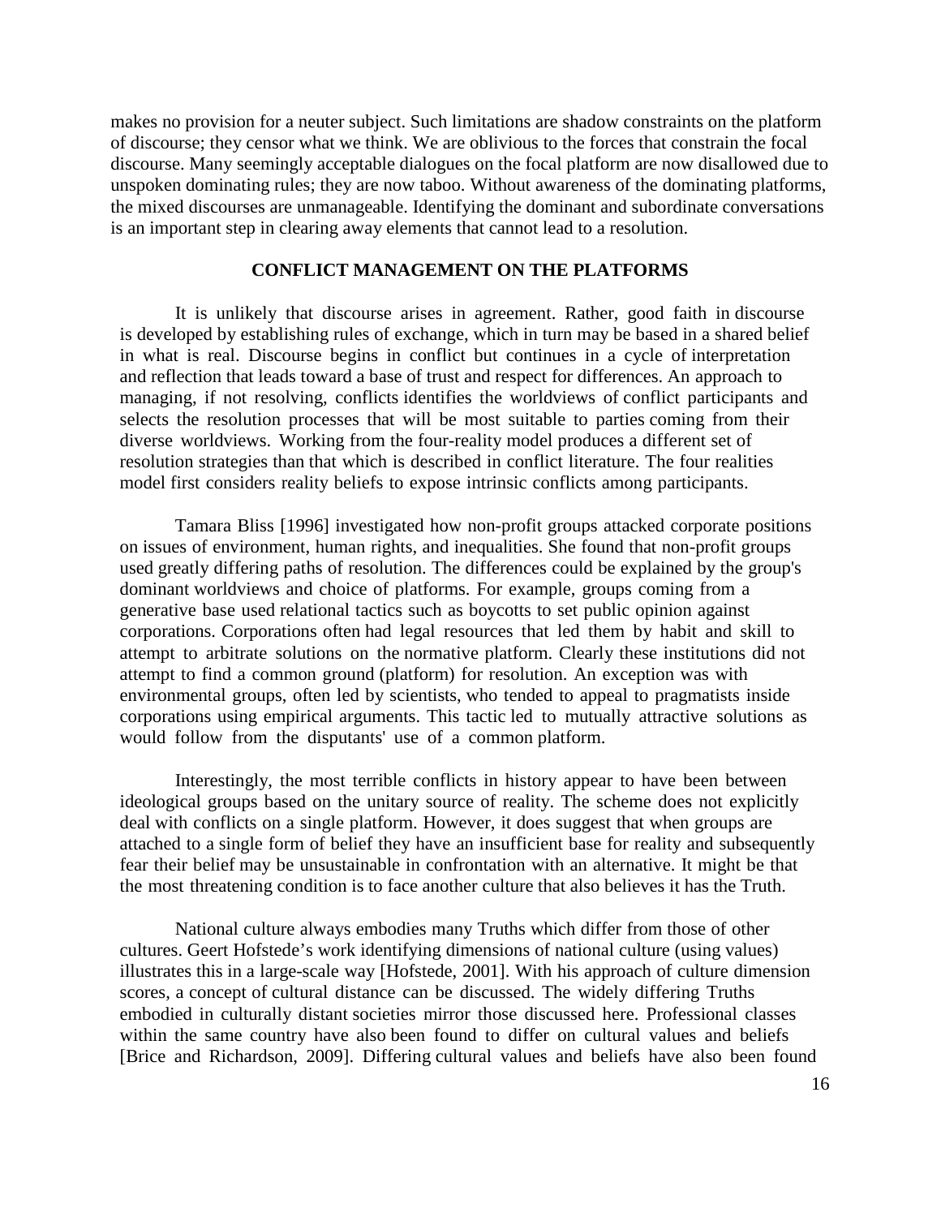makes no provision for a neuter subject. Such limitations are shadow constraints on the platform of discourse; they censor what we think. We are oblivious to the forces that constrain the focal discourse. Many seemingly acceptable dialogues on the focal platform are now disallowed due to unspoken dominating rules; they are now taboo. Without awareness of the dominating platforms, the mixed discourses are unmanageable. Identifying the dominant and subordinate conversations is an important step in clearing away elements that cannot lead to a resolution.

## CONFLICT MANAGEMENT ON THE PLATFORMS

It is unlikely that discourse arises in agreement. Rather, good faith in discourse is developed by establishing rules of exchange, which in turn may be based in a shared belief in what is real. Discourse begins in conflict but continues in a cycle of interpretation and reflection that leads toward a base of trust and respect for differences. An approach to managing, if not resolving, conflicts identifies the worldviews of conflict participants and selects the resolution processes that will be most suitable to parties coming from their diverse worldviews. Working from the four-reality model produces a different set of resolution strategies than that which is described in conflict literature. The four realities model first considers reality beliefs to expose intrinsic conflicts among participants.

Tamara Bliss [1996] investigated how non-profit groups attacked corporate positions on issues of environment, human rights, and inequalities. She found that non-profit groups used greatly differing paths of resolution. The differences could be explained by the group's dominant worldviews and choice of platforms. For example, groups coming from a generative base used relational tactics such as boycotts to set public opinion against corporations. Corporations often had legal resources that led them by habit and skill to attempt to arbitrate solutions on the normative platform. Clearly these institutions did not attempt to find a common ground (platform) for resolution. An exception was with environmental groups, often led by scientists, who tended to appeal to pragmatists inside corporations using empirical arguments. This tactic led to mutually attractive solutions as would follow from the disputants' use of a common platform.

Interestingly, the most terrible conflicts in history appear to have been between ideological groups based on the unitary source of reality. The scheme does not explicitly deal with conflicts on a single platform. However, it does suggest that when groups are attached to a single form of belief they have an insufficient base for reality and subsequently fear their belief may be unsustainable in confrontation with an alternative. It might be that the most threatening condition is to face another culture that also believes it has the Truth.

National culture always embodies many Truths which differ from those of other cultures. Geert Hofstede's work identifying dimensions of national culture (using values) illustrates this in a large-scale way [Hofstede, 2001]. With his approach of culture dimension scores, a concept of cultural distance can be discussed. The widely differing Truths embodied in culturally distant societies mirror those discussed here. Professional classes within the same country have also been found to differ on cultural values and beliefs [Brice and Richardson, 2009]. Differing cultural values and beliefs have also been found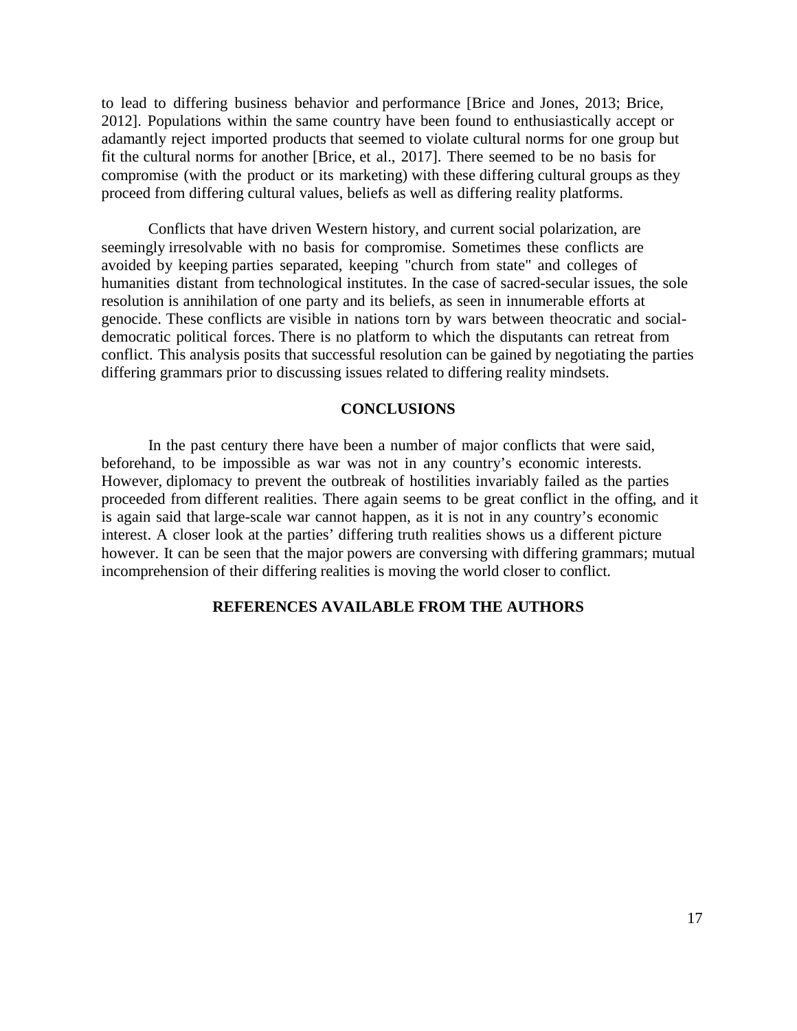to lead to differing business behavior and performance [Brice and Jones, 2013; Brice, 2012]. Populations within the same country have been found to enthusiastically accept or adamantly reject imported products that seemed to violate cultural norms for one group but fit the cultural norms for another [Brice, et al., 2017]. There seemed to be no basis for compromise (with the product or its marketing) with these differing cultural groups as they proceed from differing cultural values, beliefs as well as differing reality platforms.

Conflicts that have driven Western history, and current social polarization, are seemingly irresolvable with no basis for compromise. Sometimes these conflicts are avoided by keeping parties separated, keeping "church from state" and colleges of humanities distant from technological institutes. In the case of sacred-secular issues, the sole resolution is annihilation of one party and its beliefs, as seen in innumerable efforts at genocide. These conflicts are visible in nations torn by wars between theocratic and social-democratic political forces. There is no platform to which the disputants can retreat from conflict. This analysis posits that successful resolution can be gained by negotiating the parties differing grammars prior to discussing issues related to differing reality mindsets.

## CONCLUSIONS

In the past century there have been a number of major conflicts that were said, beforehand, to be impossible as war was not in any country's economic interests. However, diplomacy to prevent the outbreak of hostilities invariably failed as the parties proceeded from different realities. There again seems to be great conflict in the offing, and it is again said that large-scale war cannot happen, as it is not in any country's economic interest. A closer look at the parties' differing truth realities shows us a different picture however. It can be seen that the major powers are conversing with differing grammars; mutual incomprehension of their differing realities is moving the world closer to conflict.

## REFERENCES AVAILABLE FROM THE AUTHORS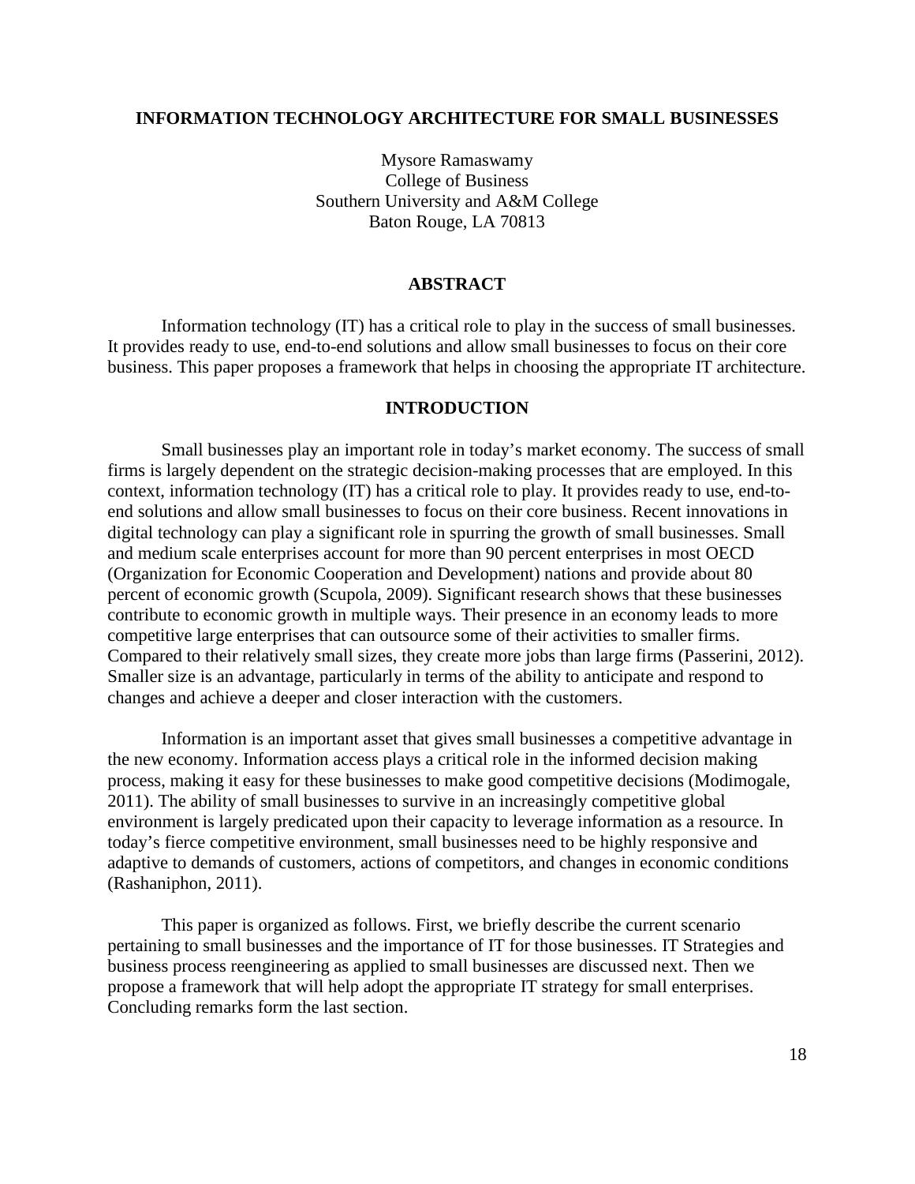# INFORMATION TECHNOLOGY ARCHITECTURE FOR SMALL BUSINESSES

Mysore Ramaswamy
College of Business
Southern University and A&M College
Baton Rouge, LA 70813

## ABSTRACT

Information technology (IT) has a critical role to play in the success of small businesses. It provides ready to use, end-to-end solutions and allow small businesses to focus on their core business. This paper proposes a framework that helps in choosing the appropriate IT architecture.

## INTRODUCTION

Small businesses play an important role in today's market economy. The success of small firms is largely dependent on the strategic decision-making processes that are employed. In this context, information technology (IT) has a critical role to play. It provides ready to use, end-to-end solutions and allow small businesses to focus on their core business. Recent innovations in digital technology can play a significant role in spurring the growth of small businesses. Small and medium scale enterprises account for more than 90 percent enterprises in most OECD (Organization for Economic Cooperation and Development) nations and provide about 80 percent of economic growth (Scupola, 2009). Significant research shows that these businesses contribute to economic growth in multiple ways. Their presence in an economy leads to more competitive large enterprises that can outsource some of their activities to smaller firms. Compared to their relatively small sizes, they create more jobs than large firms (Passerini, 2012). Smaller size is an advantage, particularly in terms of the ability to anticipate and respond to changes and achieve a deeper and closer interaction with the customers.

Information is an important asset that gives small businesses a competitive advantage in the new economy. Information access plays a critical role in the informed decision making process, making it easy for these businesses to make good competitive decisions (Modimogale, 2011). The ability of small businesses to survive in an increasingly competitive global environment is largely predicated upon their capacity to leverage information as a resource. In today's fierce competitive environment, small businesses need to be highly responsive and adaptive to demands of customers, actions of competitors, and changes in economic conditions (Rashaniphon, 2011).

This paper is organized as follows. First, we briefly describe the current scenario pertaining to small businesses and the importance of IT for those businesses. IT Strategies and business process reengineering as applied to small businesses are discussed next. Then we propose a framework that will help adopt the appropriate IT strategy for small enterprises. Concluding remarks form the last section.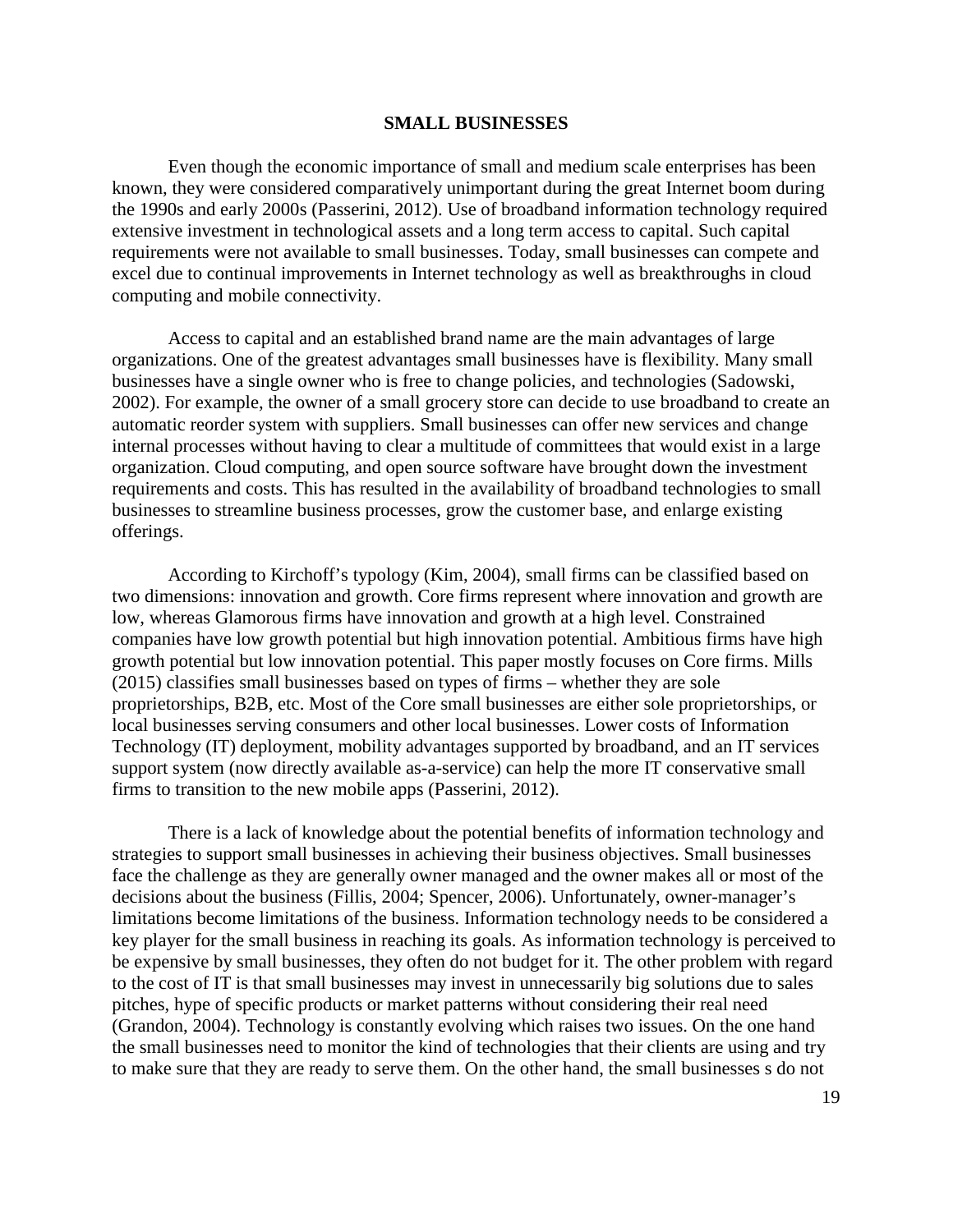## SMALL BUSINESSES

Even though the economic importance of small and medium scale enterprises has been known, they were considered comparatively unimportant during the great Internet boom during the 1990s and early 2000s (Passerini, 2012). Use of broadband information technology required extensive investment in technological assets and a long term access to capital. Such capital requirements were not available to small businesses. Today, small businesses can compete and excel due to continual improvements in Internet technology as well as breakthroughs in cloud computing and mobile connectivity.

Access to capital and an established brand name are the main advantages of large organizations. One of the greatest advantages small businesses have is flexibility. Many small businesses have a single owner who is free to change policies, and technologies (Sadowski, 2002). For example, the owner of a small grocery store can decide to use broadband to create an automatic reorder system with suppliers. Small businesses can offer new services and change internal processes without having to clear a multitude of committees that would exist in a large organization. Cloud computing, and open source software have brought down the investment requirements and costs. This has resulted in the availability of broadband technologies to small businesses to streamline business processes, grow the customer base, and enlarge existing offerings.

According to Kirchoff's typology (Kim, 2004), small firms can be classified based on two dimensions: innovation and growth. Core firms represent where innovation and growth are low, whereas Glamorous firms have innovation and growth at a high level. Constrained companies have low growth potential but high innovation potential. Ambitious firms have high growth potential but low innovation potential. This paper mostly focuses on Core firms. Mills (2015) classifies small businesses based on types of firms – whether they are sole proprietorships, B2B, etc. Most of the Core small businesses are either sole proprietorships, or local businesses serving consumers and other local businesses. Lower costs of Information Technology (IT) deployment, mobility advantages supported by broadband, and an IT services support system (now directly available as-a-service) can help the more IT conservative small firms to transition to the new mobile apps (Passerini, 2012).

There is a lack of knowledge about the potential benefits of information technology and strategies to support small businesses in achieving their business objectives. Small businesses face the challenge as they are generally owner managed and the owner makes all or most of the decisions about the business (Fillis, 2004; Spencer, 2006). Unfortunately, owner-manager's limitations become limitations of the business. Information technology needs to be considered a key player for the small business in reaching its goals. As information technology is perceived to be expensive by small businesses, they often do not budget for it. The other problem with regard to the cost of IT is that small businesses may invest in unnecessarily big solutions due to sales pitches, hype of specific products or market patterns without considering their real need (Grandon, 2004). Technology is constantly evolving which raises two issues. On the one hand the small businesses need to monitor the kind of technologies that their clients are using and try to make sure that they are ready to serve them. On the other hand, the small businesses s do not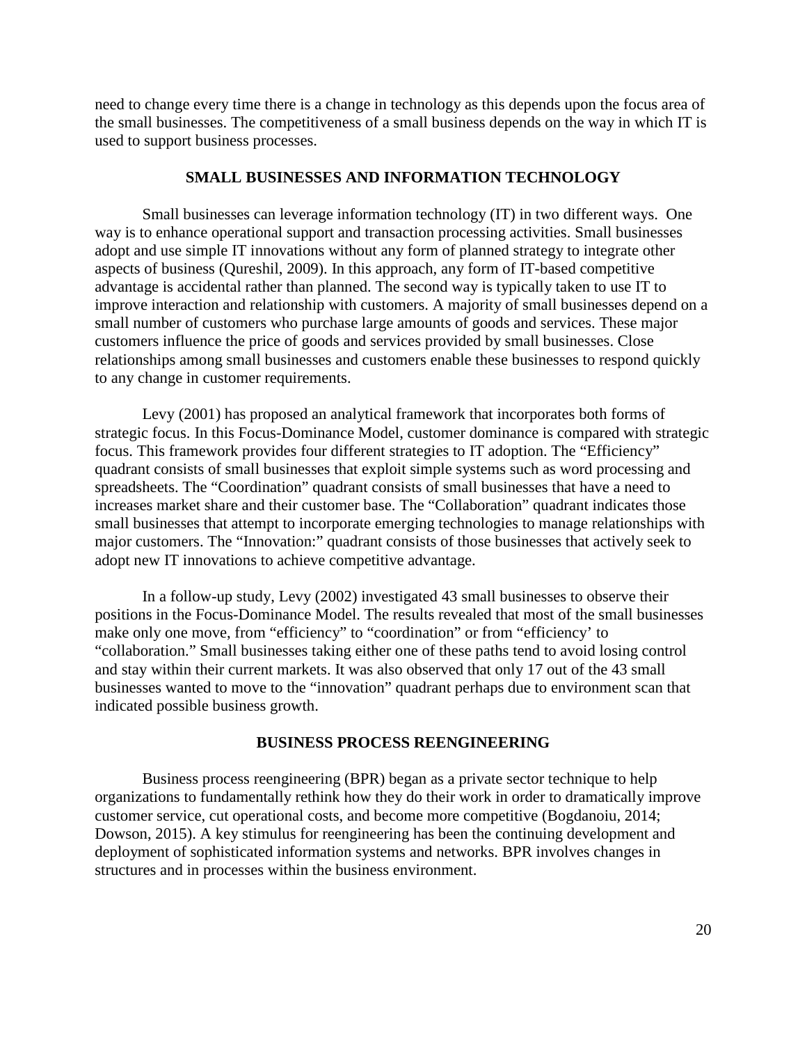need to change every time there is a change in technology as this depends upon the focus area of the small businesses. The competitiveness of a small business depends on the way in which IT is used to support business processes.

## SMALL BUSINESSES AND INFORMATION TECHNOLOGY

Small businesses can leverage information technology (IT) in two different ways. One way is to enhance operational support and transaction processing activities. Small businesses adopt and use simple IT innovations without any form of planned strategy to integrate other aspects of business (Qureshil, 2009). In this approach, any form of IT-based competitive advantage is accidental rather than planned. The second way is typically taken to use IT to improve interaction and relationship with customers. A majority of small businesses depend on a small number of customers who purchase large amounts of goods and services. These major customers influence the price of goods and services provided by small businesses. Close relationships among small businesses and customers enable these businesses to respond quickly to any change in customer requirements.

Levy (2001) has proposed an analytical framework that incorporates both forms of strategic focus. In this Focus-Dominance Model, customer dominance is compared with strategic focus. This framework provides four different strategies to IT adoption. The "Efficiency" quadrant consists of small businesses that exploit simple systems such as word processing and spreadsheets. The "Coordination" quadrant consists of small businesses that have a need to increases market share and their customer base. The "Collaboration" quadrant indicates those small businesses that attempt to incorporate emerging technologies to manage relationships with major customers. The "Innovation:" quadrant consists of those businesses that actively seek to adopt new IT innovations to achieve competitive advantage.

In a follow-up study, Levy (2002) investigated 43 small businesses to observe their positions in the Focus-Dominance Model. The results revealed that most of the small businesses make only one move, from "efficiency" to "coordination" or from "efficiency' to "collaboration." Small businesses taking either one of these paths tend to avoid losing control and stay within their current markets. It was also observed that only 17 out of the 43 small businesses wanted to move to the "innovation" quadrant perhaps due to environment scan that indicated possible business growth.

## BUSINESS PROCESS REENGINEERING

Business process reengineering (BPR) began as a private sector technique to help organizations to fundamentally rethink how they do their work in order to dramatically improve customer service, cut operational costs, and become more competitive (Bogdanoiu, 2014; Dowson, 2015). A key stimulus for reengineering has been the continuing development and deployment of sophisticated information systems and networks. BPR involves changes in structures and in processes within the business environment.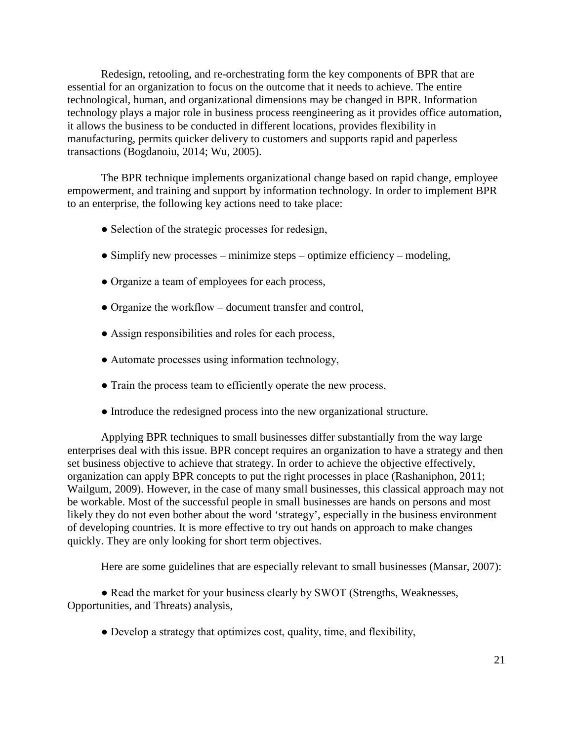Redesign, retooling, and re-orchestrating form the key components of BPR that are essential for an organization to focus on the outcome that it needs to achieve. The entire technological, human, and organizational dimensions may be changed in BPR. Information technology plays a major role in business process reengineering as it provides office automation, it allows the business to be conducted in different locations, provides flexibility in manufacturing, permits quicker delivery to customers and supports rapid and paperless transactions (Bogdanoiu, 2014; Wu, 2005).

The BPR technique implements organizational change based on rapid change, employee empowerment, and training and support by information technology. In order to implement BPR to an enterprise, the following key actions need to take place:

- Selection of the strategic processes for redesign,
- Simplify new processes – minimize steps – optimize efficiency – modeling,
- Organize a team of employees for each process,
- Organize the workflow – document transfer and control,
- Assign responsibilities and roles for each process,
- Automate processes using information technology,
- Train the process team to efficiently operate the new process,
- Introduce the redesigned process into the new organizational structure.

Applying BPR techniques to small businesses differ substantially from the way large enterprises deal with this issue. BPR concept requires an organization to have a strategy and then set business objective to achieve that strategy. In order to achieve the objective effectively, organization can apply BPR concepts to put the right processes in place (Rashaniphon, 2011; Wailgum, 2009). However, in the case of many small businesses, this classical approach may not be workable. Most of the successful people in small businesses are hands on persons and most likely they do not even bother about the word 'strategy', especially in the business environment of developing countries. It is more effective to try out hands on approach to make changes quickly. They are only looking for short term objectives.

Here are some guidelines that are especially relevant to small businesses (Mansar, 2007):

- Read the market for your business clearly by SWOT (Strengths, Weaknesses, Opportunities, and Threats) analysis,
- Develop a strategy that optimizes cost, quality, time, and flexibility,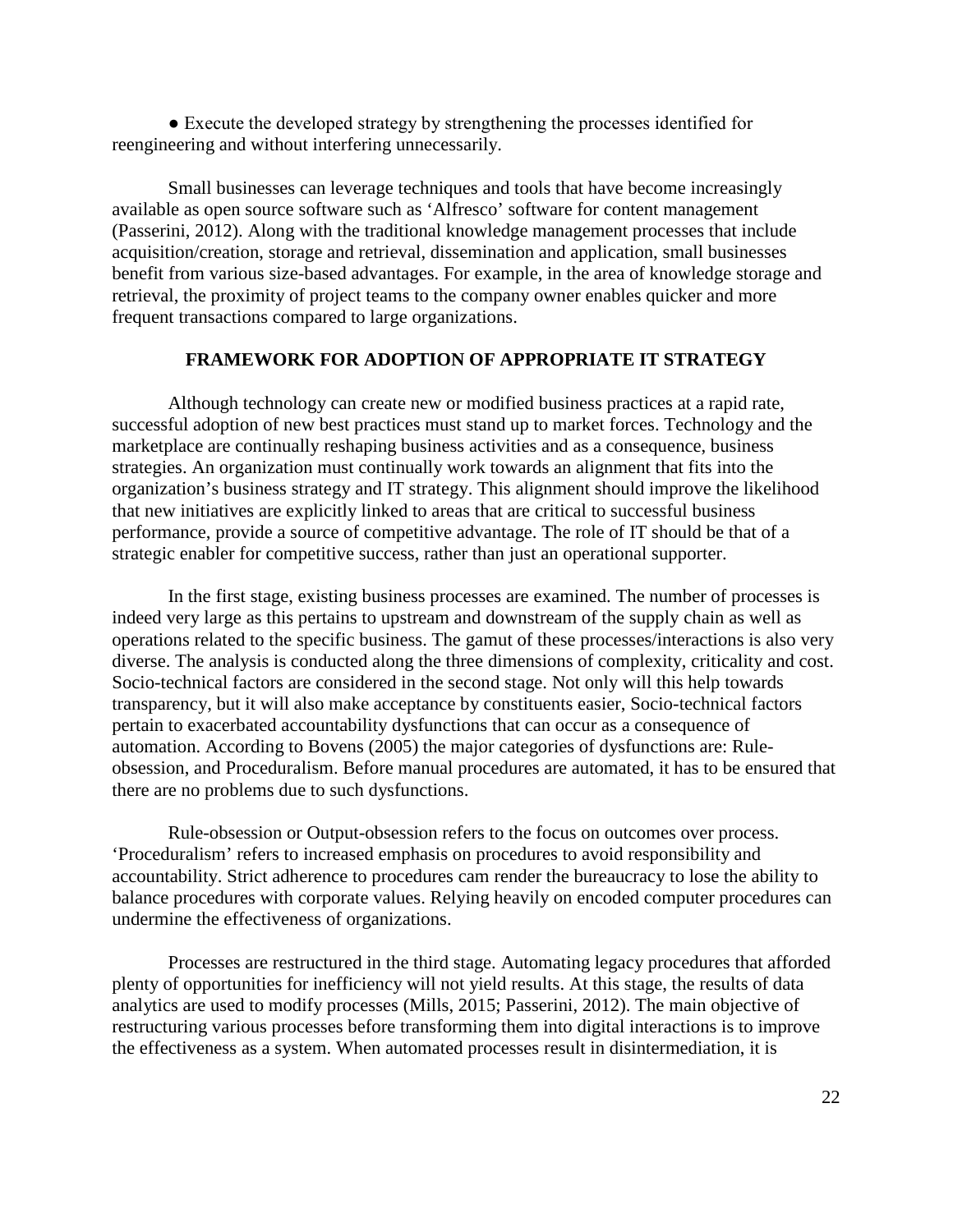● Execute the developed strategy by strengthening the processes identified for reengineering and without interfering unnecessarily.

Small businesses can leverage techniques and tools that have become increasingly available as open source software such as 'Alfresco' software for content management (Passerini, 2012). Along with the traditional knowledge management processes that include acquisition/creation, storage and retrieval, dissemination and application, small businesses benefit from various size-based advantages. For example, in the area of knowledge storage and retrieval, the proximity of project teams to the company owner enables quicker and more frequent transactions compared to large organizations.

## FRAMEWORK FOR ADOPTION OF APPROPRIATE IT STRATEGY

Although technology can create new or modified business practices at a rapid rate, successful adoption of new best practices must stand up to market forces. Technology and the marketplace are continually reshaping business activities and as a consequence, business strategies. An organization must continually work towards an alignment that fits into the organization's business strategy and IT strategy. This alignment should improve the likelihood that new initiatives are explicitly linked to areas that are critical to successful business performance, provide a source of competitive advantage. The role of IT should be that of a strategic enabler for competitive success, rather than just an operational supporter.

In the first stage, existing business processes are examined. The number of processes is indeed very large as this pertains to upstream and downstream of the supply chain as well as operations related to the specific business. The gamut of these processes/interactions is also very diverse. The analysis is conducted along the three dimensions of complexity, criticality and cost. Socio-technical factors are considered in the second stage. Not only will this help towards transparency, but it will also make acceptance by constituents easier, Socio-technical factors pertain to exacerbated accountability dysfunctions that can occur as a consequence of automation. According to Bovens (2005) the major categories of dysfunctions are: Rule-obsession, and Proceduralism. Before manual procedures are automated, it has to be ensured that there are no problems due to such dysfunctions.

Rule-obsession or Output-obsession refers to the focus on outcomes over process. 'Proceduralism' refers to increased emphasis on procedures to avoid responsibility and accountability. Strict adherence to procedures cam render the bureaucracy to lose the ability to balance procedures with corporate values. Relying heavily on encoded computer procedures can undermine the effectiveness of organizations.

Processes are restructured in the third stage. Automating legacy procedures that afforded plenty of opportunities for inefficiency will not yield results. At this stage, the results of data analytics are used to modify processes (Mills, 2015; Passerini, 2012). The main objective of restructuring various processes before transforming them into digital interactions is to improve the effectiveness as a system. When automated processes result in disintermediation, it is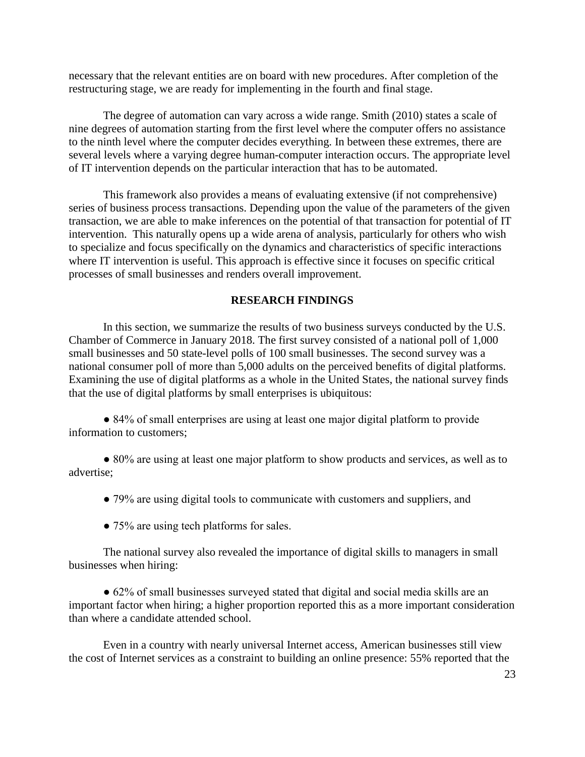necessary that the relevant entities are on board with new procedures. After completion of the restructuring stage, we are ready for implementing in the fourth and final stage.

The degree of automation can vary across a wide range. Smith (2010) states a scale of nine degrees of automation starting from the first level where the computer offers no assistance to the ninth level where the computer decides everything. In between these extremes, there are several levels where a varying degree human-computer interaction occurs. The appropriate level of IT intervention depends on the particular interaction that has to be automated.

This framework also provides a means of evaluating extensive (if not comprehensive) series of business process transactions. Depending upon the value of the parameters of the given transaction, we are able to make inferences on the potential of that transaction for potential of IT intervention. This naturally opens up a wide arena of analysis, particularly for others who wish to specialize and focus specifically on the dynamics and characteristics of specific interactions where IT intervention is useful. This approach is effective since it focuses on specific critical processes of small businesses and renders overall improvement.

## RESEARCH FINDINGS

In this section, we summarize the results of two business surveys conducted by the U.S. Chamber of Commerce in January 2018. The first survey consisted of a national poll of 1,000 small businesses and 50 state-level polls of 100 small businesses. The second survey was a national consumer poll of more than 5,000 adults on the perceived benefits of digital platforms. Examining the use of digital platforms as a whole in the United States, the national survey finds that the use of digital platforms by small enterprises is ubiquitous:

- 84% of small enterprises are using at least one major digital platform to provide information to customers;
- 80% are using at least one major platform to show products and services, as well as to advertise;
- 79% are using digital tools to communicate with customers and suppliers, and
- 75% are using tech platforms for sales.

The national survey also revealed the importance of digital skills to managers in small businesses when hiring:

- 62% of small businesses surveyed stated that digital and social media skills are an important factor when hiring; a higher proportion reported this as a more important consideration than where a candidate attended school.

Even in a country with nearly universal Internet access, American businesses still view the cost of Internet services as a constraint to building an online presence: 55% reported that the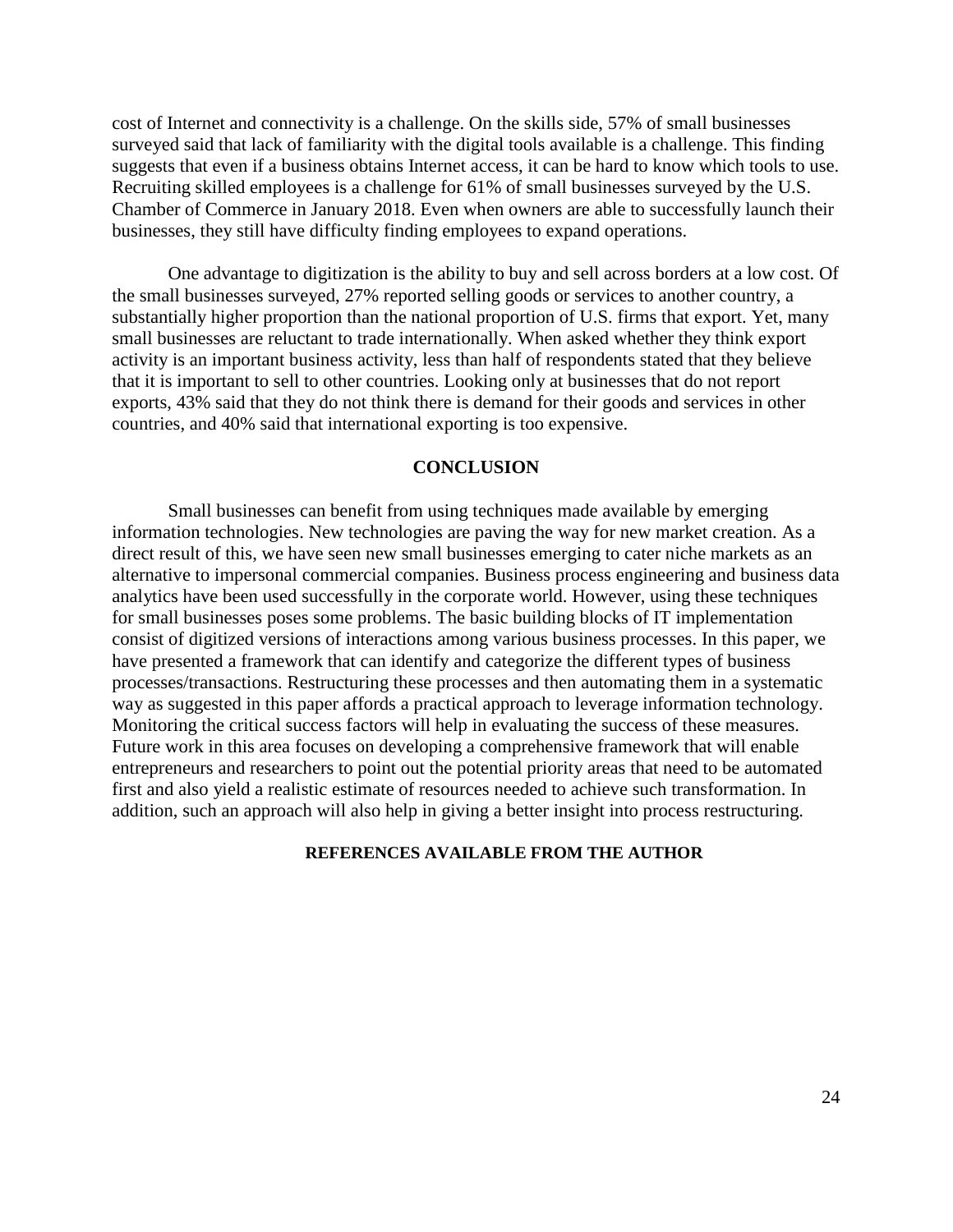cost of Internet and connectivity is a challenge. On the skills side, 57% of small businesses surveyed said that lack of familiarity with the digital tools available is a challenge. This finding suggests that even if a business obtains Internet access, it can be hard to know which tools to use. Recruiting skilled employees is a challenge for 61% of small businesses surveyed by the U.S. Chamber of Commerce in January 2018. Even when owners are able to successfully launch their businesses, they still have difficulty finding employees to expand operations.

One advantage to digitization is the ability to buy and sell across borders at a low cost. Of the small businesses surveyed, 27% reported selling goods or services to another country, a substantially higher proportion than the national proportion of U.S. firms that export. Yet, many small businesses are reluctant to trade internationally. When asked whether they think export activity is an important business activity, less than half of respondents stated that they believe that it is important to sell to other countries. Looking only at businesses that do not report exports, 43% said that they do not think there is demand for their goods and services in other countries, and 40% said that international exporting is too expensive.

## CONCLUSION

Small businesses can benefit from using techniques made available by emerging information technologies. New technologies are paving the way for new market creation. As a direct result of this, we have seen new small businesses emerging to cater niche markets as an alternative to impersonal commercial companies. Business process engineering and business data analytics have been used successfully in the corporate world. However, using these techniques for small businesses poses some problems. The basic building blocks of IT implementation consist of digitized versions of interactions among various business processes. In this paper, we have presented a framework that can identify and categorize the different types of business processes/transactions. Restructuring these processes and then automating them in a systematic way as suggested in this paper affords a practical approach to leverage information technology. Monitoring the critical success factors will help in evaluating the success of these measures. Future work in this area focuses on developing a comprehensive framework that will enable entrepreneurs and researchers to point out the potential priority areas that need to be automated first and also yield a realistic estimate of resources needed to achieve such transformation. In addition, such an approach will also help in giving a better insight into process restructuring.

**REFERENCES AVAILABLE FROM THE AUTHOR**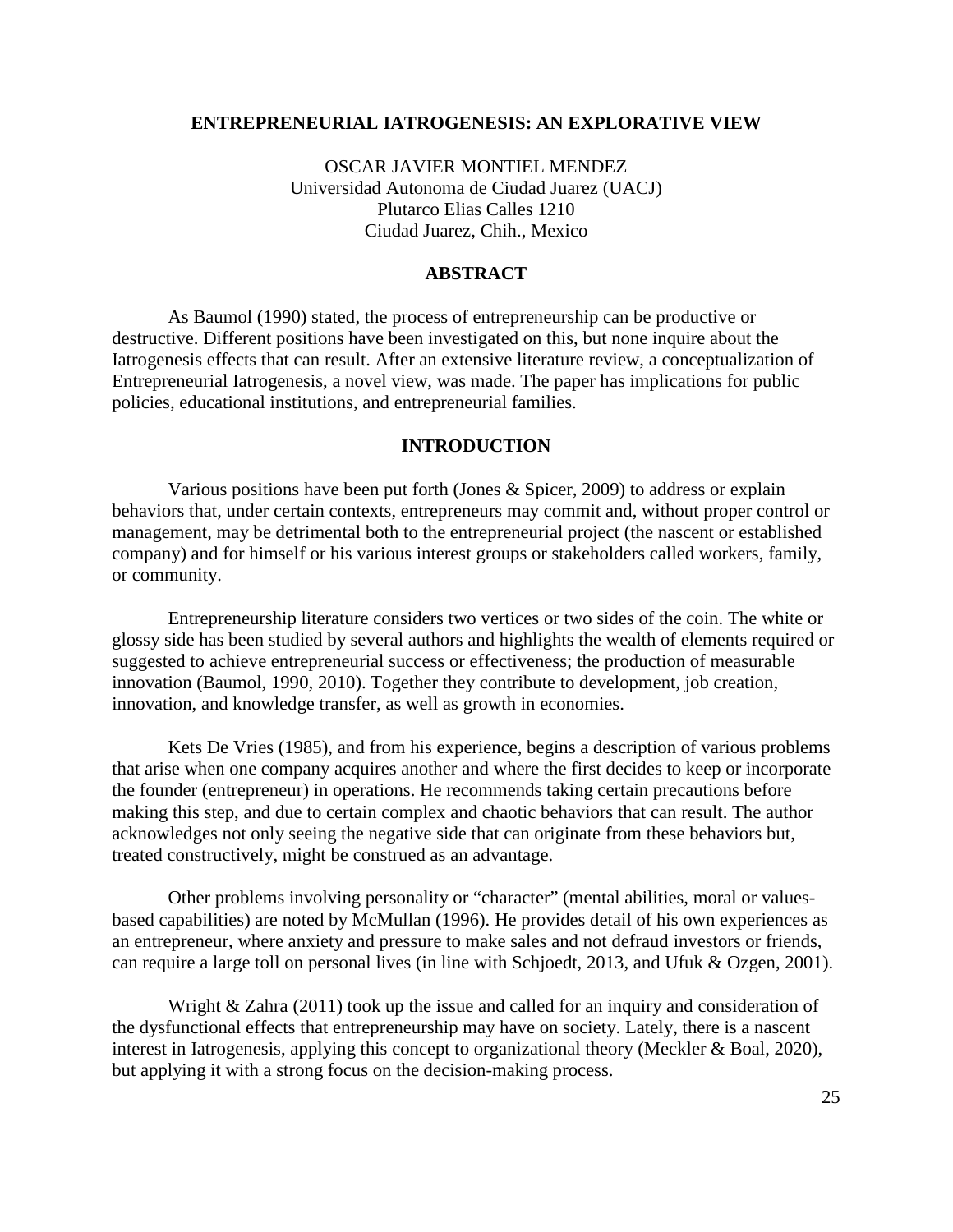# ENTREPRENEURIAL IATROGENESIS: AN EXPLORATIVE VIEW

OSCAR JAVIER MONTIEL MENDEZ
Universidad Autonoma de Ciudad Juarez (UACJ)
Plutarco Elias Calles 1210
Ciudad Juarez, Chih., Mexico

## ABSTRACT

As Baumol (1990) stated, the process of entrepreneurship can be productive or destructive. Different positions have been investigated on this, but none inquire about the Iatrogenesis effects that can result. After an extensive literature review, a conceptualization of Entrepreneurial Iatrogenesis, a novel view, was made. The paper has implications for public policies, educational institutions, and entrepreneurial families.

## INTRODUCTION

Various positions have been put forth (Jones & Spicer, 2009) to address or explain behaviors that, under certain contexts, entrepreneurs may commit and, without proper control or management, may be detrimental both to the entrepreneurial project (the nascent or established company) and for himself or his various interest groups or stakeholders called workers, family, or community.

Entrepreneurship literature considers two vertices or two sides of the coin. The white or glossy side has been studied by several authors and highlights the wealth of elements required or suggested to achieve entrepreneurial success or effectiveness; the production of measurable innovation (Baumol, 1990, 2010). Together they contribute to development, job creation, innovation, and knowledge transfer, as well as growth in economies.

Kets De Vries (1985), and from his experience, begins a description of various problems that arise when one company acquires another and where the first decides to keep or incorporate the founder (entrepreneur) in operations. He recommends taking certain precautions before making this step, and due to certain complex and chaotic behaviors that can result. The author acknowledges not only seeing the negative side that can originate from these behaviors but, treated constructively, might be construed as an advantage.

Other problems involving personality or "character" (mental abilities, moral or values-based capabilities) are noted by McMullan (1996). He provides detail of his own experiences as an entrepreneur, where anxiety and pressure to make sales and not defraud investors or friends, can require a large toll on personal lives (in line with Schjoedt, 2013, and Ufuk & Ozgen, 2001).

Wright & Zahra (2011) took up the issue and called for an inquiry and consideration of the dysfunctional effects that entrepreneurship may have on society. Lately, there is a nascent interest in Iatrogenesis, applying this concept to organizational theory (Meckler & Boal, 2020), but applying it with a strong focus on the decision-making process.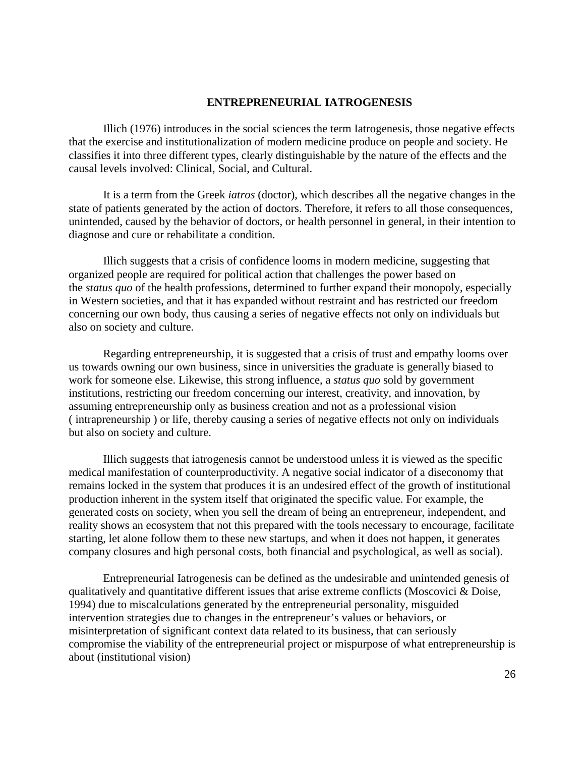## ENTREPRENEURIAL IATROGENESIS

Illich (1976) introduces in the social sciences the term Iatrogenesis, those negative effects that the exercise and institutionalization of modern medicine produce on people and society. He classifies it into three different types, clearly distinguishable by the nature of the effects and the causal levels involved: Clinical, Social, and Cultural.

It is a term from the Greek *iatros* (doctor), which describes all the negative changes in the state of patients generated by the action of doctors. Therefore, it refers to all those consequences, unintended, caused by the behavior of doctors, or health personnel in general, in their intention to diagnose and cure or rehabilitate a condition.

Illich suggests that a crisis of confidence looms in modern medicine, suggesting that organized people are required for political action that challenges the power based on the *status quo* of the health professions, determined to further expand their monopoly, especially in Western societies, and that it has expanded without restraint and has restricted our freedom concerning our own body, thus causing a series of negative effects not only on individuals but also on society and culture.

Regarding entrepreneurship, it is suggested that a crisis of trust and empathy looms over us towards owning our own business, since in universities the graduate is generally biased to work for someone else. Likewise, this strong influence, a *status quo* sold by government institutions, restricting our freedom concerning our interest, creativity, and innovation, by assuming entrepreneurship only as business creation and not as a professional vision ( intrapreneurship ) or life, thereby causing a series of negative effects not only on individuals but also on society and culture.

Illich suggests that iatrogenesis cannot be understood unless it is viewed as the specific medical manifestation of counterproductivity. A negative social indicator of a diseconomy that remains locked in the system that produces it is an undesired effect of the growth of institutional production inherent in the system itself that originated the specific value. For example, the generated costs on society, when you sell the dream of being an entrepreneur, independent, and reality shows an ecosystem that not this prepared with the tools necessary to encourage, facilitate starting, let alone follow them to these new startups, and when it does not happen, it generates company closures and high personal costs, both financial and psychological, as well as social).

Entrepreneurial Iatrogenesis can be defined as the undesirable and unintended genesis of qualitatively and quantitative different issues that arise extreme conflicts (Moscovici & Doise, 1994) due to miscalculations generated by the entrepreneurial personality, misguided intervention strategies due to changes in the entrepreneur's values or behaviors, or misinterpretation of significant context data related to its business, that can seriously compromise the viability of the entrepreneurial project or mispurpose of what entrepreneurship is about (institutional vision)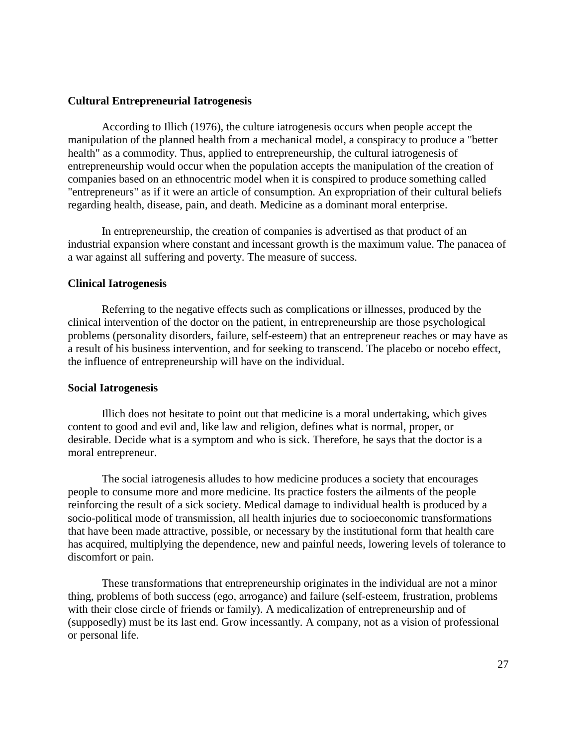### Cultural Entrepreneurial Iatrogenesis

According to Illich (1976), the culture iatrogenesis occurs when people accept the manipulation of the planned health from a mechanical model, a conspiracy to produce a "better health" as a commodity. Thus, applied to entrepreneurship, the cultural iatrogenesis of entrepreneurship would occur when the population accepts the manipulation of the creation of companies based on an ethnocentric model when it is conspired to produce something called "entrepreneurs" as if it were an article of consumption. An expropriation of their cultural beliefs regarding health, disease, pain, and death. Medicine as a dominant moral enterprise.

In entrepreneurship, the creation of companies is advertised as that product of an industrial expansion where constant and incessant growth is the maximum value. The panacea of a war against all suffering and poverty. The measure of success.

### Clinical Iatrogenesis

Referring to the negative effects such as complications or illnesses, produced by the clinical intervention of the doctor on the patient, in entrepreneurship are those psychological problems (personality disorders, failure, self-esteem) that an entrepreneur reaches or may have as a result of his business intervention, and for seeking to transcend. The placebo or nocebo effect, the influence of entrepreneurship will have on the individual.

### Social Iatrogenesis

Illich does not hesitate to point out that medicine is a moral undertaking, which gives content to good and evil and, like law and religion, defines what is normal, proper, or desirable. Decide what is a symptom and who is sick. Therefore, he says that the doctor is a moral entrepreneur.

The social iatrogenesis alludes to how medicine produces a society that encourages people to consume more and more medicine. Its practice fosters the ailments of the people reinforcing the result of a sick society. Medical damage to individual health is produced by a socio-political mode of transmission, all health injuries due to socioeconomic transformations that have been made attractive, possible, or necessary by the institutional form that health care has acquired, multiplying the dependence, new and painful needs, lowering levels of tolerance to discomfort or pain.

These transformations that entrepreneurship originates in the individual are not a minor thing, problems of both success (ego, arrogance) and failure (self-esteem, frustration, problems with their close circle of friends or family). A medicalization of entrepreneurship and of (supposedly) must be its last end. Grow incessantly. A company, not as a vision of professional or personal life.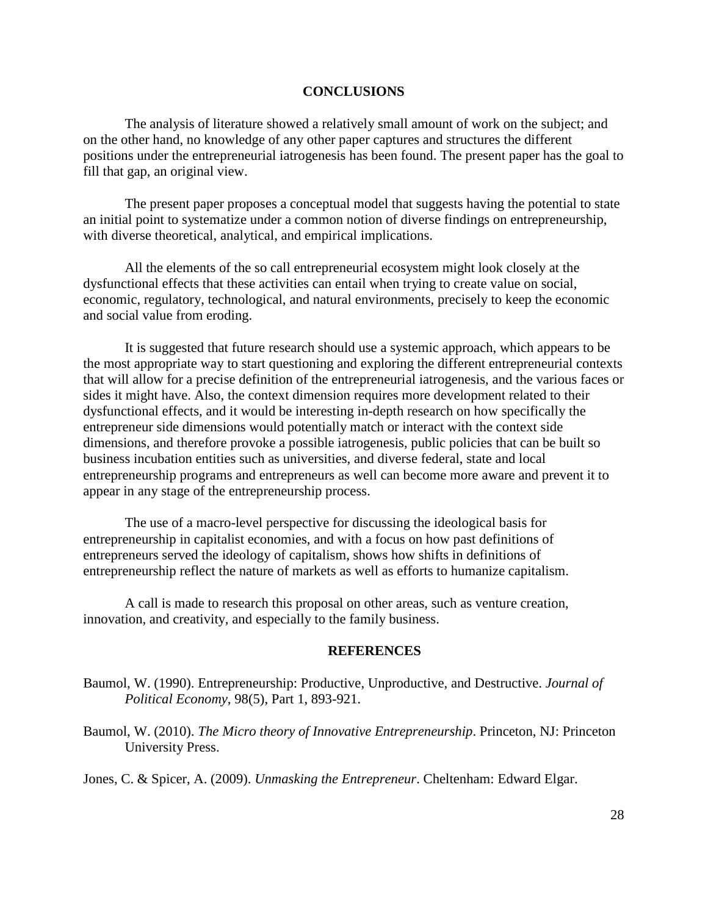## CONCLUSIONS

The analysis of literature showed a relatively small amount of work on the subject; and on the other hand, no knowledge of any other paper captures and structures the different positions under the entrepreneurial iatrogenesis has been found. The present paper has the goal to fill that gap, an original view.

The present paper proposes a conceptual model that suggests having the potential to state an initial point to systematize under a common notion of diverse findings on entrepreneurship, with diverse theoretical, analytical, and empirical implications.

All the elements of the so call entrepreneurial ecosystem might look closely at the dysfunctional effects that these activities can entail when trying to create value on social, economic, regulatory, technological, and natural environments, precisely to keep the economic and social value from eroding.

It is suggested that future research should use a systemic approach, which appears to be the most appropriate way to start questioning and exploring the different entrepreneurial contexts that will allow for a precise definition of the entrepreneurial iatrogenesis, and the various faces or sides it might have. Also, the context dimension requires more development related to their dysfunctional effects, and it would be interesting in-depth research on how specifically the entrepreneur side dimensions would potentially match or interact with the context side dimensions, and therefore provoke a possible iatrogenesis, public policies that can be built so business incubation entities such as universities, and diverse federal, state and local entrepreneurship programs and entrepreneurs as well can become more aware and prevent it to appear in any stage of the entrepreneurship process.

The use of a macro-level perspective for discussing the ideological basis for entrepreneurship in capitalist economies, and with a focus on how past definitions of entrepreneurs served the ideology of capitalism, shows how shifts in definitions of entrepreneurship reflect the nature of markets as well as efforts to humanize capitalism.

A call is made to research this proposal on other areas, such as venture creation, innovation, and creativity, and especially to the family business.

## REFERENCES

Baumol, W. (1990). Entrepreneurship: Productive, Unproductive, and Destructive. *Journal of Political Economy*, 98(5), Part 1, 893-921.

Baumol, W. (2010). *The Micro theory of Innovative Entrepreneurship*. Princeton, NJ: Princeton University Press.

Jones, C. & Spicer, A. (2009). *Unmasking the Entrepreneur*. Cheltenham: Edward Elgar.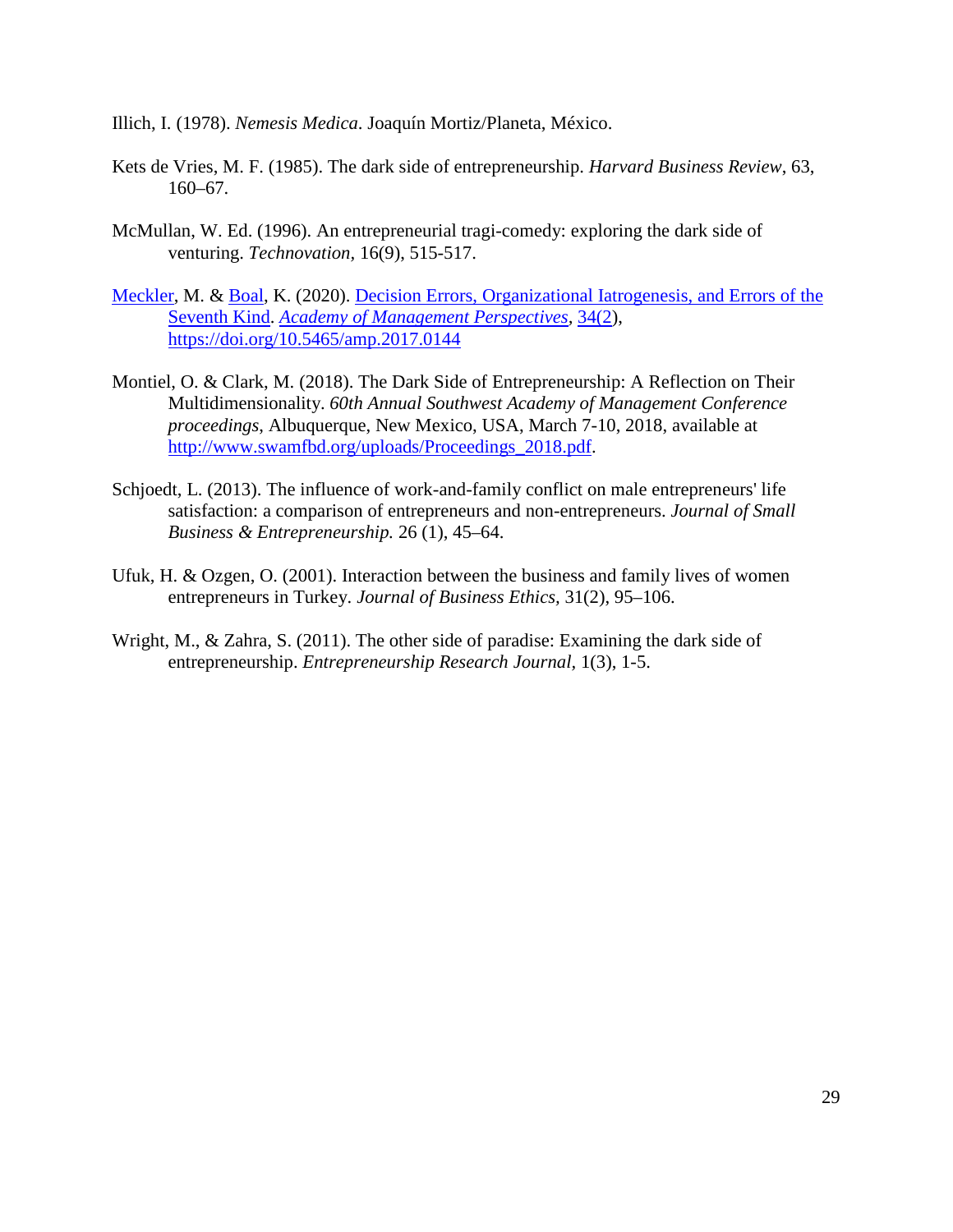Illich, I. (1978). *Nemesis Medica*. Joaquín Mortiz/Planeta, México.

Kets de Vries, M. F. (1985). The dark side of entrepreneurship. *Harvard Business Review*, 63, 160–67.

McMullan, W. Ed. (1996). An entrepreneurial tragi-comedy: exploring the dark side of venturing. *Technovation*, 16(9), 515-517.

Meckler, M. & Boal, K. (2020). Decision Errors, Organizational Iatrogenesis, and Errors of the Seventh Kind. *Academy of Management Perspectives*, 34(2), https://doi.org/10.5465/amp.2017.0144

Montiel, O. & Clark, M. (2018). The Dark Side of Entrepreneurship: A Reflection on Their Multidimensionality. *60th Annual Southwest Academy of Management Conference proceedings*, Albuquerque, New Mexico, USA, March 7-10, 2018, available at http://www.swamfbd.org/uploads/Proceedings_2018.pdf.

Schjoedt, L. (2013). The influence of work-and-family conflict on male entrepreneurs' life satisfaction: a comparison of entrepreneurs and non-entrepreneurs. *Journal of Small Business & Entrepreneurship.* 26 (1), 45–64.

Ufuk, H. & Ozgen, O. (2001). Interaction between the business and family lives of women entrepreneurs in Turkey. *Journal of Business Ethics,* 31(2), 95–106.

Wright, M., & Zahra, S. (2011). The other side of paradise: Examining the dark side of entrepreneurship. *Entrepreneurship Research Journal*, 1(3), 1-5.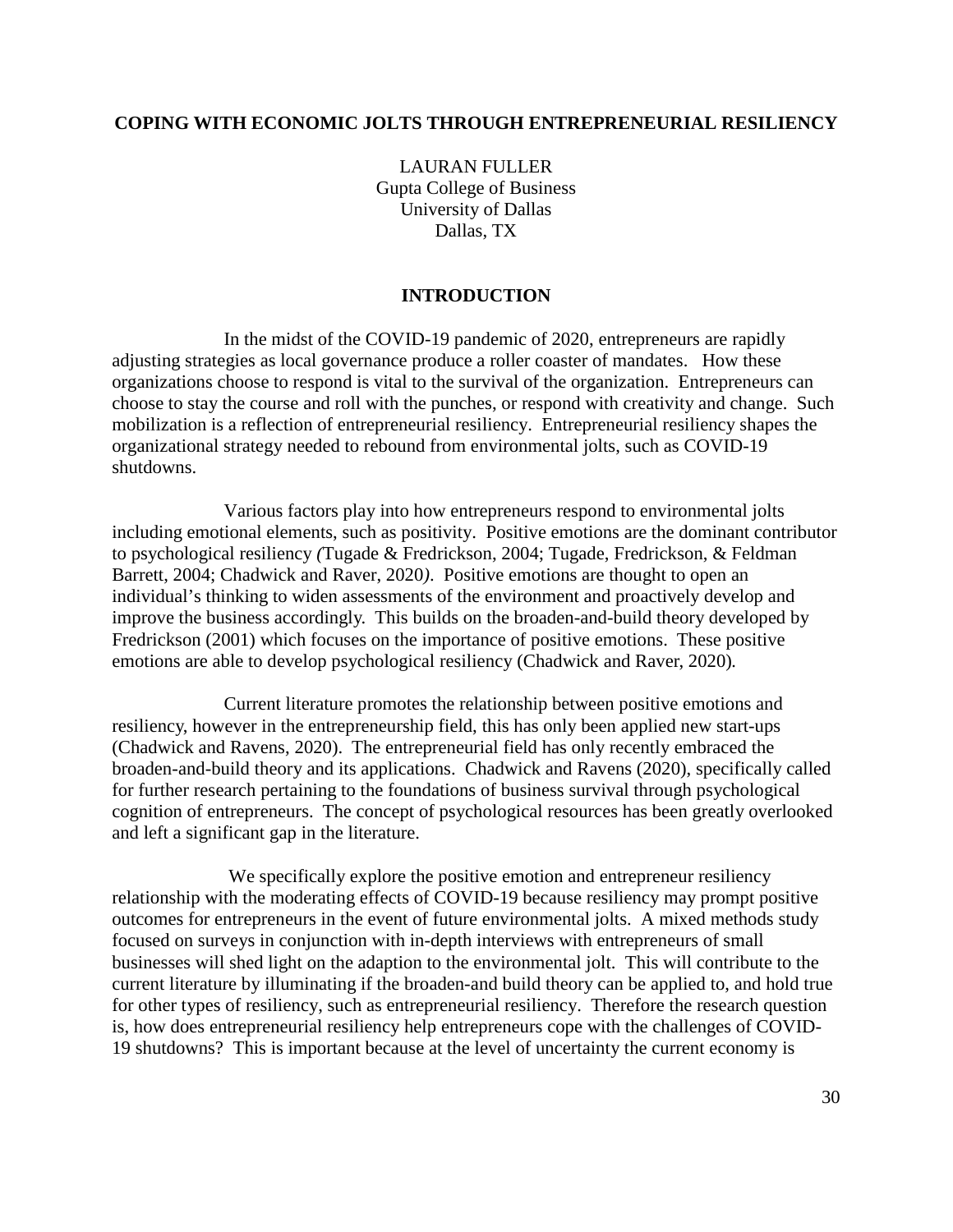# COPING WITH ECONOMIC JOLTS THROUGH ENTREPRENEURIAL RESILIENCY

LAURAN FULLER
Gupta College of Business
University of Dallas
Dallas, TX

## INTRODUCTION

In the midst of the COVID-19 pandemic of 2020, entrepreneurs are rapidly adjusting strategies as local governance produce a roller coaster of mandates. How these organizations choose to respond is vital to the survival of the organization. Entrepreneurs can choose to stay the course and roll with the punches, or respond with creativity and change. Such mobilization is a reflection of entrepreneurial resiliency. Entrepreneurial resiliency shapes the organizational strategy needed to rebound from environmental jolts, such as COVID-19 shutdowns.

Various factors play into how entrepreneurs respond to environmental jolts including emotional elements, such as positivity. Positive emotions are the dominant contributor to psychological resiliency *(*Tugade & Fredrickson, 2004; Tugade, Fredrickson, & Feldman Barrett, 2004; Chadwick and Raver, 2020*)*. Positive emotions are thought to open an individual's thinking to widen assessments of the environment and proactively develop and improve the business accordingly. This builds on the broaden-and-build theory developed by Fredrickson (2001) which focuses on the importance of positive emotions. These positive emotions are able to develop psychological resiliency (Chadwick and Raver, 2020).

Current literature promotes the relationship between positive emotions and resiliency, however in the entrepreneurship field, this has only been applied new start-ups (Chadwick and Ravens, 2020). The entrepreneurial field has only recently embraced the broaden-and-build theory and its applications. Chadwick and Ravens (2020), specifically called for further research pertaining to the foundations of business survival through psychological cognition of entrepreneurs. The concept of psychological resources has been greatly overlooked and left a significant gap in the literature.

We specifically explore the positive emotion and entrepreneur resiliency relationship with the moderating effects of COVID-19 because resiliency may prompt positive outcomes for entrepreneurs in the event of future environmental jolts. A mixed methods study focused on surveys in conjunction with in-depth interviews with entrepreneurs of small businesses will shed light on the adaption to the environmental jolt. This will contribute to the current literature by illuminating if the broaden-and build theory can be applied to, and hold true for other types of resiliency, such as entrepreneurial resiliency. Therefore the research question is, how does entrepreneurial resiliency help entrepreneurs cope with the challenges of COVID-19 shutdowns? This is important because at the level of uncertainty the current economy is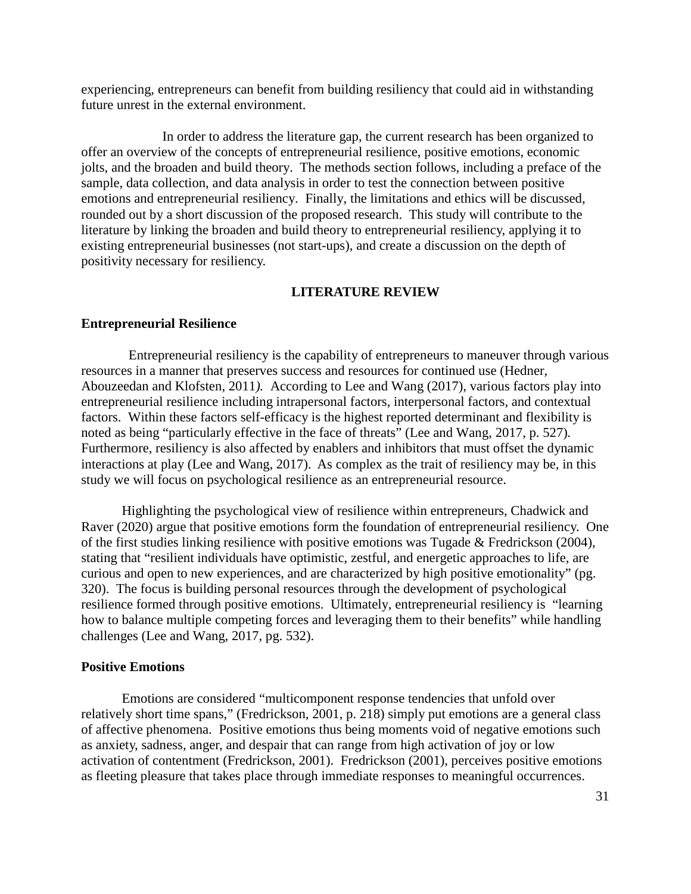experiencing, entrepreneurs can benefit from building resiliency that could aid in withstanding future unrest in the external environment.

In order to address the literature gap, the current research has been organized to offer an overview of the concepts of entrepreneurial resilience, positive emotions, economic jolts, and the broaden and build theory. The methods section follows, including a preface of the sample, data collection, and data analysis in order to test the connection between positive emotions and entrepreneurial resiliency. Finally, the limitations and ethics will be discussed, rounded out by a short discussion of the proposed research. This study will contribute to the literature by linking the broaden and build theory to entrepreneurial resiliency, applying it to existing entrepreneurial businesses (not start-ups), and create a discussion on the depth of positivity necessary for resiliency.

## LITERATURE REVIEW

### Entrepreneurial Resilience

Entrepreneurial resiliency is the capability of entrepreneurs to maneuver through various resources in a manner that preserves success and resources for continued use (Hedner, Abouzeedan and Klofsten, 2011*).* According to Lee and Wang (2017), various factors play into entrepreneurial resilience including intrapersonal factors, interpersonal factors, and contextual factors. Within these factors self-efficacy is the highest reported determinant and flexibility is noted as being "particularly effective in the face of threats" (Lee and Wang, 2017, p. 527). Furthermore, resiliency is also affected by enablers and inhibitors that must offset the dynamic interactions at play (Lee and Wang, 2017). As complex as the trait of resiliency may be, in this study we will focus on psychological resilience as an entrepreneurial resource.

Highlighting the psychological view of resilience within entrepreneurs, Chadwick and Raver (2020) argue that positive emotions form the foundation of entrepreneurial resiliency. One of the first studies linking resilience with positive emotions was Tugade & Fredrickson (2004), stating that "resilient individuals have optimistic, zestful, and energetic approaches to life, are curious and open to new experiences, and are characterized by high positive emotionality" (pg. 320). The focus is building personal resources through the development of psychological resilience formed through positive emotions. Ultimately, entrepreneurial resiliency is "learning how to balance multiple competing forces and leveraging them to their benefits" while handling challenges (Lee and Wang, 2017, pg. 532).

### Positive Emotions

Emotions are considered "multicomponent response tendencies that unfold over relatively short time spans," (Fredrickson, 2001, p. 218) simply put emotions are a general class of affective phenomena. Positive emotions thus being moments void of negative emotions such as anxiety, sadness, anger, and despair that can range from high activation of joy or low activation of contentment (Fredrickson, 2001). Fredrickson (2001), perceives positive emotions as fleeting pleasure that takes place through immediate responses to meaningful occurrences.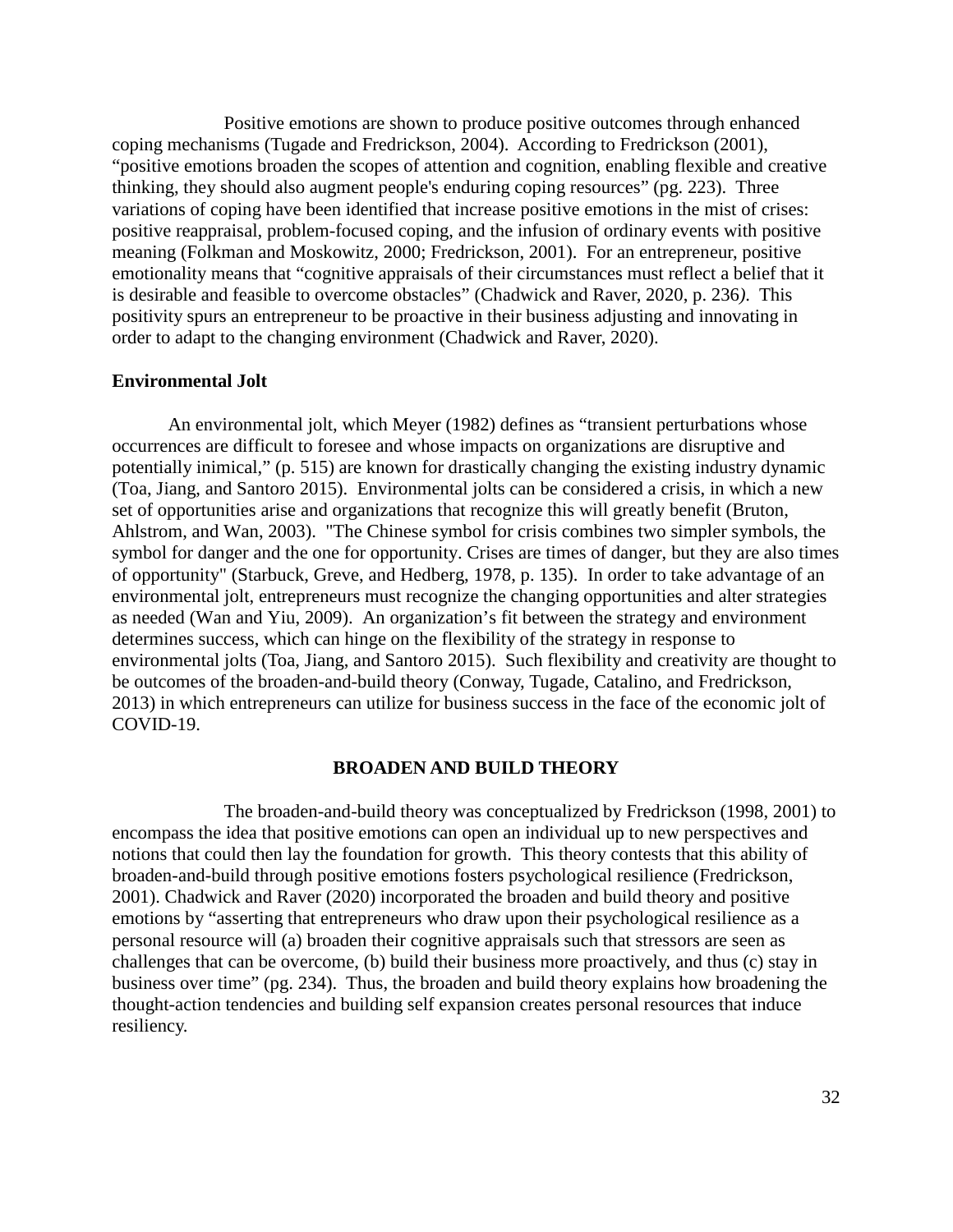Positive emotions are shown to produce positive outcomes through enhanced coping mechanisms (Tugade and Fredrickson, 2004). According to Fredrickson (2001), "positive emotions broaden the scopes of attention and cognition, enabling flexible and creative thinking, they should also augment people's enduring coping resources" (pg. 223). Three variations of coping have been identified that increase positive emotions in the mist of crises: positive reappraisal, problem-focused coping, and the infusion of ordinary events with positive meaning (Folkman and Moskowitz, 2000; Fredrickson, 2001). For an entrepreneur, positive emotionality means that "cognitive appraisals of their circumstances must reflect a belief that it is desirable and feasible to overcome obstacles" (Chadwick and Raver, 2020, p. 236*)*. This positivity spurs an entrepreneur to be proactive in their business adjusting and innovating in order to adapt to the changing environment (Chadwick and Raver, 2020).

**Environmental Jolt**

An environmental jolt, which Meyer (1982) defines as "transient perturbations whose occurrences are difficult to foresee and whose impacts on organizations are disruptive and potentially inimical," (p. 515) are known for drastically changing the existing industry dynamic (Toa, Jiang, and Santoro 2015). Environmental jolts can be considered a crisis, in which a new set of opportunities arise and organizations that recognize this will greatly benefit (Bruton, Ahlstrom, and Wan, 2003). "The Chinese symbol for crisis combines two simpler symbols, the symbol for danger and the one for opportunity. Crises are times of danger, but they are also times of opportunity" (Starbuck, Greve, and Hedberg, 1978, p. 135). In order to take advantage of an environmental jolt, entrepreneurs must recognize the changing opportunities and alter strategies as needed (Wan and Yiu, 2009). An organization's fit between the strategy and environment determines success, which can hinge on the flexibility of the strategy in response to environmental jolts (Toa, Jiang, and Santoro 2015). Such flexibility and creativity are thought to be outcomes of the broaden-and-build theory (Conway, Tugade, Catalino, and Fredrickson, 2013) in which entrepreneurs can utilize for business success in the face of the economic jolt of COVID-19.

## BROADEN AND BUILD THEORY

The broaden-and-build theory was conceptualized by Fredrickson (1998, 2001) to encompass the idea that positive emotions can open an individual up to new perspectives and notions that could then lay the foundation for growth. This theory contests that this ability of broaden-and-build through positive emotions fosters psychological resilience (Fredrickson, 2001). Chadwick and Raver (2020) incorporated the broaden and build theory and positive emotions by "asserting that entrepreneurs who draw upon their psychological resilience as a personal resource will (a) broaden their cognitive appraisals such that stressors are seen as challenges that can be overcome, (b) build their business more proactively, and thus (c) stay in business over time" (pg. 234). Thus, the broaden and build theory explains how broadening the thought-action tendencies and building self expansion creates personal resources that induce resiliency.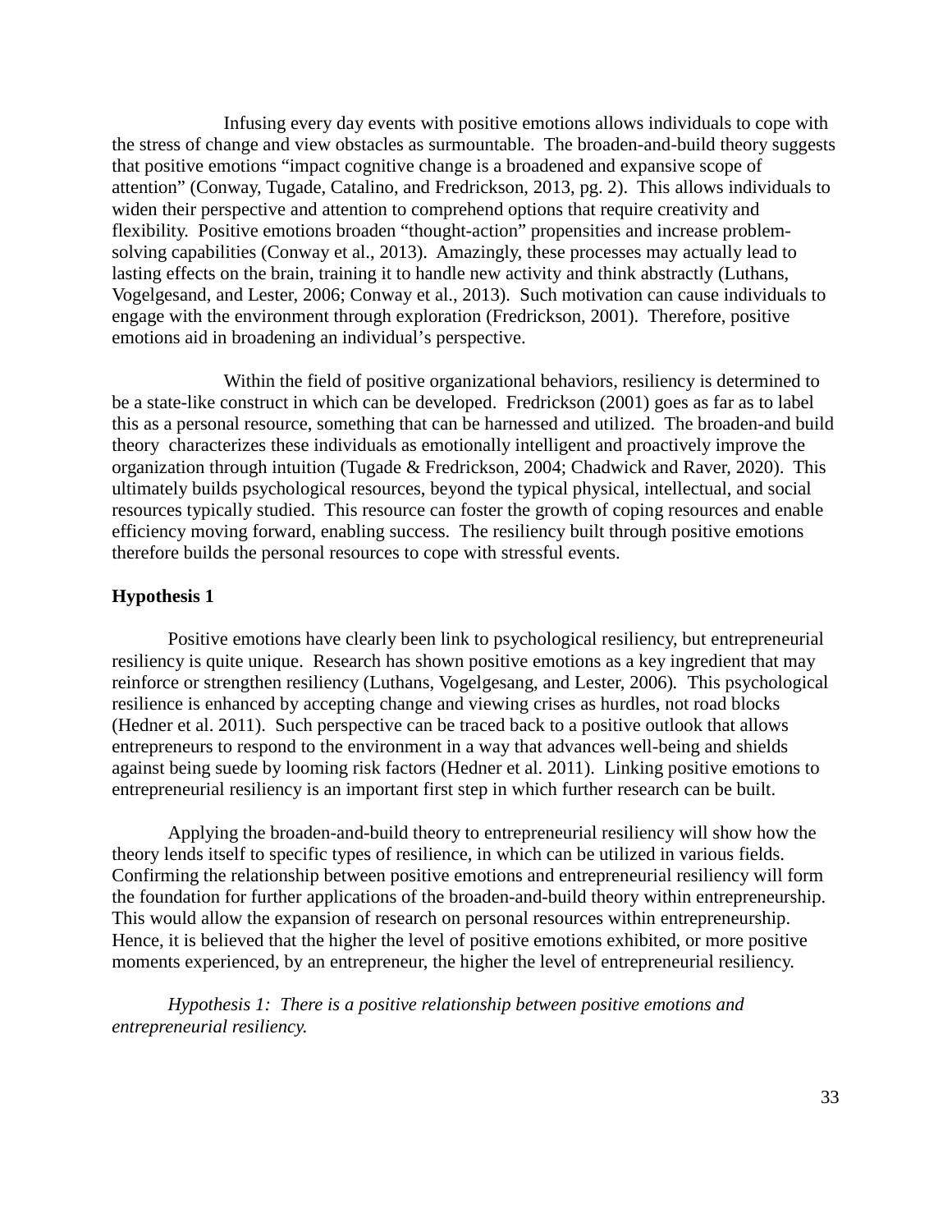Infusing every day events with positive emotions allows individuals to cope with the stress of change and view obstacles as surmountable. The broaden-and-build theory suggests that positive emotions "impact cognitive change is a broadened and expansive scope of attention" (Conway, Tugade, Catalino, and Fredrickson, 2013, pg. 2). This allows individuals to widen their perspective and attention to comprehend options that require creativity and flexibility. Positive emotions broaden "thought-action" propensities and increase problem-solving capabilities (Conway et al., 2013). Amazingly, these processes may actually lead to lasting effects on the brain, training it to handle new activity and think abstractly (Luthans, Vogelgesand, and Lester, 2006; Conway et al., 2013). Such motivation can cause individuals to engage with the environment through exploration (Fredrickson, 2001). Therefore, positive emotions aid in broadening an individual's perspective.

Within the field of positive organizational behaviors, resiliency is determined to be a state-like construct in which can be developed. Fredrickson (2001) goes as far as to label this as a personal resource, something that can be harnessed and utilized. The broaden-and build theory characterizes these individuals as emotionally intelligent and proactively improve the organization through intuition (Tugade & Fredrickson, 2004; Chadwick and Raver, 2020). This ultimately builds psychological resources, beyond the typical physical, intellectual, and social resources typically studied. This resource can foster the growth of coping resources and enable efficiency moving forward, enabling success. The resiliency built through positive emotions therefore builds the personal resources to cope with stressful events.

**Hypothesis 1**

Positive emotions have clearly been link to psychological resiliency, but entrepreneurial resiliency is quite unique. Research has shown positive emotions as a key ingredient that may reinforce or strengthen resiliency (Luthans, Vogelgesang, and Lester, 2006). This psychological resilience is enhanced by accepting change and viewing crises as hurdles, not road blocks (Hedner et al. 2011). Such perspective can be traced back to a positive outlook that allows entrepreneurs to respond to the environment in a way that advances well-being and shields against being suede by looming risk factors (Hedner et al. 2011). Linking positive emotions to entrepreneurial resiliency is an important first step in which further research can be built.

Applying the broaden-and-build theory to entrepreneurial resiliency will show how the theory lends itself to specific types of resilience, in which can be utilized in various fields. Confirming the relationship between positive emotions and entrepreneurial resiliency will form the foundation for further applications of the broaden-and-build theory within entrepreneurship. This would allow the expansion of research on personal resources within entrepreneurship. Hence, it is believed that the higher the level of positive emotions exhibited, or more positive moments experienced, by an entrepreneur, the higher the level of entrepreneurial resiliency.

*Hypothesis 1: There is a positive relationship between positive emotions and entrepreneurial resiliency.*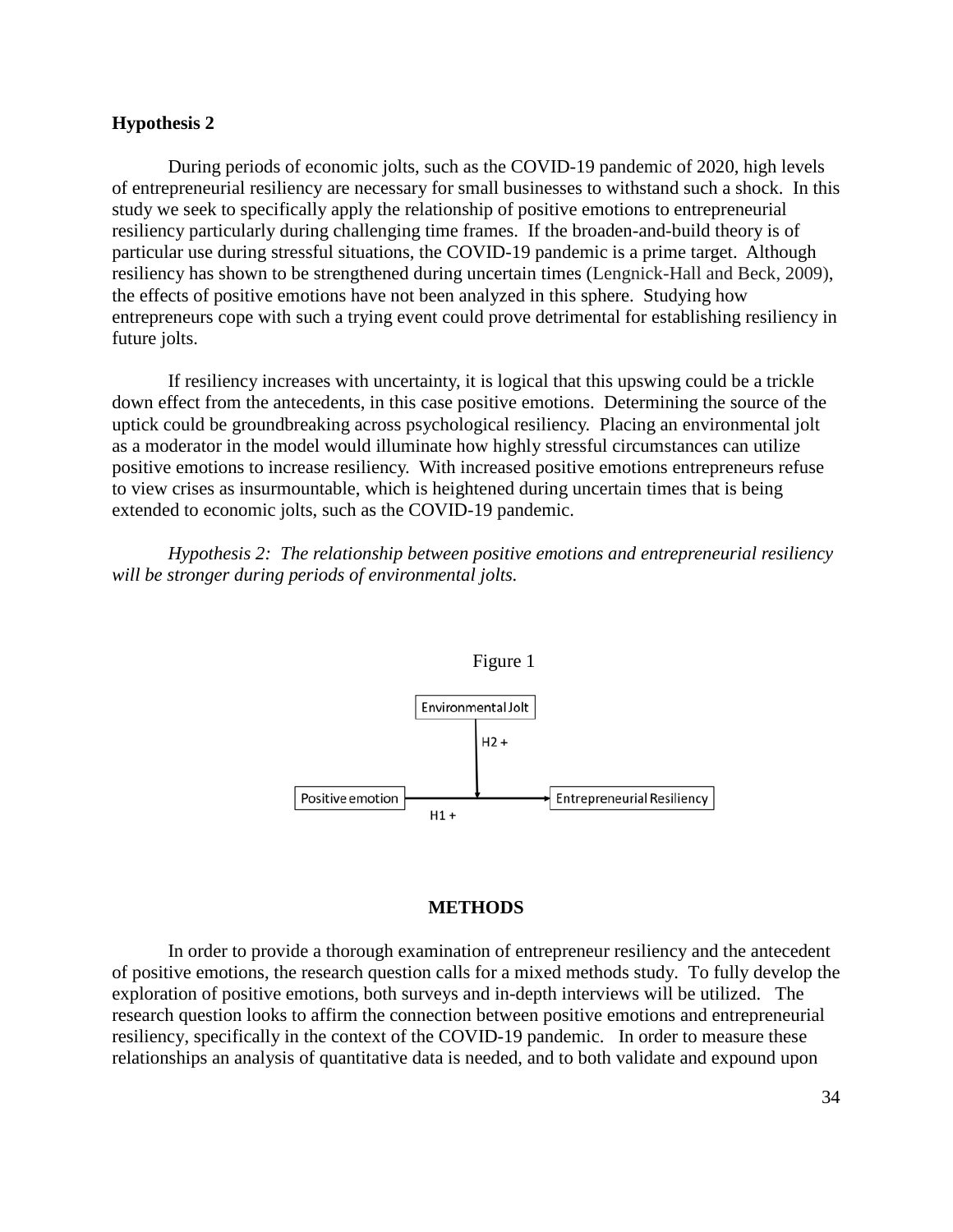**Hypothesis 2**

During periods of economic jolts, such as the COVID-19 pandemic of 2020, high levels of entrepreneurial resiliency are necessary for small businesses to withstand such a shock. In this study we seek to specifically apply the relationship of positive emotions to entrepreneurial resiliency particularly during challenging time frames. If the broaden-and-build theory is of particular use during stressful situations, the COVID-19 pandemic is a prime target. Although resiliency has shown to be strengthened during uncertain times (Lengnick-Hall and Beck, 2009), the effects of positive emotions have not been analyzed in this sphere. Studying how entrepreneurs cope with such a trying event could prove detrimental for establishing resiliency in future jolts.

If resiliency increases with uncertainty, it is logical that this upswing could be a trickle down effect from the antecedents, in this case positive emotions. Determining the source of the uptick could be groundbreaking across psychological resiliency. Placing an environmental jolt as a moderator in the model would illuminate how highly stressful circumstances can utilize positive emotions to increase resiliency. With increased positive emotions entrepreneurs refuse to view crises as insurmountable, which is heightened during uncertain times that is being extended to economic jolts, such as the COVID-19 pandemic.

*Hypothesis 2: The relationship between positive emotions and entrepreneurial resiliency will be stronger during periods of environmental jolts.*

Figure 1

Environmental Jolt

H2 +

Positive emotion → Entrepreneurial Resiliency

H1 +

## METHODS

In order to provide a thorough examination of entrepreneur resiliency and the antecedent of positive emotions, the research question calls for a mixed methods study. To fully develop the exploration of positive emotions, both surveys and in-depth interviews will be utilized. The research question looks to affirm the connection between positive emotions and entrepreneurial resiliency, specifically in the context of the COVID-19 pandemic. In order to measure these relationships an analysis of quantitative data is needed, and to both validate and expound upon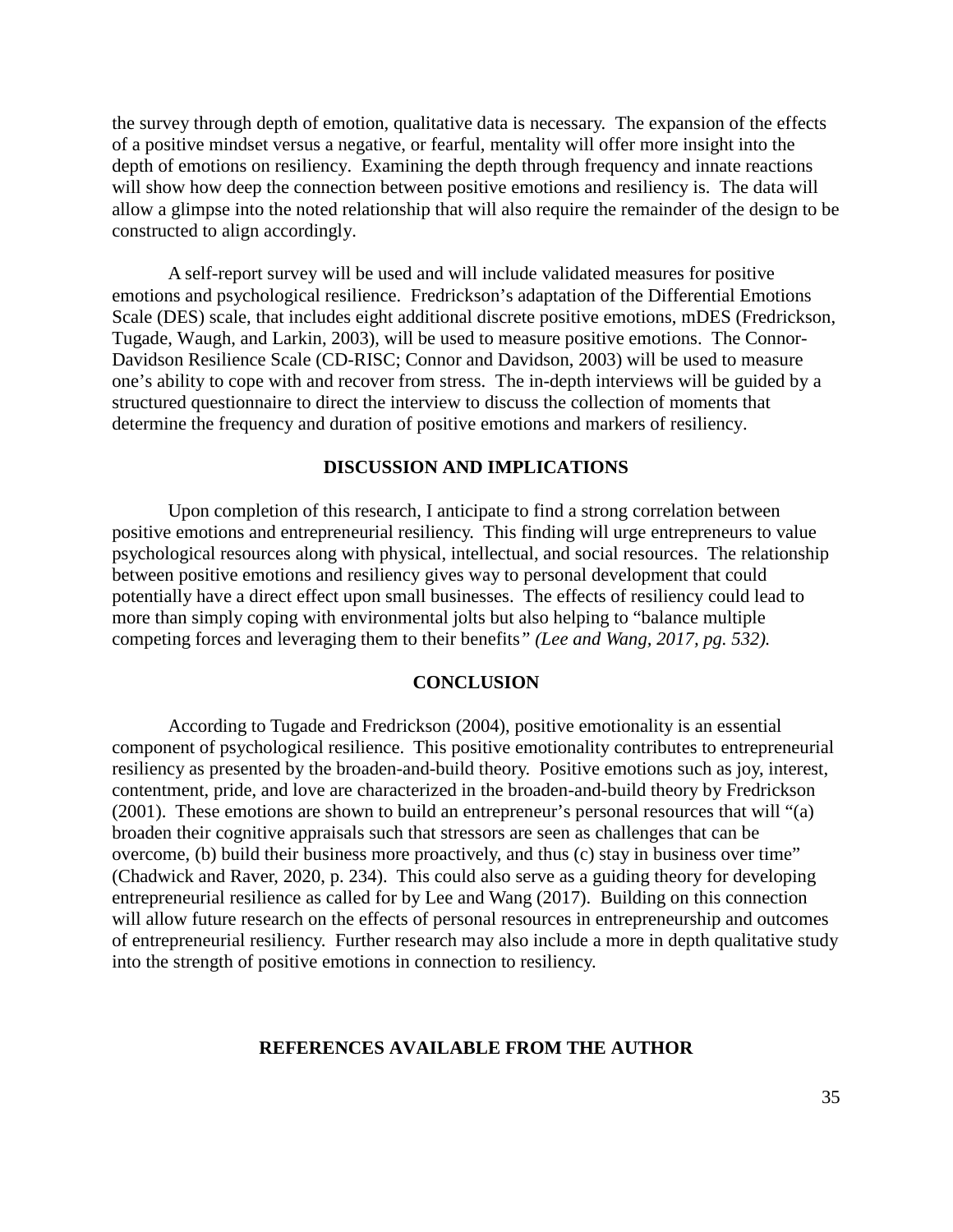the survey through depth of emotion, qualitative data is necessary. The expansion of the effects of a positive mindset versus a negative, or fearful, mentality will offer more insight into the depth of emotions on resiliency. Examining the depth through frequency and innate reactions will show how deep the connection between positive emotions and resiliency is. The data will allow a glimpse into the noted relationship that will also require the remainder of the design to be constructed to align accordingly.

A self-report survey will be used and will include validated measures for positive emotions and psychological resilience. Fredrickson's adaptation of the Differential Emotions Scale (DES) scale, that includes eight additional discrete positive emotions, mDES (Fredrickson, Tugade, Waugh, and Larkin, 2003), will be used to measure positive emotions. The Connor-Davidson Resilience Scale (CD-RISC; Connor and Davidson, 2003) will be used to measure one's ability to cope with and recover from stress. The in-depth interviews will be guided by a structured questionnaire to direct the interview to discuss the collection of moments that determine the frequency and duration of positive emotions and markers of resiliency.

## DISCUSSION AND IMPLICATIONS

Upon completion of this research, I anticipate to find a strong correlation between positive emotions and entrepreneurial resiliency. This finding will urge entrepreneurs to value psychological resources along with physical, intellectual, and social resources. The relationship between positive emotions and resiliency gives way to personal development that could potentially have a direct effect upon small businesses. The effects of resiliency could lead to more than simply coping with environmental jolts but also helping to "balance multiple competing forces and leveraging them to their benefits*" (Lee and Wang, 2017, pg. 532).*

## CONCLUSION

According to Tugade and Fredrickson (2004), positive emotionality is an essential component of psychological resilience. This positive emotionality contributes to entrepreneurial resiliency as presented by the broaden-and-build theory. Positive emotions such as joy, interest, contentment, pride, and love are characterized in the broaden-and-build theory by Fredrickson (2001). These emotions are shown to build an entrepreneur's personal resources that will "(a) broaden their cognitive appraisals such that stressors are seen as challenges that can be overcome, (b) build their business more proactively, and thus (c) stay in business over time" (Chadwick and Raver, 2020, p. 234). This could also serve as a guiding theory for developing entrepreneurial resilience as called for by Lee and Wang (2017). Building on this connection will allow future research on the effects of personal resources in entrepreneurship and outcomes of entrepreneurial resiliency. Further research may also include a more in depth qualitative study into the strength of positive emotions in connection to resiliency.

## REFERENCES AVAILABLE FROM THE AUTHOR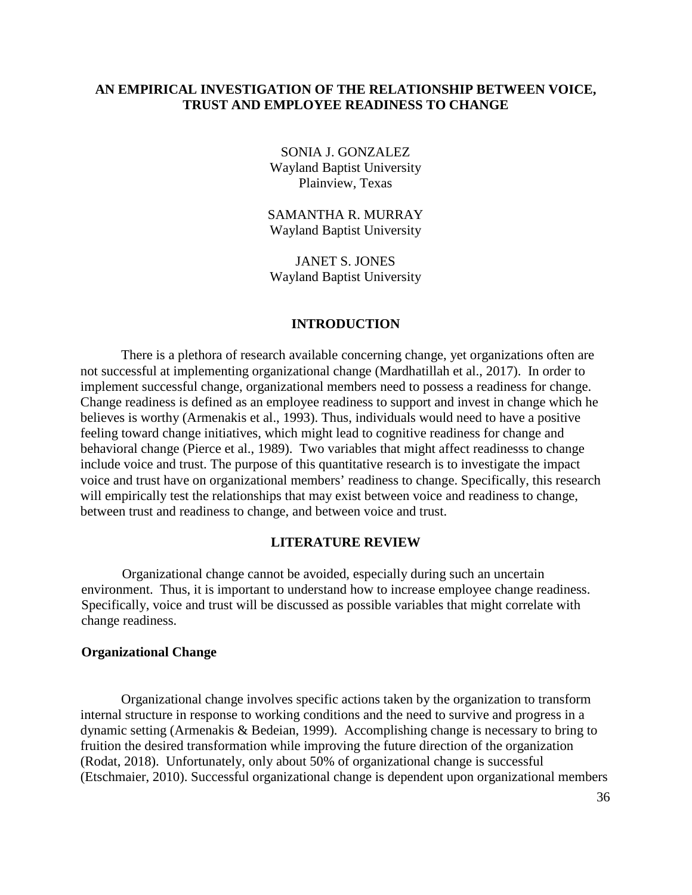# AN EMPIRICAL INVESTIGATION OF THE RELATIONSHIP BETWEEN VOICE, TRUST AND EMPLOYEE READINESS TO CHANGE

SONIA J. GONZALEZ
Wayland Baptist University
Plainview, Texas

SAMANTHA R. MURRAY
Wayland Baptist University

JANET S. JONES
Wayland Baptist University

## INTRODUCTION

There is a plethora of research available concerning change, yet organizations often are not successful at implementing organizational change (Mardhatillah et al., 2017). In order to implement successful change, organizational members need to possess a readiness for change. Change readiness is defined as an employee readiness to support and invest in change which he believes is worthy (Armenakis et al., 1993). Thus, individuals would need to have a positive feeling toward change initiatives, which might lead to cognitive readiness for change and behavioral change (Pierce et al., 1989). Two variables that might affect readinesss to change include voice and trust. The purpose of this quantitative research is to investigate the impact voice and trust have on organizational members' readiness to change. Specifically, this research will empirically test the relationships that may exist between voice and readiness to change, between trust and readiness to change, and between voice and trust.

## LITERATURE REVIEW

Organizational change cannot be avoided, especially during such an uncertain environment. Thus, it is important to understand how to increase employee change readiness. Specifically, voice and trust will be discussed as possible variables that might correlate with change readiness.

### Organizational Change

Organizational change involves specific actions taken by the organization to transform internal structure in response to working conditions and the need to survive and progress in a dynamic setting (Armenakis & Bedeian, 1999). Accomplishing change is necessary to bring to fruition the desired transformation while improving the future direction of the organization (Rodat, 2018). Unfortunately, only about 50% of organizational change is successful (Etschmaier, 2010). Successful organizational change is dependent upon organizational members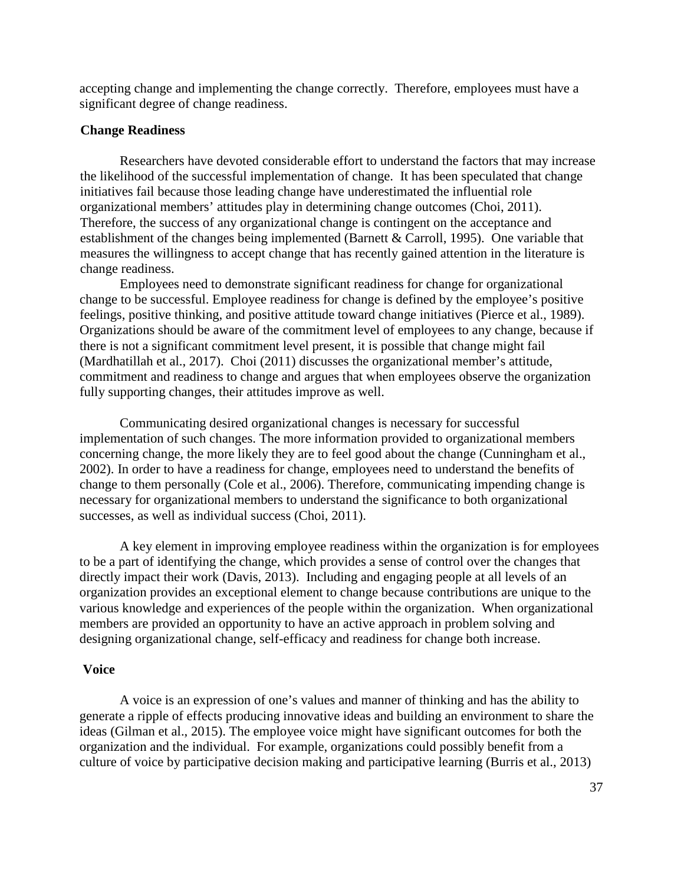accepting change and implementing the change correctly. Therefore, employees must have a significant degree of change readiness.

## Change Readiness

Researchers have devoted considerable effort to understand the factors that may increase the likelihood of the successful implementation of change. It has been speculated that change initiatives fail because those leading change have underestimated the influential role organizational members' attitudes play in determining change outcomes (Choi, 2011). Therefore, the success of any organizational change is contingent on the acceptance and establishment of the changes being implemented (Barnett & Carroll, 1995). One variable that measures the willingness to accept change that has recently gained attention in the literature is change readiness.

Employees need to demonstrate significant readiness for change for organizational change to be successful. Employee readiness for change is defined by the employee's positive feelings, positive thinking, and positive attitude toward change initiatives (Pierce et al., 1989). Organizations should be aware of the commitment level of employees to any change, because if there is not a significant commitment level present, it is possible that change might fail (Mardhatillah et al., 2017). Choi (2011) discusses the organizational member's attitude, commitment and readiness to change and argues that when employees observe the organization fully supporting changes, their attitudes improve as well.

Communicating desired organizational changes is necessary for successful implementation of such changes. The more information provided to organizational members concerning change, the more likely they are to feel good about the change (Cunningham et al., 2002). In order to have a readiness for change, employees need to understand the benefits of change to them personally (Cole et al., 2006). Therefore, communicating impending change is necessary for organizational members to understand the significance to both organizational successes, as well as individual success (Choi, 2011).

A key element in improving employee readiness within the organization is for employees to be a part of identifying the change, which provides a sense of control over the changes that directly impact their work (Davis, 2013). Including and engaging people at all levels of an organization provides an exceptional element to change because contributions are unique to the various knowledge and experiences of the people within the organization. When organizational members are provided an opportunity to have an active approach in problem solving and designing organizational change, self-efficacy and readiness for change both increase.

## Voice

A voice is an expression of one's values and manner of thinking and has the ability to generate a ripple of effects producing innovative ideas and building an environment to share the ideas (Gilman et al., 2015). The employee voice might have significant outcomes for both the organization and the individual. For example, organizations could possibly benefit from a culture of voice by participative decision making and participative learning (Burris et al., 2013)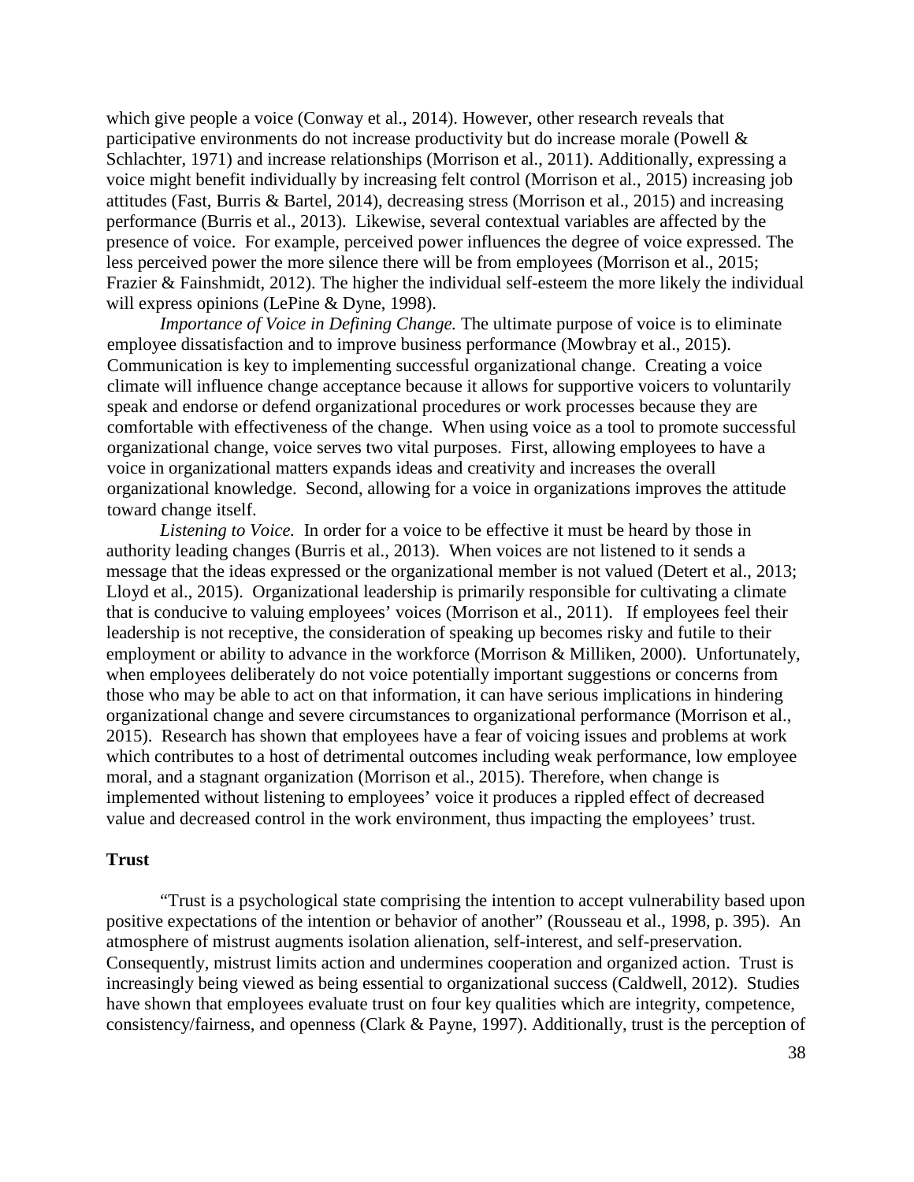which give people a voice (Conway et al., 2014). However, other research reveals that participative environments do not increase productivity but do increase morale (Powell & Schlachter, 1971) and increase relationships (Morrison et al., 2011). Additionally, expressing a voice might benefit individually by increasing felt control (Morrison et al., 2015) increasing job attitudes (Fast, Burris & Bartel, 2014), decreasing stress (Morrison et al., 2015) and increasing performance (Burris et al., 2013). Likewise, several contextual variables are affected by the presence of voice. For example, perceived power influences the degree of voice expressed. The less perceived power the more silence there will be from employees (Morrison et al., 2015; Frazier & Fainshmidt, 2012). The higher the individual self-esteem the more likely the individual will express opinions (LePine & Dyne, 1998).

*Importance of Voice in Defining Change.* The ultimate purpose of voice is to eliminate employee dissatisfaction and to improve business performance (Mowbray et al., 2015). Communication is key to implementing successful organizational change. Creating a voice climate will influence change acceptance because it allows for supportive voicers to voluntarily speak and endorse or defend organizational procedures or work processes because they are comfortable with effectiveness of the change. When using voice as a tool to promote successful organizational change, voice serves two vital purposes. First, allowing employees to have a voice in organizational matters expands ideas and creativity and increases the overall organizational knowledge. Second, allowing for a voice in organizations improves the attitude toward change itself.

*Listening to Voice.* In order for a voice to be effective it must be heard by those in authority leading changes (Burris et al., 2013). When voices are not listened to it sends a message that the ideas expressed or the organizational member is not valued (Detert et al., 2013; Lloyd et al., 2015). Organizational leadership is primarily responsible for cultivating a climate that is conducive to valuing employees' voices (Morrison et al., 2011). If employees feel their leadership is not receptive, the consideration of speaking up becomes risky and futile to their employment or ability to advance in the workforce (Morrison & Milliken, 2000). Unfortunately, when employees deliberately do not voice potentially important suggestions or concerns from those who may be able to act on that information, it can have serious implications in hindering organizational change and severe circumstances to organizational performance (Morrison et al., 2015). Research has shown that employees have a fear of voicing issues and problems at work which contributes to a host of detrimental outcomes including weak performance, low employee moral, and a stagnant organization (Morrison et al., 2015). Therefore, when change is implemented without listening to employees' voice it produces a rippled effect of decreased value and decreased control in the work environment, thus impacting the employees' trust.

## Trust

"Trust is a psychological state comprising the intention to accept vulnerability based upon positive expectations of the intention or behavior of another" (Rousseau et al., 1998, p. 395). An atmosphere of mistrust augments isolation alienation, self-interest, and self-preservation. Consequently, mistrust limits action and undermines cooperation and organized action. Trust is increasingly being viewed as being essential to organizational success (Caldwell, 2012). Studies have shown that employees evaluate trust on four key qualities which are integrity, competence, consistency/fairness, and openness (Clark & Payne, 1997). Additionally, trust is the perception of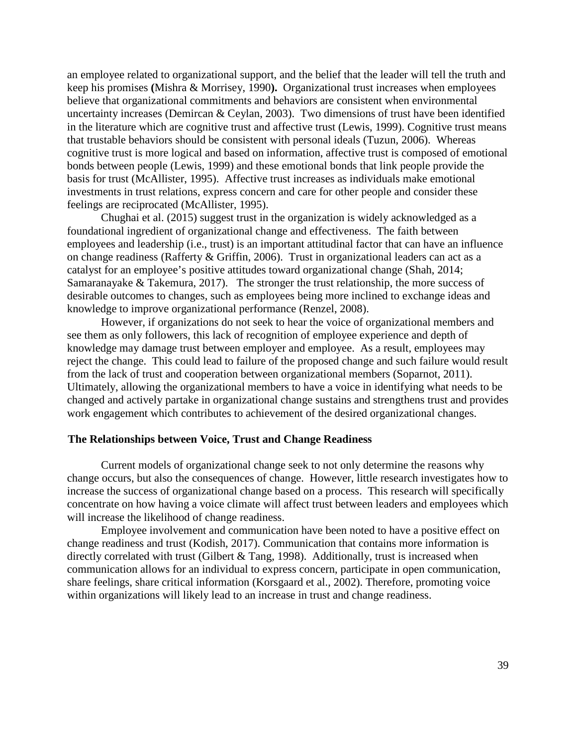an employee related to organizational support, and the belief that the leader will tell the truth and keep his promises **(**Mishra & Morrisey, 1990**).** Organizational trust increases when employees believe that organizational commitments and behaviors are consistent when environmental uncertainty increases (Demircan & Ceylan, 2003). Two dimensions of trust have been identified in the literature which are cognitive trust and affective trust (Lewis, 1999). Cognitive trust means that trustable behaviors should be consistent with personal ideals (Tuzun, 2006). Whereas cognitive trust is more logical and based on information, affective trust is composed of emotional bonds between people (Lewis, 1999) and these emotional bonds that link people provide the basis for trust (McAllister, 1995). Affective trust increases as individuals make emotional investments in trust relations, express concern and care for other people and consider these feelings are reciprocated (McAllister, 1995).

Chughai et al. (2015) suggest trust in the organization is widely acknowledged as a foundational ingredient of organizational change and effectiveness. The faith between employees and leadership (i.e., trust) is an important attitudinal factor that can have an influence on change readiness (Rafferty & Griffin, 2006). Trust in organizational leaders can act as a catalyst for an employee's positive attitudes toward organizational change (Shah, 2014; Samaranayake & Takemura, 2017). The stronger the trust relationship, the more success of desirable outcomes to changes, such as employees being more inclined to exchange ideas and knowledge to improve organizational performance (Renzel, 2008).

However, if organizations do not seek to hear the voice of organizational members and see them as only followers, this lack of recognition of employee experience and depth of knowledge may damage trust between employer and employee. As a result, employees may reject the change. This could lead to failure of the proposed change and such failure would result from the lack of trust and cooperation between organizational members (Soparnot, 2011). Ultimately, allowing the organizational members to have a voice in identifying what needs to be changed and actively partake in organizational change sustains and strengthens trust and provides work engagement which contributes to achievement of the desired organizational changes.

## The Relationships between Voice, Trust and Change Readiness

Current models of organizational change seek to not only determine the reasons why change occurs, but also the consequences of change. However, little research investigates how to increase the success of organizational change based on a process. This research will specifically concentrate on how having a voice climate will affect trust between leaders and employees which will increase the likelihood of change readiness.

Employee involvement and communication have been noted to have a positive effect on change readiness and trust (Kodish, 2017). Communication that contains more information is directly correlated with trust (Gilbert & Tang, 1998). Additionally, trust is increased when communication allows for an individual to express concern, participate in open communication, share feelings, share critical information (Korsgaard et al., 2002). Therefore, promoting voice within organizations will likely lead to an increase in trust and change readiness.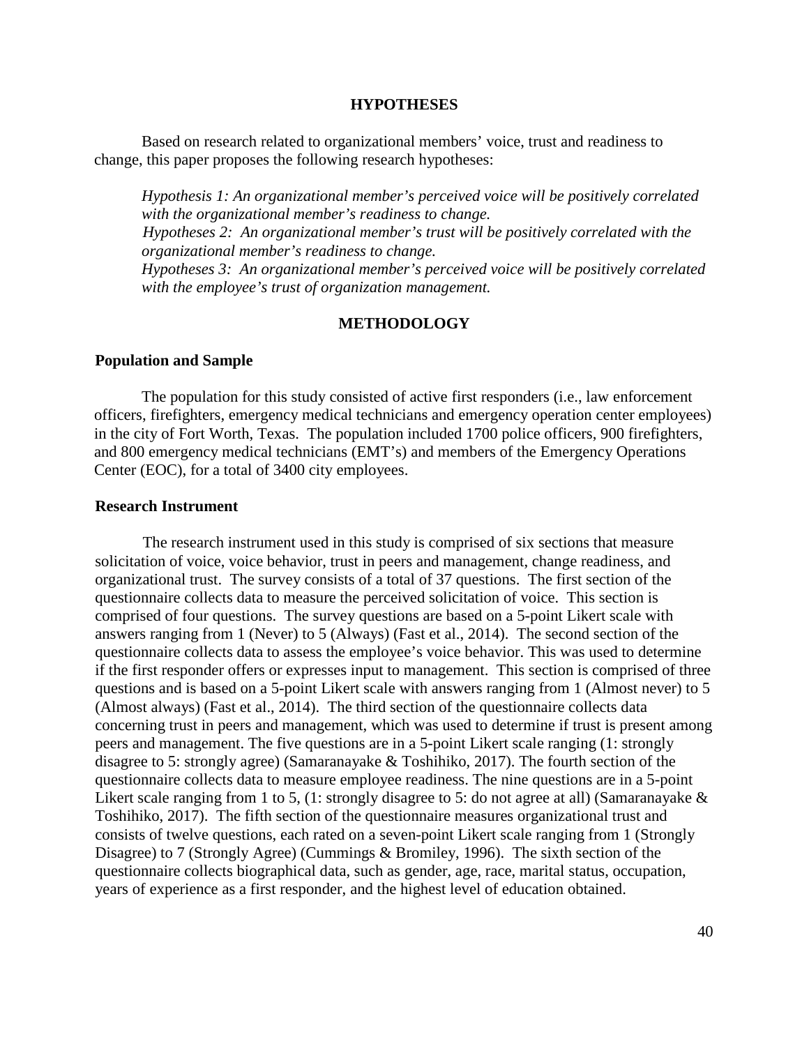## HYPOTHESES

Based on research related to organizational members' voice, trust and readiness to change, this paper proposes the following research hypotheses:

*Hypothesis 1: An organizational member's perceived voice will be positively correlated with the organizational member's readiness to change.*
*Hypotheses 2: An organizational member's trust will be positively correlated with the organizational member's readiness to change.*
*Hypotheses 3: An organizational member's perceived voice will be positively correlated with the employee's trust of organization management.*

## METHODOLOGY

### Population and Sample

The population for this study consisted of active first responders (i.e., law enforcement officers, firefighters, emergency medical technicians and emergency operation center employees) in the city of Fort Worth, Texas. The population included 1700 police officers, 900 firefighters, and 800 emergency medical technicians (EMT's) and members of the Emergency Operations Center (EOC), for a total of 3400 city employees.

### Research Instrument

The research instrument used in this study is comprised of six sections that measure solicitation of voice, voice behavior, trust in peers and management, change readiness, and organizational trust. The survey consists of a total of 37 questions. The first section of the questionnaire collects data to measure the perceived solicitation of voice. This section is comprised of four questions. The survey questions are based on a 5-point Likert scale with answers ranging from 1 (Never) to 5 (Always) (Fast et al., 2014). The second section of the questionnaire collects data to assess the employee's voice behavior. This was used to determine if the first responder offers or expresses input to management. This section is comprised of three questions and is based on a 5-point Likert scale with answers ranging from 1 (Almost never) to 5 (Almost always) (Fast et al., 2014). The third section of the questionnaire collects data concerning trust in peers and management, which was used to determine if trust is present among peers and management. The five questions are in a 5-point Likert scale ranging (1: strongly disagree to 5: strongly agree) (Samaranayake & Toshihiko, 2017). The fourth section of the questionnaire collects data to measure employee readiness. The nine questions are in a 5-point Likert scale ranging from 1 to 5, (1: strongly disagree to 5: do not agree at all) (Samaranayake & Toshihiko, 2017). The fifth section of the questionnaire measures organizational trust and consists of twelve questions, each rated on a seven-point Likert scale ranging from 1 (Strongly Disagree) to 7 (Strongly Agree) (Cummings & Bromiley, 1996). The sixth section of the questionnaire collects biographical data, such as gender, age, race, marital status, occupation, years of experience as a first responder, and the highest level of education obtained.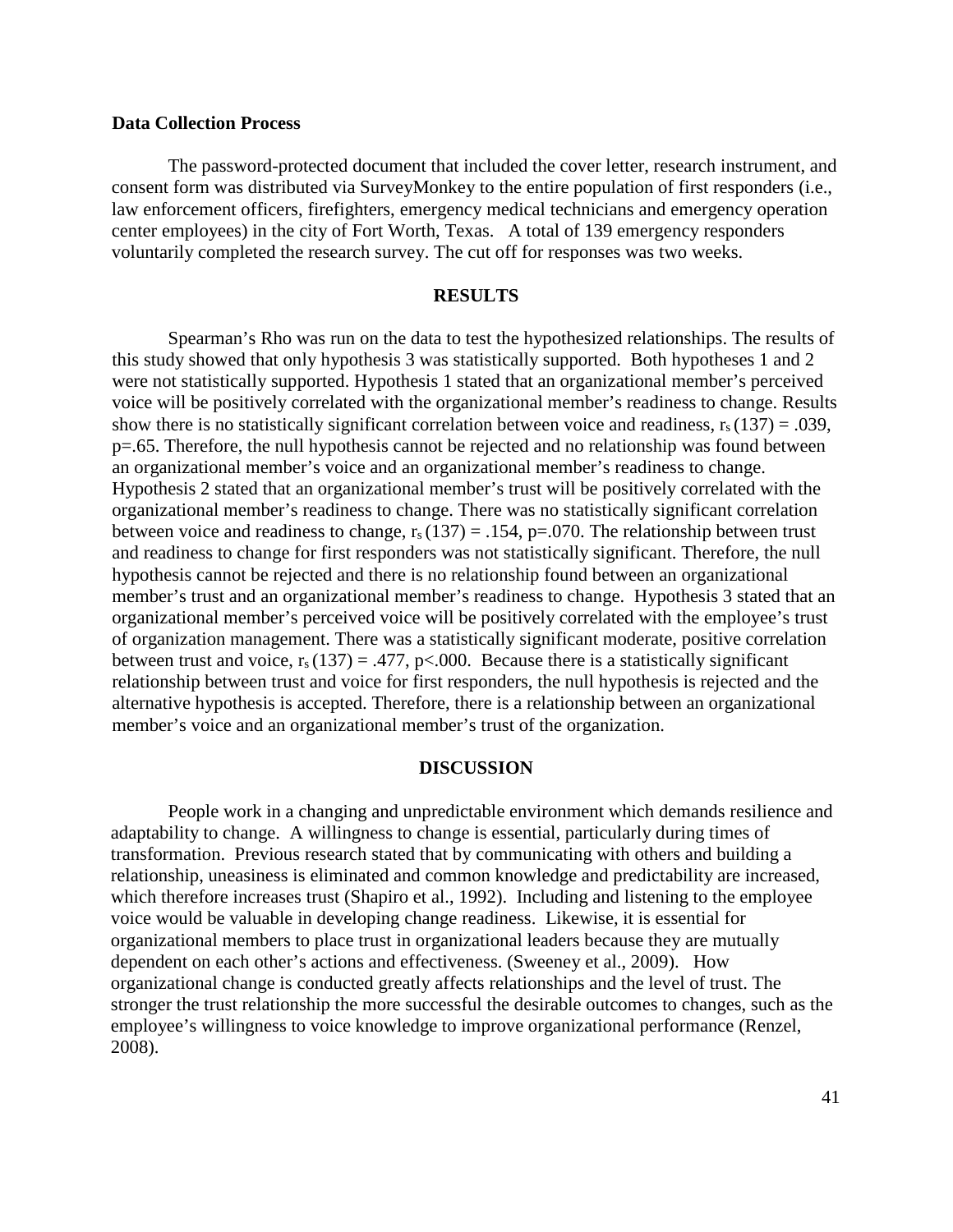**Data Collection Process**

The password-protected document that included the cover letter, research instrument, and consent form was distributed via SurveyMonkey to the entire population of first responders (i.e., law enforcement officers, firefighters, emergency medical technicians and emergency operation center employees) in the city of Fort Worth, Texas. A total of 139 emergency responders voluntarily completed the research survey. The cut off for responses was two weeks.

## RESULTS

Spearman's Rho was run on the data to test the hypothesized relationships. The results of this study showed that only hypothesis 3 was statistically supported. Both hypotheses 1 and 2 were not statistically supported. Hypothesis 1 stated that an organizational member's perceived voice will be positively correlated with the organizational member's readiness to change. Results show there is no statistically significant correlation between voice and readiness, $r_s\,(137) = .039$, $p=.65$. Therefore, the null hypothesis cannot be rejected and no relationship was found between an organizational member's voice and an organizational member's readiness to change. Hypothesis 2 stated that an organizational member's trust will be positively correlated with the organizational member's readiness to change. There was no statistically significant correlation between voice and readiness to change, $r_s\,(137) = .154$, $p=.070$. The relationship between trust and readiness to change for first responders was not statistically significant. Therefore, the null hypothesis cannot be rejected and there is no relationship found between an organizational member's trust and an organizational member's readiness to change. Hypothesis 3 stated that an organizational member's perceived voice will be positively correlated with the employee's trust of organization management. There was a statistically significant moderate, positive correlation between trust and voice, $r_s\,(137) = .477$, $p<.000$. Because there is a statistically significant relationship between trust and voice for first responders, the null hypothesis is rejected and the alternative hypothesis is accepted. Therefore, there is a relationship between an organizational member's voice and an organizational member's trust of the organization.

## DISCUSSION

People work in a changing and unpredictable environment which demands resilience and adaptability to change. A willingness to change is essential, particularly during times of transformation. Previous research stated that by communicating with others and building a relationship, uneasiness is eliminated and common knowledge and predictability are increased, which therefore increases trust (Shapiro et al., 1992). Including and listening to the employee voice would be valuable in developing change readiness. Likewise, it is essential for organizational members to place trust in organizational leaders because they are mutually dependent on each other's actions and effectiveness. (Sweeney et al., 2009). How organizational change is conducted greatly affects relationships and the level of trust. The stronger the trust relationship the more successful the desirable outcomes to changes, such as the employee's willingness to voice knowledge to improve organizational performance (Renzel, 2008).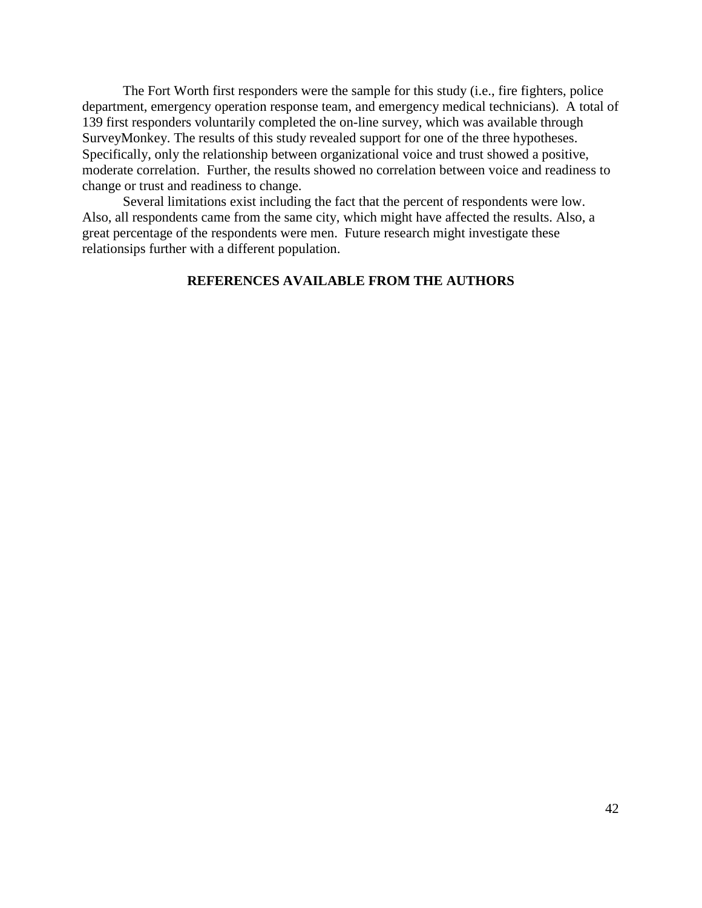The Fort Worth first responders were the sample for this study (i.e., fire fighters, police department, emergency operation response team, and emergency medical technicians). A total of 139 first responders voluntarily completed the on-line survey, which was available through SurveyMonkey. The results of this study revealed support for one of the three hypotheses. Specifically, only the relationship between organizational voice and trust showed a positive, moderate correlation. Further, the results showed no correlation between voice and readiness to change or trust and readiness to change.

Several limitations exist including the fact that the percent of respondents were low. Also, all respondents came from the same city, which might have affected the results. Also, a great percentage of the respondents were men. Future research might investigate these relationsips further with a different population.

**REFERENCES AVAILABLE FROM THE AUTHORS**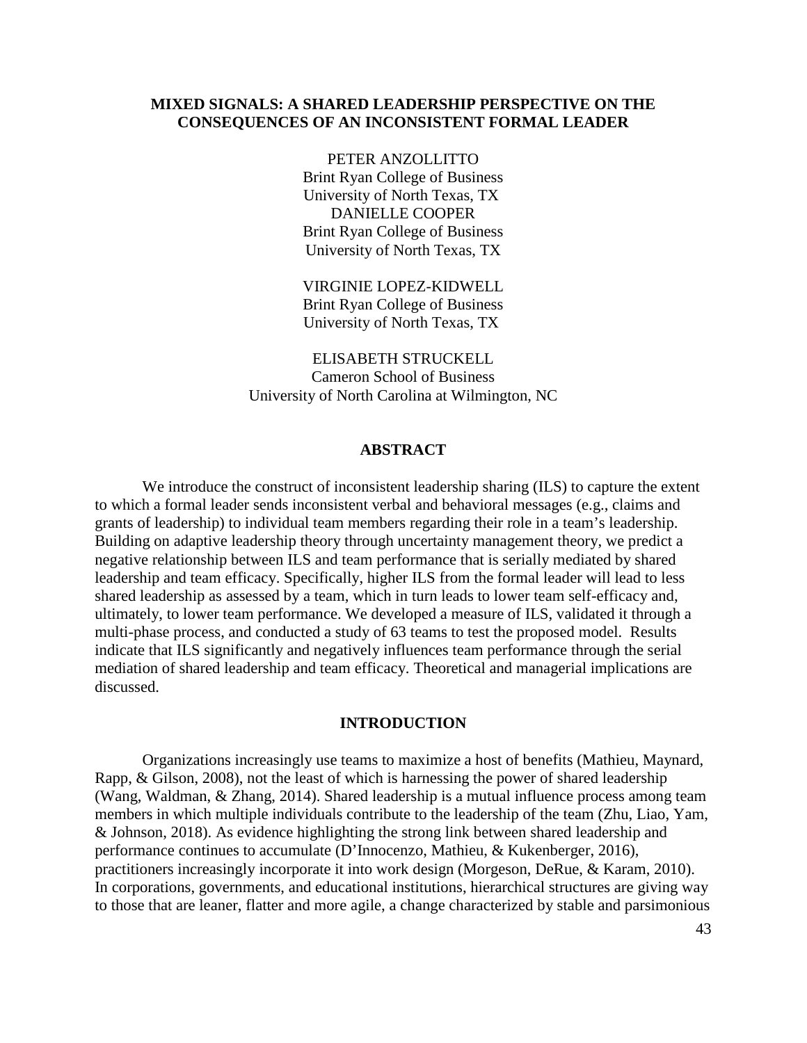# MIXED SIGNALS: A SHARED LEADERSHIP PERSPECTIVE ON THE CONSEQUENCES OF AN INCONSISTENT FORMAL LEADER

PETER ANZOLLITTO
Brint Ryan College of Business
University of North Texas, TX

DANIELLE COOPER
Brint Ryan College of Business
University of North Texas, TX

VIRGINIE LOPEZ-KIDWELL
Brint Ryan College of Business
University of North Texas, TX

ELISABETH STRUCKELL
Cameron School of Business
University of North Carolina at Wilmington, NC

## ABSTRACT

We introduce the construct of inconsistent leadership sharing (ILS) to capture the extent to which a formal leader sends inconsistent verbal and behavioral messages (e.g., claims and grants of leadership) to individual team members regarding their role in a team's leadership. Building on adaptive leadership theory through uncertainty management theory, we predict a negative relationship between ILS and team performance that is serially mediated by shared leadership and team efficacy. Specifically, higher ILS from the formal leader will lead to less shared leadership as assessed by a team, which in turn leads to lower team self-efficacy and, ultimately, to lower team performance. We developed a measure of ILS, validated it through a multi-phase process, and conducted a study of 63 teams to test the proposed model. Results indicate that ILS significantly and negatively influences team performance through the serial mediation of shared leadership and team efficacy. Theoretical and managerial implications are discussed.

## INTRODUCTION

Organizations increasingly use teams to maximize a host of benefits (Mathieu, Maynard, Rapp, & Gilson, 2008), not the least of which is harnessing the power of shared leadership (Wang, Waldman, & Zhang, 2014). Shared leadership is a mutual influence process among team members in which multiple individuals contribute to the leadership of the team (Zhu, Liao, Yam, & Johnson, 2018). As evidence highlighting the strong link between shared leadership and performance continues to accumulate (D'Innocenzo, Mathieu, & Kukenberger, 2016), practitioners increasingly incorporate it into work design (Morgeson, DeRue, & Karam, 2010). In corporations, governments, and educational institutions, hierarchical structures are giving way to those that are leaner, flatter and more agile, a change characterized by stable and parsimonious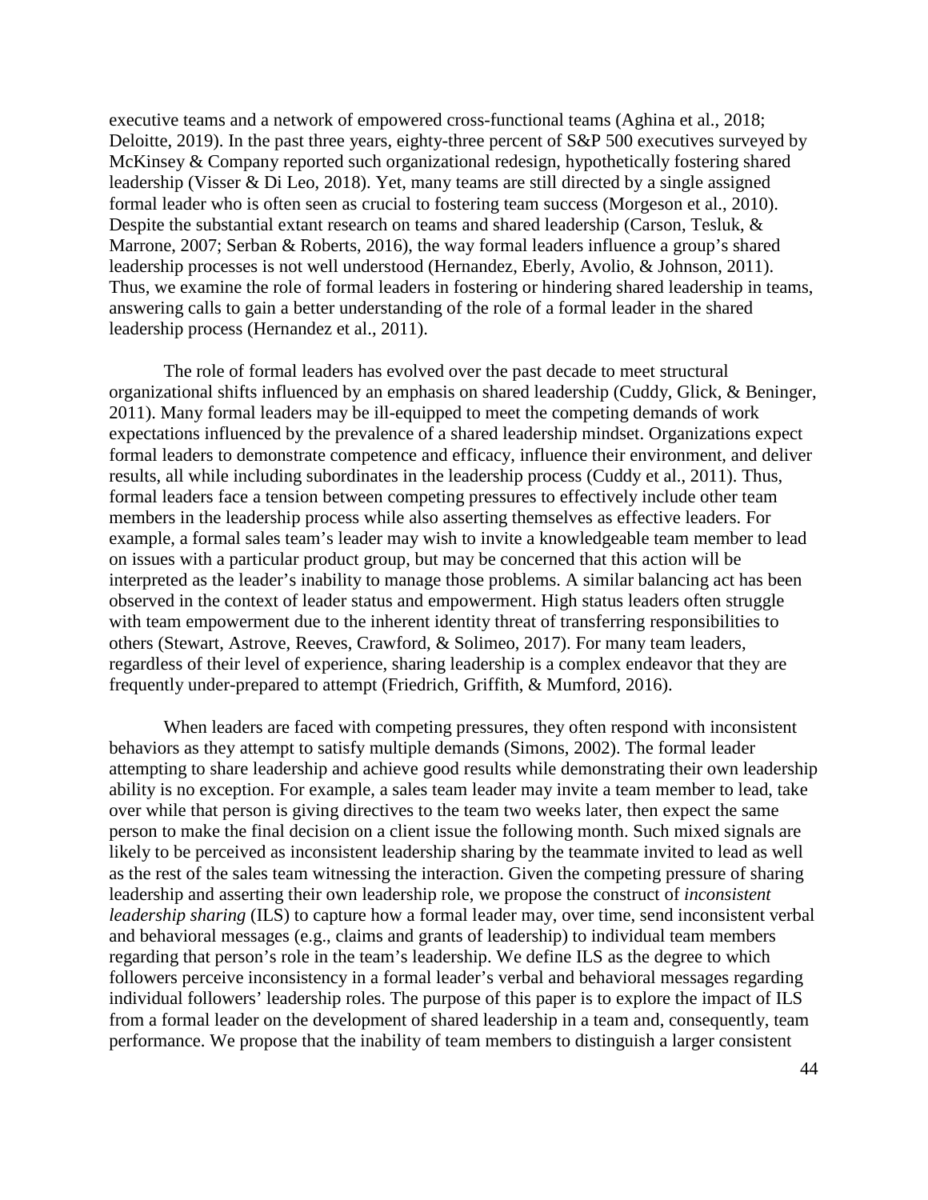executive teams and a network of empowered cross-functional teams (Aghina et al., 2018; Deloitte, 2019). In the past three years, eighty-three percent of S&P 500 executives surveyed by McKinsey & Company reported such organizational redesign, hypothetically fostering shared leadership (Visser & Di Leo, 2018). Yet, many teams are still directed by a single assigned formal leader who is often seen as crucial to fostering team success (Morgeson et al., 2010). Despite the substantial extant research on teams and shared leadership (Carson, Tesluk, & Marrone, 2007; Serban & Roberts, 2016), the way formal leaders influence a group's shared leadership processes is not well understood (Hernandez, Eberly, Avolio, & Johnson, 2011). Thus, we examine the role of formal leaders in fostering or hindering shared leadership in teams, answering calls to gain a better understanding of the role of a formal leader in the shared leadership process (Hernandez et al., 2011).

The role of formal leaders has evolved over the past decade to meet structural organizational shifts influenced by an emphasis on shared leadership (Cuddy, Glick, & Beninger, 2011). Many formal leaders may be ill-equipped to meet the competing demands of work expectations influenced by the prevalence of a shared leadership mindset. Organizations expect formal leaders to demonstrate competence and efficacy, influence their environment, and deliver results, all while including subordinates in the leadership process (Cuddy et al., 2011). Thus, formal leaders face a tension between competing pressures to effectively include other team members in the leadership process while also asserting themselves as effective leaders. For example, a formal sales team's leader may wish to invite a knowledgeable team member to lead on issues with a particular product group, but may be concerned that this action will be interpreted as the leader's inability to manage those problems. A similar balancing act has been observed in the context of leader status and empowerment. High status leaders often struggle with team empowerment due to the inherent identity threat of transferring responsibilities to others (Stewart, Astrove, Reeves, Crawford, & Solimeo, 2017). For many team leaders, regardless of their level of experience, sharing leadership is a complex endeavor that they are frequently under-prepared to attempt (Friedrich, Griffith, & Mumford, 2016).

When leaders are faced with competing pressures, they often respond with inconsistent behaviors as they attempt to satisfy multiple demands (Simons, 2002). The formal leader attempting to share leadership and achieve good results while demonstrating their own leadership ability is no exception. For example, a sales team leader may invite a team member to lead, take over while that person is giving directives to the team two weeks later, then expect the same person to make the final decision on a client issue the following month. Such mixed signals are likely to be perceived as inconsistent leadership sharing by the teammate invited to lead as well as the rest of the sales team witnessing the interaction. Given the competing pressure of sharing leadership and asserting their own leadership role, we propose the construct of *inconsistent leadership sharing* (ILS) to capture how a formal leader may, over time, send inconsistent verbal and behavioral messages (e.g., claims and grants of leadership) to individual team members regarding that person's role in the team's leadership. We define ILS as the degree to which followers perceive inconsistency in a formal leader's verbal and behavioral messages regarding individual followers' leadership roles. The purpose of this paper is to explore the impact of ILS from a formal leader on the development of shared leadership in a team and, consequently, team performance. We propose that the inability of team members to distinguish a larger consistent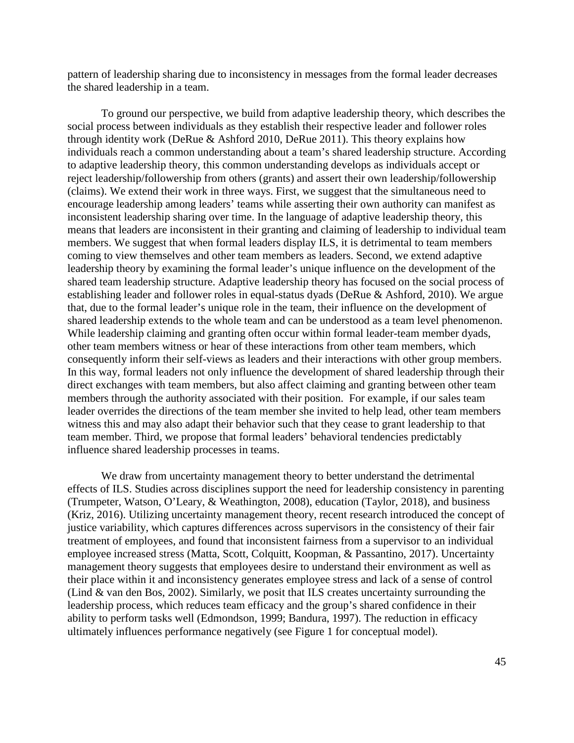pattern of leadership sharing due to inconsistency in messages from the formal leader decreases the shared leadership in a team.

To ground our perspective, we build from adaptive leadership theory, which describes the social process between individuals as they establish their respective leader and follower roles through identity work (DeRue & Ashford 2010, DeRue 2011). This theory explains how individuals reach a common understanding about a team's shared leadership structure. According to adaptive leadership theory, this common understanding develops as individuals accept or reject leadership/followership from others (grants) and assert their own leadership/followership (claims). We extend their work in three ways. First, we suggest that the simultaneous need to encourage leadership among leaders' teams while asserting their own authority can manifest as inconsistent leadership sharing over time. In the language of adaptive leadership theory, this means that leaders are inconsistent in their granting and claiming of leadership to individual team members. We suggest that when formal leaders display ILS, it is detrimental to team members coming to view themselves and other team members as leaders. Second, we extend adaptive leadership theory by examining the formal leader's unique influence on the development of the shared team leadership structure. Adaptive leadership theory has focused on the social process of establishing leader and follower roles in equal-status dyads (DeRue & Ashford, 2010). We argue that, due to the formal leader's unique role in the team, their influence on the development of shared leadership extends to the whole team and can be understood as a team level phenomenon. While leadership claiming and granting often occur within formal leader-team member dyads, other team members witness or hear of these interactions from other team members, which consequently inform their self-views as leaders and their interactions with other group members. In this way, formal leaders not only influence the development of shared leadership through their direct exchanges with team members, but also affect claiming and granting between other team members through the authority associated with their position. For example, if our sales team leader overrides the directions of the team member she invited to help lead, other team members witness this and may also adapt their behavior such that they cease to grant leadership to that team member. Third, we propose that formal leaders' behavioral tendencies predictably influence shared leadership processes in teams.

We draw from uncertainty management theory to better understand the detrimental effects of ILS. Studies across disciplines support the need for leadership consistency in parenting (Trumpeter, Watson, O'Leary, & Weathington, 2008), education (Taylor, 2018), and business (Kriz, 2016). Utilizing uncertainty management theory, recent research introduced the concept of justice variability, which captures differences across supervisors in the consistency of their fair treatment of employees, and found that inconsistent fairness from a supervisor to an individual employee increased stress (Matta, Scott, Colquitt, Koopman, & Passantino, 2017). Uncertainty management theory suggests that employees desire to understand their environment as well as their place within it and inconsistency generates employee stress and lack of a sense of control (Lind & van den Bos, 2002). Similarly, we posit that ILS creates uncertainty surrounding the leadership process, which reduces team efficacy and the group's shared confidence in their ability to perform tasks well (Edmondson, 1999; Bandura, 1997). The reduction in efficacy ultimately influences performance negatively (see Figure 1 for conceptual model).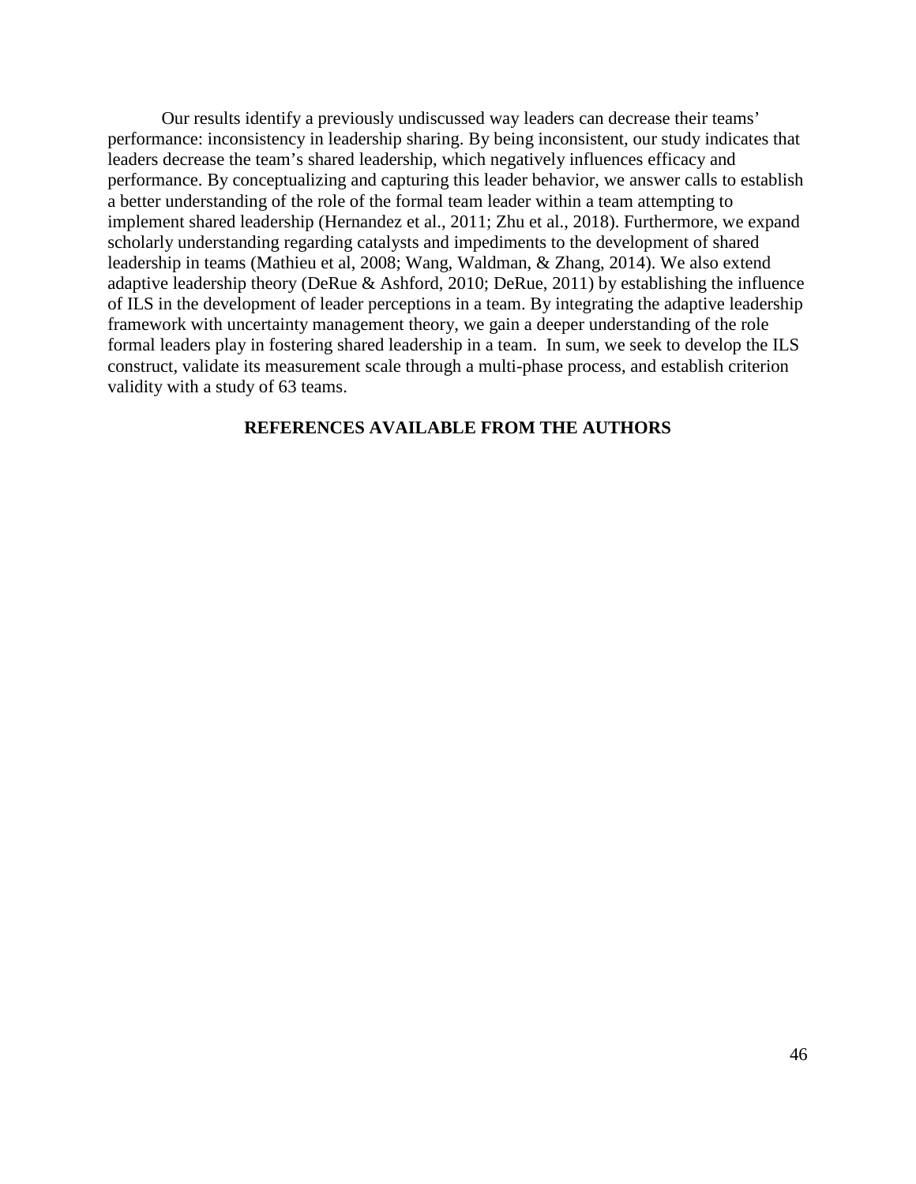Our results identify a previously undiscussed way leaders can decrease their teams' performance: inconsistency in leadership sharing. By being inconsistent, our study indicates that leaders decrease the team's shared leadership, which negatively influences efficacy and performance. By conceptualizing and capturing this leader behavior, we answer calls to establish a better understanding of the role of the formal team leader within a team attempting to implement shared leadership (Hernandez et al., 2011; Zhu et al., 2018). Furthermore, we expand scholarly understanding regarding catalysts and impediments to the development of shared leadership in teams (Mathieu et al, 2008; Wang, Waldman, & Zhang, 2014). We also extend adaptive leadership theory (DeRue & Ashford, 2010; DeRue, 2011) by establishing the influence of ILS in the development of leader perceptions in a team. By integrating the adaptive leadership framework with uncertainty management theory, we gain a deeper understanding of the role formal leaders play in fostering shared leadership in a team. In sum, we seek to develop the ILS construct, validate its measurement scale through a multi-phase process, and establish criterion validity with a study of 63 teams.

**REFERENCES AVAILABLE FROM THE AUTHORS**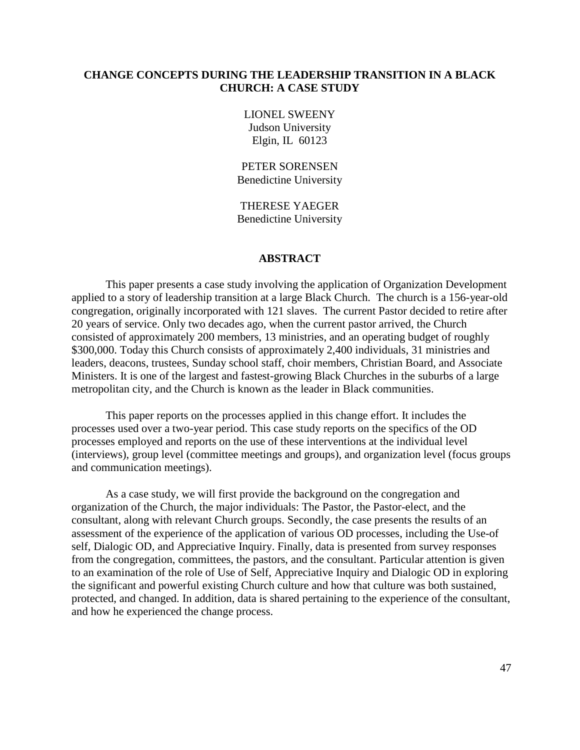# CHANGE CONCEPTS DURING THE LEADERSHIP TRANSITION IN A BLACK CHURCH: A CASE STUDY

LIONEL SWEENY
Judson University
Elgin, IL 60123

PETER SORENSEN
Benedictine University

THERESE YAEGER
Benedictine University

## ABSTRACT

This paper presents a case study involving the application of Organization Development applied to a story of leadership transition at a large Black Church. The church is a 156-year-old congregation, originally incorporated with 121 slaves. The current Pastor decided to retire after 20 years of service. Only two decades ago, when the current pastor arrived, the Church consisted of approximately 200 members, 13 ministries, and an operating budget of roughly \$300,000. Today this Church consists of approximately 2,400 individuals, 31 ministries and leaders, deacons, trustees, Sunday school staff, choir members, Christian Board, and Associate Ministers. It is one of the largest and fastest-growing Black Churches in the suburbs of a large metropolitan city, and the Church is known as the leader in Black communities.

This paper reports on the processes applied in this change effort. It includes the processes used over a two-year period. This case study reports on the specifics of the OD processes employed and reports on the use of these interventions at the individual level (interviews), group level (committee meetings and groups), and organization level (focus groups and communication meetings).

As a case study, we will first provide the background on the congregation and organization of the Church, the major individuals: The Pastor, the Pastor-elect, and the consultant, along with relevant Church groups. Secondly, the case presents the results of an assessment of the experience of the application of various OD processes, including the Use-of self, Dialogic OD, and Appreciative Inquiry. Finally, data is presented from survey responses from the congregation, committees, the pastors, and the consultant. Particular attention is given to an examination of the role of Use of Self, Appreciative Inquiry and Dialogic OD in exploring the significant and powerful existing Church culture and how that culture was both sustained, protected, and changed. In addition, data is shared pertaining to the experience of the consultant, and how he experienced the change process.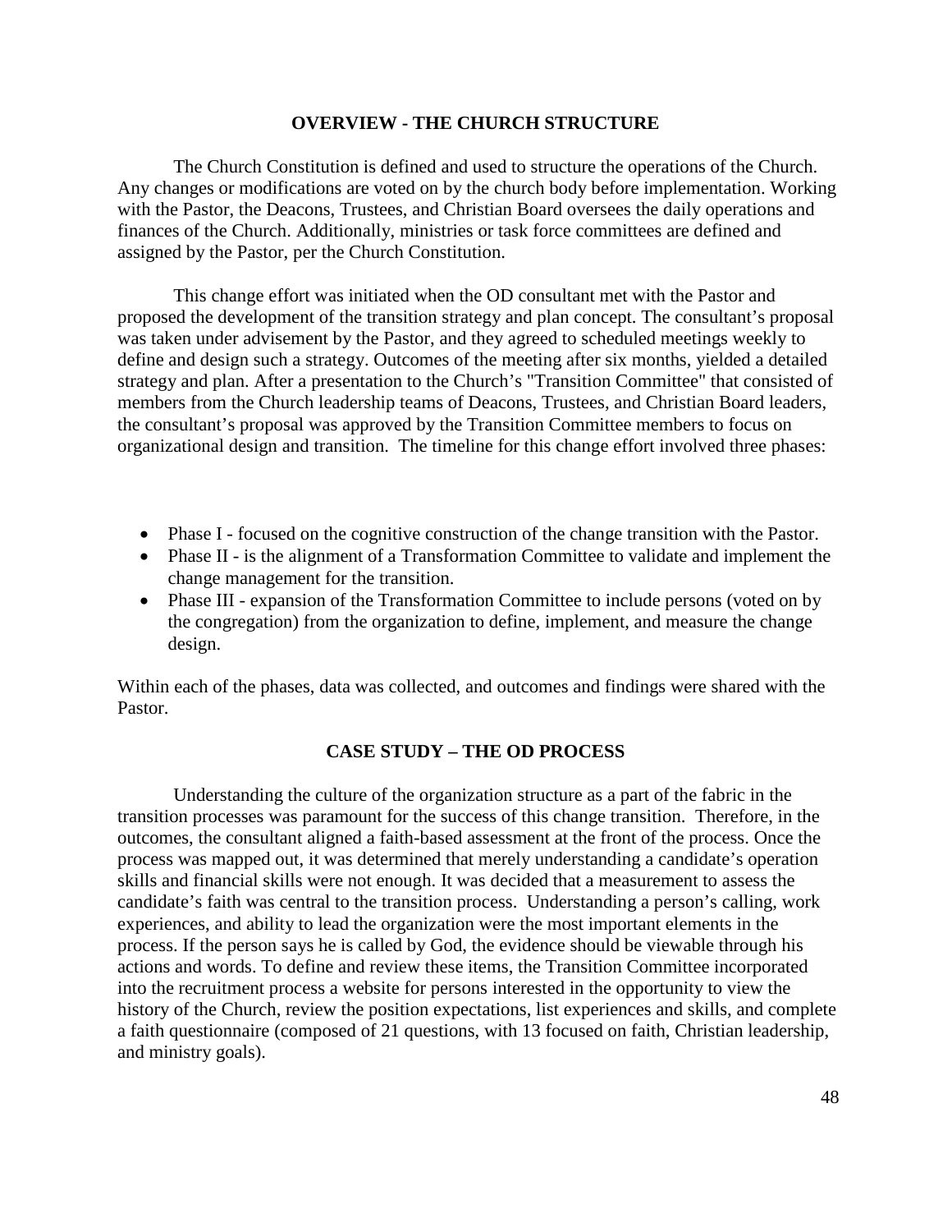## OVERVIEW - THE CHURCH STRUCTURE

The Church Constitution is defined and used to structure the operations of the Church. Any changes or modifications are voted on by the church body before implementation. Working with the Pastor, the Deacons, Trustees, and Christian Board oversees the daily operations and finances of the Church. Additionally, ministries or task force committees are defined and assigned by the Pastor, per the Church Constitution.

This change effort was initiated when the OD consultant met with the Pastor and proposed the development of the transition strategy and plan concept. The consultant's proposal was taken under advisement by the Pastor, and they agreed to scheduled meetings weekly to define and design such a strategy. Outcomes of the meeting after six months, yielded a detailed strategy and plan. After a presentation to the Church's "Transition Committee" that consisted of members from the Church leadership teams of Deacons, Trustees, and Christian Board leaders, the consultant's proposal was approved by the Transition Committee members to focus on organizational design and transition. The timeline for this change effort involved three phases:

- Phase I - focused on the cognitive construction of the change transition with the Pastor.
- Phase II - is the alignment of a Transformation Committee to validate and implement the change management for the transition.
- Phase III - expansion of the Transformation Committee to include persons (voted on by the congregation) from the organization to define, implement, and measure the change design.

Within each of the phases, data was collected, and outcomes and findings were shared with the Pastor.

## CASE STUDY – THE OD PROCESS

Understanding the culture of the organization structure as a part of the fabric in the transition processes was paramount for the success of this change transition. Therefore, in the outcomes, the consultant aligned a faith-based assessment at the front of the process. Once the process was mapped out, it was determined that merely understanding a candidate's operation skills and financial skills were not enough. It was decided that a measurement to assess the candidate's faith was central to the transition process. Understanding a person's calling, work experiences, and ability to lead the organization were the most important elements in the process. If the person says he is called by God, the evidence should be viewable through his actions and words. To define and review these items, the Transition Committee incorporated into the recruitment process a website for persons interested in the opportunity to view the history of the Church, review the position expectations, list experiences and skills, and complete a faith questionnaire (composed of 21 questions, with 13 focused on faith, Christian leadership, and ministry goals).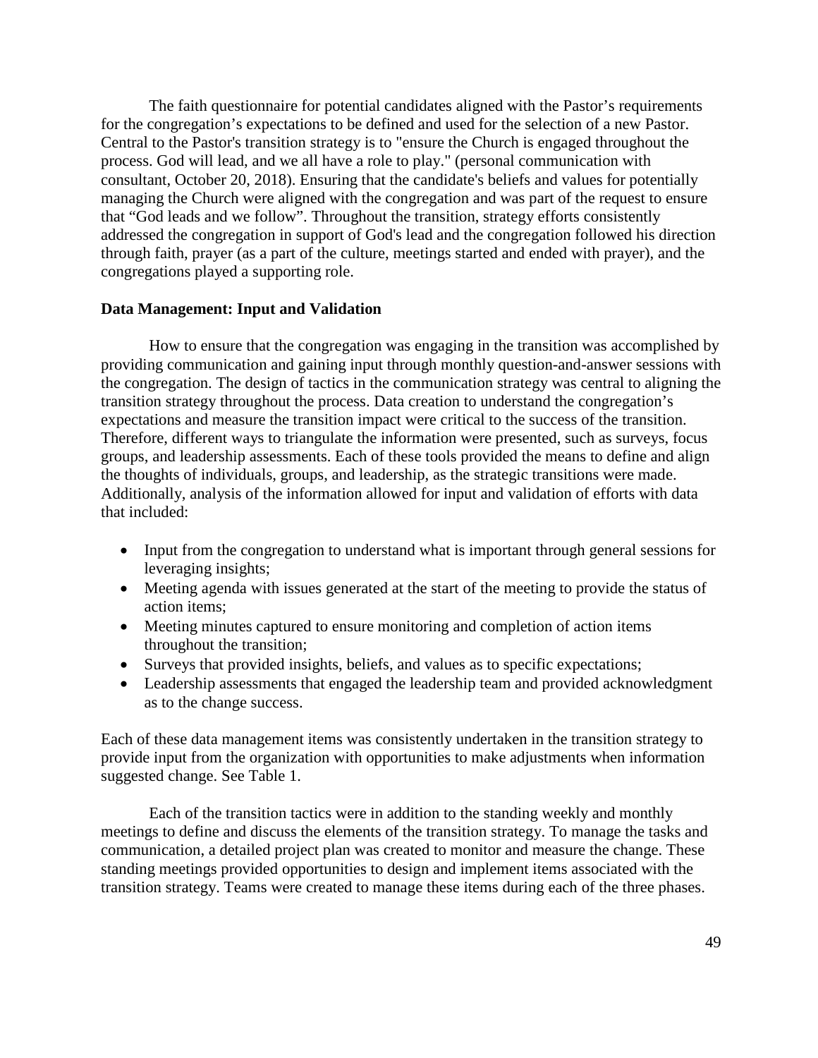The faith questionnaire for potential candidates aligned with the Pastor's requirements for the congregation's expectations to be defined and used for the selection of a new Pastor. Central to the Pastor's transition strategy is to "ensure the Church is engaged throughout the process. God will lead, and we all have a role to play." (personal communication with consultant, October 20, 2018). Ensuring that the candidate's beliefs and values for potentially managing the Church were aligned with the congregation and was part of the request to ensure that "God leads and we follow". Throughout the transition, strategy efforts consistently addressed the congregation in support of God's lead and the congregation followed his direction through faith, prayer (as a part of the culture, meetings started and ended with prayer), and the congregations played a supporting role.

**Data Management: Input and Validation**

How to ensure that the congregation was engaging in the transition was accomplished by providing communication and gaining input through monthly question-and-answer sessions with the congregation. The design of tactics in the communication strategy was central to aligning the transition strategy throughout the process. Data creation to understand the congregation's expectations and measure the transition impact were critical to the success of the transition. Therefore, different ways to triangulate the information were presented, such as surveys, focus groups, and leadership assessments. Each of these tools provided the means to define and align the thoughts of individuals, groups, and leadership, as the strategic transitions were made. Additionally, analysis of the information allowed for input and validation of efforts with data that included:

- Input from the congregation to understand what is important through general sessions for leveraging insights;
- Meeting agenda with issues generated at the start of the meeting to provide the status of action items;
- Meeting minutes captured to ensure monitoring and completion of action items throughout the transition;
- Surveys that provided insights, beliefs, and values as to specific expectations;
- Leadership assessments that engaged the leadership team and provided acknowledgment as to the change success.

Each of these data management items was consistently undertaken in the transition strategy to provide input from the organization with opportunities to make adjustments when information suggested change. See Table 1.

Each of the transition tactics were in addition to the standing weekly and monthly meetings to define and discuss the elements of the transition strategy. To manage the tasks and communication, a detailed project plan was created to monitor and measure the change. These standing meetings provided opportunities to design and implement items associated with the transition strategy. Teams were created to manage these items during each of the three phases.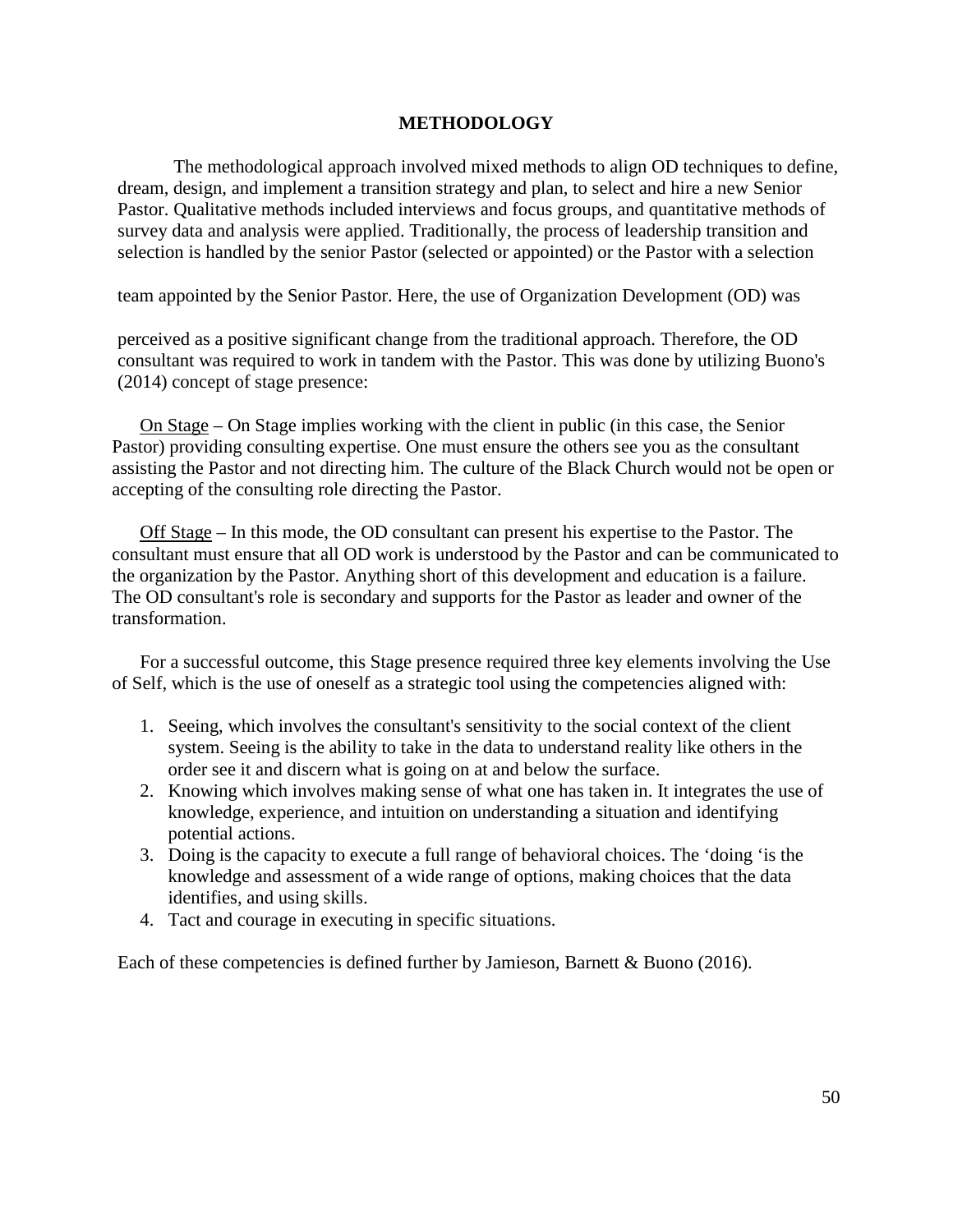## METHODOLOGY

The methodological approach involved mixed methods to align OD techniques to define, dream, design, and implement a transition strategy and plan, to select and hire a new Senior Pastor. Qualitative methods included interviews and focus groups, and quantitative methods of survey data and analysis were applied. Traditionally, the process of leadership transition and selection is handled by the senior Pastor (selected or appointed) or the Pastor with a selection team appointed by the Senior Pastor. Here, the use of Organization Development (OD) was perceived as a positive significant change from the traditional approach. Therefore, the OD consultant was required to work in tandem with the Pastor. This was done by utilizing Buono's (2014) concept of stage presence:

<u>On Stage</u> – On Stage implies working with the client in public (in this case, the Senior Pastor) providing consulting expertise. One must ensure the others see you as the consultant assisting the Pastor and not directing him. The culture of the Black Church would not be open or accepting of the consulting role directing the Pastor.

<u>Off Stage</u> – In this mode, the OD consultant can present his expertise to the Pastor. The consultant must ensure that all OD work is understood by the Pastor and can be communicated to the organization by the Pastor. Anything short of this development and education is a failure. The OD consultant's role is secondary and supports for the Pastor as leader and owner of the transformation.

For a successful outcome, this Stage presence required three key elements involving the Use of Self, which is the use of oneself as a strategic tool using the competencies aligned with:

1. Seeing, which involves the consultant's sensitivity to the social context of the client system. Seeing is the ability to take in the data to understand reality like others in the order see it and discern what is going on at and below the surface.
2. Knowing which involves making sense of what one has taken in. It integrates the use of knowledge, experience, and intuition on understanding a situation and identifying potential actions.
3. Doing is the capacity to execute a full range of behavioral choices. The 'doing 'is the knowledge and assessment of a wide range of options, making choices that the data identifies, and using skills.
4. Tact and courage in executing in specific situations.

Each of these competencies is defined further by Jamieson, Barnett & Buono (2016).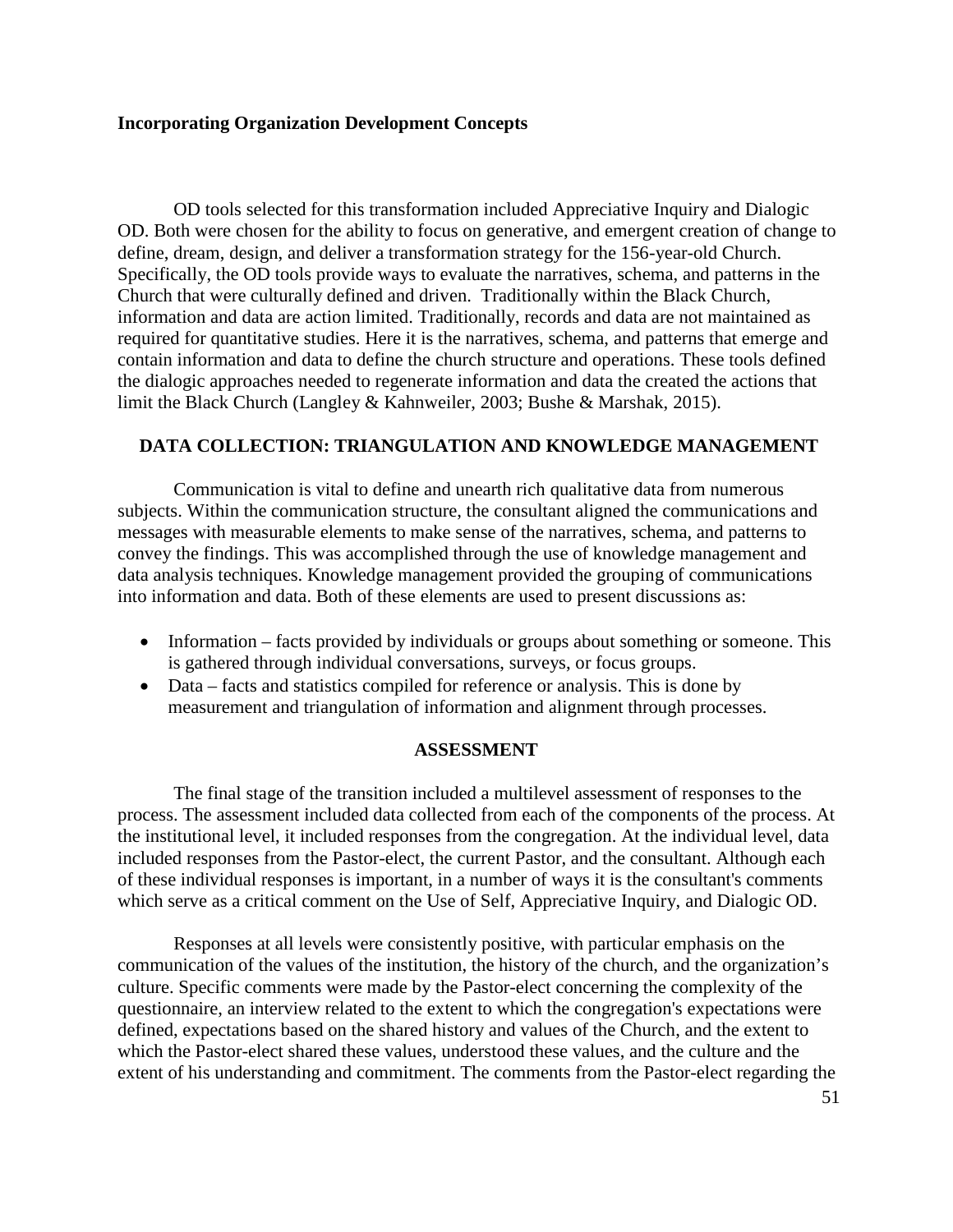**Incorporating Organization Development Concepts**

OD tools selected for this transformation included Appreciative Inquiry and Dialogic OD. Both were chosen for the ability to focus on generative, and emergent creation of change to define, dream, design, and deliver a transformation strategy for the 156-year-old Church. Specifically, the OD tools provide ways to evaluate the narratives, schema, and patterns in the Church that were culturally defined and driven. Traditionally within the Black Church, information and data are action limited. Traditionally, records and data are not maintained as required for quantitative studies. Here it is the narratives, schema, and patterns that emerge and contain information and data to define the church structure and operations. These tools defined the dialogic approaches needed to regenerate information and data the created the actions that limit the Black Church (Langley & Kahnweiler, 2003; Bushe & Marshak, 2015).

## DATA COLLECTION: TRIANGULATION AND KNOWLEDGE MANAGEMENT

Communication is vital to define and unearth rich qualitative data from numerous subjects. Within the communication structure, the consultant aligned the communications and messages with measurable elements to make sense of the narratives, schema, and patterns to convey the findings. This was accomplished through the use of knowledge management and data analysis techniques. Knowledge management provided the grouping of communications into information and data. Both of these elements are used to present discussions as:

- Information – facts provided by individuals or groups about something or someone. This is gathered through individual conversations, surveys, or focus groups.
- Data – facts and statistics compiled for reference or analysis. This is done by measurement and triangulation of information and alignment through processes.

## ASSESSMENT

The final stage of the transition included a multilevel assessment of responses to the process. The assessment included data collected from each of the components of the process. At the institutional level, it included responses from the congregation. At the individual level, data included responses from the Pastor-elect, the current Pastor, and the consultant. Although each of these individual responses is important, in a number of ways it is the consultant's comments which serve as a critical comment on the Use of Self, Appreciative Inquiry, and Dialogic OD.

Responses at all levels were consistently positive, with particular emphasis on the communication of the values of the institution, the history of the church, and the organization's culture. Specific comments were made by the Pastor-elect concerning the complexity of the questionnaire, an interview related to the extent to which the congregation's expectations were defined, expectations based on the shared history and values of the Church, and the extent to which the Pastor-elect shared these values, understood these values, and the culture and the extent of his understanding and commitment. The comments from the Pastor-elect regarding the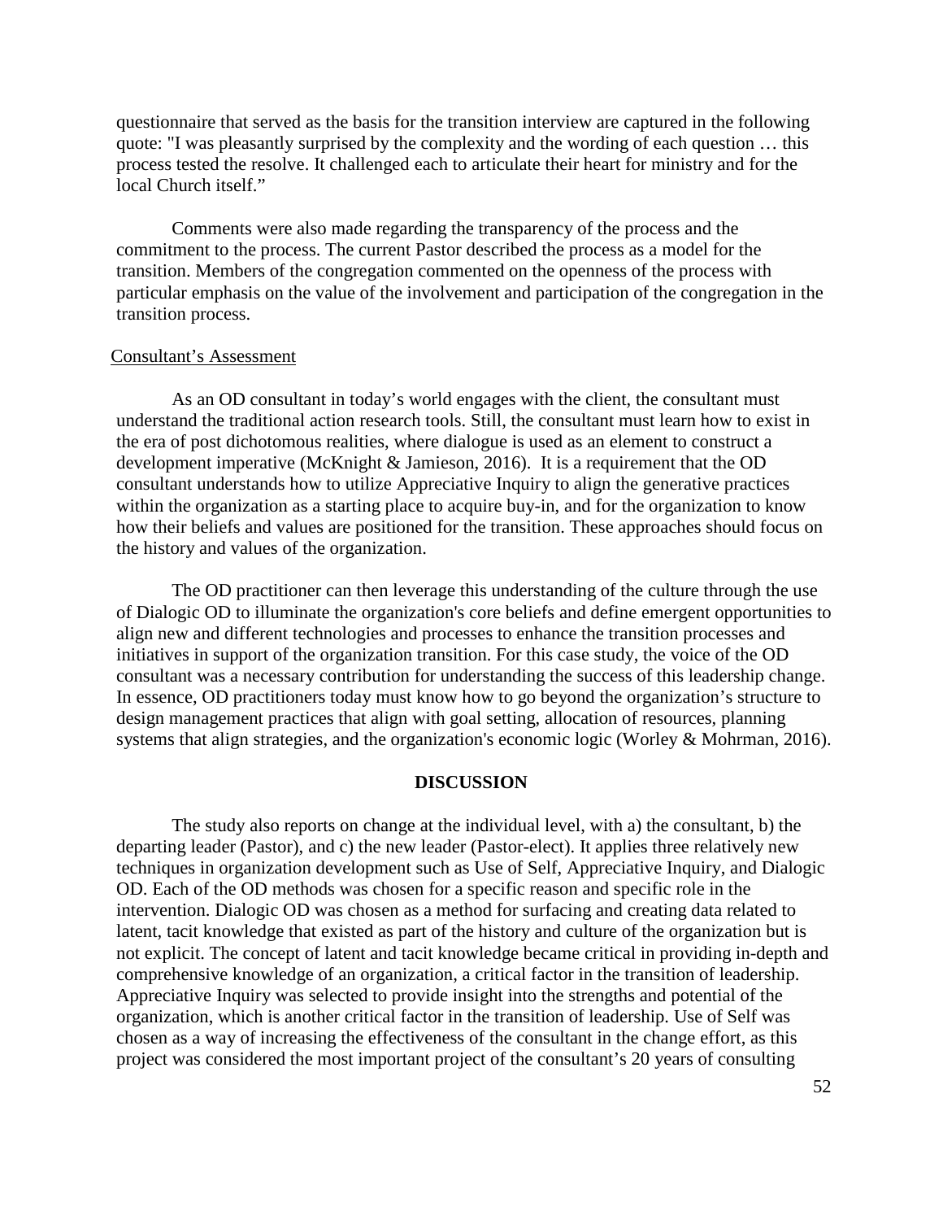questionnaire that served as the basis for the transition interview are captured in the following quote: "I was pleasantly surprised by the complexity and the wording of each question … this process tested the resolve. It challenged each to articulate their heart for ministry and for the local Church itself."

Comments were also made regarding the transparency of the process and the commitment to the process. The current Pastor described the process as a model for the transition. Members of the congregation commented on the openness of the process with particular emphasis on the value of the involvement and participation of the congregation in the transition process.

<u>Consultant's Assessment</u>

As an OD consultant in today's world engages with the client, the consultant must understand the traditional action research tools. Still, the consultant must learn how to exist in the era of post dichotomous realities, where dialogue is used as an element to construct a development imperative (McKnight & Jamieson, 2016). It is a requirement that the OD consultant understands how to utilize Appreciative Inquiry to align the generative practices within the organization as a starting place to acquire buy-in, and for the organization to know how their beliefs and values are positioned for the transition. These approaches should focus on the history and values of the organization.

The OD practitioner can then leverage this understanding of the culture through the use of Dialogic OD to illuminate the organization's core beliefs and define emergent opportunities to align new and different technologies and processes to enhance the transition processes and initiatives in support of the organization transition. For this case study, the voice of the OD consultant was a necessary contribution for understanding the success of this leadership change. In essence, OD practitioners today must know how to go beyond the organization's structure to design management practices that align with goal setting, allocation of resources, planning systems that align strategies, and the organization's economic logic (Worley & Mohrman, 2016).

## DISCUSSION

The study also reports on change at the individual level, with a) the consultant, b) the departing leader (Pastor), and c) the new leader (Pastor-elect). It applies three relatively new techniques in organization development such as Use of Self, Appreciative Inquiry, and Dialogic OD. Each of the OD methods was chosen for a specific reason and specific role in the intervention. Dialogic OD was chosen as a method for surfacing and creating data related to latent, tacit knowledge that existed as part of the history and culture of the organization but is not explicit. The concept of latent and tacit knowledge became critical in providing in-depth and comprehensive knowledge of an organization, a critical factor in the transition of leadership. Appreciative Inquiry was selected to provide insight into the strengths and potential of the organization, which is another critical factor in the transition of leadership. Use of Self was chosen as a way of increasing the effectiveness of the consultant in the change effort, as this project was considered the most important project of the consultant's 20 years of consulting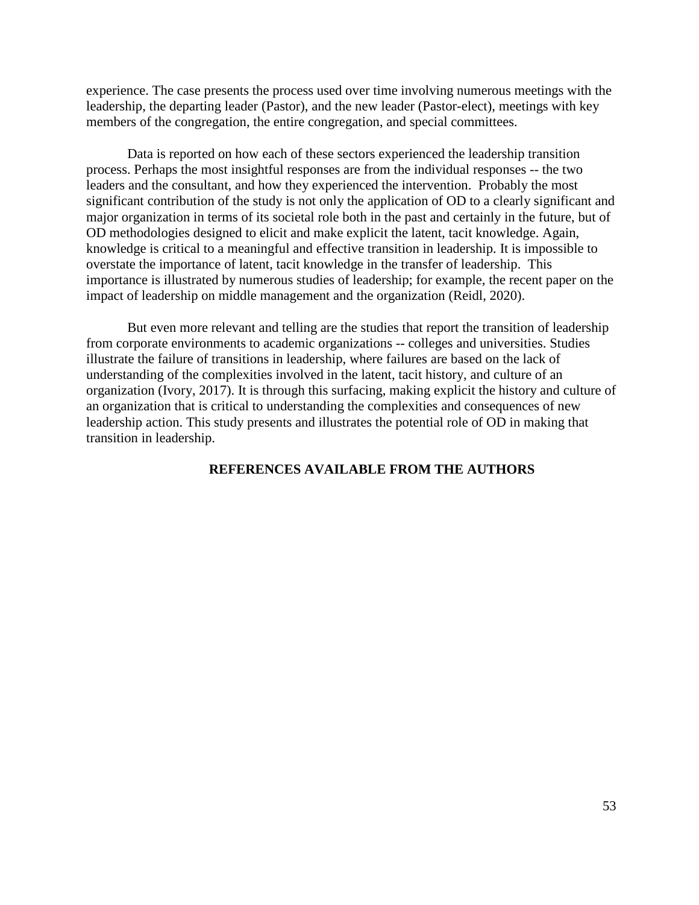experience. The case presents the process used over time involving numerous meetings with the leadership, the departing leader (Pastor), and the new leader (Pastor-elect), meetings with key members of the congregation, the entire congregation, and special committees.

Data is reported on how each of these sectors experienced the leadership transition process. Perhaps the most insightful responses are from the individual responses -- the two leaders and the consultant, and how they experienced the intervention. Probably the most significant contribution of the study is not only the application of OD to a clearly significant and major organization in terms of its societal role both in the past and certainly in the future, but of OD methodologies designed to elicit and make explicit the latent, tacit knowledge. Again, knowledge is critical to a meaningful and effective transition in leadership. It is impossible to overstate the importance of latent, tacit knowledge in the transfer of leadership. This importance is illustrated by numerous studies of leadership; for example, the recent paper on the impact of leadership on middle management and the organization (Reidl, 2020).

But even more relevant and telling are the studies that report the transition of leadership from corporate environments to academic organizations -- colleges and universities. Studies illustrate the failure of transitions in leadership, where failures are based on the lack of understanding of the complexities involved in the latent, tacit history, and culture of an organization (Ivory, 2017). It is through this surfacing, making explicit the history and culture of an organization that is critical to understanding the complexities and consequences of new leadership action. This study presents and illustrates the potential role of OD in making that transition in leadership.

**REFERENCES AVAILABLE FROM THE AUTHORS**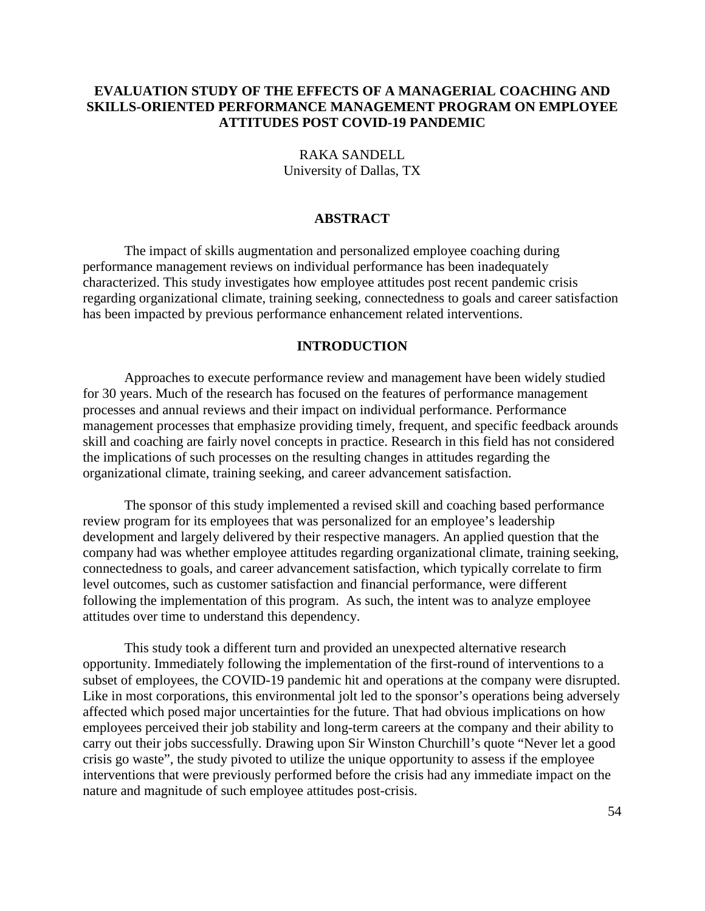# EVALUATION STUDY OF THE EFFECTS OF A MANAGERIAL COACHING AND SKILLS-ORIENTED PERFORMANCE MANAGEMENT PROGRAM ON EMPLOYEE ATTITUDES POST COVID-19 PANDEMIC

RAKA SANDELL
University of Dallas, TX

## ABSTRACT

The impact of skills augmentation and personalized employee coaching during performance management reviews on individual performance has been inadequately characterized. This study investigates how employee attitudes post recent pandemic crisis regarding organizational climate, training seeking, connectedness to goals and career satisfaction has been impacted by previous performance enhancement related interventions.

## INTRODUCTION

Approaches to execute performance review and management have been widely studied for 30 years. Much of the research has focused on the features of performance management processes and annual reviews and their impact on individual performance. Performance management processes that emphasize providing timely, frequent, and specific feedback arounds skill and coaching are fairly novel concepts in practice. Research in this field has not considered the implications of such processes on the resulting changes in attitudes regarding the organizational climate, training seeking, and career advancement satisfaction.

The sponsor of this study implemented a revised skill and coaching based performance review program for its employees that was personalized for an employee's leadership development and largely delivered by their respective managers. An applied question that the company had was whether employee attitudes regarding organizational climate, training seeking, connectedness to goals, and career advancement satisfaction, which typically correlate to firm level outcomes, such as customer satisfaction and financial performance, were different following the implementation of this program. As such, the intent was to analyze employee attitudes over time to understand this dependency.

This study took a different turn and provided an unexpected alternative research opportunity. Immediately following the implementation of the first-round of interventions to a subset of employees, the COVID-19 pandemic hit and operations at the company were disrupted. Like in most corporations, this environmental jolt led to the sponsor's operations being adversely affected which posed major uncertainties for the future. That had obvious implications on how employees perceived their job stability and long-term careers at the company and their ability to carry out their jobs successfully. Drawing upon Sir Winston Churchill's quote "Never let a good crisis go waste", the study pivoted to utilize the unique opportunity to assess if the employee interventions that were previously performed before the crisis had any immediate impact on the nature and magnitude of such employee attitudes post-crisis.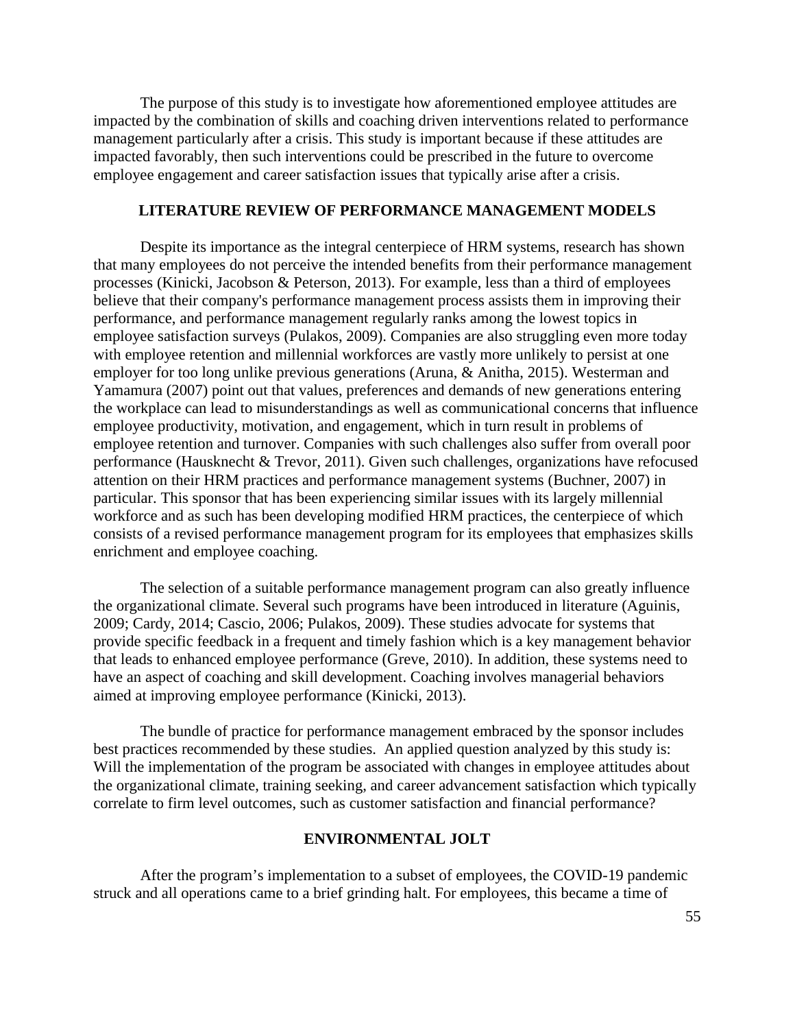The purpose of this study is to investigate how aforementioned employee attitudes are impacted by the combination of skills and coaching driven interventions related to performance management particularly after a crisis. This study is important because if these attitudes are impacted favorably, then such interventions could be prescribed in the future to overcome employee engagement and career satisfaction issues that typically arise after a crisis.

## LITERATURE REVIEW OF PERFORMANCE MANAGEMENT MODELS

Despite its importance as the integral centerpiece of HRM systems, research has shown that many employees do not perceive the intended benefits from their performance management processes (Kinicki, Jacobson & Peterson, 2013). For example, less than a third of employees believe that their company's performance management process assists them in improving their performance, and performance management regularly ranks among the lowest topics in employee satisfaction surveys (Pulakos, 2009). Companies are also struggling even more today with employee retention and millennial workforces are vastly more unlikely to persist at one employer for too long unlike previous generations (Aruna, & Anitha, 2015). Westerman and Yamamura (2007) point out that values, preferences and demands of new generations entering the workplace can lead to misunderstandings as well as communicational concerns that influence employee productivity, motivation, and engagement, which in turn result in problems of employee retention and turnover. Companies with such challenges also suffer from overall poor performance (Hausknecht & Trevor, 2011). Given such challenges, organizations have refocused attention on their HRM practices and performance management systems (Buchner, 2007) in particular. This sponsor that has been experiencing similar issues with its largely millennial workforce and as such has been developing modified HRM practices, the centerpiece of which consists of a revised performance management program for its employees that emphasizes skills enrichment and employee coaching.

The selection of a suitable performance management program can also greatly influence the organizational climate. Several such programs have been introduced in literature (Aguinis, 2009; Cardy, 2014; Cascio, 2006; Pulakos, 2009). These studies advocate for systems that provide specific feedback in a frequent and timely fashion which is a key management behavior that leads to enhanced employee performance (Greve, 2010). In addition, these systems need to have an aspect of coaching and skill development. Coaching involves managerial behaviors aimed at improving employee performance (Kinicki, 2013).

The bundle of practice for performance management embraced by the sponsor includes best practices recommended by these studies. An applied question analyzed by this study is: Will the implementation of the program be associated with changes in employee attitudes about the organizational climate, training seeking, and career advancement satisfaction which typically correlate to firm level outcomes, such as customer satisfaction and financial performance?

## ENVIRONMENTAL JOLT

After the program's implementation to a subset of employees, the COVID-19 pandemic struck and all operations came to a brief grinding halt. For employees, this became a time of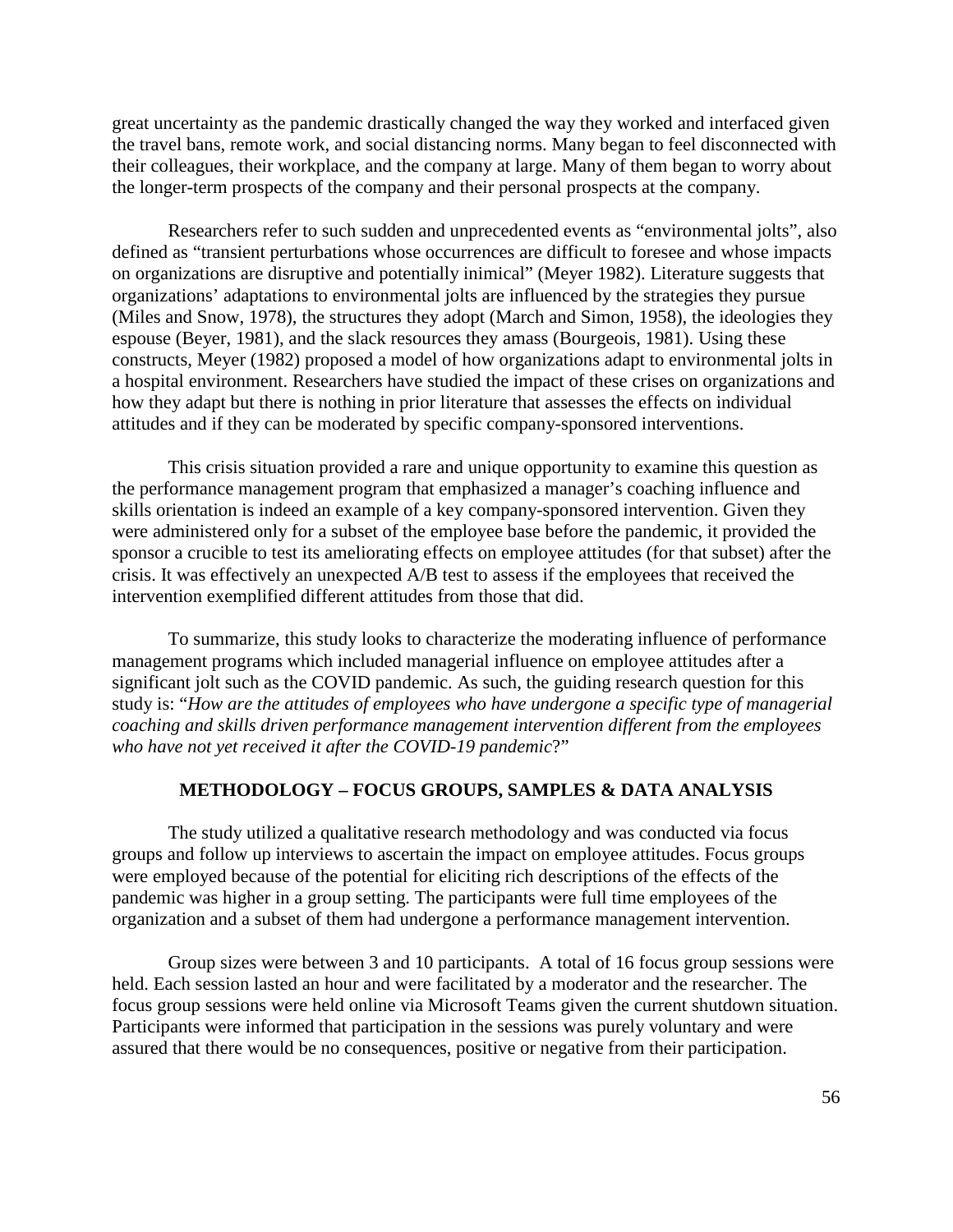great uncertainty as the pandemic drastically changed the way they worked and interfaced given the travel bans, remote work, and social distancing norms. Many began to feel disconnected with their colleagues, their workplace, and the company at large. Many of them began to worry about the longer-term prospects of the company and their personal prospects at the company.

Researchers refer to such sudden and unprecedented events as "environmental jolts", also defined as "transient perturbations whose occurrences are difficult to foresee and whose impacts on organizations are disruptive and potentially inimical" (Meyer 1982). Literature suggests that organizations' adaptations to environmental jolts are influenced by the strategies they pursue (Miles and Snow, 1978), the structures they adopt (March and Simon, 1958), the ideologies they espouse (Beyer, 1981), and the slack resources they amass (Bourgeois, 1981). Using these constructs, Meyer (1982) proposed a model of how organizations adapt to environmental jolts in a hospital environment. Researchers have studied the impact of these crises on organizations and how they adapt but there is nothing in prior literature that assesses the effects on individual attitudes and if they can be moderated by specific company-sponsored interventions.

This crisis situation provided a rare and unique opportunity to examine this question as the performance management program that emphasized a manager's coaching influence and skills orientation is indeed an example of a key company-sponsored intervention. Given they were administered only for a subset of the employee base before the pandemic, it provided the sponsor a crucible to test its ameliorating effects on employee attitudes (for that subset) after the crisis. It was effectively an unexpected A/B test to assess if the employees that received the intervention exemplified different attitudes from those that did.

To summarize, this study looks to characterize the moderating influence of performance management programs which included managerial influence on employee attitudes after a significant jolt such as the COVID pandemic. As such, the guiding research question for this study is: "*How are the attitudes of employees who have undergone a specific type of managerial coaching and skills driven performance management intervention different from the employees who have not yet received it after the COVID-19 pandemic*?"

## METHODOLOGY – FOCUS GROUPS, SAMPLES & DATA ANALYSIS

The study utilized a qualitative research methodology and was conducted via focus groups and follow up interviews to ascertain the impact on employee attitudes. Focus groups were employed because of the potential for eliciting rich descriptions of the effects of the pandemic was higher in a group setting. The participants were full time employees of the organization and a subset of them had undergone a performance management intervention.

Group sizes were between 3 and 10 participants. A total of 16 focus group sessions were held. Each session lasted an hour and were facilitated by a moderator and the researcher. The focus group sessions were held online via Microsoft Teams given the current shutdown situation. Participants were informed that participation in the sessions was purely voluntary and were assured that there would be no consequences, positive or negative from their participation.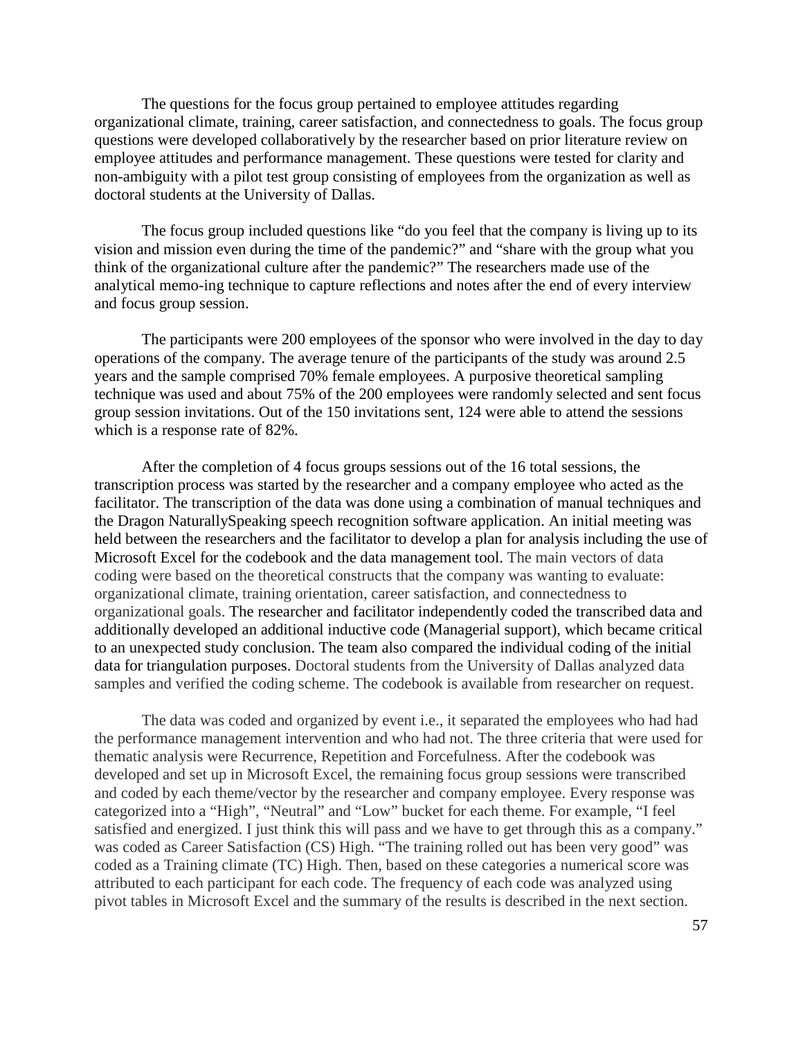The questions for the focus group pertained to employee attitudes regarding organizational climate, training, career satisfaction, and connectedness to goals. The focus group questions were developed collaboratively by the researcher based on prior literature review on employee attitudes and performance management. These questions were tested for clarity and non-ambiguity with a pilot test group consisting of employees from the organization as well as doctoral students at the University of Dallas.

The focus group included questions like "do you feel that the company is living up to its vision and mission even during the time of the pandemic?" and "share with the group what you think of the organizational culture after the pandemic?" The researchers made use of the analytical memo-ing technique to capture reflections and notes after the end of every interview and focus group session.

The participants were 200 employees of the sponsor who were involved in the day to day operations of the company. The average tenure of the participants of the study was around 2.5 years and the sample comprised 70% female employees. A purposive theoretical sampling technique was used and about 75% of the 200 employees were randomly selected and sent focus group session invitations. Out of the 150 invitations sent, 124 were able to attend the sessions which is a response rate of 82%.

After the completion of 4 focus groups sessions out of the 16 total sessions, the transcription process was started by the researcher and a company employee who acted as the facilitator. The transcription of the data was done using a combination of manual techniques and the Dragon NaturallySpeaking speech recognition software application. An initial meeting was held between the researchers and the facilitator to develop a plan for analysis including the use of Microsoft Excel for the codebook and the data management tool. The main vectors of data coding were based on the theoretical constructs that the company was wanting to evaluate: organizational climate, training orientation, career satisfaction, and connectedness to organizational goals. The researcher and facilitator independently coded the transcribed data and additionally developed an additional inductive code (Managerial support), which became critical to an unexpected study conclusion. The team also compared the individual coding of the initial data for triangulation purposes. Doctoral students from the University of Dallas analyzed data samples and verified the coding scheme. The codebook is available from researcher on request.

The data was coded and organized by event i.e., it separated the employees who had had the performance management intervention and who had not. The three criteria that were used for thematic analysis were Recurrence, Repetition and Forcefulness. After the codebook was developed and set up in Microsoft Excel, the remaining focus group sessions were transcribed and coded by each theme/vector by the researcher and company employee. Every response was categorized into a "High", "Neutral" and "Low" bucket for each theme. For example, "I feel satisfied and energized. I just think this will pass and we have to get through this as a company." was coded as Career Satisfaction (CS) High. "The training rolled out has been very good" was coded as a Training climate (TC) High. Then, based on these categories a numerical score was attributed to each participant for each code. The frequency of each code was analyzed using pivot tables in Microsoft Excel and the summary of the results is described in the next section.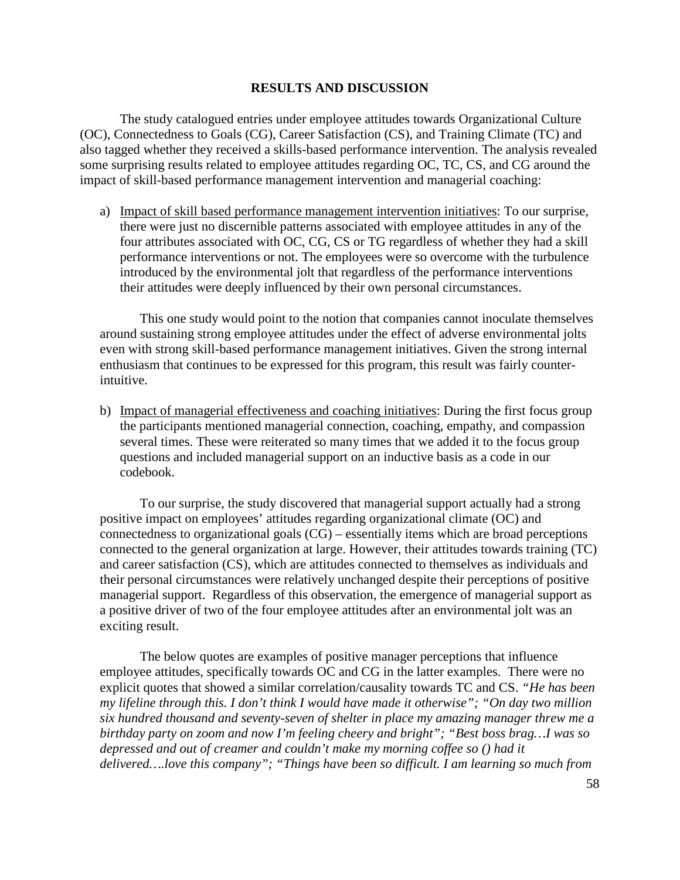## RESULTS AND DISCUSSION

The study catalogued entries under employee attitudes towards Organizational Culture (OC), Connectedness to Goals (CG), Career Satisfaction (CS), and Training Climate (TC) and also tagged whether they received a skills-based performance intervention. The analysis revealed some surprising results related to employee attitudes regarding OC, TC, CS, and CG around the impact of skill-based performance management intervention and managerial coaching:

a) <u>Impact of skill based performance management intervention initiatives</u>: To our surprise, there were just no discernible patterns associated with employee attitudes in any of the four attributes associated with OC, CG, CS or TG regardless of whether they had a skill performance interventions or not. The employees were so overcome with the turbulence introduced by the environmental jolt that regardless of the performance interventions their attitudes were deeply influenced by their own personal circumstances.

   This one study would point to the notion that companies cannot inoculate themselves around sustaining strong employee attitudes under the effect of adverse environmental jolts even with strong skill-based performance management initiatives. Given the strong internal enthusiasm that continues to be expressed for this program, this result was fairly counter-intuitive.

b) <u>Impact of managerial effectiveness and coaching initiatives</u>: During the first focus group the participants mentioned managerial connection, coaching, empathy, and compassion several times. These were reiterated so many times that we added it to the focus group questions and included managerial support on an inductive basis as a code in our codebook.

   To our surprise, the study discovered that managerial support actually had a strong positive impact on employees' attitudes regarding organizational climate (OC) and connectedness to organizational goals (CG) – essentially items which are broad perceptions connected to the general organization at large. However, their attitudes towards training (TC) and career satisfaction (CS), which are attitudes connected to themselves as individuals and their personal circumstances were relatively unchanged despite their perceptions of positive managerial support. Regardless of this observation, the emergence of managerial support as a positive driver of two of the four employee attitudes after an environmental jolt was an exciting result.

   The below quotes are examples of positive manager perceptions that influence employee attitudes, specifically towards OC and CG in the latter examples. There were no explicit quotes that showed a similar correlation/causality towards TC and CS. *"He has been my lifeline through this. I don't think I would have made it otherwise"; "On day two million six hundred thousand and seventy-seven of shelter in place my amazing manager threw me a birthday party on zoom and now I'm feeling cheery and bright"; "Best boss brag…I was so depressed and out of creamer and couldn't make my morning coffee so () had it delivered….love this company"; "Things have been so difficult. I am learning so much from*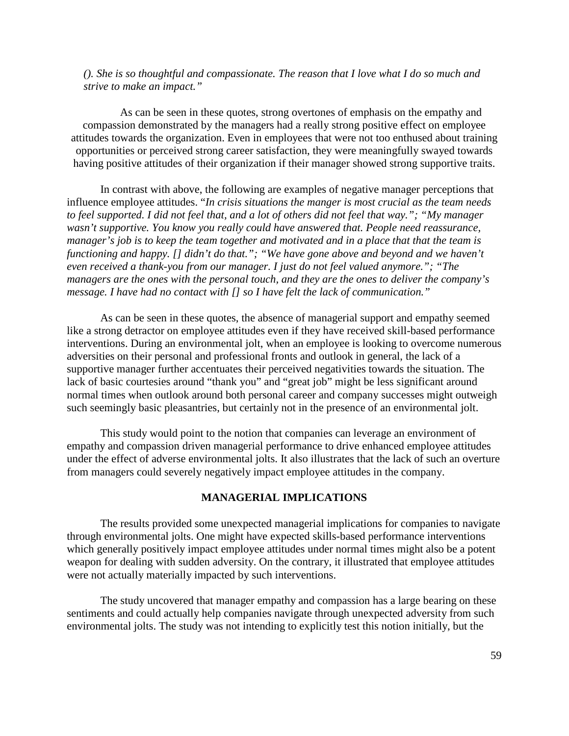*(). She is so thoughtful and compassionate. The reason that I love what I do so much and strive to make an impact."*

As can be seen in these quotes, strong overtones of emphasis on the empathy and compassion demonstrated by the managers had a really strong positive effect on employee attitudes towards the organization. Even in employees that were not too enthused about training opportunities or perceived strong career satisfaction, they were meaningfully swayed towards having positive attitudes of their organization if their manager showed strong supportive traits.

In contrast with above, the following are examples of negative manager perceptions that influence employee attitudes. "*In crisis situations the manger is most crucial as the team needs to feel supported. I did not feel that, and a lot of others did not feel that way."; "My manager wasn't supportive. You know you really could have answered that. People need reassurance, manager's job is to keep the team together and motivated and in a place that that the team is functioning and happy. [] didn't do that."; "We have gone above and beyond and we haven't even received a thank-you from our manager. I just do not feel valued anymore."; "The managers are the ones with the personal touch, and they are the ones to deliver the company's message. I have had no contact with [] so I have felt the lack of communication."*

As can be seen in these quotes, the absence of managerial support and empathy seemed like a strong detractor on employee attitudes even if they have received skill-based performance interventions. During an environmental jolt, when an employee is looking to overcome numerous adversities on their personal and professional fronts and outlook in general, the lack of a supportive manager further accentuates their perceived negativities towards the situation. The lack of basic courtesies around "thank you" and "great job" might be less significant around normal times when outlook around both personal career and company successes might outweigh such seemingly basic pleasantries, but certainly not in the presence of an environmental jolt.

This study would point to the notion that companies can leverage an environment of empathy and compassion driven managerial performance to drive enhanced employee attitudes under the effect of adverse environmental jolts. It also illustrates that the lack of such an overture from managers could severely negatively impact employee attitudes in the company.

## MANAGERIAL IMPLICATIONS

The results provided some unexpected managerial implications for companies to navigate through environmental jolts. One might have expected skills-based performance interventions which generally positively impact employee attitudes under normal times might also be a potent weapon for dealing with sudden adversity. On the contrary, it illustrated that employee attitudes were not actually materially impacted by such interventions.

The study uncovered that manager empathy and compassion has a large bearing on these sentiments and could actually help companies navigate through unexpected adversity from such environmental jolts. The study was not intending to explicitly test this notion initially, but the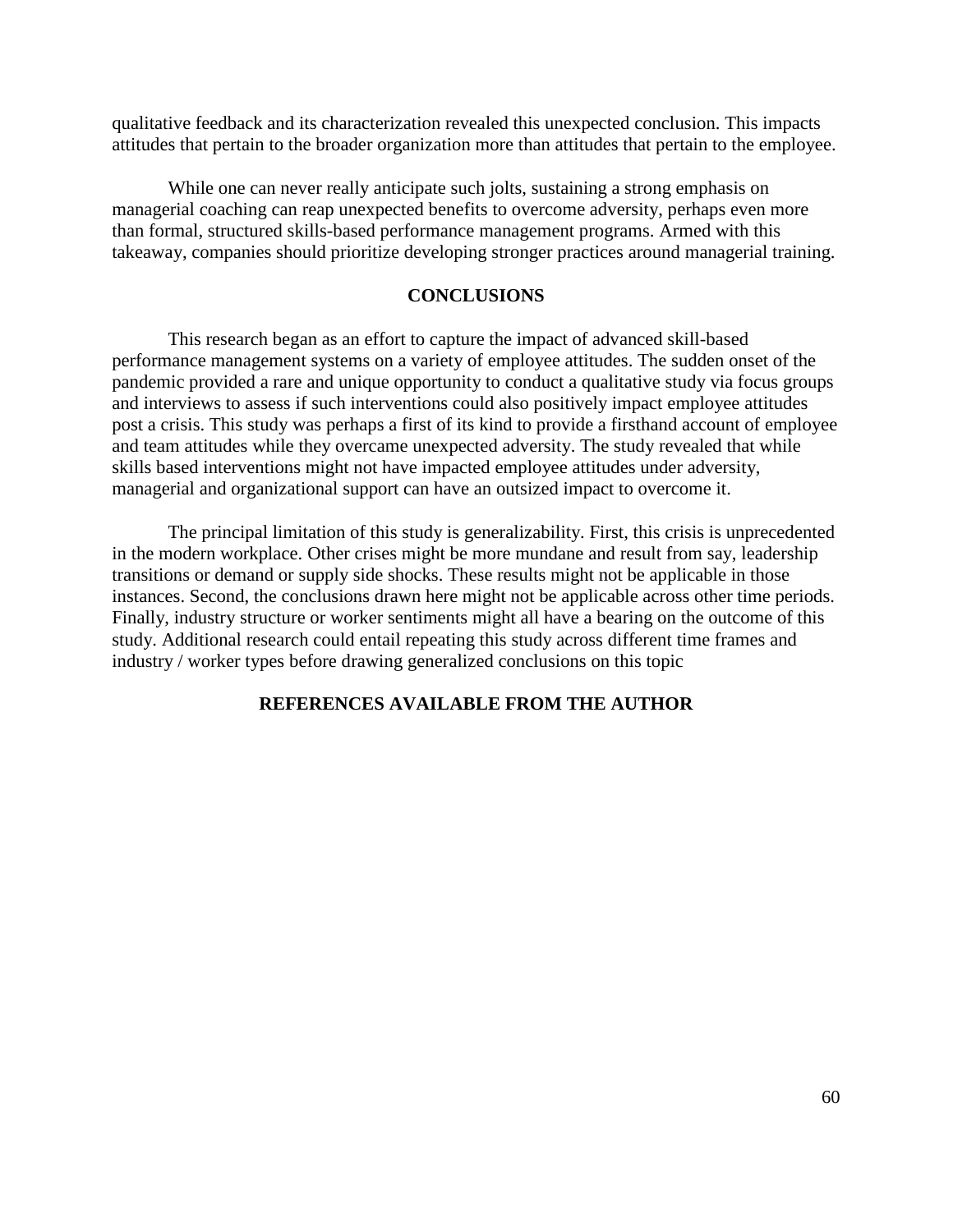qualitative feedback and its characterization revealed this unexpected conclusion. This impacts attitudes that pertain to the broader organization more than attitudes that pertain to the employee.

While one can never really anticipate such jolts, sustaining a strong emphasis on managerial coaching can reap unexpected benefits to overcome adversity, perhaps even more than formal, structured skills-based performance management programs. Armed with this takeaway, companies should prioritize developing stronger practices around managerial training.

## CONCLUSIONS

This research began as an effort to capture the impact of advanced skill-based performance management systems on a variety of employee attitudes. The sudden onset of the pandemic provided a rare and unique opportunity to conduct a qualitative study via focus groups and interviews to assess if such interventions could also positively impact employee attitudes post a crisis. This study was perhaps a first of its kind to provide a firsthand account of employee and team attitudes while they overcame unexpected adversity. The study revealed that while skills based interventions might not have impacted employee attitudes under adversity, managerial and organizational support can have an outsized impact to overcome it.

The principal limitation of this study is generalizability. First, this crisis is unprecedented in the modern workplace. Other crises might be more mundane and result from say, leadership transitions or demand or supply side shocks. These results might not be applicable in those instances. Second, the conclusions drawn here might not be applicable across other time periods. Finally, industry structure or worker sentiments might all have a bearing on the outcome of this study. Additional research could entail repeating this study across different time frames and industry / worker types before drawing generalized conclusions on this topic

## REFERENCES AVAILABLE FROM THE AUTHOR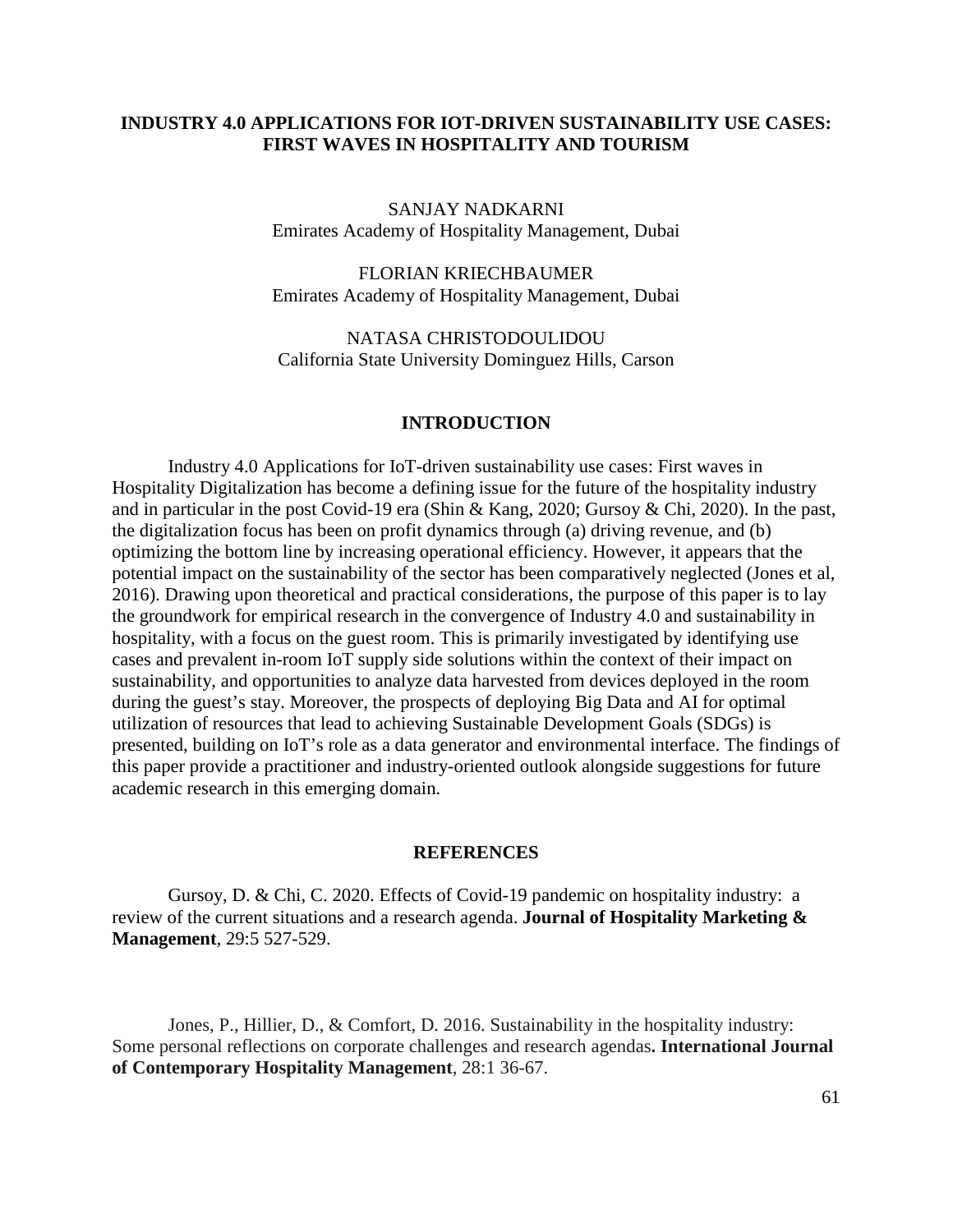# INDUSTRY 4.0 APPLICATIONS FOR IOT-DRIVEN SUSTAINABILITY USE CASES: FIRST WAVES IN HOSPITALITY AND TOURISM

SANJAY NADKARNI
Emirates Academy of Hospitality Management, Dubai

FLORIAN KRIECHBAUMER
Emirates Academy of Hospitality Management, Dubai

NATASA CHRISTODOULIDOU
California State University Dominguez Hills, Carson

## INTRODUCTION

Industry 4.0 Applications for IoT-driven sustainability use cases: First waves in Hospitality Digitalization has become a defining issue for the future of the hospitality industry and in particular in the post Covid-19 era (Shin & Kang, 2020; Gursoy & Chi, 2020). In the past, the digitalization focus has been on profit dynamics through (a) driving revenue, and (b) optimizing the bottom line by increasing operational efficiency. However, it appears that the potential impact on the sustainability of the sector has been comparatively neglected (Jones et al, 2016). Drawing upon theoretical and practical considerations, the purpose of this paper is to lay the groundwork for empirical research in the convergence of Industry 4.0 and sustainability in hospitality, with a focus on the guest room. This is primarily investigated by identifying use cases and prevalent in-room IoT supply side solutions within the context of their impact on sustainability, and opportunities to analyze data harvested from devices deployed in the room during the guest's stay. Moreover, the prospects of deploying Big Data and AI for optimal utilization of resources that lead to achieving Sustainable Development Goals (SDGs) is presented, building on IoT's role as a data generator and environmental interface. The findings of this paper provide a practitioner and industry-oriented outlook alongside suggestions for future academic research in this emerging domain.

## REFERENCES

Gursoy, D. & Chi, C. 2020. Effects of Covid-19 pandemic on hospitality industry: a review of the current situations and a research agenda. **Journal of Hospitality Marketing & Management**, 29:5 527-529.

Jones, P., Hillier, D., & Comfort, D. 2016. Sustainability in the hospitality industry: Some personal reflections on corporate challenges and research agendas**. International Journal of Contemporary Hospitality Management**, 28:1 36-67.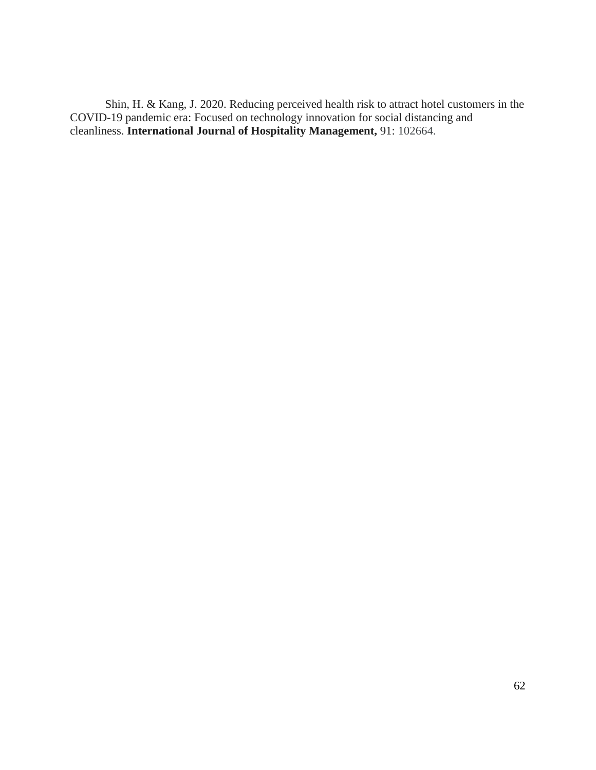Shin, H. & Kang, J. 2020. Reducing perceived health risk to attract hotel customers in the COVID-19 pandemic era: Focused on technology innovation for social distancing and cleanliness. **International Journal of Hospitality Management,** 91: 102664.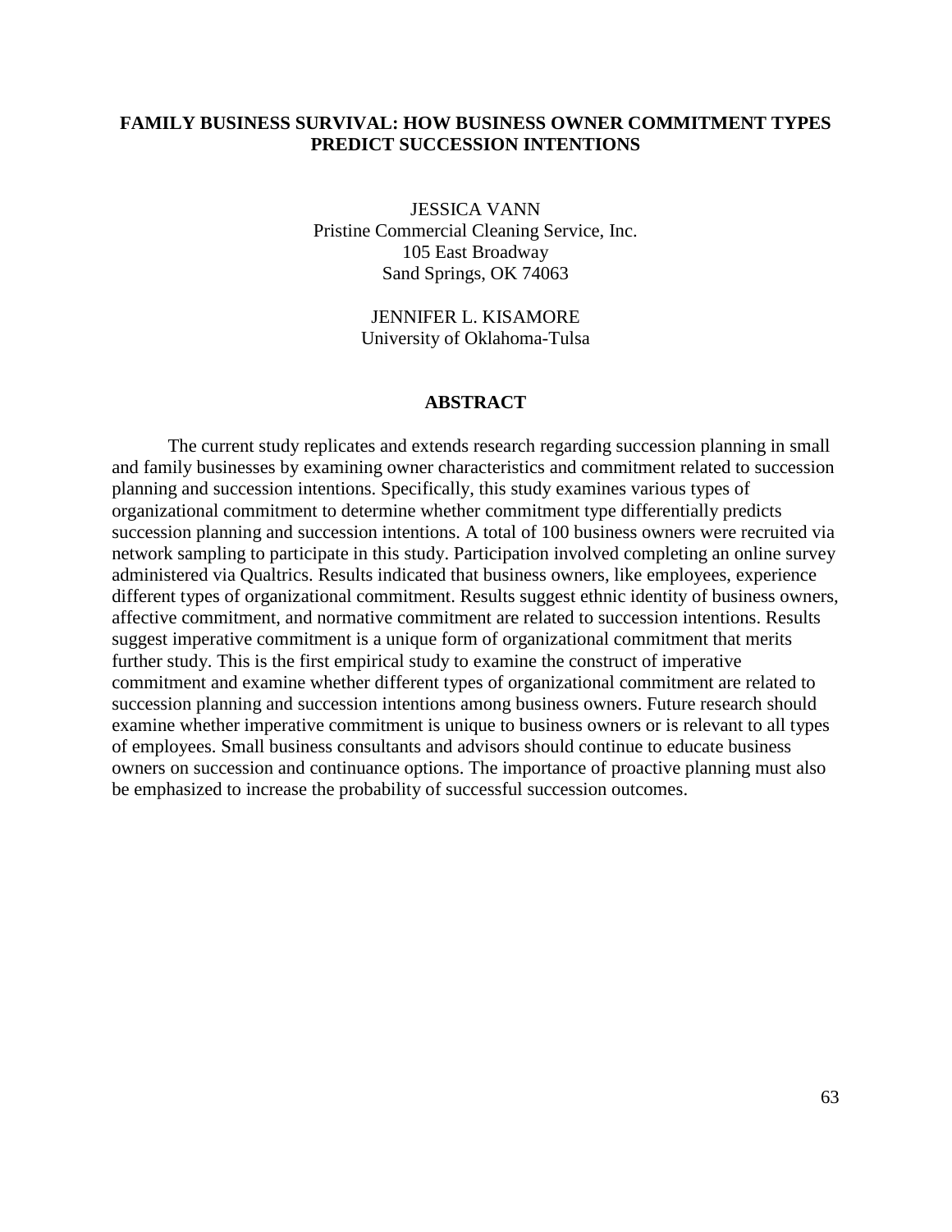# FAMILY BUSINESS SURVIVAL: HOW BUSINESS OWNER COMMITMENT TYPES PREDICT SUCCESSION INTENTIONS

JESSICA VANN
Pristine Commercial Cleaning Service, Inc.
105 East Broadway
Sand Springs, OK 74063

JENNIFER L. KISAMORE
University of Oklahoma-Tulsa

## ABSTRACT

The current study replicates and extends research regarding succession planning in small and family businesses by examining owner characteristics and commitment related to succession planning and succession intentions. Specifically, this study examines various types of organizational commitment to determine whether commitment type differentially predicts succession planning and succession intentions. A total of 100 business owners were recruited via network sampling to participate in this study. Participation involved completing an online survey administered via Qualtrics. Results indicated that business owners, like employees, experience different types of organizational commitment. Results suggest ethnic identity of business owners, affective commitment, and normative commitment are related to succession intentions. Results suggest imperative commitment is a unique form of organizational commitment that merits further study. This is the first empirical study to examine the construct of imperative commitment and examine whether different types of organizational commitment are related to succession planning and succession intentions among business owners. Future research should examine whether imperative commitment is unique to business owners or is relevant to all types of employees. Small business consultants and advisors should continue to educate business owners on succession and continuance options. The importance of proactive planning must also be emphasized to increase the probability of successful succession outcomes.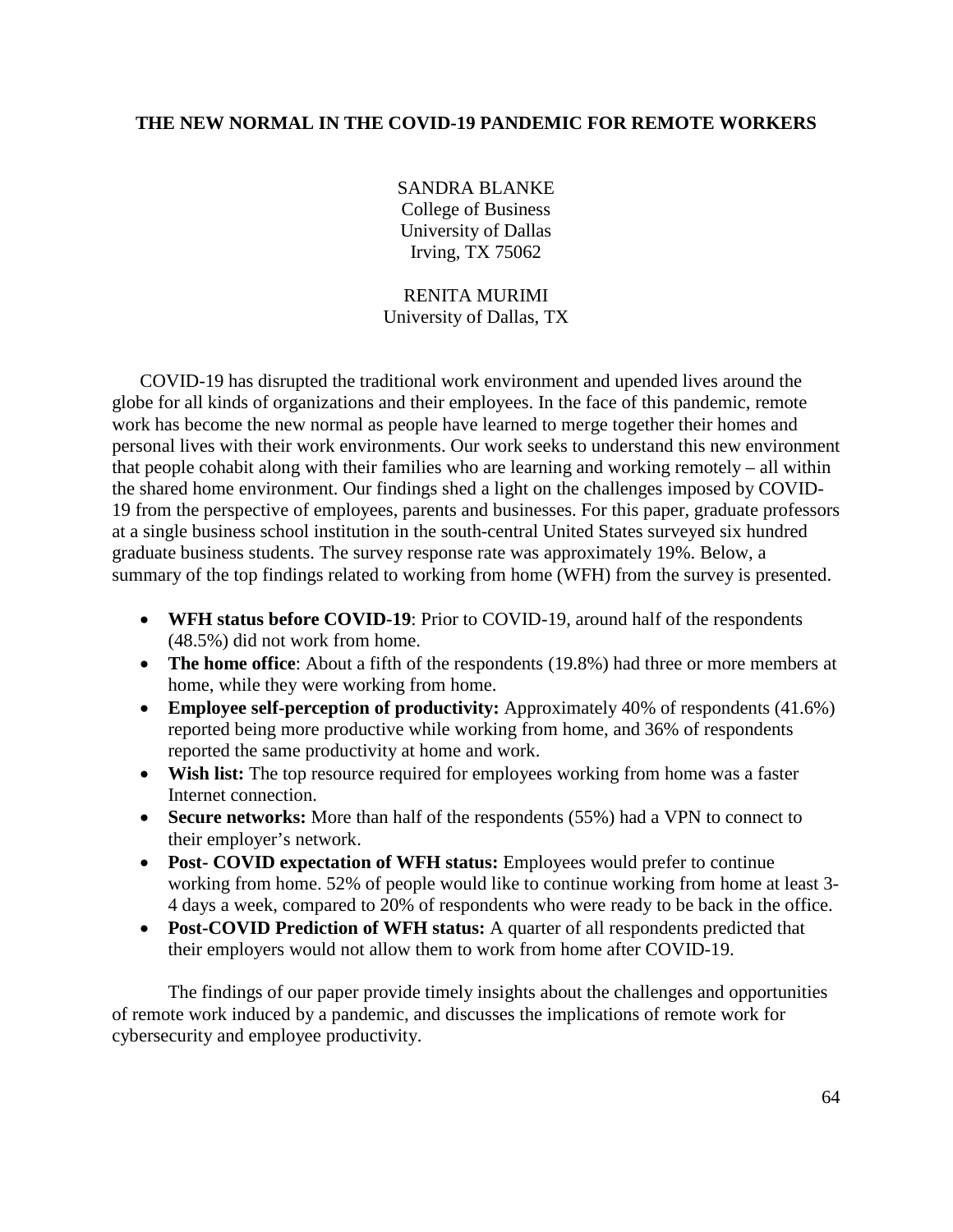# THE NEW NORMAL IN THE COVID-19 PANDEMIC FOR REMOTE WORKERS

SANDRA BLANKE
College of Business
University of Dallas
Irving, TX 75062

RENITA MURIMI
University of Dallas, TX

COVID-19 has disrupted the traditional work environment and upended lives around the globe for all kinds of organizations and their employees. In the face of this pandemic, remote work has become the new normal as people have learned to merge together their homes and personal lives with their work environments. Our work seeks to understand this new environment that people cohabit along with their families who are learning and working remotely – all within the shared home environment. Our findings shed a light on the challenges imposed by COVID-19 from the perspective of employees, parents and businesses. For this paper, graduate professors at a single business school institution in the south-central United States surveyed six hundred graduate business students. The survey response rate was approximately 19%. Below, a summary of the top findings related to working from home (WFH) from the survey is presented.

- **WFH status before COVID-19**: Prior to COVID-19, around half of the respondents (48.5%) did not work from home.
- **The home office**: About a fifth of the respondents (19.8%) had three or more members at home, while they were working from home.
- **Employee self-perception of productivity:** Approximately 40% of respondents (41.6%) reported being more productive while working from home, and 36% of respondents reported the same productivity at home and work.
- **Wish list:** The top resource required for employees working from home was a faster Internet connection.
- **Secure networks:** More than half of the respondents (55%) had a VPN to connect to their employer's network.
- **Post- COVID expectation of WFH status:** Employees would prefer to continue working from home. 52% of people would like to continue working from home at least 3-4 days a week, compared to 20% of respondents who were ready to be back in the office.
- **Post-COVID Prediction of WFH status:** A quarter of all respondents predicted that their employers would not allow them to work from home after COVID-19.

The findings of our paper provide timely insights about the challenges and opportunities of remote work induced by a pandemic, and discusses the implications of remote work for cybersecurity and employee productivity.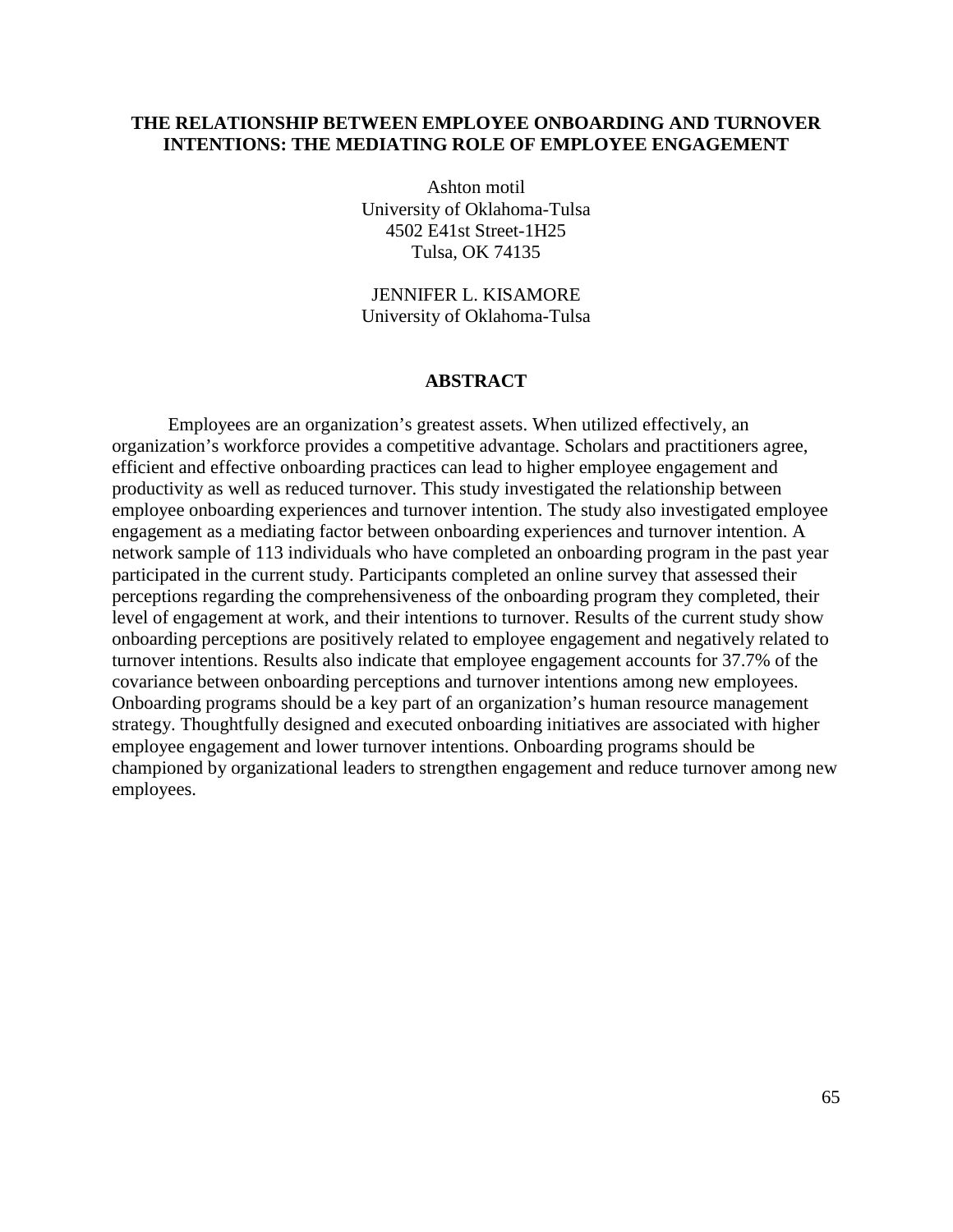# THE RELATIONSHIP BETWEEN EMPLOYEE ONBOARDING AND TURNOVER INTENTIONS: THE MEDIATING ROLE OF EMPLOYEE ENGAGEMENT

Ashton motil
University of Oklahoma-Tulsa
4502 E41st Street-1H25
Tulsa, OK 74135

JENNIFER L. KISAMORE
University of Oklahoma-Tulsa

## ABSTRACT

Employees are an organization's greatest assets. When utilized effectively, an organization's workforce provides a competitive advantage. Scholars and practitioners agree, efficient and effective onboarding practices can lead to higher employee engagement and productivity as well as reduced turnover. This study investigated the relationship between employee onboarding experiences and turnover intention. The study also investigated employee engagement as a mediating factor between onboarding experiences and turnover intention. A network sample of 113 individuals who have completed an onboarding program in the past year participated in the current study. Participants completed an online survey that assessed their perceptions regarding the comprehensiveness of the onboarding program they completed, their level of engagement at work, and their intentions to turnover. Results of the current study show onboarding perceptions are positively related to employee engagement and negatively related to turnover intentions. Results also indicate that employee engagement accounts for 37.7% of the covariance between onboarding perceptions and turnover intentions among new employees. Onboarding programs should be a key part of an organization's human resource management strategy. Thoughtfully designed and executed onboarding initiatives are associated with higher employee engagement and lower turnover intentions. Onboarding programs should be championed by organizational leaders to strengthen engagement and reduce turnover among new employees.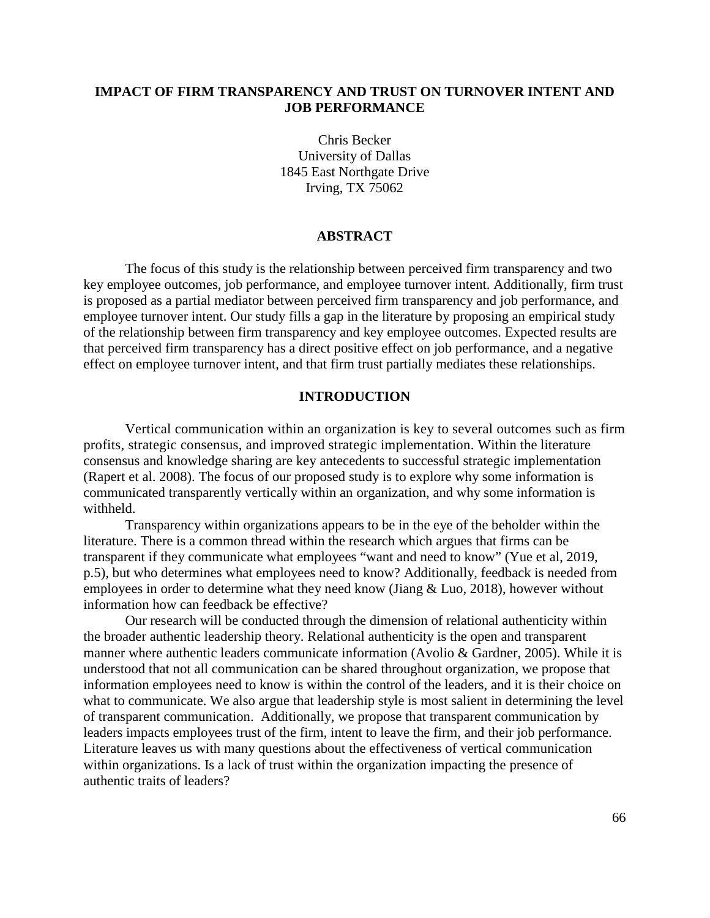# IMPACT OF FIRM TRANSPARENCY AND TRUST ON TURNOVER INTENT AND JOB PERFORMANCE

Chris Becker
University of Dallas
1845 East Northgate Drive
Irving, TX 75062

## ABSTRACT

The focus of this study is the relationship between perceived firm transparency and two key employee outcomes, job performance, and employee turnover intent. Additionally, firm trust is proposed as a partial mediator between perceived firm transparency and job performance, and employee turnover intent. Our study fills a gap in the literature by proposing an empirical study of the relationship between firm transparency and key employee outcomes. Expected results are that perceived firm transparency has a direct positive effect on job performance, and a negative effect on employee turnover intent, and that firm trust partially mediates these relationships.

## INTRODUCTION

Vertical communication within an organization is key to several outcomes such as firm profits, strategic consensus, and improved strategic implementation. Within the literature consensus and knowledge sharing are key antecedents to successful strategic implementation (Rapert et al. 2008). The focus of our proposed study is to explore why some information is communicated transparently vertically within an organization, and why some information is withheld.

Transparency within organizations appears to be in the eye of the beholder within the literature. There is a common thread within the research which argues that firms can be transparent if they communicate what employees "want and need to know" (Yue et al, 2019, p.5), but who determines what employees need to know? Additionally, feedback is needed from employees in order to determine what they need know (Jiang & Luo, 2018), however without information how can feedback be effective?

Our research will be conducted through the dimension of relational authenticity within the broader authentic leadership theory. Relational authenticity is the open and transparent manner where authentic leaders communicate information (Avolio & Gardner, 2005). While it is understood that not all communication can be shared throughout organization, we propose that information employees need to know is within the control of the leaders, and it is their choice on what to communicate. We also argue that leadership style is most salient in determining the level of transparent communication. Additionally, we propose that transparent communication by leaders impacts employees trust of the firm, intent to leave the firm, and their job performance. Literature leaves us with many questions about the effectiveness of vertical communication within organizations. Is a lack of trust within the organization impacting the presence of authentic traits of leaders?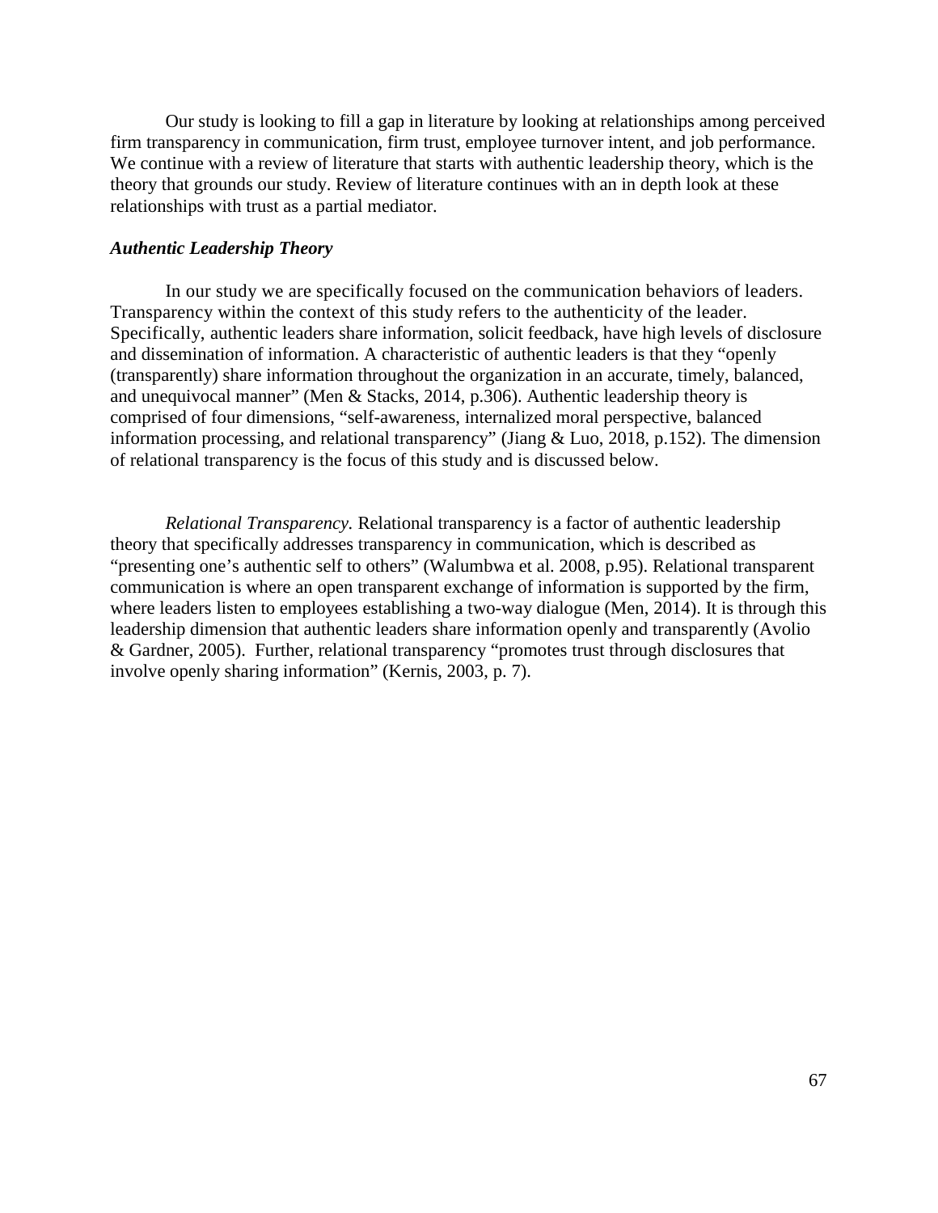Our study is looking to fill a gap in literature by looking at relationships among perceived firm transparency in communication, firm trust, employee turnover intent, and job performance. We continue with a review of literature that starts with authentic leadership theory, which is the theory that grounds our study. Review of literature continues with an in depth look at these relationships with trust as a partial mediator.

### *Authentic Leadership Theory*

In our study we are specifically focused on the communication behaviors of leaders. Transparency within the context of this study refers to the authenticity of the leader. Specifically, authentic leaders share information, solicit feedback, have high levels of disclosure and dissemination of information. A characteristic of authentic leaders is that they "openly (transparently) share information throughout the organization in an accurate, timely, balanced, and unequivocal manner" (Men & Stacks, 2014, p.306). Authentic leadership theory is comprised of four dimensions, "self-awareness, internalized moral perspective, balanced information processing, and relational transparency" (Jiang & Luo, 2018, p.152). The dimension of relational transparency is the focus of this study and is discussed below.

*Relational Transparency.* Relational transparency is a factor of authentic leadership theory that specifically addresses transparency in communication, which is described as "presenting one's authentic self to others" (Walumbwa et al. 2008, p.95). Relational transparent communication is where an open transparent exchange of information is supported by the firm, where leaders listen to employees establishing a two-way dialogue (Men, 2014). It is through this leadership dimension that authentic leaders share information openly and transparently (Avolio & Gardner, 2005). Further, relational transparency "promotes trust through disclosures that involve openly sharing information" (Kernis, 2003, p. 7).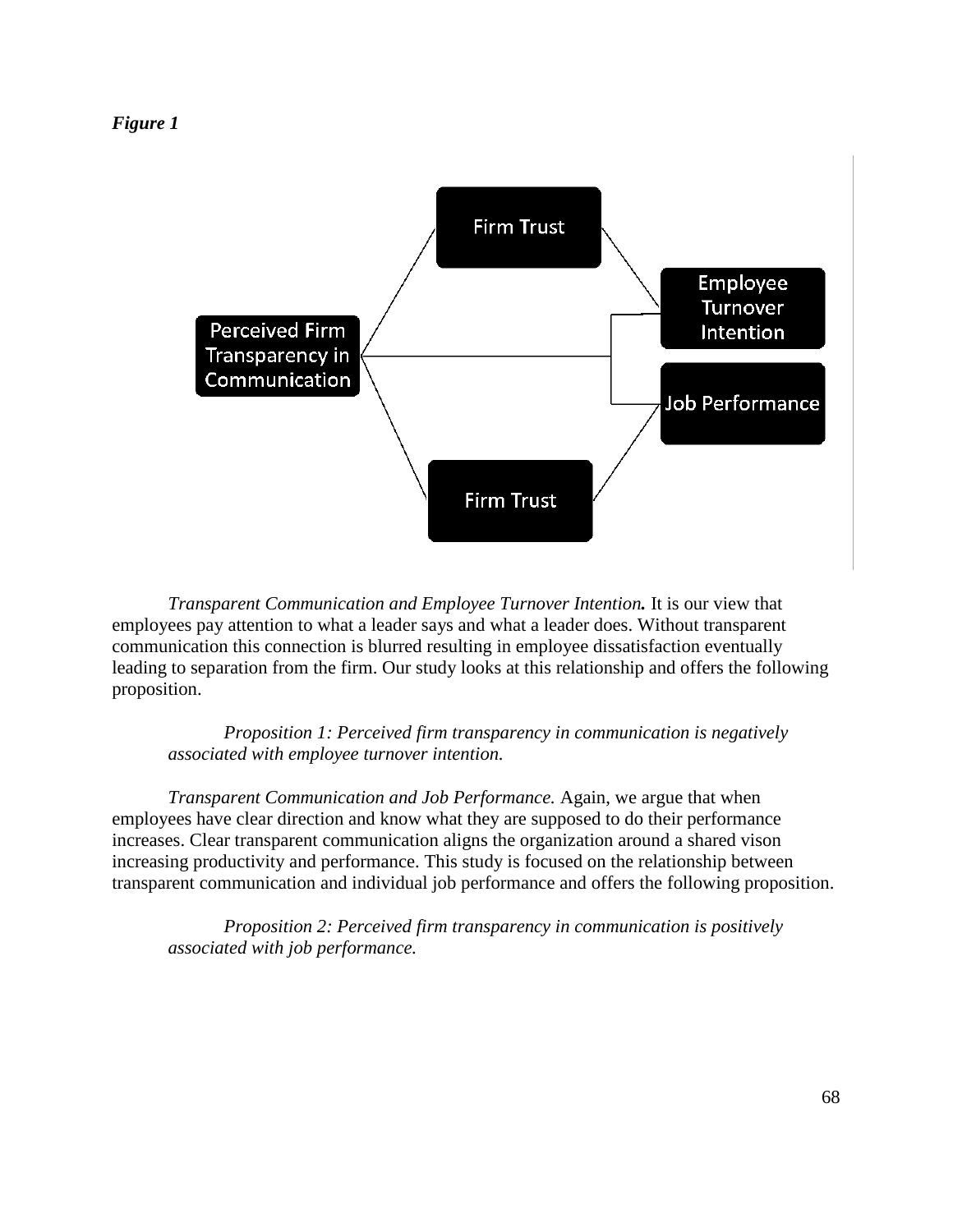***Figure 1***

*Transparent Communication and Employee Turnover Intention.* It is our view that employees pay attention to what a leader says and what a leader does. Without transparent communication this connection is blurred resulting in employee dissatisfaction eventually leading to separation from the firm. Our study looks at this relationship and offers the following proposition.

> *Proposition 1: Perceived firm transparency in communication is negatively associated with employee turnover intention.*

*Transparent Communication and Job Performance.* Again, we argue that when employees have clear direction and know what they are supposed to do their performance increases. Clear transparent communication aligns the organization around a shared vison increasing productivity and performance. This study is focused on the relationship between transparent communication and individual job performance and offers the following proposition.

> *Proposition 2: Perceived firm transparency in communication is positively associated with job performance.*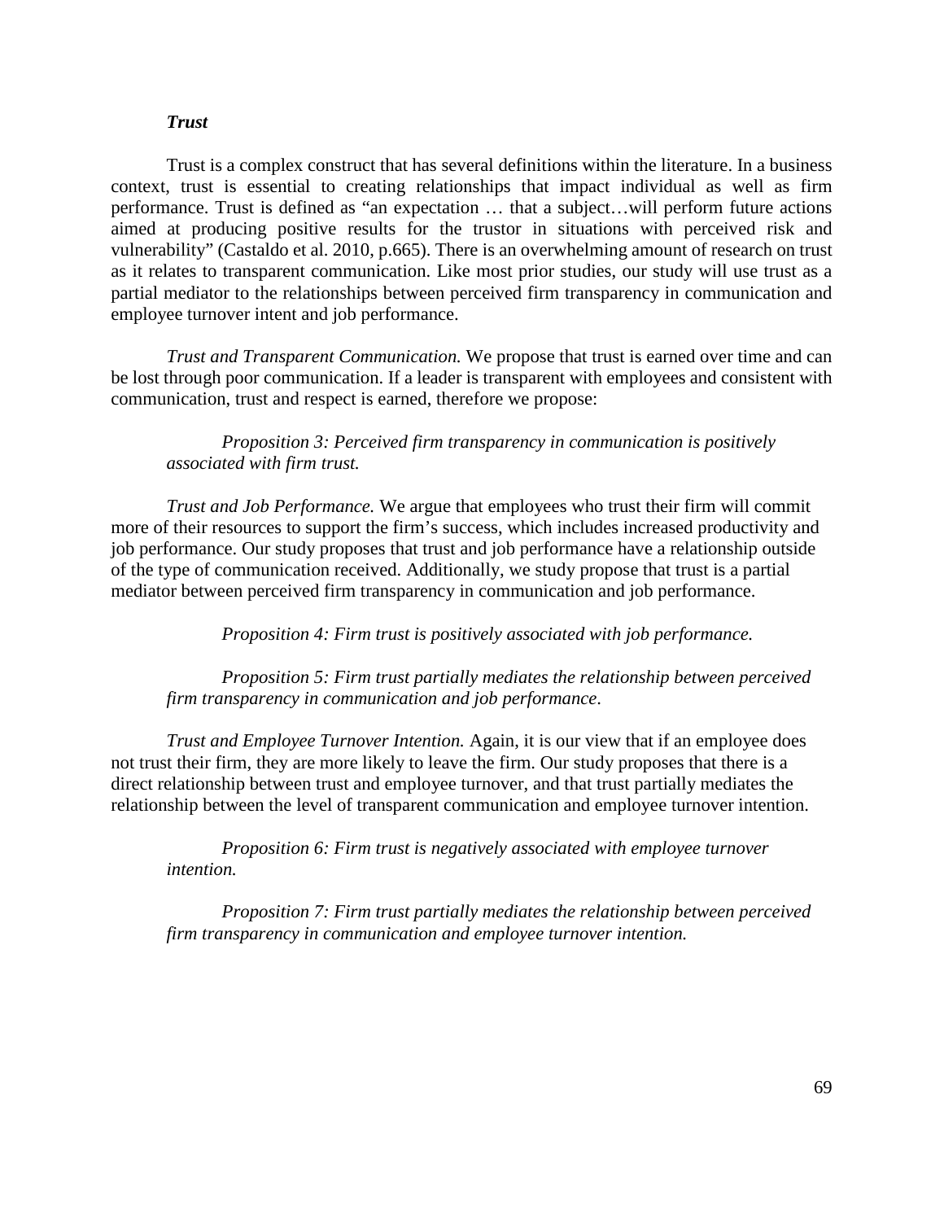### *Trust*

Trust is a complex construct that has several definitions within the literature. In a business context, trust is essential to creating relationships that impact individual as well as firm performance. Trust is defined as "an expectation … that a subject…will perform future actions aimed at producing positive results for the trustor in situations with perceived risk and vulnerability" (Castaldo et al. 2010, p.665). There is an overwhelming amount of research on trust as it relates to transparent communication. Like most prior studies, our study will use trust as a partial mediator to the relationships between perceived firm transparency in communication and employee turnover intent and job performance.

*Trust and Transparent Communication.* We propose that trust is earned over time and can be lost through poor communication. If a leader is transparent with employees and consistent with communication, trust and respect is earned, therefore we propose:

> *Proposition 3: Perceived firm transparency in communication is positively associated with firm trust.*

*Trust and Job Performance.* We argue that employees who trust their firm will commit more of their resources to support the firm's success, which includes increased productivity and job performance. Our study proposes that trust and job performance have a relationship outside of the type of communication received. Additionally, we study propose that trust is a partial mediator between perceived firm transparency in communication and job performance.

> *Proposition 4: Firm trust is positively associated with job performance.*

> *Proposition 5: Firm trust partially mediates the relationship between perceived firm transparency in communication and job performance.*

*Trust and Employee Turnover Intention.* Again, it is our view that if an employee does not trust their firm, they are more likely to leave the firm. Our study proposes that there is a direct relationship between trust and employee turnover, and that trust partially mediates the relationship between the level of transparent communication and employee turnover intention.

> *Proposition 6: Firm trust is negatively associated with employee turnover intention.*

> *Proposition 7: Firm trust partially mediates the relationship between perceived firm transparency in communication and employee turnover intention.*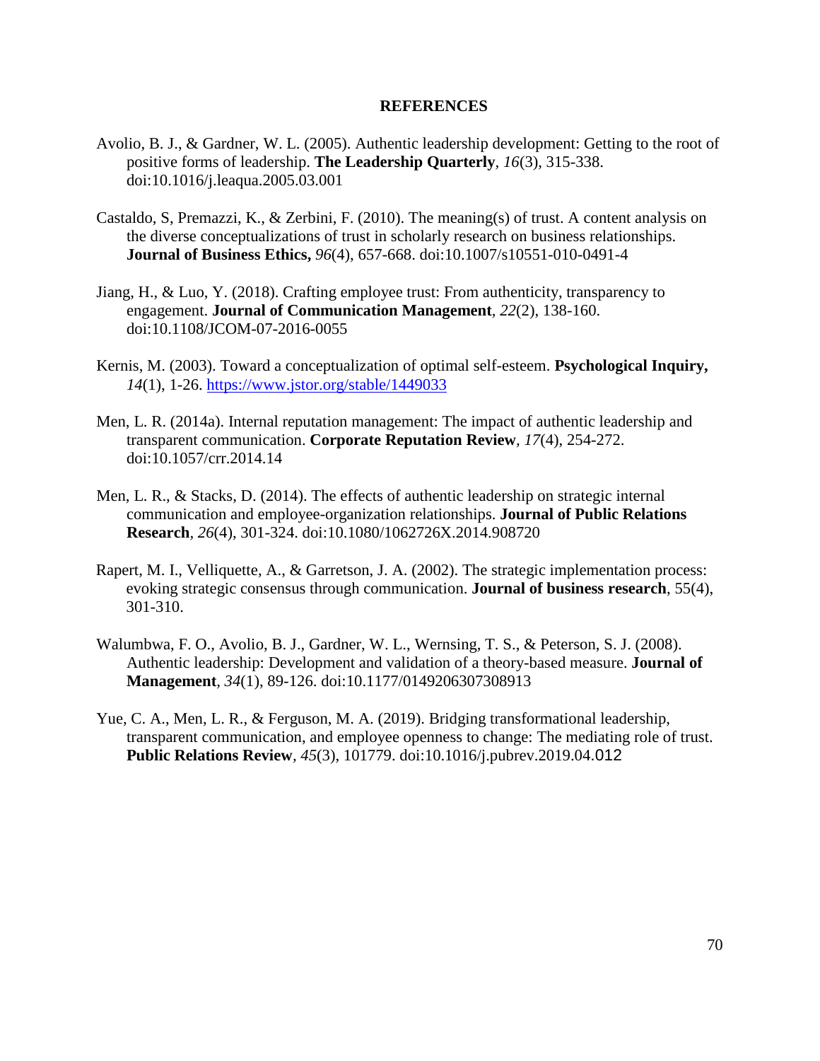## REFERENCES

Avolio, B. J., & Gardner, W. L. (2005). Authentic leadership development: Getting to the root of positive forms of leadership. **The Leadership Quarterly**, *16*(3), 315-338. doi:10.1016/j.leaqua.2005.03.001

Castaldo, S, Premazzi, K., & Zerbini, F. (2010). The meaning(s) of trust. A content analysis on the diverse conceptualizations of trust in scholarly research on business relationships. **Journal of Business Ethics,** *96*(4), 657-668. doi:10.1007/s10551-010-0491-4

Jiang, H., & Luo, Y. (2018). Crafting employee trust: From authenticity, transparency to engagement. **Journal of Communication Management**, *22*(2), 138-160. doi:10.1108/JCOM-07-2016-0055

Kernis, M. (2003). Toward a conceptualization of optimal self-esteem. **Psychological Inquiry,** *14*(1), 1-26. https://www.jstor.org/stable/1449033

Men, L. R. (2014a). Internal reputation management: The impact of authentic leadership and transparent communication. **Corporate Reputation Review**, *17*(4), 254-272. doi:10.1057/crr.2014.14

Men, L. R., & Stacks, D. (2014). The effects of authentic leadership on strategic internal communication and employee-organization relationships. **Journal of Public Relations Research**, *26*(4), 301-324. doi:10.1080/1062726X.2014.908720

Rapert, M. I., Velliquette, A., & Garretson, J. A. (2002). The strategic implementation process: evoking strategic consensus through communication. **Journal of business research**, 55(4), 301-310.

Walumbwa, F. O., Avolio, B. J., Gardner, W. L., Wernsing, T. S., & Peterson, S. J. (2008). Authentic leadership: Development and validation of a theory-based measure. **Journal of Management**, *34*(1), 89-126. doi:10.1177/0149206307308913

Yue, C. A., Men, L. R., & Ferguson, M. A. (2019). Bridging transformational leadership, transparent communication, and employee openness to change: The mediating role of trust. **Public Relations Review**, *45*(3), 101779. doi:10.1016/j.pubrev.2019.04.012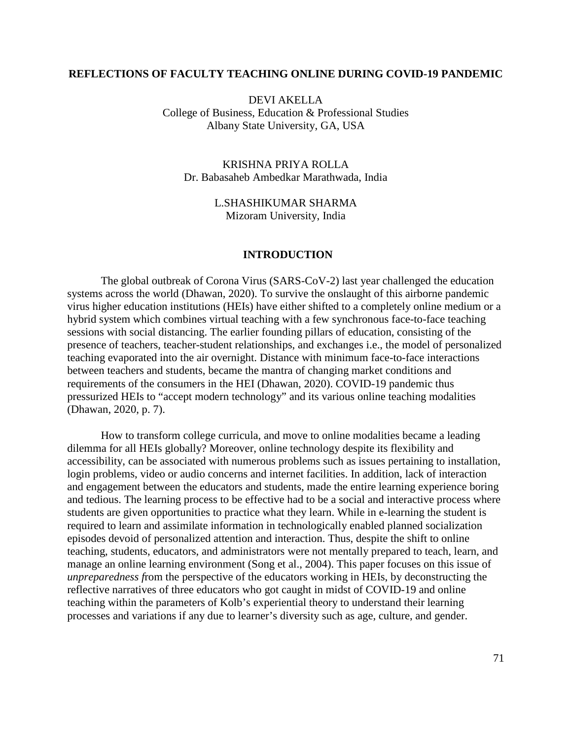# REFLECTIONS OF FACULTY TEACHING ONLINE DURING COVID-19 PANDEMIC

DEVI AKELLA
College of Business, Education & Professional Studies
Albany State University, GA, USA

KRISHNA PRIYA ROLLA
Dr. Babasaheb Ambedkar Marathwada, India

L.SHASHIKUMAR SHARMA
Mizoram University, India

## INTRODUCTION

The global outbreak of Corona Virus (SARS-CoV-2) last year challenged the education systems across the world (Dhawan, 2020). To survive the onslaught of this airborne pandemic virus higher education institutions (HEIs) have either shifted to a completely online medium or a hybrid system which combines virtual teaching with a few synchronous face-to-face teaching sessions with social distancing. The earlier founding pillars of education, consisting of the presence of teachers, teacher-student relationships, and exchanges i.e., the model of personalized teaching evaporated into the air overnight. Distance with minimum face-to-face interactions between teachers and students, became the mantra of changing market conditions and requirements of the consumers in the HEI (Dhawan, 2020). COVID-19 pandemic thus pressurized HEIs to "accept modern technology" and its various online teaching modalities (Dhawan, 2020, p. 7).

How to transform college curricula, and move to online modalities became a leading dilemma for all HEIs globally? Moreover, online technology despite its flexibility and accessibility, can be associated with numerous problems such as issues pertaining to installation, login problems, video or audio concerns and internet facilities. In addition, lack of interaction and engagement between the educators and students, made the entire learning experience boring and tedious. The learning process to be effective had to be a social and interactive process where students are given opportunities to practice what they learn. While in e-learning the student is required to learn and assimilate information in technologically enabled planned socialization episodes devoid of personalized attention and interaction. Thus, despite the shift to online teaching, students, educators, and administrators were not mentally prepared to teach, learn, and manage an online learning environment (Song et al., 2004). This paper focuses on this issue of *unpreparedness f*rom the perspective of the educators working in HEIs, by deconstructing the reflective narratives of three educators who got caught in midst of COVID-19 and online teaching within the parameters of Kolb's experiential theory to understand their learning processes and variations if any due to learner's diversity such as age, culture, and gender.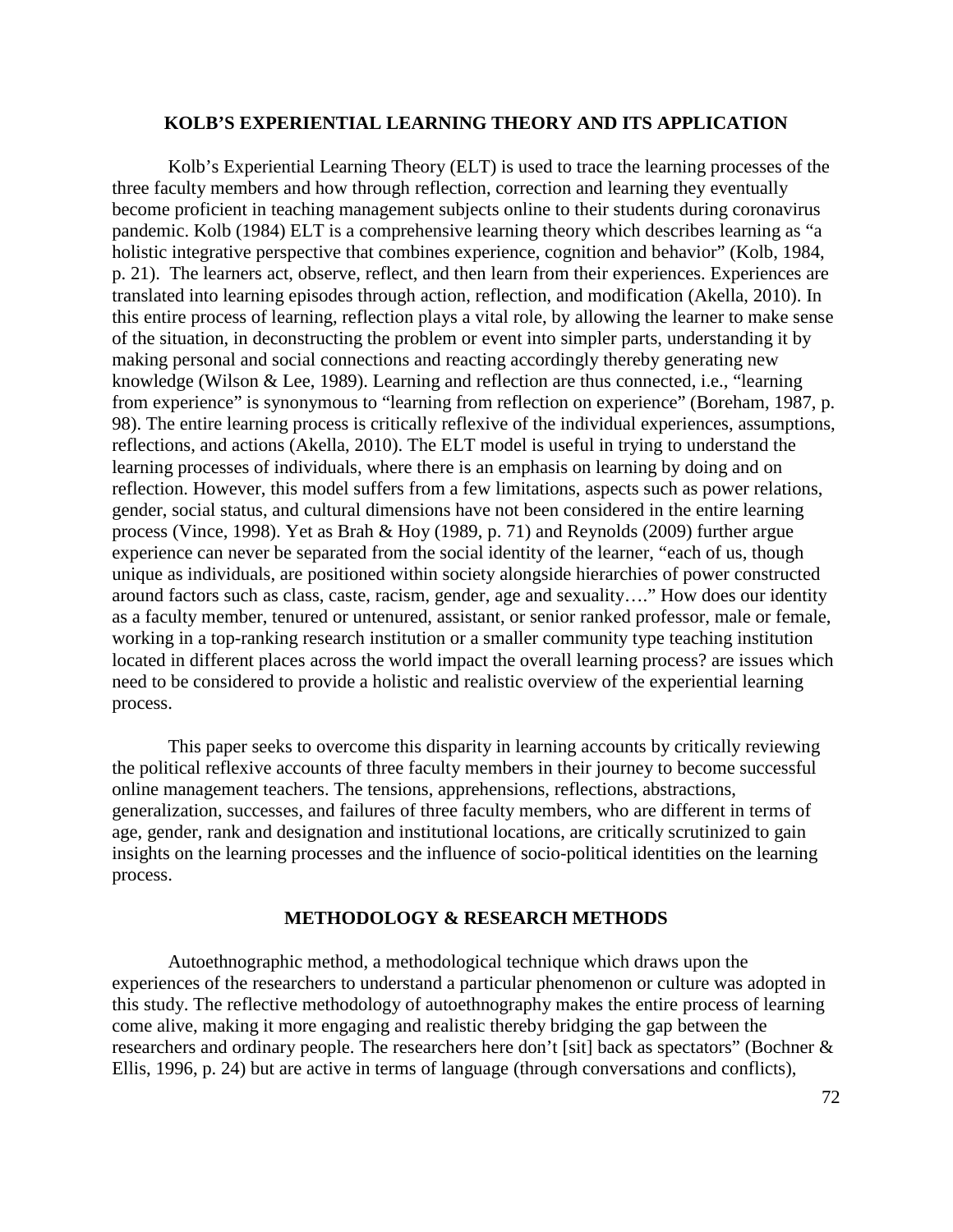## KOLB'S EXPERIENTIAL LEARNING THEORY AND ITS APPLICATION

Kolb's Experiential Learning Theory (ELT) is used to trace the learning processes of the three faculty members and how through reflection, correction and learning they eventually become proficient in teaching management subjects online to their students during coronavirus pandemic. Kolb (1984) ELT is a comprehensive learning theory which describes learning as "a holistic integrative perspective that combines experience, cognition and behavior" (Kolb, 1984, p. 21). The learners act, observe, reflect, and then learn from their experiences. Experiences are translated into learning episodes through action, reflection, and modification (Akella, 2010). In this entire process of learning, reflection plays a vital role, by allowing the learner to make sense of the situation, in deconstructing the problem or event into simpler parts, understanding it by making personal and social connections and reacting accordingly thereby generating new knowledge (Wilson & Lee, 1989). Learning and reflection are thus connected, i.e., "learning from experience" is synonymous to "learning from reflection on experience" (Boreham, 1987, p. 98). The entire learning process is critically reflexive of the individual experiences, assumptions, reflections, and actions (Akella, 2010). The ELT model is useful in trying to understand the learning processes of individuals, where there is an emphasis on learning by doing and on reflection. However, this model suffers from a few limitations, aspects such as power relations, gender, social status, and cultural dimensions have not been considered in the entire learning process (Vince, 1998). Yet as Brah & Hoy (1989, p. 71) and Reynolds (2009) further argue experience can never be separated from the social identity of the learner, "each of us, though unique as individuals, are positioned within society alongside hierarchies of power constructed around factors such as class, caste, racism, gender, age and sexuality…." How does our identity as a faculty member, tenured or untenured, assistant, or senior ranked professor, male or female, working in a top-ranking research institution or a smaller community type teaching institution located in different places across the world impact the overall learning process? are issues which need to be considered to provide a holistic and realistic overview of the experiential learning process.

This paper seeks to overcome this disparity in learning accounts by critically reviewing the political reflexive accounts of three faculty members in their journey to become successful online management teachers. The tensions, apprehensions, reflections, abstractions, generalization, successes, and failures of three faculty members, who are different in terms of age, gender, rank and designation and institutional locations, are critically scrutinized to gain insights on the learning processes and the influence of socio-political identities on the learning process.

## METHODOLOGY & RESEARCH METHODS

Autoethnographic method, a methodological technique which draws upon the experiences of the researchers to understand a particular phenomenon or culture was adopted in this study. The reflective methodology of autoethnography makes the entire process of learning come alive, making it more engaging and realistic thereby bridging the gap between the researchers and ordinary people. The researchers here don't [sit] back as spectators" (Bochner & Ellis, 1996, p. 24) but are active in terms of language (through conversations and conflicts),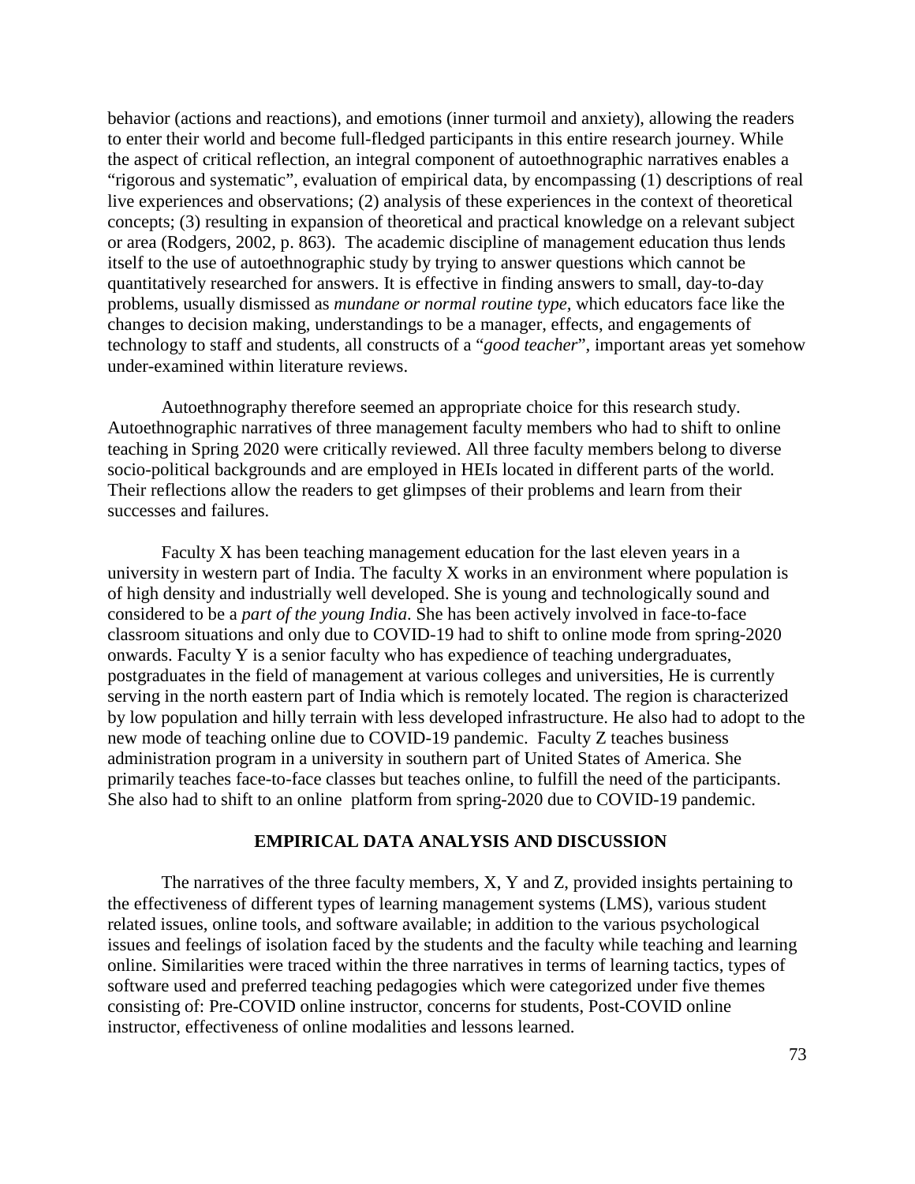behavior (actions and reactions), and emotions (inner turmoil and anxiety), allowing the readers to enter their world and become full-fledged participants in this entire research journey. While the aspect of critical reflection, an integral component of autoethnographic narratives enables a "rigorous and systematic", evaluation of empirical data, by encompassing (1) descriptions of real live experiences and observations; (2) analysis of these experiences in the context of theoretical concepts; (3) resulting in expansion of theoretical and practical knowledge on a relevant subject or area (Rodgers, 2002, p. 863). The academic discipline of management education thus lends itself to the use of autoethnographic study by trying to answer questions which cannot be quantitatively researched for answers. It is effective in finding answers to small, day-to-day problems, usually dismissed as *mundane or normal routine type*, which educators face like the changes to decision making, understandings to be a manager, effects, and engagements of technology to staff and students, all constructs of a "*good teacher*", important areas yet somehow under-examined within literature reviews.

Autoethnography therefore seemed an appropriate choice for this research study. Autoethnographic narratives of three management faculty members who had to shift to online teaching in Spring 2020 were critically reviewed. All three faculty members belong to diverse socio-political backgrounds and are employed in HEIs located in different parts of the world. Their reflections allow the readers to get glimpses of their problems and learn from their successes and failures.

Faculty X has been teaching management education for the last eleven years in a university in western part of India. The faculty X works in an environment where population is of high density and industrially well developed. She is young and technologically sound and considered to be a *part of the young India*. She has been actively involved in face-to-face classroom situations and only due to COVID-19 had to shift to online mode from spring-2020 onwards. Faculty Y is a senior faculty who has expedience of teaching undergraduates, postgraduates in the field of management at various colleges and universities, He is currently serving in the north eastern part of India which is remotely located. The region is characterized by low population and hilly terrain with less developed infrastructure. He also had to adopt to the new mode of teaching online due to COVID-19 pandemic. Faculty Z teaches business administration program in a university in southern part of United States of America. She primarily teaches face-to-face classes but teaches online, to fulfill the need of the participants. She also had to shift to an online platform from spring-2020 due to COVID-19 pandemic.

## EMPIRICAL DATA ANALYSIS AND DISCUSSION

The narratives of the three faculty members, X, Y and Z, provided insights pertaining to the effectiveness of different types of learning management systems (LMS), various student related issues, online tools, and software available; in addition to the various psychological issues and feelings of isolation faced by the students and the faculty while teaching and learning online. Similarities were traced within the three narratives in terms of learning tactics, types of software used and preferred teaching pedagogies which were categorized under five themes consisting of: Pre-COVID online instructor, concerns for students, Post-COVID online instructor, effectiveness of online modalities and lessons learned.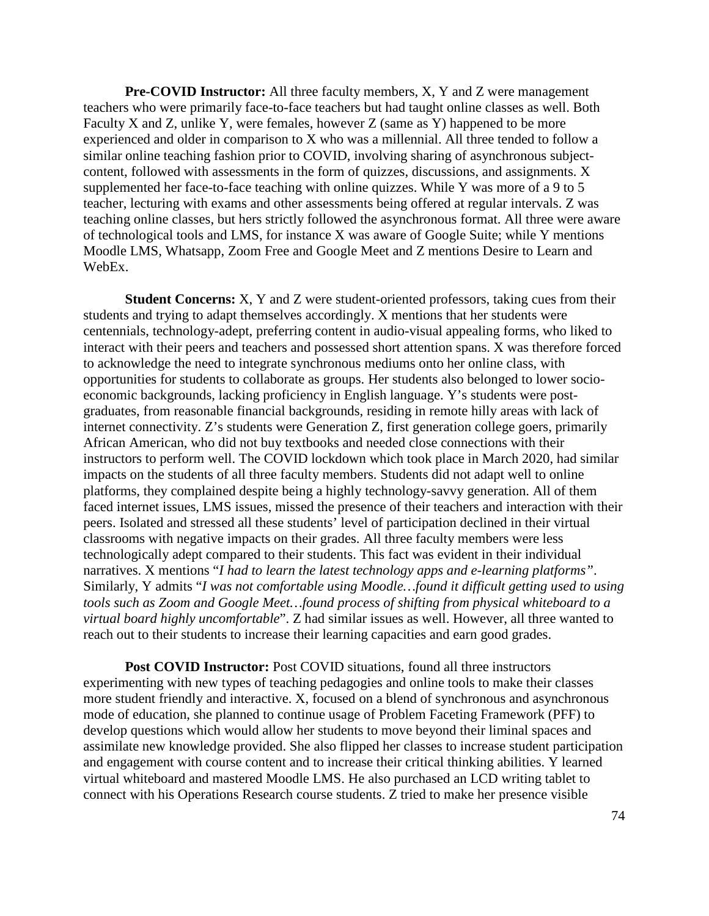**Pre-COVID Instructor:** All three faculty members, X, Y and Z were management teachers who were primarily face-to-face teachers but had taught online classes as well. Both Faculty X and Z, unlike Y, were females, however Z (same as Y) happened to be more experienced and older in comparison to X who was a millennial. All three tended to follow a similar online teaching fashion prior to COVID, involving sharing of asynchronous subject-content, followed with assessments in the form of quizzes, discussions, and assignments. X supplemented her face-to-face teaching with online quizzes. While Y was more of a 9 to 5 teacher, lecturing with exams and other assessments being offered at regular intervals. Z was teaching online classes, but hers strictly followed the asynchronous format. All three were aware of technological tools and LMS, for instance X was aware of Google Suite; while Y mentions Moodle LMS, Whatsapp, Zoom Free and Google Meet and Z mentions Desire to Learn and WebEx.

**Student Concerns:** X, Y and Z were student-oriented professors, taking cues from their students and trying to adapt themselves accordingly. X mentions that her students were centennials, technology-adept, preferring content in audio-visual appealing forms, who liked to interact with their peers and teachers and possessed short attention spans. X was therefore forced to acknowledge the need to integrate synchronous mediums onto her online class, with opportunities for students to collaborate as groups. Her students also belonged to lower socio-economic backgrounds, lacking proficiency in English language. Y's students were post-graduates, from reasonable financial backgrounds, residing in remote hilly areas with lack of internet connectivity. Z's students were Generation Z, first generation college goers, primarily African American, who did not buy textbooks and needed close connections with their instructors to perform well. The COVID lockdown which took place in March 2020, had similar impacts on the students of all three faculty members. Students did not adapt well to online platforms, they complained despite being a highly technology-savvy generation. All of them faced internet issues, LMS issues, missed the presence of their teachers and interaction with their peers. Isolated and stressed all these students' level of participation declined in their virtual classrooms with negative impacts on their grades. All three faculty members were less technologically adept compared to their students. This fact was evident in their individual narratives. X mentions "*I had to learn the latest technology apps and e-learning platforms*". Similarly, Y admits "*I was not comfortable using Moodle…found it difficult getting used to using tools such as Zoom and Google Meet…found process of shifting from physical whiteboard to a virtual board highly uncomfortable*". Z had similar issues as well. However, all three wanted to reach out to their students to increase their learning capacities and earn good grades.

**Post COVID Instructor:** Post COVID situations, found all three instructors experimenting with new types of teaching pedagogies and online tools to make their classes more student friendly and interactive. X, focused on a blend of synchronous and asynchronous mode of education, she planned to continue usage of Problem Faceting Framework (PFF) to develop questions which would allow her students to move beyond their liminal spaces and assimilate new knowledge provided. She also flipped her classes to increase student participation and engagement with course content and to increase their critical thinking abilities. Y learned virtual whiteboard and mastered Moodle LMS. He also purchased an LCD writing tablet to connect with his Operations Research course students. Z tried to make her presence visible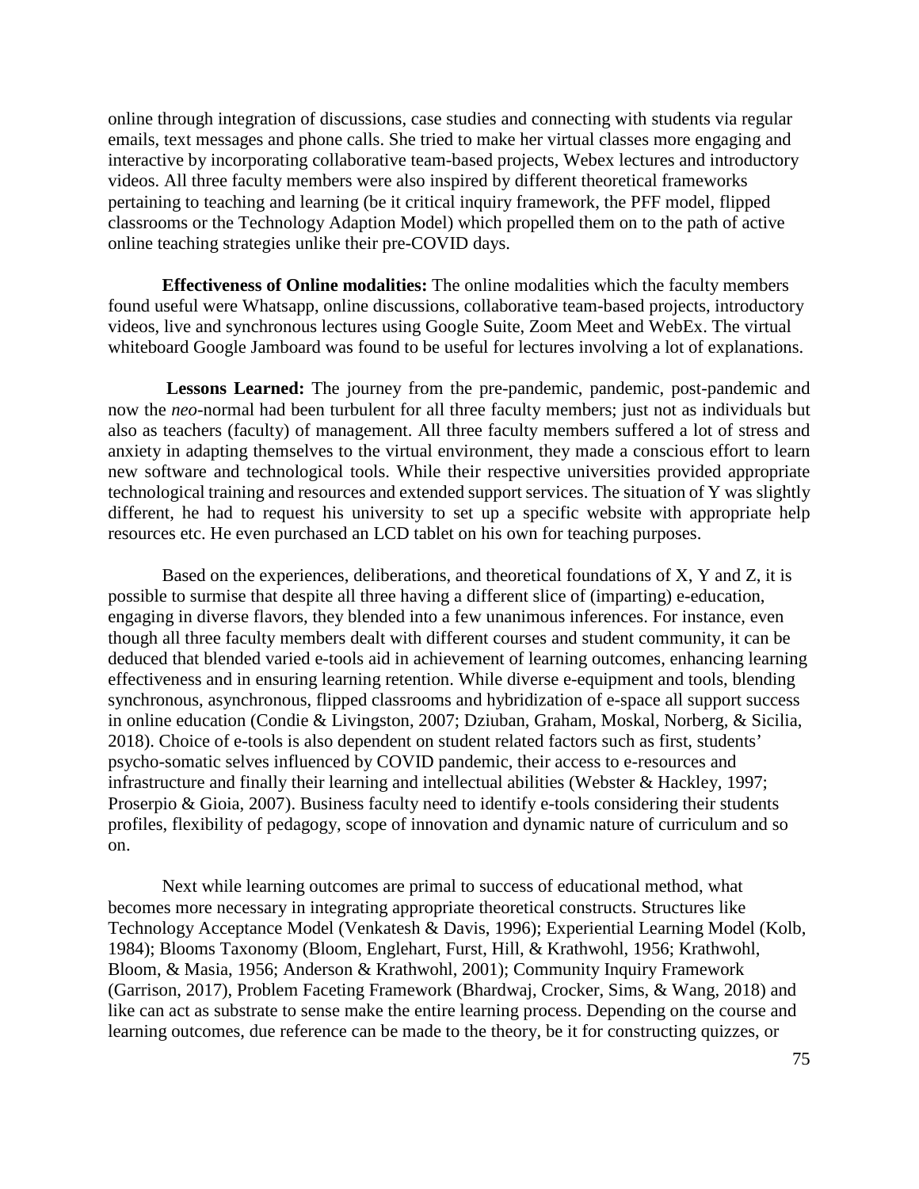online through integration of discussions, case studies and connecting with students via regular emails, text messages and phone calls. She tried to make her virtual classes more engaging and interactive by incorporating collaborative team-based projects, Webex lectures and introductory videos. All three faculty members were also inspired by different theoretical frameworks pertaining to teaching and learning (be it critical inquiry framework, the PFF model, flipped classrooms or the Technology Adaption Model) which propelled them on to the path of active online teaching strategies unlike their pre-COVID days.

**Effectiveness of Online modalities:** The online modalities which the faculty members found useful were Whatsapp, online discussions, collaborative team-based projects, introductory videos, live and synchronous lectures using Google Suite, Zoom Meet and WebEx. The virtual whiteboard Google Jamboard was found to be useful for lectures involving a lot of explanations.

**Lessons Learned:** The journey from the pre-pandemic, pandemic, post-pandemic and now the *neo*-normal had been turbulent for all three faculty members; just not as individuals but also as teachers (faculty) of management. All three faculty members suffered a lot of stress and anxiety in adapting themselves to the virtual environment, they made a conscious effort to learn new software and technological tools. While their respective universities provided appropriate technological training and resources and extended support services. The situation of Y was slightly different, he had to request his university to set up a specific website with appropriate help resources etc. He even purchased an LCD tablet on his own for teaching purposes.

Based on the experiences, deliberations, and theoretical foundations of X, Y and Z, it is possible to surmise that despite all three having a different slice of (imparting) e-education, engaging in diverse flavors, they blended into a few unanimous inferences. For instance, even though all three faculty members dealt with different courses and student community, it can be deduced that blended varied e-tools aid in achievement of learning outcomes, enhancing learning effectiveness and in ensuring learning retention. While diverse e-equipment and tools, blending synchronous, asynchronous, flipped classrooms and hybridization of e-space all support success in online education (Condie & Livingston, 2007; Dziuban, Graham, Moskal, Norberg, & Sicilia, 2018). Choice of e-tools is also dependent on student related factors such as first, students' psycho-somatic selves influenced by COVID pandemic, their access to e-resources and infrastructure and finally their learning and intellectual abilities (Webster & Hackley, 1997; Proserpio & Gioia, 2007). Business faculty need to identify e-tools considering their students profiles, flexibility of pedagogy, scope of innovation and dynamic nature of curriculum and so on.

Next while learning outcomes are primal to success of educational method, what becomes more necessary in integrating appropriate theoretical constructs. Structures like Technology Acceptance Model (Venkatesh & Davis, 1996); Experiential Learning Model (Kolb, 1984); Blooms Taxonomy (Bloom, Englehart, Furst, Hill, & Krathwohl, 1956; Krathwohl, Bloom, & Masia, 1956; Anderson & Krathwohl, 2001); Community Inquiry Framework (Garrison, 2017), Problem Faceting Framework (Bhardwaj, Crocker, Sims, & Wang, 2018) and like can act as substrate to sense make the entire learning process. Depending on the course and learning outcomes, due reference can be made to the theory, be it for constructing quizzes, or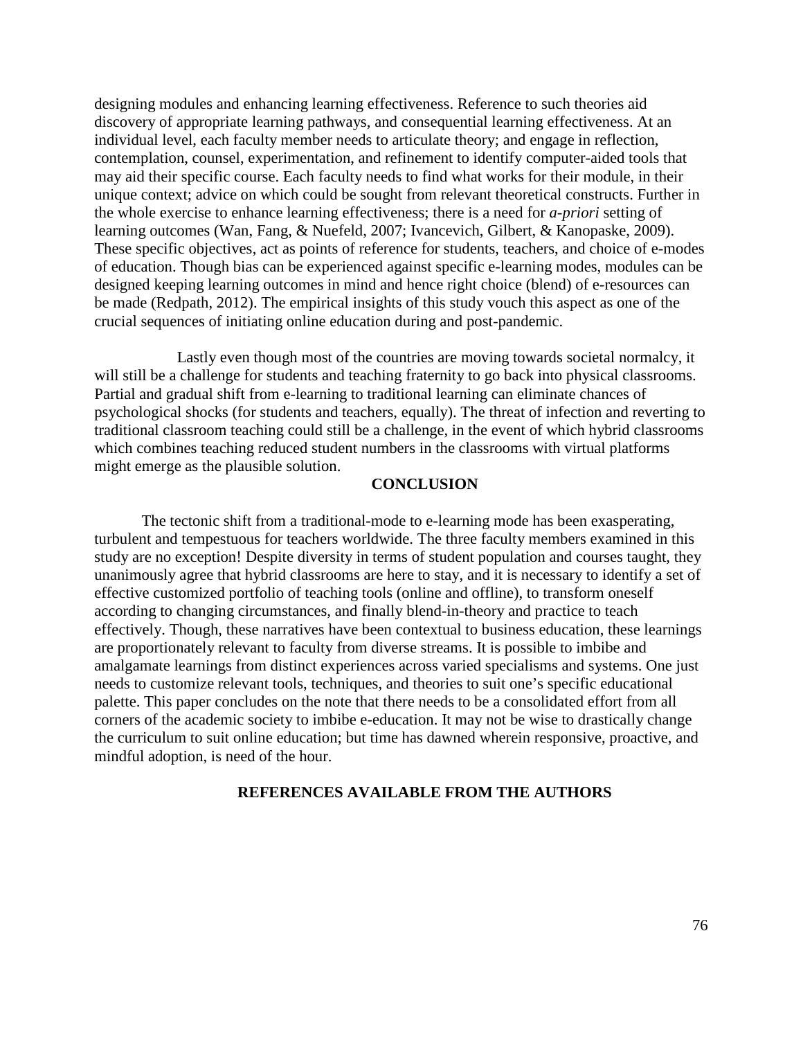designing modules and enhancing learning effectiveness. Reference to such theories aid discovery of appropriate learning pathways, and consequential learning effectiveness. At an individual level, each faculty member needs to articulate theory; and engage in reflection, contemplation, counsel, experimentation, and refinement to identify computer-aided tools that may aid their specific course. Each faculty needs to find what works for their module, in their unique context; advice on which could be sought from relevant theoretical constructs. Further in the whole exercise to enhance learning effectiveness; there is a need for *a-priori* setting of learning outcomes (Wan, Fang, & Nuefeld, 2007; Ivancevich, Gilbert, & Kanopaske, 2009). These specific objectives, act as points of reference for students, teachers, and choice of e-modes of education. Though bias can be experienced against specific e-learning modes, modules can be designed keeping learning outcomes in mind and hence right choice (blend) of e-resources can be made (Redpath, 2012). The empirical insights of this study vouch this aspect as one of the crucial sequences of initiating online education during and post-pandemic.

Lastly even though most of the countries are moving towards societal normalcy, it will still be a challenge for students and teaching fraternity to go back into physical classrooms. Partial and gradual shift from e-learning to traditional learning can eliminate chances of psychological shocks (for students and teachers, equally). The threat of infection and reverting to traditional classroom teaching could still be a challenge, in the event of which hybrid classrooms which combines teaching reduced student numbers in the classrooms with virtual platforms might emerge as the plausible solution.

## CONCLUSION

The tectonic shift from a traditional-mode to e-learning mode has been exasperating, turbulent and tempestuous for teachers worldwide. The three faculty members examined in this study are no exception! Despite diversity in terms of student population and courses taught, they unanimously agree that hybrid classrooms are here to stay, and it is necessary to identify a set of effective customized portfolio of teaching tools (online and offline), to transform oneself according to changing circumstances, and finally blend-in-theory and practice to teach effectively. Though, these narratives have been contextual to business education, these learnings are proportionately relevant to faculty from diverse streams. It is possible to imbibe and amalgamate learnings from distinct experiences across varied specialisms and systems. One just needs to customize relevant tools, techniques, and theories to suit one's specific educational palette. This paper concludes on the note that there needs to be a consolidated effort from all corners of the academic society to imbibe e-education. It may not be wise to drastically change the curriculum to suit online education; but time has dawned wherein responsive, proactive, and mindful adoption, is need of the hour.

## REFERENCES AVAILABLE FROM THE AUTHORS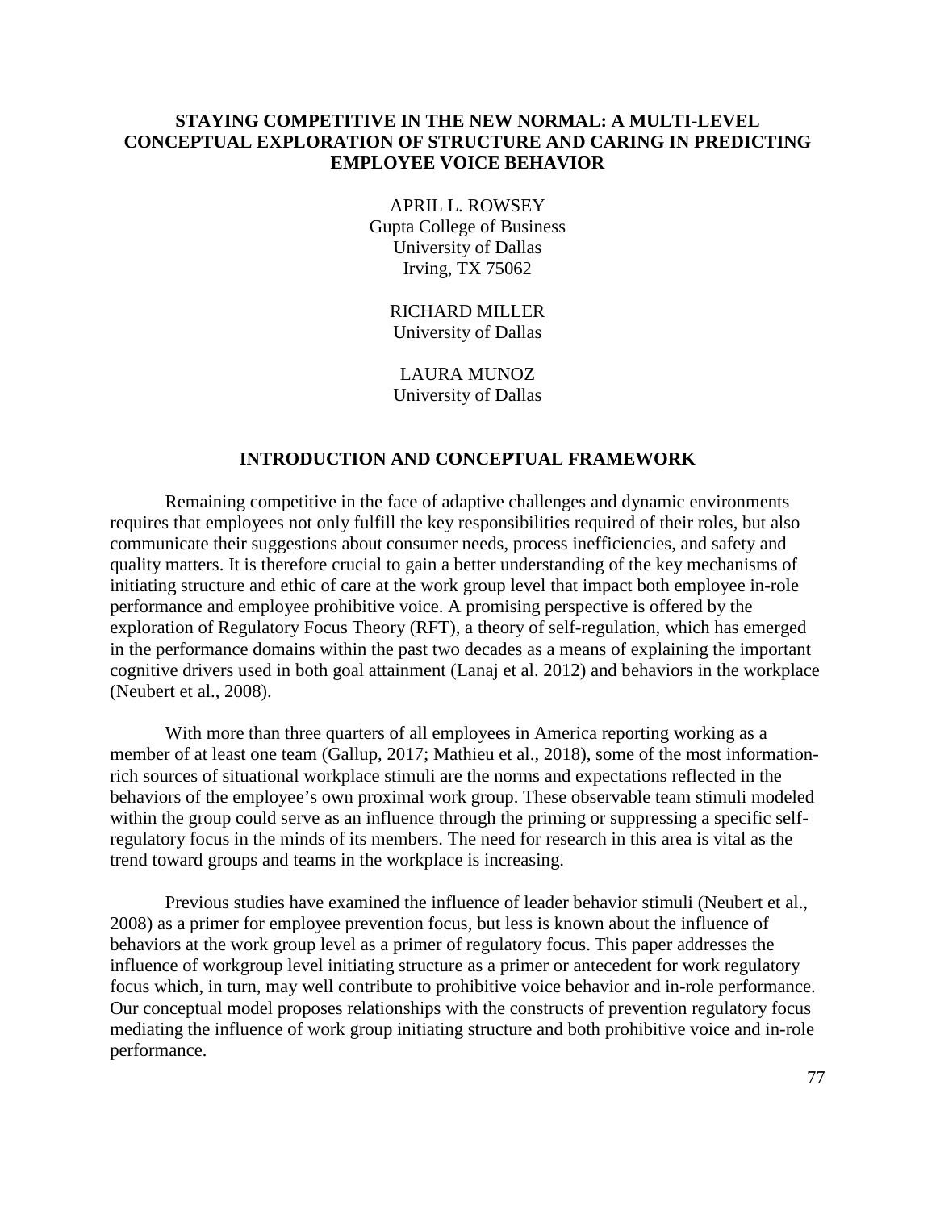# STAYING COMPETITIVE IN THE NEW NORMAL: A MULTI-LEVEL CONCEPTUAL EXPLORATION OF STRUCTURE AND CARING IN PREDICTING EMPLOYEE VOICE BEHAVIOR

APRIL L. ROWSEY
Gupta College of Business
University of Dallas
Irving, TX 75062

RICHARD MILLER
University of Dallas

LAURA MUNOZ
University of Dallas

## INTRODUCTION AND CONCEPTUAL FRAMEWORK

Remaining competitive in the face of adaptive challenges and dynamic environments requires that employees not only fulfill the key responsibilities required of their roles, but also communicate their suggestions about consumer needs, process inefficiencies, and safety and quality matters. It is therefore crucial to gain a better understanding of the key mechanisms of initiating structure and ethic of care at the work group level that impact both employee in-role performance and employee prohibitive voice. A promising perspective is offered by the exploration of Regulatory Focus Theory (RFT), a theory of self-regulation, which has emerged in the performance domains within the past two decades as a means of explaining the important cognitive drivers used in both goal attainment (Lanaj et al. 2012) and behaviors in the workplace (Neubert et al., 2008).

With more than three quarters of all employees in America reporting working as a member of at least one team (Gallup, 2017; Mathieu et al., 2018), some of the most information-rich sources of situational workplace stimuli are the norms and expectations reflected in the behaviors of the employee's own proximal work group. These observable team stimuli modeled within the group could serve as an influence through the priming or suppressing a specific self-regulatory focus in the minds of its members. The need for research in this area is vital as the trend toward groups and teams in the workplace is increasing.

Previous studies have examined the influence of leader behavior stimuli (Neubert et al., 2008) as a primer for employee prevention focus, but less is known about the influence of behaviors at the work group level as a primer of regulatory focus. This paper addresses the influence of workgroup level initiating structure as a primer or antecedent for work regulatory focus which, in turn, may well contribute to prohibitive voice behavior and in-role performance. Our conceptual model proposes relationships with the constructs of prevention regulatory focus mediating the influence of work group initiating structure and both prohibitive voice and in-role performance.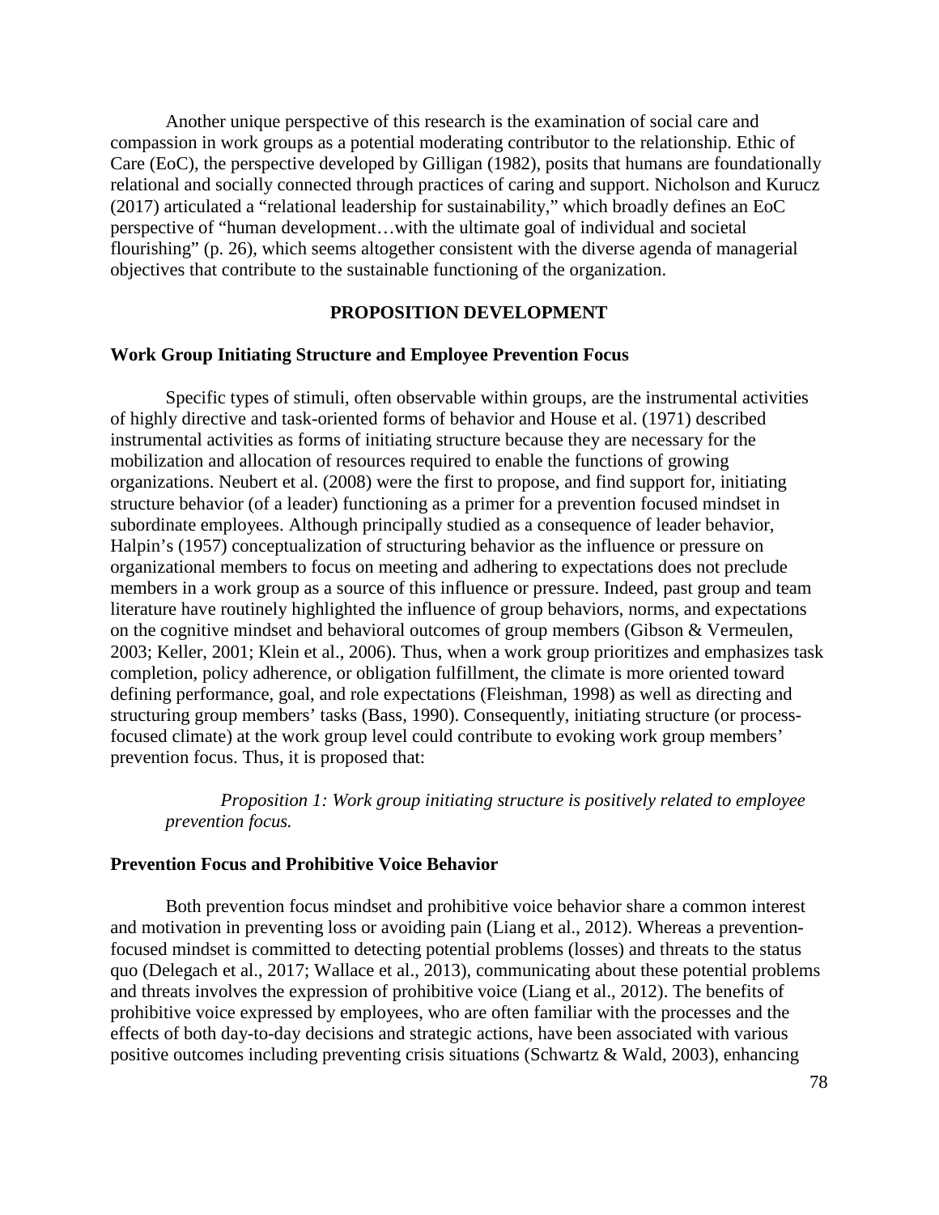Another unique perspective of this research is the examination of social care and compassion in work groups as a potential moderating contributor to the relationship. Ethic of Care (EoC), the perspective developed by Gilligan (1982), posits that humans are foundationally relational and socially connected through practices of caring and support. Nicholson and Kurucz (2017) articulated a "relational leadership for sustainability," which broadly defines an EoC perspective of "human development…with the ultimate goal of individual and societal flourishing" (p. 26), which seems altogether consistent with the diverse agenda of managerial objectives that contribute to the sustainable functioning of the organization.

## PROPOSITION DEVELOPMENT

### Work Group Initiating Structure and Employee Prevention Focus

Specific types of stimuli, often observable within groups, are the instrumental activities of highly directive and task-oriented forms of behavior and House et al. (1971) described instrumental activities as forms of initiating structure because they are necessary for the mobilization and allocation of resources required to enable the functions of growing organizations. Neubert et al. (2008) were the first to propose, and find support for, initiating structure behavior (of a leader) functioning as a primer for a prevention focused mindset in subordinate employees. Although principally studied as a consequence of leader behavior, Halpin's (1957) conceptualization of structuring behavior as the influence or pressure on organizational members to focus on meeting and adhering to expectations does not preclude members in a work group as a source of this influence or pressure. Indeed, past group and team literature have routinely highlighted the influence of group behaviors, norms, and expectations on the cognitive mindset and behavioral outcomes of group members (Gibson & Vermeulen, 2003; Keller, 2001; Klein et al., 2006). Thus, when a work group prioritizes and emphasizes task completion, policy adherence, or obligation fulfillment, the climate is more oriented toward defining performance, goal, and role expectations (Fleishman, 1998) as well as directing and structuring group members' tasks (Bass, 1990). Consequently, initiating structure (or process-focused climate) at the work group level could contribute to evoking work group members' prevention focus. Thus, it is proposed that:

> *Proposition 1: Work group initiating structure is positively related to employee prevention focus.*

### Prevention Focus and Prohibitive Voice Behavior

Both prevention focus mindset and prohibitive voice behavior share a common interest and motivation in preventing loss or avoiding pain (Liang et al., 2012). Whereas a prevention-focused mindset is committed to detecting potential problems (losses) and threats to the status quo (Delegach et al., 2017; Wallace et al., 2013), communicating about these potential problems and threats involves the expression of prohibitive voice (Liang et al., 2012). The benefits of prohibitive voice expressed by employees, who are often familiar with the processes and the effects of both day-to-day decisions and strategic actions, have been associated with various positive outcomes including preventing crisis situations (Schwartz & Wald, 2003), enhancing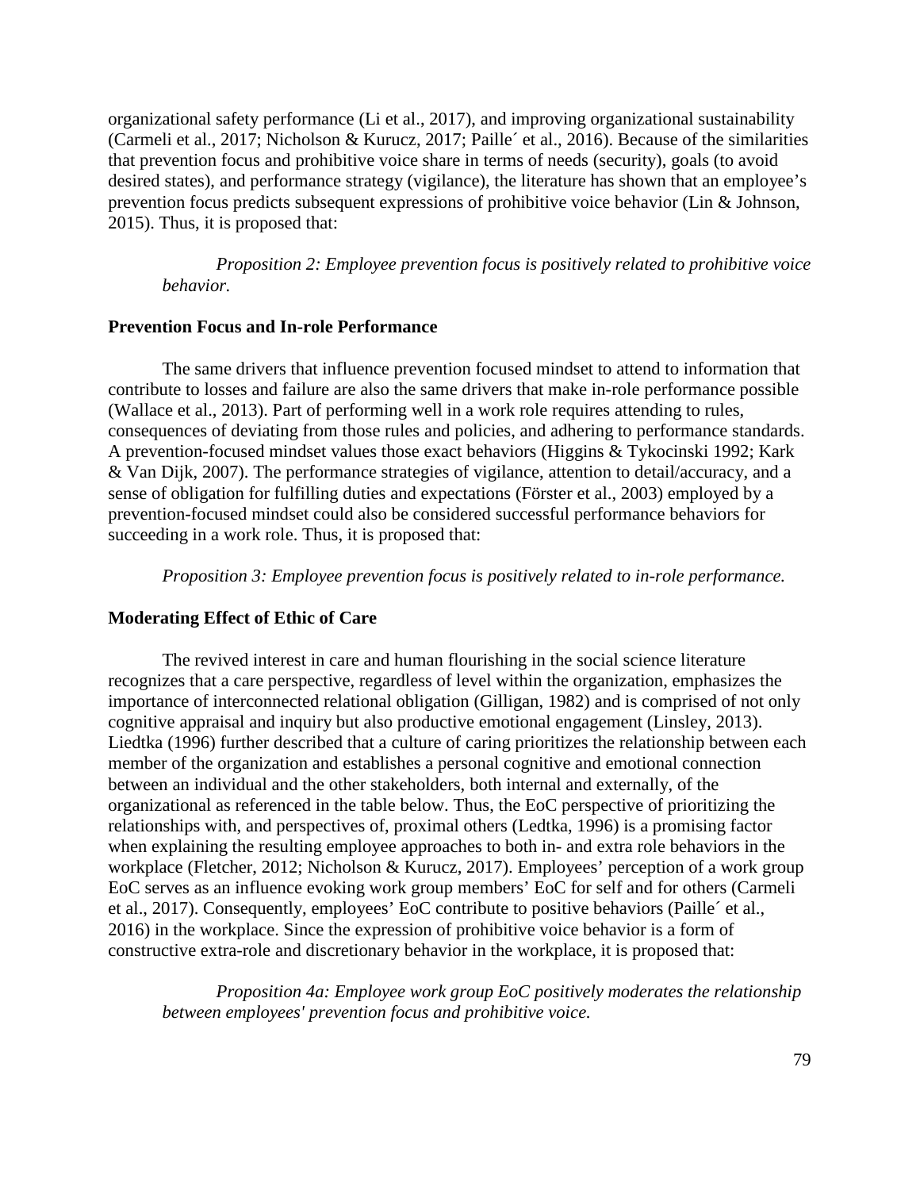organizational safety performance (Li et al., 2017), and improving organizational sustainability (Carmeli et al., 2017; Nicholson & Kurucz, 2017; Paille´ et al., 2016). Because of the similarities that prevention focus and prohibitive voice share in terms of needs (security), goals (to avoid desired states), and performance strategy (vigilance), the literature has shown that an employee's prevention focus predicts subsequent expressions of prohibitive voice behavior (Lin & Johnson, 2015). Thus, it is proposed that:

*Proposition 2: Employee prevention focus is positively related to prohibitive voice behavior.*

**Prevention Focus and In-role Performance**

The same drivers that influence prevention focused mindset to attend to information that contribute to losses and failure are also the same drivers that make in-role performance possible (Wallace et al., 2013). Part of performing well in a work role requires attending to rules, consequences of deviating from those rules and policies, and adhering to performance standards. A prevention-focused mindset values those exact behaviors (Higgins & Tykocinski 1992; Kark & Van Dijk, 2007). The performance strategies of vigilance, attention to detail/accuracy, and a sense of obligation for fulfilling duties and expectations (Förster et al., 2003) employed by a prevention-focused mindset could also be considered successful performance behaviors for succeeding in a work role. Thus, it is proposed that:

*Proposition 3: Employee prevention focus is positively related to in-role performance.*

**Moderating Effect of Ethic of Care**

The revived interest in care and human flourishing in the social science literature recognizes that a care perspective, regardless of level within the organization, emphasizes the importance of interconnected relational obligation (Gilligan, 1982) and is comprised of not only cognitive appraisal and inquiry but also productive emotional engagement (Linsley, 2013). Liedtka (1996) further described that a culture of caring prioritizes the relationship between each member of the organization and establishes a personal cognitive and emotional connection between an individual and the other stakeholders, both internal and externally, of the organizational as referenced in the table below. Thus, the EoC perspective of prioritizing the relationships with, and perspectives of, proximal others (Ledtka, 1996) is a promising factor when explaining the resulting employee approaches to both in- and extra role behaviors in the workplace (Fletcher, 2012; Nicholson & Kurucz, 2017). Employees' perception of a work group EoC serves as an influence evoking work group members' EoC for self and for others (Carmeli et al., 2017). Consequently, employees' EoC contribute to positive behaviors (Paille´ et al., 2016) in the workplace. Since the expression of prohibitive voice behavior is a form of constructive extra-role and discretionary behavior in the workplace, it is proposed that:

*Proposition 4a: Employee work group EoC positively moderates the relationship between employees' prevention focus and prohibitive voice.*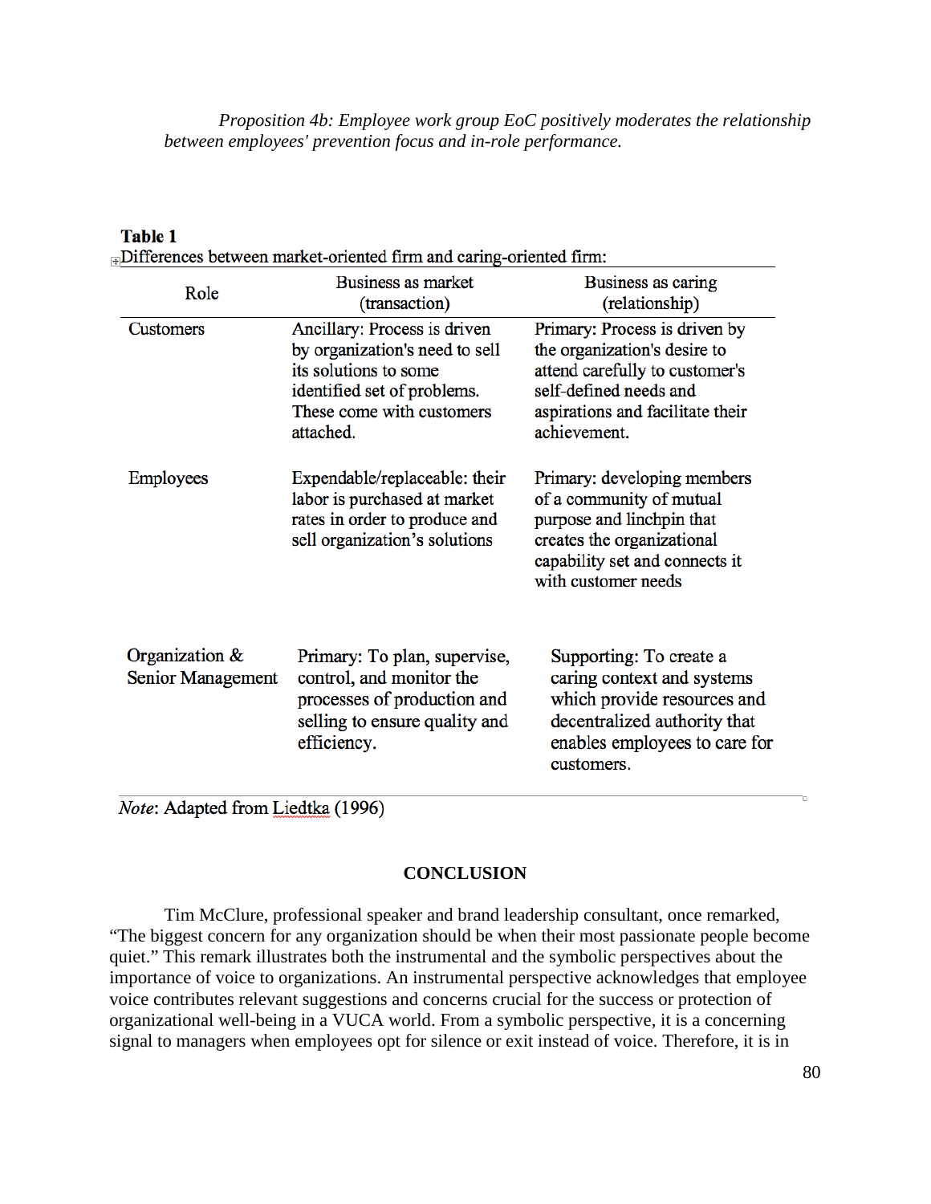*Proposition 4b: Employee work group EoC positively moderates the relationship between employees' prevention focus and in-role performance.*

**Table 1**

Differences between market-oriented firm and caring-oriented firm:

| Role | Business as market (transaction) | Business as caring (relationship) |
|---|---|---|
| Customers | Ancillary: Process is driven by organization's need to sell its solutions to some identified set of problems. These come with customers attached. | Primary: Process is driven by the organization's desire to attend carefully to customer's self-defined needs and aspirations and facilitate their achievement. |
| Employees | Expendable/replaceable: their labor is purchased at market rates in order to produce and sell organization's solutions | Primary: developing members of a community of mutual purpose and linchpin that creates the organizational capability set and connects it with customer needs |
| Organization & Senior Management | Primary: To plan, supervise, control, and monitor the processes of production and selling to ensure quality and efficiency. | Supporting: To create a caring context and systems which provide resources and decentralized authority that enables employees to care for customers. |

*Note*: Adapted from Liedtka (1996)

## CONCLUSION

Tim McClure, professional speaker and brand leadership consultant, once remarked, "The biggest concern for any organization should be when their most passionate people become quiet." This remark illustrates both the instrumental and the symbolic perspectives about the importance of voice to organizations. An instrumental perspective acknowledges that employee voice contributes relevant suggestions and concerns crucial for the success or protection of organizational well-being in a VUCA world. From a symbolic perspective, it is a concerning signal to managers when employees opt for silence or exit instead of voice. Therefore, it is in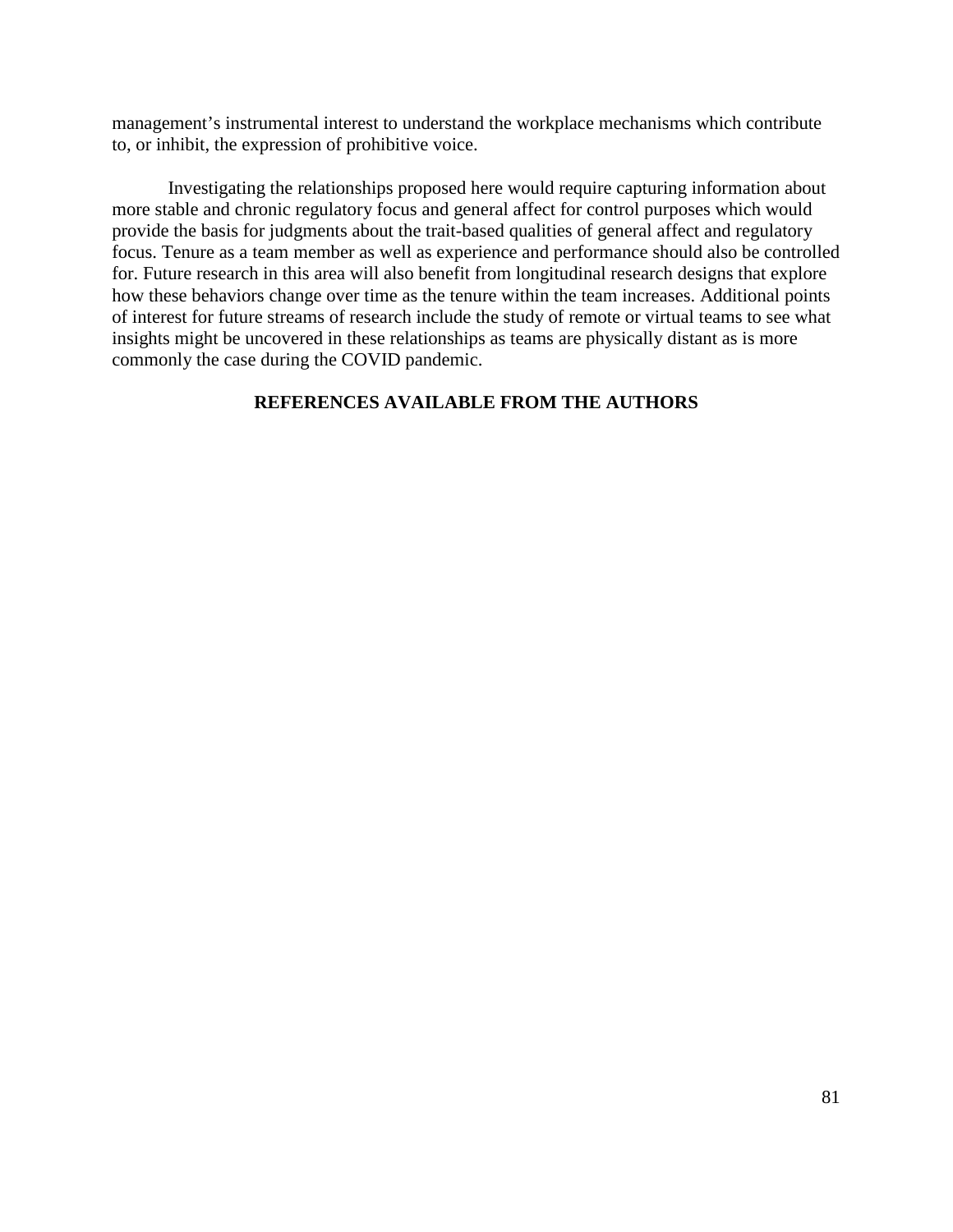management's instrumental interest to understand the workplace mechanisms which contribute to, or inhibit, the expression of prohibitive voice.

Investigating the relationships proposed here would require capturing information about more stable and chronic regulatory focus and general affect for control purposes which would provide the basis for judgments about the trait-based qualities of general affect and regulatory focus. Tenure as a team member as well as experience and performance should also be controlled for. Future research in this area will also benefit from longitudinal research designs that explore how these behaviors change over time as the tenure within the team increases. Additional points of interest for future streams of research include the study of remote or virtual teams to see what insights might be uncovered in these relationships as teams are physically distant as is more commonly the case during the COVID pandemic.

**REFERENCES AVAILABLE FROM THE AUTHORS**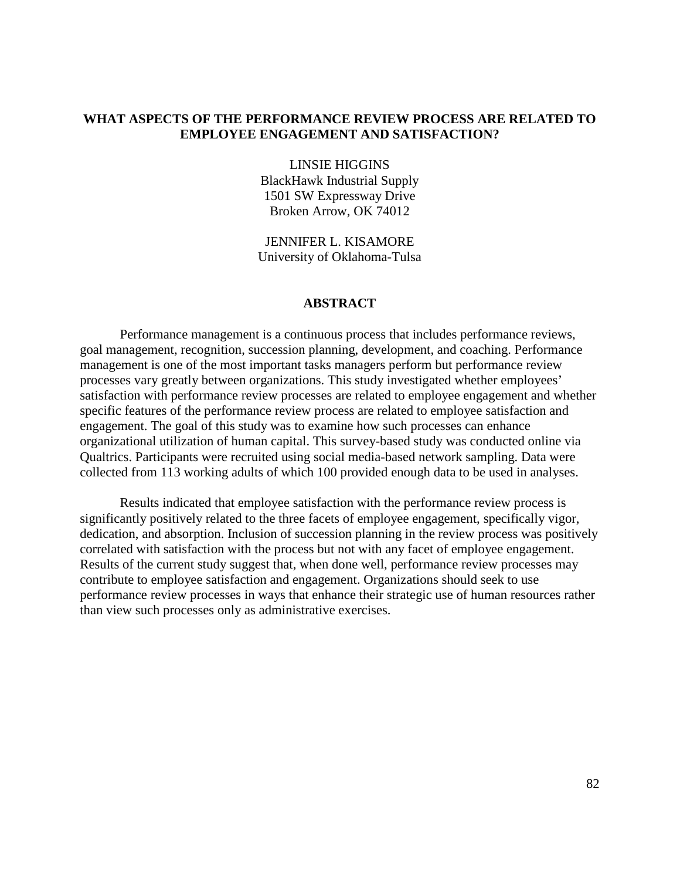# WHAT ASPECTS OF THE PERFORMANCE REVIEW PROCESS ARE RELATED TO EMPLOYEE ENGAGEMENT AND SATISFACTION?

LINSIE HIGGINS
BlackHawk Industrial Supply
1501 SW Expressway Drive
Broken Arrow, OK 74012

JENNIFER L. KISAMORE
University of Oklahoma-Tulsa

## ABSTRACT

Performance management is a continuous process that includes performance reviews, goal management, recognition, succession planning, development, and coaching. Performance management is one of the most important tasks managers perform but performance review processes vary greatly between organizations. This study investigated whether employees' satisfaction with performance review processes are related to employee engagement and whether specific features of the performance review process are related to employee satisfaction and engagement. The goal of this study was to examine how such processes can enhance organizational utilization of human capital. This survey-based study was conducted online via Qualtrics. Participants were recruited using social media-based network sampling. Data were collected from 113 working adults of which 100 provided enough data to be used in analyses.

Results indicated that employee satisfaction with the performance review process is significantly positively related to the three facets of employee engagement, specifically vigor, dedication, and absorption. Inclusion of succession planning in the review process was positively correlated with satisfaction with the process but not with any facet of employee engagement. Results of the current study suggest that, when done well, performance review processes may contribute to employee satisfaction and engagement. Organizations should seek to use performance review processes in ways that enhance their strategic use of human resources rather than view such processes only as administrative exercises.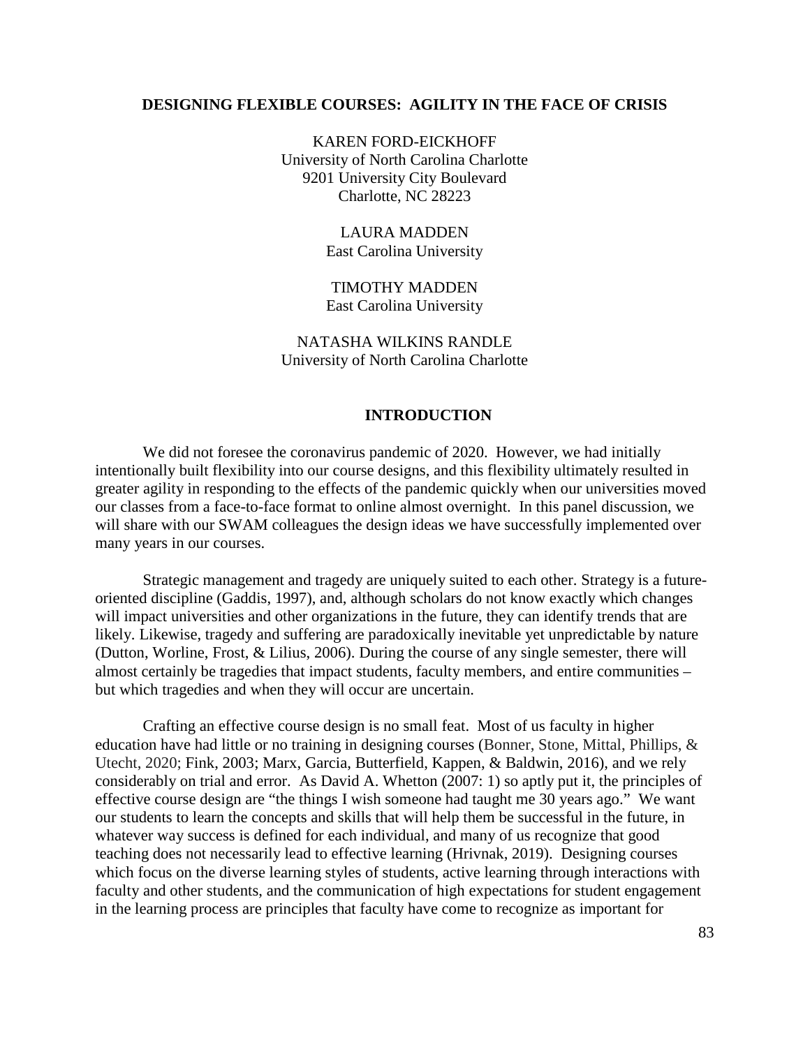# DESIGNING FLEXIBLE COURSES: AGILITY IN THE FACE OF CRISIS

KAREN FORD-EICKHOFF
University of North Carolina Charlotte
9201 University City Boulevard
Charlotte, NC 28223

LAURA MADDEN
East Carolina University

TIMOTHY MADDEN
East Carolina University

NATASHA WILKINS RANDLE
University of North Carolina Charlotte

## INTRODUCTION

We did not foresee the coronavirus pandemic of 2020. However, we had initially intentionally built flexibility into our course designs, and this flexibility ultimately resulted in greater agility in responding to the effects of the pandemic quickly when our universities moved our classes from a face-to-face format to online almost overnight. In this panel discussion, we will share with our SWAM colleagues the design ideas we have successfully implemented over many years in our courses.

Strategic management and tragedy are uniquely suited to each other. Strategy is a future-oriented discipline (Gaddis, 1997), and, although scholars do not know exactly which changes will impact universities and other organizations in the future, they can identify trends that are likely. Likewise, tragedy and suffering are paradoxically inevitable yet unpredictable by nature (Dutton, Worline, Frost, & Lilius, 2006). During the course of any single semester, there will almost certainly be tragedies that impact students, faculty members, and entire communities – but which tragedies and when they will occur are uncertain.

Crafting an effective course design is no small feat. Most of us faculty in higher education have had little or no training in designing courses (Bonner, Stone, Mittal, Phillips, & Utecht, 2020; Fink, 2003; Marx, Garcia, Butterfield, Kappen, & Baldwin, 2016), and we rely considerably on trial and error. As David A. Whetton (2007: 1) so aptly put it, the principles of effective course design are "the things I wish someone had taught me 30 years ago." We want our students to learn the concepts and skills that will help them be successful in the future, in whatever way success is defined for each individual, and many of us recognize that good teaching does not necessarily lead to effective learning (Hrivnak, 2019). Designing courses which focus on the diverse learning styles of students, active learning through interactions with faculty and other students, and the communication of high expectations for student engagement in the learning process are principles that faculty have come to recognize as important for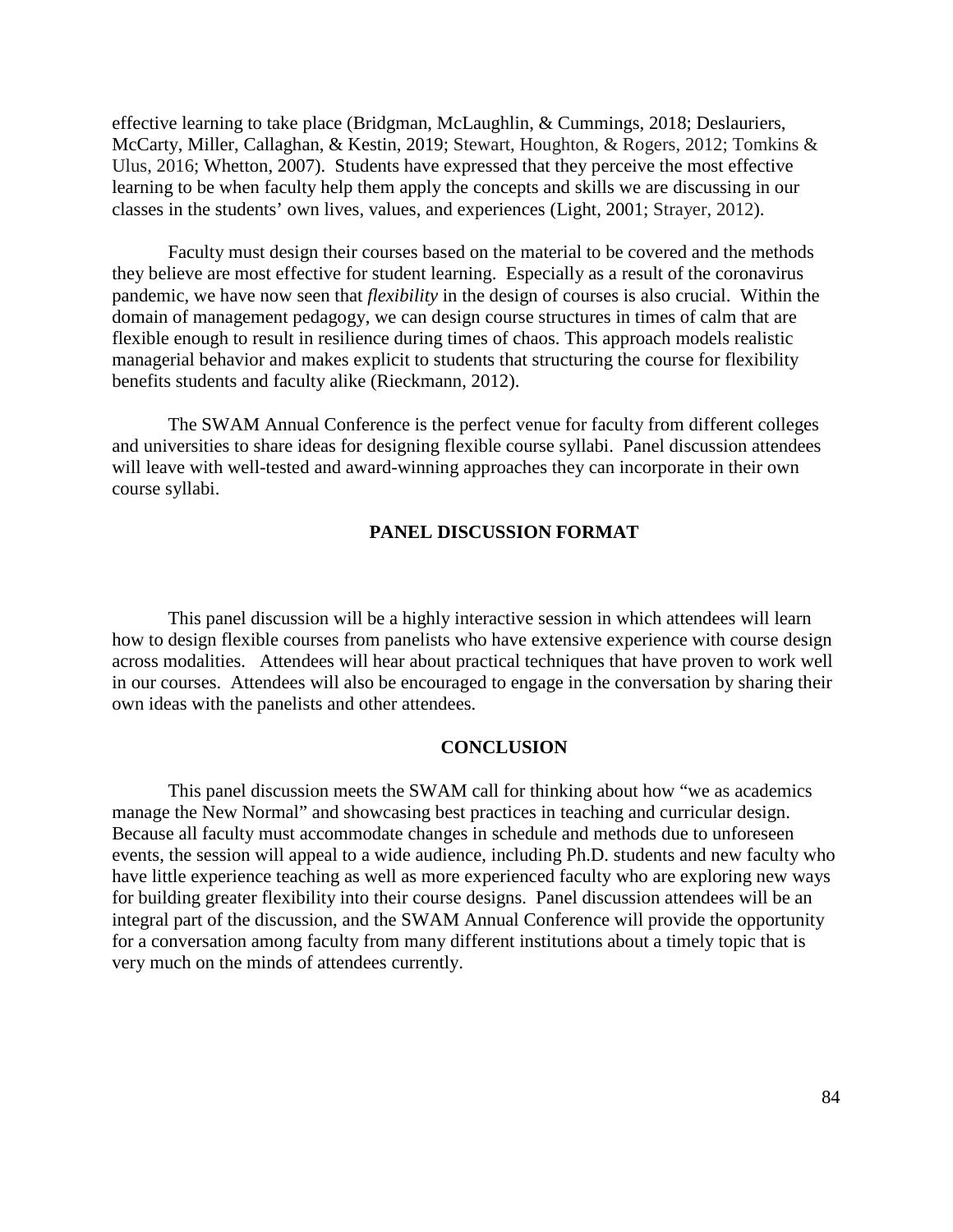effective learning to take place (Bridgman, McLaughlin, & Cummings, 2018; Deslauriers, McCarty, Miller, Callaghan, & Kestin, 2019; Stewart, Houghton, & Rogers, 2012; Tomkins & Ulus, 2016; Whetton, 2007). Students have expressed that they perceive the most effective learning to be when faculty help them apply the concepts and skills we are discussing in our classes in the students' own lives, values, and experiences (Light, 2001; Strayer, 2012).

Faculty must design their courses based on the material to be covered and the methods they believe are most effective for student learning. Especially as a result of the coronavirus pandemic, we have now seen that *flexibility* in the design of courses is also crucial. Within the domain of management pedagogy, we can design course structures in times of calm that are flexible enough to result in resilience during times of chaos. This approach models realistic managerial behavior and makes explicit to students that structuring the course for flexibility benefits students and faculty alike (Rieckmann, 2012).

The SWAM Annual Conference is the perfect venue for faculty from different colleges and universities to share ideas for designing flexible course syllabi. Panel discussion attendees will leave with well-tested and award-winning approaches they can incorporate in their own course syllabi.

## PANEL DISCUSSION FORMAT

This panel discussion will be a highly interactive session in which attendees will learn how to design flexible courses from panelists who have extensive experience with course design across modalities. Attendees will hear about practical techniques that have proven to work well in our courses. Attendees will also be encouraged to engage in the conversation by sharing their own ideas with the panelists and other attendees.

## CONCLUSION

This panel discussion meets the SWAM call for thinking about how "we as academics manage the New Normal" and showcasing best practices in teaching and curricular design. Because all faculty must accommodate changes in schedule and methods due to unforeseen events, the session will appeal to a wide audience, including Ph.D. students and new faculty who have little experience teaching as well as more experienced faculty who are exploring new ways for building greater flexibility into their course designs. Panel discussion attendees will be an integral part of the discussion, and the SWAM Annual Conference will provide the opportunity for a conversation among faculty from many different institutions about a timely topic that is very much on the minds of attendees currently.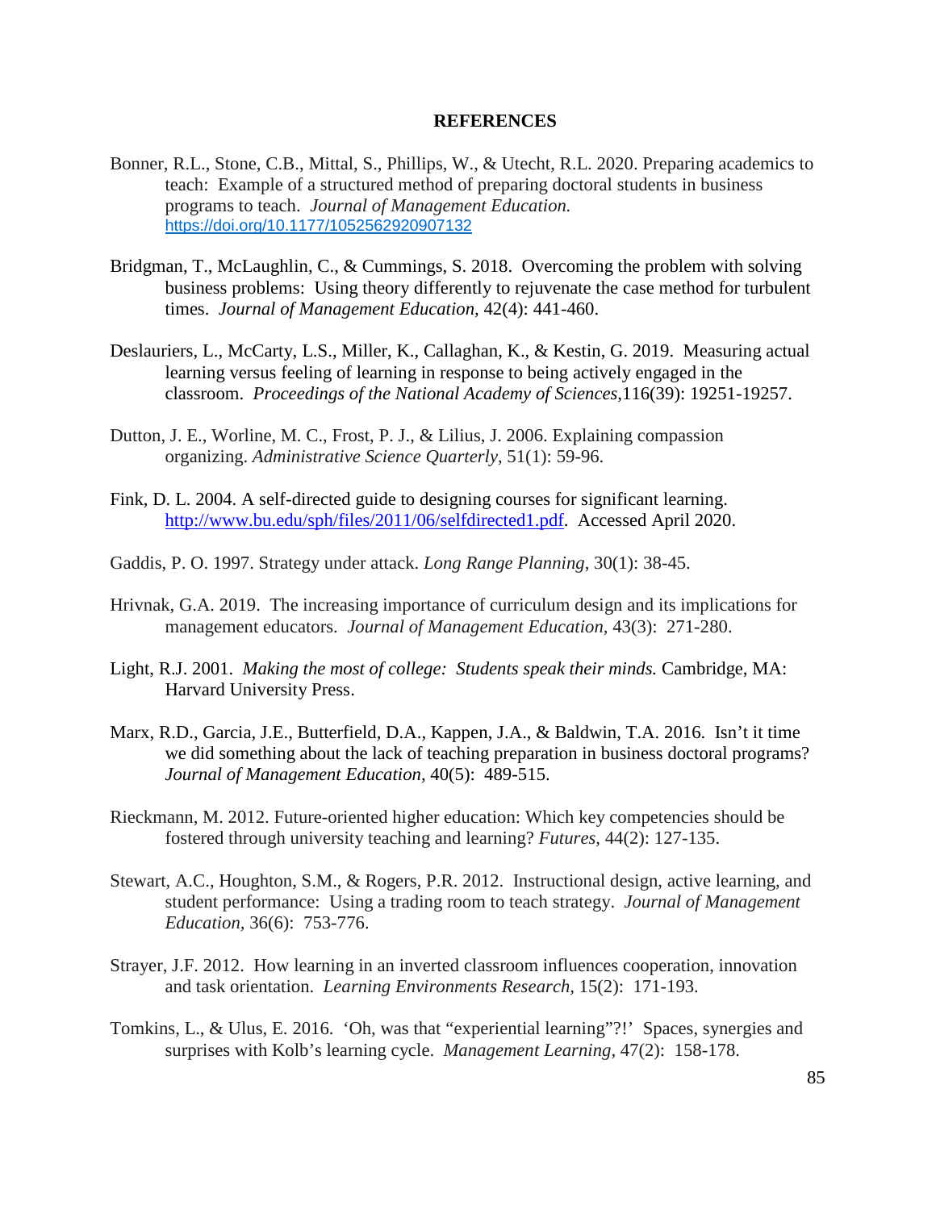## REFERENCES

Bonner, R.L., Stone, C.B., Mittal, S., Phillips, W., & Utecht, R.L. 2020. Preparing academics to teach: Example of a structured method of preparing doctoral students in business programs to teach. *Journal of Management Education.* https://doi.org/10.1177/1052562920907132

Bridgman, T., McLaughlin, C., & Cummings, S. 2018. Overcoming the problem with solving business problems: Using theory differently to rejuvenate the case method for turbulent times. *Journal of Management Education*, 42(4): 441-460.

Deslauriers, L., McCarty, L.S., Miller, K., Callaghan, K., & Kestin, G. 2019. Measuring actual learning versus feeling of learning in response to being actively engaged in the classroom. *Proceedings of the National Academy of Sciences*,116(39): 19251-19257.

Dutton, J. E., Worline, M. C., Frost, P. J., & Lilius, J. 2006. Explaining compassion organizing. *Administrative Science Quarterly*, 51(1): 59-96.

Fink, D. L. 2004. A self-directed guide to designing courses for significant learning. http://www.bu.edu/sph/files/2011/06/selfdirected1.pdf. Accessed April 2020.

Gaddis, P. O. 1997. Strategy under attack. *Long Range Planning*, 30(1): 38-45.

Hrivnak, G.A. 2019. The increasing importance of curriculum design and its implications for management educators. *Journal of Management Education,* 43(3): 271-280.

Light, R.J. 2001. *Making the most of college: Students speak their minds.* Cambridge, MA: Harvard University Press.

Marx, R.D., Garcia, J.E., Butterfield, D.A., Kappen, J.A., & Baldwin, T.A. 2016. Isn't it time we did something about the lack of teaching preparation in business doctoral programs? *Journal of Management Education,* 40(5): 489-515.

Rieckmann, M. 2012. Future-oriented higher education: Which key competencies should be fostered through university teaching and learning? *Futures*, 44(2): 127-135.

Stewart, A.C., Houghton, S.M., & Rogers, P.R. 2012. Instructional design, active learning, and student performance: Using a trading room to teach strategy. *Journal of Management Education,* 36(6): 753-776.

Strayer, J.F. 2012. How learning in an inverted classroom influences cooperation, innovation and task orientation. *Learning Environments Research,* 15(2): 171-193.

Tomkins, L., & Ulus, E. 2016. 'Oh, was that "experiential learning"?!' Spaces, synergies and surprises with Kolb's learning cycle. *Management Learning,* 47(2): 158-178.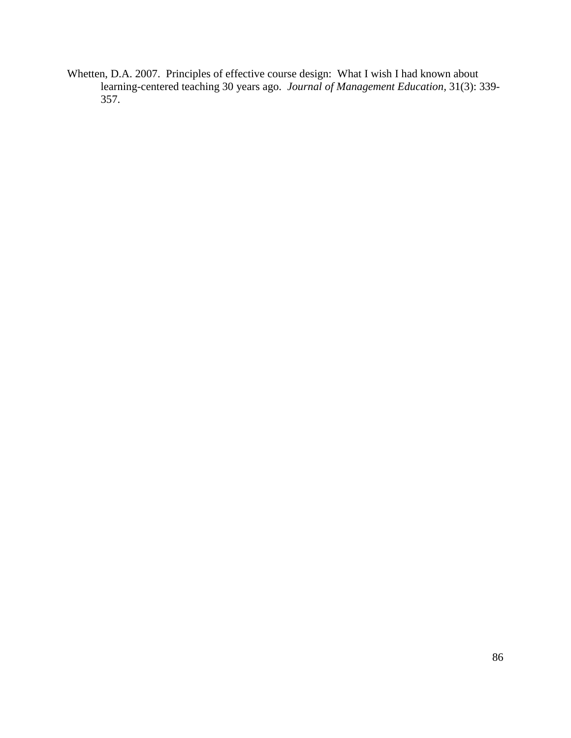Whetten, D.A. 2007. Principles of effective course design: What I wish I had known about learning-centered teaching 30 years ago. *Journal of Management Education*, 31(3): 339-357.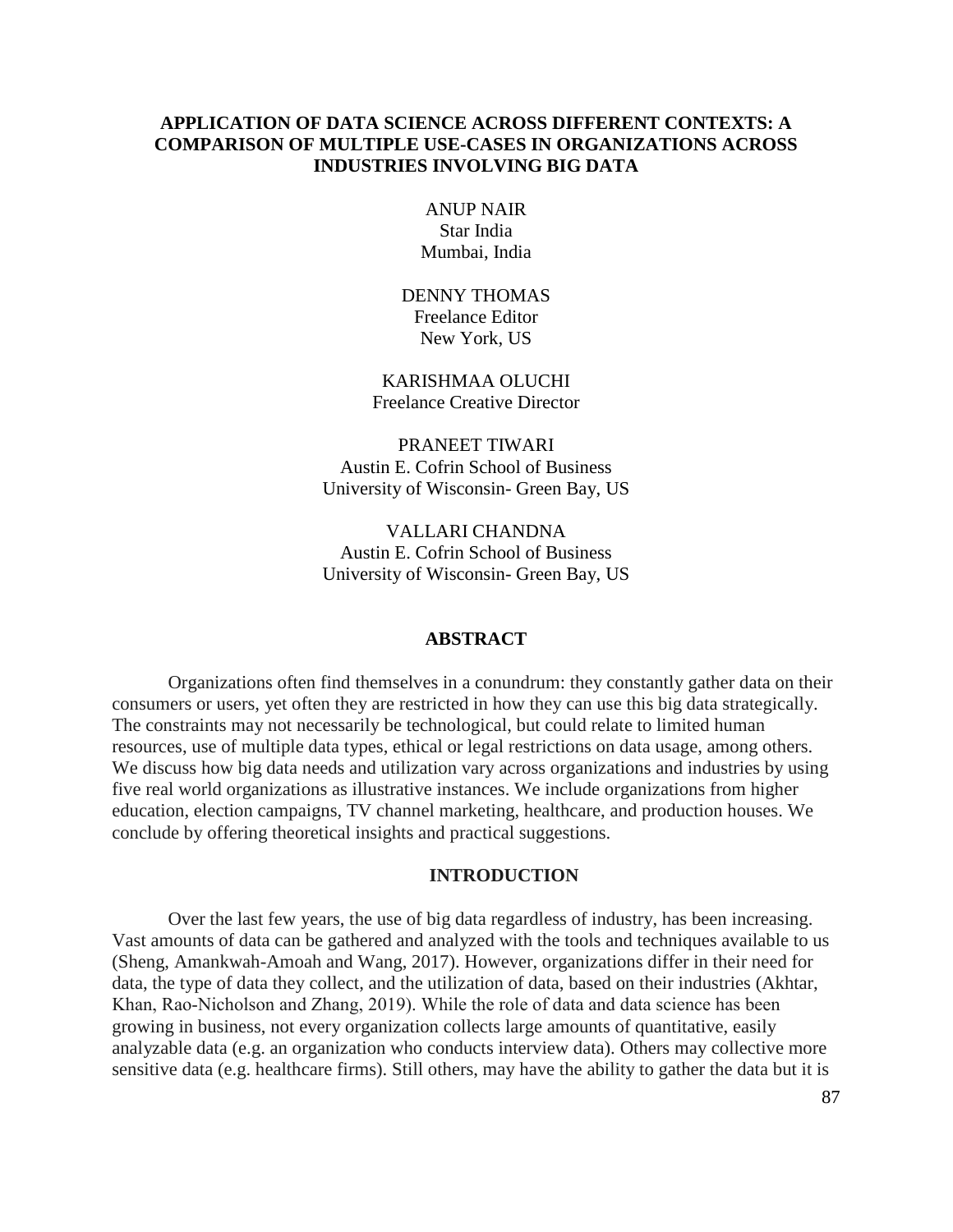# APPLICATION OF DATA SCIENCE ACROSS DIFFERENT CONTEXTS: A COMPARISON OF MULTIPLE USE-CASES IN ORGANIZATIONS ACROSS INDUSTRIES INVOLVING BIG DATA

ANUP NAIR
Star India
Mumbai, India

DENNY THOMAS
Freelance Editor
New York, US

KARISHMAA OLUCHI
Freelance Creative Director

PRANEET TIWARI
Austin E. Cofrin School of Business
University of Wisconsin- Green Bay, US

VALLARI CHANDNA
Austin E. Cofrin School of Business
University of Wisconsin- Green Bay, US

## ABSTRACT

Organizations often find themselves in a conundrum: they constantly gather data on their consumers or users, yet often they are restricted in how they can use this big data strategically. The constraints may not necessarily be technological, but could relate to limited human resources, use of multiple data types, ethical or legal restrictions on data usage, among others. We discuss how big data needs and utilization vary across organizations and industries by using five real world organizations as illustrative instances. We include organizations from higher education, election campaigns, TV channel marketing, healthcare, and production houses. We conclude by offering theoretical insights and practical suggestions.

## INTRODUCTION

Over the last few years, the use of big data regardless of industry, has been increasing. Vast amounts of data can be gathered and analyzed with the tools and techniques available to us (Sheng, Amankwah-Amoah and Wang, 2017). However, organizations differ in their need for data, the type of data they collect, and the utilization of data, based on their industries (Akhtar, Khan, Rao-Nicholson and Zhang, 2019). While the role of data and data science has been growing in business, not every organization collects large amounts of quantitative, easily analyzable data (e.g. an organization who conducts interview data). Others may collective more sensitive data (e.g. healthcare firms). Still others, may have the ability to gather the data but it is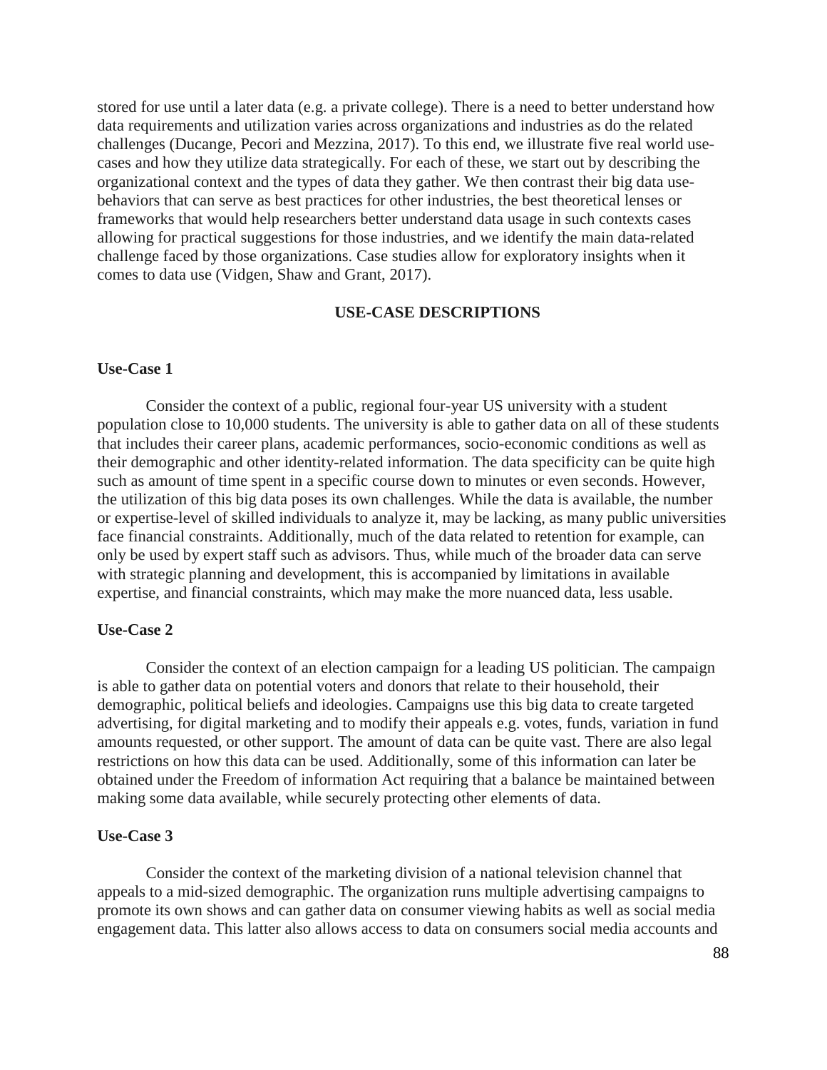stored for use until a later data (e.g. a private college). There is a need to better understand how data requirements and utilization varies across organizations and industries as do the related challenges (Ducange, Pecori and Mezzina, 2017). To this end, we illustrate five real world use-cases and how they utilize data strategically. For each of these, we start out by describing the organizational context and the types of data they gather. We then contrast their big data use-behaviors that can serve as best practices for other industries, the best theoretical lenses or frameworks that would help researchers better understand data usage in such contexts cases allowing for practical suggestions for those industries, and we identify the main data-related challenge faced by those organizations. Case studies allow for exploratory insights when it comes to data use (Vidgen, Shaw and Grant, 2017).

## USE-CASE DESCRIPTIONS

### Use-Case 1

Consider the context of a public, regional four-year US university with a student population close to 10,000 students. The university is able to gather data on all of these students that includes their career plans, academic performances, socio-economic conditions as well as their demographic and other identity-related information. The data specificity can be quite high such as amount of time spent in a specific course down to minutes or even seconds. However, the utilization of this big data poses its own challenges. While the data is available, the number or expertise-level of skilled individuals to analyze it, may be lacking, as many public universities face financial constraints. Additionally, much of the data related to retention for example, can only be used by expert staff such as advisors. Thus, while much of the broader data can serve with strategic planning and development, this is accompanied by limitations in available expertise, and financial constraints, which may make the more nuanced data, less usable.

### Use-Case 2

Consider the context of an election campaign for a leading US politician. The campaign is able to gather data on potential voters and donors that relate to their household, their demographic, political beliefs and ideologies. Campaigns use this big data to create targeted advertising, for digital marketing and to modify their appeals e.g. votes, funds, variation in fund amounts requested, or other support. The amount of data can be quite vast. There are also legal restrictions on how this data can be used. Additionally, some of this information can later be obtained under the Freedom of information Act requiring that a balance be maintained between making some data available, while securely protecting other elements of data.

### Use-Case 3

Consider the context of the marketing division of a national television channel that appeals to a mid-sized demographic. The organization runs multiple advertising campaigns to promote its own shows and can gather data on consumer viewing habits as well as social media engagement data. This latter also allows access to data on consumers social media accounts and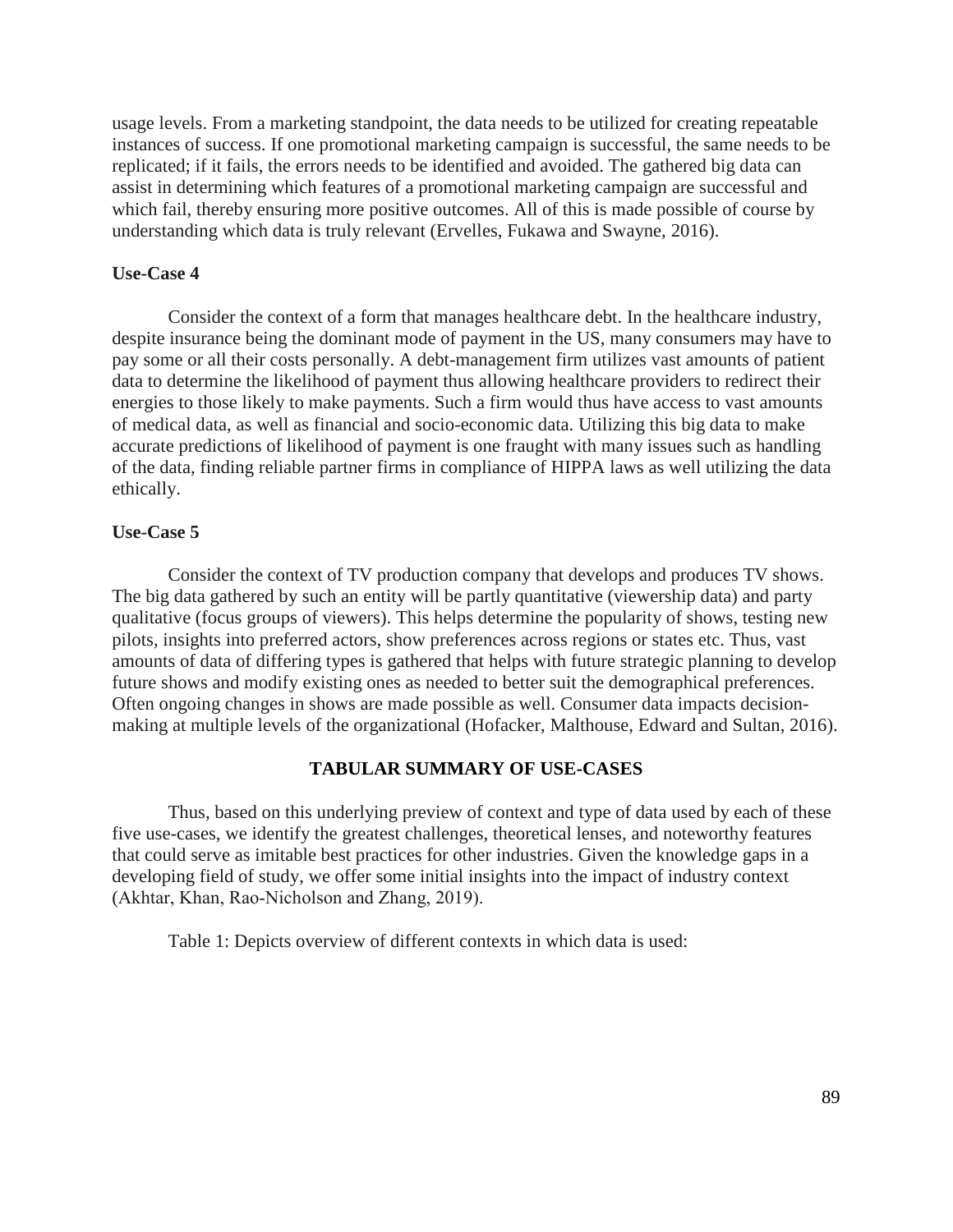usage levels. From a marketing standpoint, the data needs to be utilized for creating repeatable instances of success. If one promotional marketing campaign is successful, the same needs to be replicated; if it fails, the errors needs to be identified and avoided. The gathered big data can assist in determining which features of a promotional marketing campaign are successful and which fail, thereby ensuring more positive outcomes. All of this is made possible of course by understanding which data is truly relevant (Ervelles, Fukawa and Swayne, 2016).

**Use-Case 4**

Consider the context of a form that manages healthcare debt. In the healthcare industry, despite insurance being the dominant mode of payment in the US, many consumers may have to pay some or all their costs personally. A debt-management firm utilizes vast amounts of patient data to determine the likelihood of payment thus allowing healthcare providers to redirect their energies to those likely to make payments. Such a firm would thus have access to vast amounts of medical data, as well as financial and socio-economic data. Utilizing this big data to make accurate predictions of likelihood of payment is one fraught with many issues such as handling of the data, finding reliable partner firms in compliance of HIPPA laws as well utilizing the data ethically.

**Use-Case 5**

Consider the context of TV production company that develops and produces TV shows. The big data gathered by such an entity will be partly quantitative (viewership data) and party qualitative (focus groups of viewers). This helps determine the popularity of shows, testing new pilots, insights into preferred actors, show preferences across regions or states etc. Thus, vast amounts of data of differing types is gathered that helps with future strategic planning to develop future shows and modify existing ones as needed to better suit the demographical preferences. Often ongoing changes in shows are made possible as well. Consumer data impacts decision-making at multiple levels of the organizational (Hofacker, Malthouse, Edward and Sultan, 2016).

## TABULAR SUMMARY OF USE-CASES

Thus, based on this underlying preview of context and type of data used by each of these five use-cases, we identify the greatest challenges, theoretical lenses, and noteworthy features that could serve as imitable best practices for other industries. Given the knowledge gaps in a developing field of study, we offer some initial insights into the impact of industry context (Akhtar, Khan, Rao-Nicholson and Zhang, 2019).

Table 1: Depicts overview of different contexts in which data is used: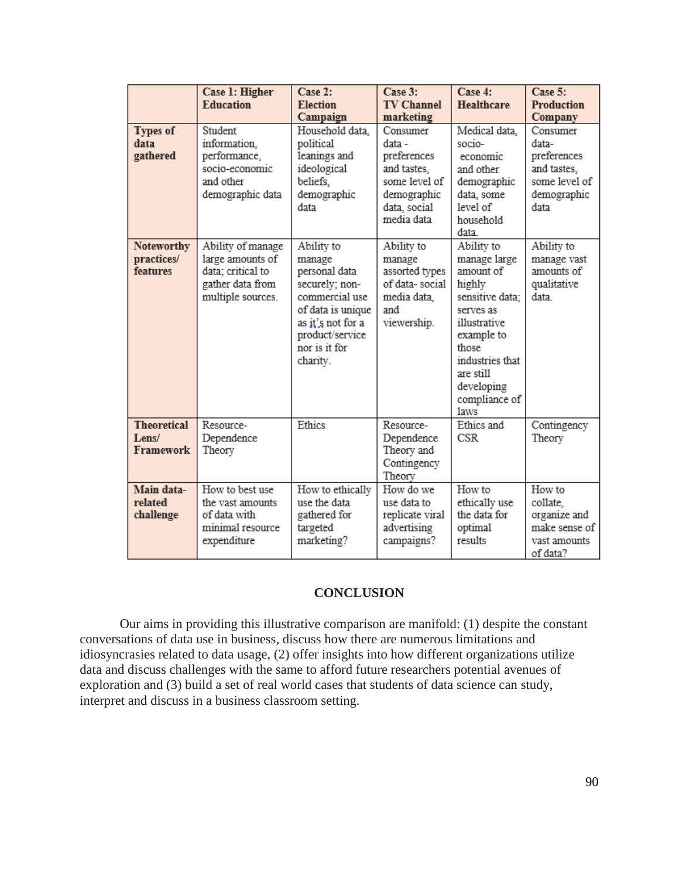| | Case 1: Higher Education | Case 2: Election Campaign | Case 3: TV Channel marketing | Case 4: Healthcare | Case 5: Production Company |
|---|---|---|---|---|---|
| **Types of data gathered** | Student information, performance, socio-economic and other demographic data | Household data, political leanings and ideological beliefs, demographic data | Consumer data - preferences and tastes, some level of demographic data, social media data | Medical data, socio- economic and other demographic data, some level of household data. | Consumer data- preferences and tastes, some level of demographic data |
| **Noteworthy practices/ features** | Ability of manage large amounts of data; critical to gather data from multiple sources. | Ability to manage personal data securely; non-commercial use of data is unique as it's not for a product/service nor is it for charity. | Ability to manage assorted types of data- social media data, and viewership. | Ability to manage large amount of highly sensitive data; serves as illustrative example to those industries that are still developing compliance of laws | Ability to manage vast amounts of qualitative data. |
| **Theoretical Lens/ Framework** | Resource-Dependence Theory | Ethics | Resource-Dependence Theory and Contingency Theory | Ethics and CSR | Contingency Theory |
| **Main data-related challenge** | How to best use the vast amounts of data with minimal resource expenditure | How to ethically use the data gathered for targeted marketing? | How do we use data to replicate viral advertising campaigns? | How to ethically use the data for optimal results | How to collate, organize and make sense of vast amounts of data? |

## CONCLUSION

Our aims in providing this illustrative comparison are manifold: (1) despite the constant conversations of data use in business, discuss how there are numerous limitations and idiosyncrasies related to data usage, (2) offer insights into how different organizations utilize data and discuss challenges with the same to afford future researchers potential avenues of exploration and (3) build a set of real world cases that students of data science can study, interpret and discuss in a business classroom setting.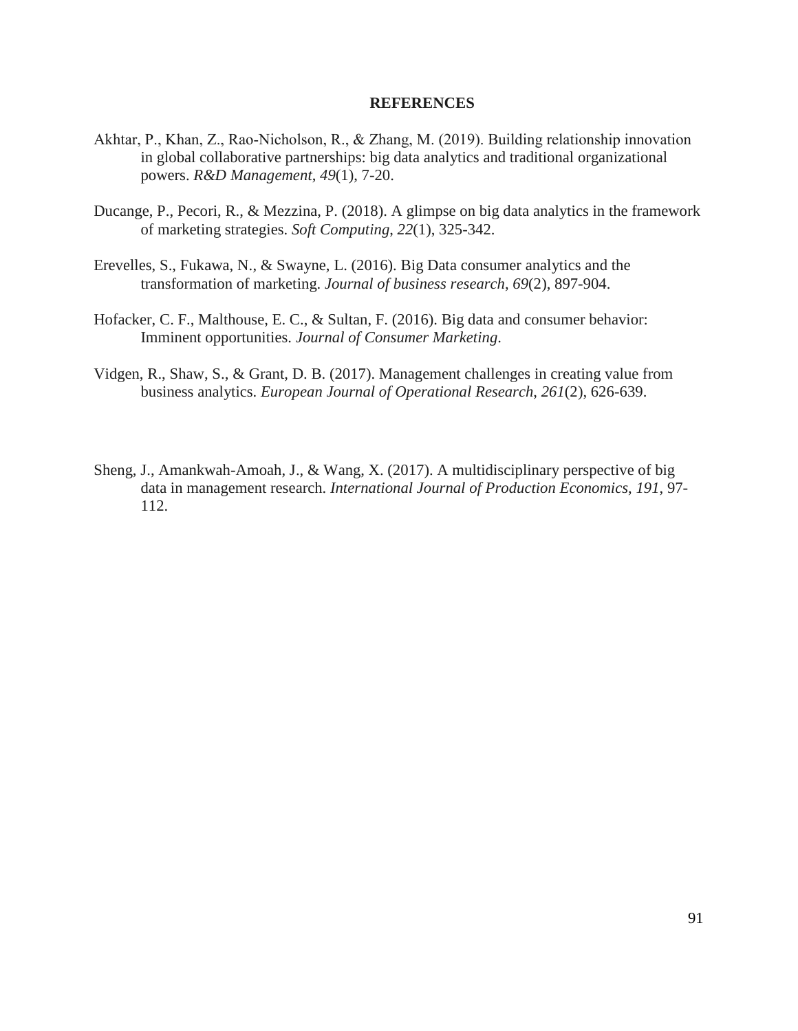# REFERENCES

Akhtar, P., Khan, Z., Rao-Nicholson, R., & Zhang, M. (2019). Building relationship innovation in global collaborative partnerships: big data analytics and traditional organizational powers. *R&D Management*, *49*(1), 7-20.

Ducange, P., Pecori, R., & Mezzina, P. (2018). A glimpse on big data analytics in the framework of marketing strategies. *Soft Computing*, *22*(1), 325-342.

Erevelles, S., Fukawa, N., & Swayne, L. (2016). Big Data consumer analytics and the transformation of marketing. *Journal of business research*, *69*(2), 897-904.

Hofacker, C. F., Malthouse, E. C., & Sultan, F. (2016). Big data and consumer behavior: Imminent opportunities. *Journal of Consumer Marketing*.

Vidgen, R., Shaw, S., & Grant, D. B. (2017). Management challenges in creating value from business analytics. *European Journal of Operational Research*, *261*(2), 626-639.

Sheng, J., Amankwah-Amoah, J., & Wang, X. (2017). A multidisciplinary perspective of big data in management research. *International Journal of Production Economics*, *191*, 97-112.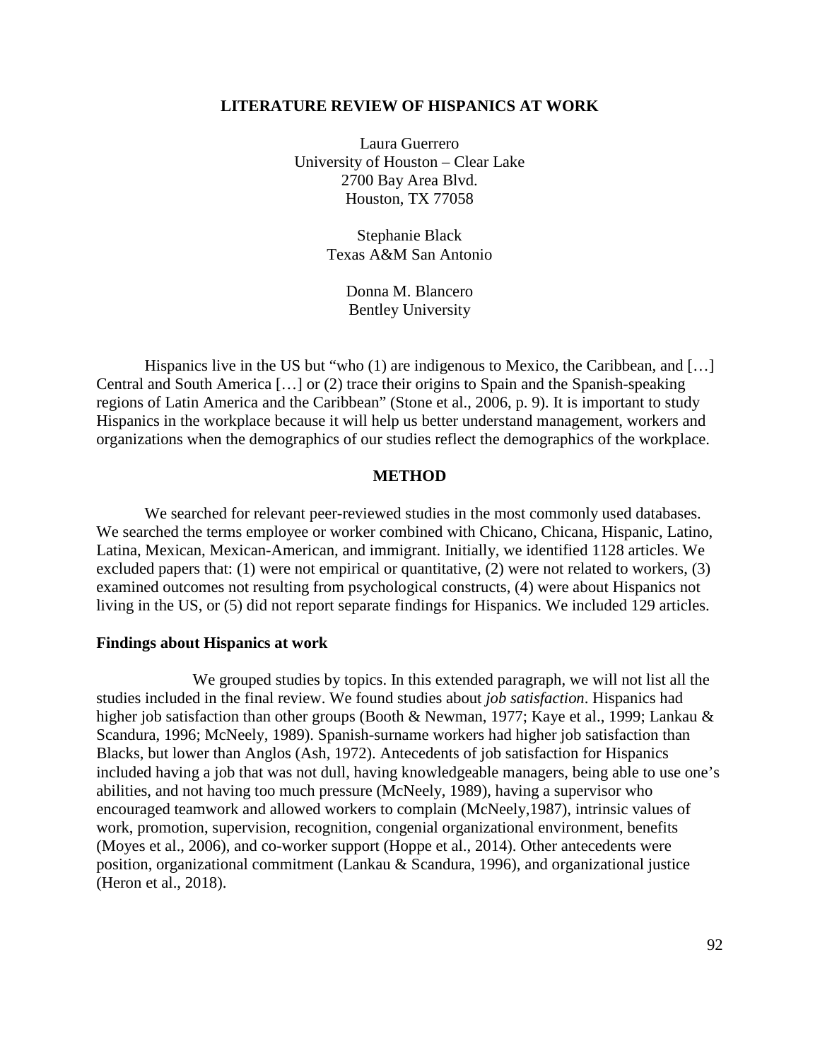# LITERATURE REVIEW OF HISPANICS AT WORK

Laura Guerrero
University of Houston – Clear Lake
2700 Bay Area Blvd.
Houston, TX 77058

Stephanie Black
Texas A&M San Antonio

Donna M. Blancero
Bentley University

Hispanics live in the US but "who (1) are indigenous to Mexico, the Caribbean, and […] Central and South America […] or (2) trace their origins to Spain and the Spanish-speaking regions of Latin America and the Caribbean" (Stone et al., 2006, p. 9). It is important to study Hispanics in the workplace because it will help us better understand management, workers and organizations when the demographics of our studies reflect the demographics of the workplace.

## METHOD

We searched for relevant peer-reviewed studies in the most commonly used databases. We searched the terms employee or worker combined with Chicano, Chicana, Hispanic, Latino, Latina, Mexican, Mexican-American, and immigrant. Initially, we identified 1128 articles. We excluded papers that: (1) were not empirical or quantitative, (2) were not related to workers, (3) examined outcomes not resulting from psychological constructs, (4) were about Hispanics not living in the US, or (5) did not report separate findings for Hispanics. We included 129 articles.

### Findings about Hispanics at work

We grouped studies by topics. In this extended paragraph, we will not list all the studies included in the final review. We found studies about *job satisfaction*. Hispanics had higher job satisfaction than other groups (Booth & Newman, 1977; Kaye et al., 1999; Lankau & Scandura, 1996; McNeely, 1989). Spanish-surname workers had higher job satisfaction than Blacks, but lower than Anglos (Ash, 1972). Antecedents of job satisfaction for Hispanics included having a job that was not dull, having knowledgeable managers, being able to use one's abilities, and not having too much pressure (McNeely, 1989), having a supervisor who encouraged teamwork and allowed workers to complain (McNeely,1987), intrinsic values of work, promotion, supervision, recognition, congenial organizational environment, benefits (Moyes et al., 2006), and co-worker support (Hoppe et al., 2014). Other antecedents were position, organizational commitment (Lankau & Scandura, 1996), and organizational justice (Heron et al., 2018).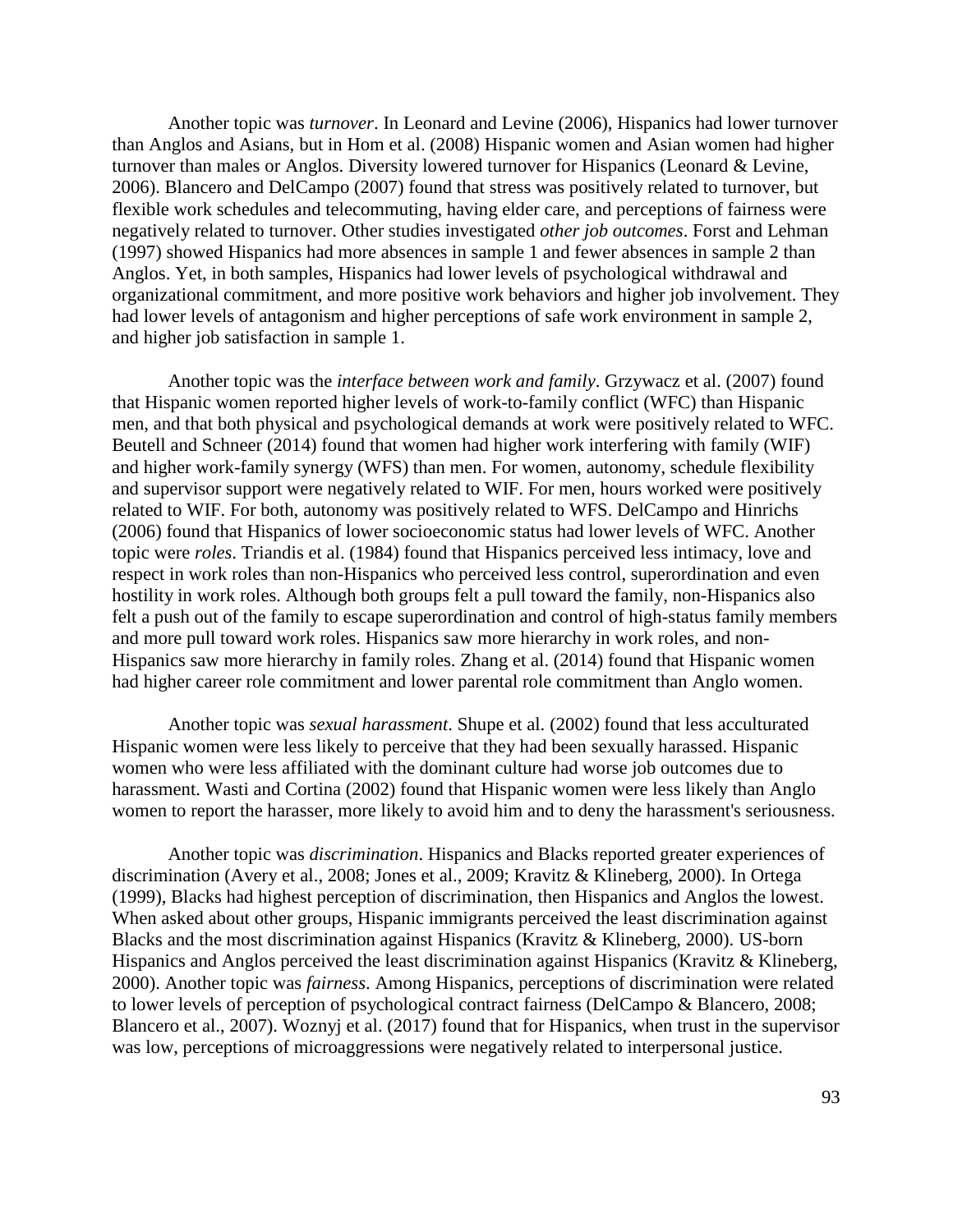Another topic was *turnover*. In Leonard and Levine (2006), Hispanics had lower turnover than Anglos and Asians, but in Hom et al. (2008) Hispanic women and Asian women had higher turnover than males or Anglos. Diversity lowered turnover for Hispanics (Leonard & Levine, 2006). Blancero and DelCampo (2007) found that stress was positively related to turnover, but flexible work schedules and telecommuting, having elder care, and perceptions of fairness were negatively related to turnover. Other studies investigated *other job outcomes*. Forst and Lehman (1997) showed Hispanics had more absences in sample 1 and fewer absences in sample 2 than Anglos. Yet, in both samples, Hispanics had lower levels of psychological withdrawal and organizational commitment, and more positive work behaviors and higher job involvement. They had lower levels of antagonism and higher perceptions of safe work environment in sample 2, and higher job satisfaction in sample 1.

Another topic was the *interface between work and family*. Grzywacz et al. (2007) found that Hispanic women reported higher levels of work-to-family conflict (WFC) than Hispanic men, and that both physical and psychological demands at work were positively related to WFC. Beutell and Schneer (2014) found that women had higher work interfering with family (WIF) and higher work-family synergy (WFS) than men. For women, autonomy, schedule flexibility and supervisor support were negatively related to WIF. For men, hours worked were positively related to WIF. For both, autonomy was positively related to WFS. DelCampo and Hinrichs (2006) found that Hispanics of lower socioeconomic status had lower levels of WFC. Another topic were *roles*. Triandis et al. (1984) found that Hispanics perceived less intimacy, love and respect in work roles than non-Hispanics who perceived less control, superordination and even hostility in work roles. Although both groups felt a pull toward the family, non-Hispanics also felt a push out of the family to escape superordination and control of high-status family members and more pull toward work roles. Hispanics saw more hierarchy in work roles, and non-Hispanics saw more hierarchy in family roles. Zhang et al. (2014) found that Hispanic women had higher career role commitment and lower parental role commitment than Anglo women.

Another topic was *sexual harassment*. Shupe et al. (2002) found that less acculturated Hispanic women were less likely to perceive that they had been sexually harassed. Hispanic women who were less affiliated with the dominant culture had worse job outcomes due to harassment. Wasti and Cortina (2002) found that Hispanic women were less likely than Anglo women to report the harasser, more likely to avoid him and to deny the harassment's seriousness.

Another topic was *discrimination*. Hispanics and Blacks reported greater experiences of discrimination (Avery et al., 2008; Jones et al., 2009; Kravitz & Klineberg, 2000). In Ortega (1999), Blacks had highest perception of discrimination, then Hispanics and Anglos the lowest. When asked about other groups, Hispanic immigrants perceived the least discrimination against Blacks and the most discrimination against Hispanics (Kravitz & Klineberg, 2000). US-born Hispanics and Anglos perceived the least discrimination against Hispanics (Kravitz & Klineberg, 2000). Another topic was *fairness*. Among Hispanics, perceptions of discrimination were related to lower levels of perception of psychological contract fairness (DelCampo & Blancero, 2008; Blancero et al., 2007). Woznyj et al. (2017) found that for Hispanics, when trust in the supervisor was low, perceptions of microaggressions were negatively related to interpersonal justice.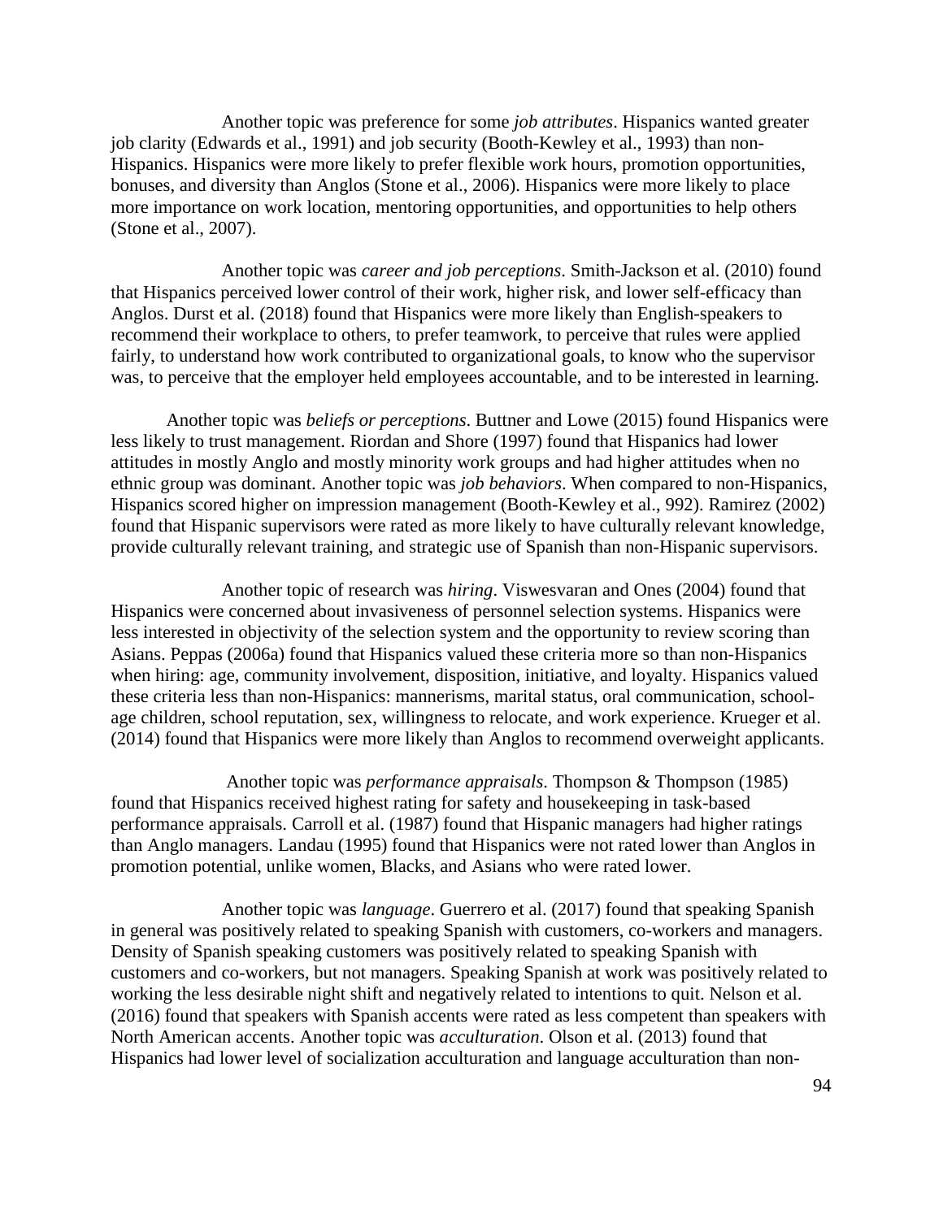Another topic was preference for some *job attributes*. Hispanics wanted greater job clarity (Edwards et al., 1991) and job security (Booth-Kewley et al., 1993) than non-Hispanics. Hispanics were more likely to prefer flexible work hours, promotion opportunities, bonuses, and diversity than Anglos (Stone et al., 2006). Hispanics were more likely to place more importance on work location, mentoring opportunities, and opportunities to help others (Stone et al., 2007).

Another topic was *career and job perceptions*. Smith-Jackson et al. (2010) found that Hispanics perceived lower control of their work, higher risk, and lower self-efficacy than Anglos. Durst et al. (2018) found that Hispanics were more likely than English-speakers to recommend their workplace to others, to prefer teamwork, to perceive that rules were applied fairly, to understand how work contributed to organizational goals, to know who the supervisor was, to perceive that the employer held employees accountable, and to be interested in learning.

Another topic was *beliefs or perceptions*. Buttner and Lowe (2015) found Hispanics were less likely to trust management. Riordan and Shore (1997) found that Hispanics had lower attitudes in mostly Anglo and mostly minority work groups and had higher attitudes when no ethnic group was dominant. Another topic was *job behaviors*. When compared to non-Hispanics, Hispanics scored higher on impression management (Booth-Kewley et al., 992). Ramirez (2002) found that Hispanic supervisors were rated as more likely to have culturally relevant knowledge, provide culturally relevant training, and strategic use of Spanish than non-Hispanic supervisors.

Another topic of research was *hiring*. Viswesvaran and Ones (2004) found that Hispanics were concerned about invasiveness of personnel selection systems. Hispanics were less interested in objectivity of the selection system and the opportunity to review scoring than Asians. Peppas (2006a) found that Hispanics valued these criteria more so than non-Hispanics when hiring: age, community involvement, disposition, initiative, and loyalty. Hispanics valued these criteria less than non-Hispanics: mannerisms, marital status, oral communication, school-age children, school reputation, sex, willingness to relocate, and work experience. Krueger et al. (2014) found that Hispanics were more likely than Anglos to recommend overweight applicants.

Another topic was *performance appraisals*. Thompson & Thompson (1985) found that Hispanics received highest rating for safety and housekeeping in task-based performance appraisals. Carroll et al. (1987) found that Hispanic managers had higher ratings than Anglo managers. Landau (1995) found that Hispanics were not rated lower than Anglos in promotion potential, unlike women, Blacks, and Asians who were rated lower.

Another topic was *language*. Guerrero et al. (2017) found that speaking Spanish in general was positively related to speaking Spanish with customers, co-workers and managers. Density of Spanish speaking customers was positively related to speaking Spanish with customers and co-workers, but not managers. Speaking Spanish at work was positively related to working the less desirable night shift and negatively related to intentions to quit. Nelson et al. (2016) found that speakers with Spanish accents were rated as less competent than speakers with North American accents. Another topic was *acculturation*. Olson et al. (2013) found that Hispanics had lower level of socialization acculturation and language acculturation than non-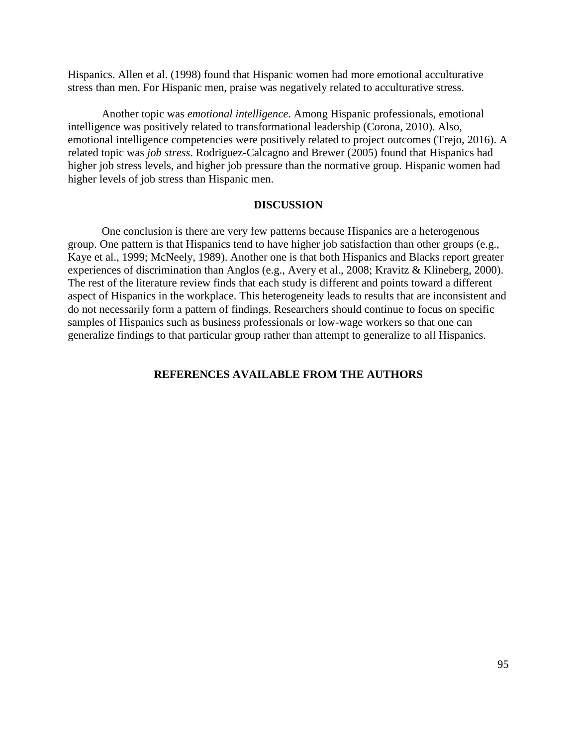Hispanics. Allen et al. (1998) found that Hispanic women had more emotional acculturative stress than men. For Hispanic men, praise was negatively related to acculturative stress.

Another topic was *emotional intelligence*. Among Hispanic professionals, emotional intelligence was positively related to transformational leadership (Corona, 2010). Also, emotional intelligence competencies were positively related to project outcomes (Trejo, 2016). A related topic was *job stress*. Rodriguez-Calcagno and Brewer (2005) found that Hispanics had higher job stress levels, and higher job pressure than the normative group. Hispanic women had higher levels of job stress than Hispanic men.

## DISCUSSION

One conclusion is there are very few patterns because Hispanics are a heterogenous group. One pattern is that Hispanics tend to have higher job satisfaction than other groups (e.g., Kaye et al., 1999; McNeely, 1989). Another one is that both Hispanics and Blacks report greater experiences of discrimination than Anglos (e.g., Avery et al., 2008; Kravitz & Klineberg, 2000). The rest of the literature review finds that each study is different and points toward a different aspect of Hispanics in the workplace. This heterogeneity leads to results that are inconsistent and do not necessarily form a pattern of findings. Researchers should continue to focus on specific samples of Hispanics such as business professionals or low-wage workers so that one can generalize findings to that particular group rather than attempt to generalize to all Hispanics.

## REFERENCES AVAILABLE FROM THE AUTHORS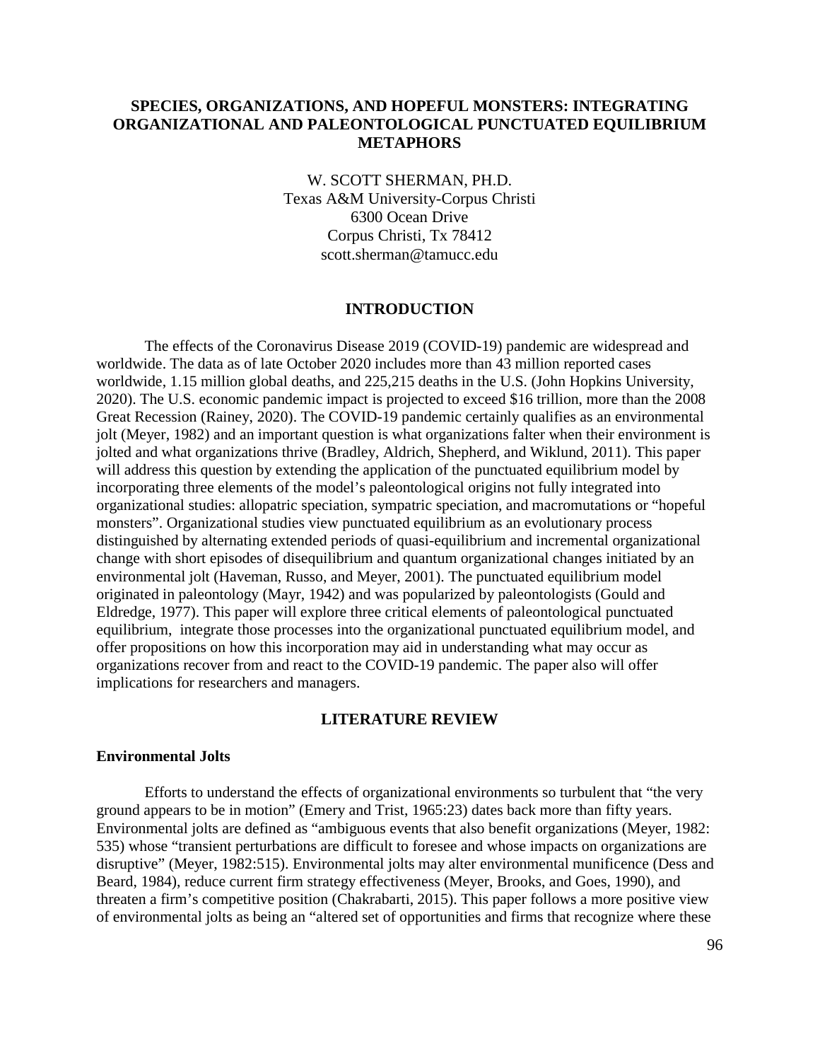# SPECIES, ORGANIZATIONS, AND HOPEFUL MONSTERS: INTEGRATING ORGANIZATIONAL AND PALEONTOLOGICAL PUNCTUATED EQUILIBRIUM METAPHORS

W. SCOTT SHERMAN, PH.D.
Texas A&M University-Corpus Christi
6300 Ocean Drive
Corpus Christi, Tx 78412
scott.sherman@tamucc.edu

## INTRODUCTION

The effects of the Coronavirus Disease 2019 (COVID-19) pandemic are widespread and worldwide. The data as of late October 2020 includes more than 43 million reported cases worldwide, 1.15 million global deaths, and 225,215 deaths in the U.S. (John Hopkins University, 2020). The U.S. economic pandemic impact is projected to exceed $16 trillion, more than the 2008 Great Recession (Rainey, 2020). The COVID-19 pandemic certainly qualifies as an environmental jolt (Meyer, 1982) and an important question is what organizations falter when their environment is jolted and what organizations thrive (Bradley, Aldrich, Shepherd, and Wiklund, 2011). This paper will address this question by extending the application of the punctuated equilibrium model by incorporating three elements of the model's paleontological origins not fully integrated into organizational studies: allopatric speciation, sympatric speciation, and macromutations or "hopeful monsters". Organizational studies view punctuated equilibrium as an evolutionary process distinguished by alternating extended periods of quasi-equilibrium and incremental organizational change with short episodes of disequilibrium and quantum organizational changes initiated by an environmental jolt (Haveman, Russo, and Meyer, 2001). The punctuated equilibrium model originated in paleontology (Mayr, 1942) and was popularized by paleontologists (Gould and Eldredge, 1977). This paper will explore three critical elements of paleontological punctuated equilibrium, integrate those processes into the organizational punctuated equilibrium model, and offer propositions on how this incorporation may aid in understanding what may occur as organizations recover from and react to the COVID-19 pandemic. The paper also will offer implications for researchers and managers.

## LITERATURE REVIEW

### Environmental Jolts

Efforts to understand the effects of organizational environments so turbulent that "the very ground appears to be in motion" (Emery and Trist, 1965:23) dates back more than fifty years. Environmental jolts are defined as "ambiguous events that also benefit organizations (Meyer, 1982: 535) whose "transient perturbations are difficult to foresee and whose impacts on organizations are disruptive" (Meyer, 1982:515). Environmental jolts may alter environmental munificence (Dess and Beard, 1984), reduce current firm strategy effectiveness (Meyer, Brooks, and Goes, 1990), and threaten a firm's competitive position (Chakrabarti, 2015). This paper follows a more positive view of environmental jolts as being an "altered set of opportunities and firms that recognize where these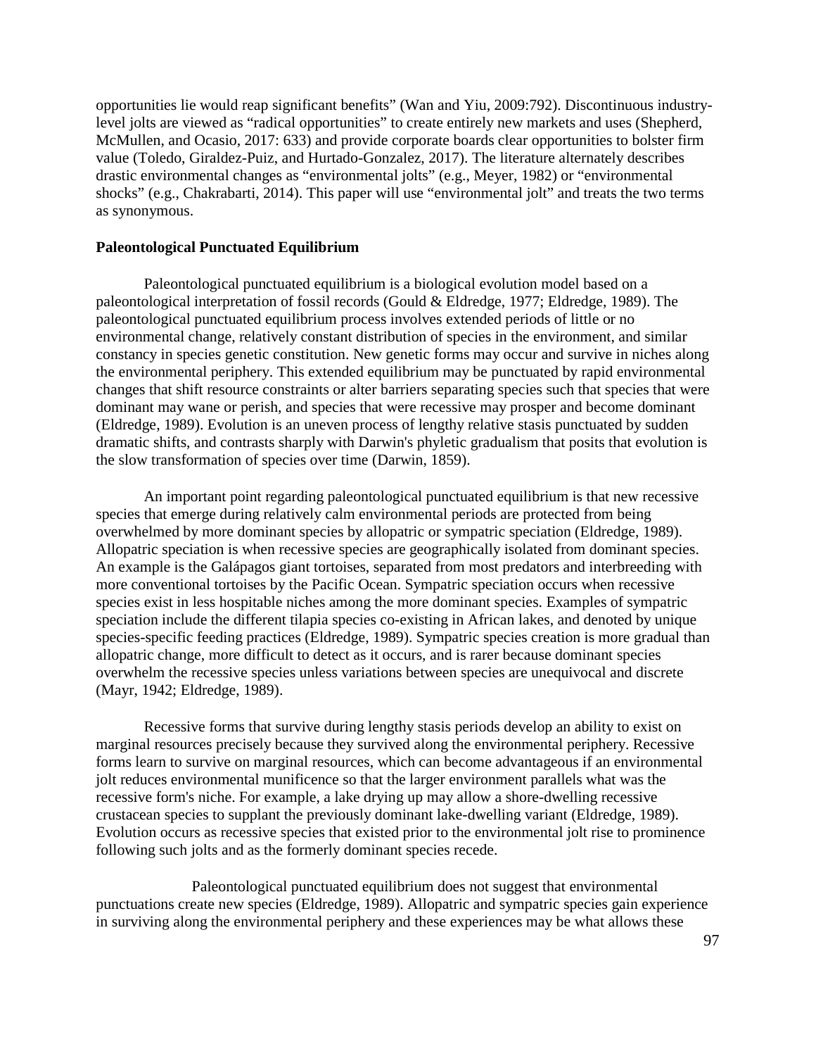opportunities lie would reap significant benefits" (Wan and Yiu, 2009:792). Discontinuous industry-level jolts are viewed as "radical opportunities" to create entirely new markets and uses (Shepherd, McMullen, and Ocasio, 2017: 633) and provide corporate boards clear opportunities to bolster firm value (Toledo, Giraldez-Puiz, and Hurtado-Gonzalez, 2017). The literature alternately describes drastic environmental changes as "environmental jolts" (e.g., Meyer, 1982) or "environmental shocks" (e.g., Chakrabarti, 2014). This paper will use "environmental jolt" and treats the two terms as synonymous.

**Paleontological Punctuated Equilibrium**

Paleontological punctuated equilibrium is a biological evolution model based on a paleontological interpretation of fossil records (Gould & Eldredge, 1977; Eldredge, 1989). The paleontological punctuated equilibrium process involves extended periods of little or no environmental change, relatively constant distribution of species in the environment, and similar constancy in species genetic constitution. New genetic forms may occur and survive in niches along the environmental periphery. This extended equilibrium may be punctuated by rapid environmental changes that shift resource constraints or alter barriers separating species such that species that were dominant may wane or perish, and species that were recessive may prosper and become dominant (Eldredge, 1989). Evolution is an uneven process of lengthy relative stasis punctuated by sudden dramatic shifts, and contrasts sharply with Darwin's phyletic gradualism that posits that evolution is the slow transformation of species over time (Darwin, 1859).

An important point regarding paleontological punctuated equilibrium is that new recessive species that emerge during relatively calm environmental periods are protected from being overwhelmed by more dominant species by allopatric or sympatric speciation (Eldredge, 1989). Allopatric speciation is when recessive species are geographically isolated from dominant species. An example is the Galápagos giant tortoises, separated from most predators and interbreeding with more conventional tortoises by the Pacific Ocean. Sympatric speciation occurs when recessive species exist in less hospitable niches among the more dominant species. Examples of sympatric speciation include the different tilapia species co-existing in African lakes, and denoted by unique species-specific feeding practices (Eldredge, 1989). Sympatric species creation is more gradual than allopatric change, more difficult to detect as it occurs, and is rarer because dominant species overwhelm the recessive species unless variations between species are unequivocal and discrete (Mayr, 1942; Eldredge, 1989).

Recessive forms that survive during lengthy stasis periods develop an ability to exist on marginal resources precisely because they survived along the environmental periphery. Recessive forms learn to survive on marginal resources, which can become advantageous if an environmental jolt reduces environmental munificence so that the larger environment parallels what was the recessive form's niche. For example, a lake drying up may allow a shore-dwelling recessive crustacean species to supplant the previously dominant lake-dwelling variant (Eldredge, 1989). Evolution occurs as recessive species that existed prior to the environmental jolt rise to prominence following such jolts and as the formerly dominant species recede.

Paleontological punctuated equilibrium does not suggest that environmental punctuations create new species (Eldredge, 1989). Allopatric and sympatric species gain experience in surviving along the environmental periphery and these experiences may be what allows these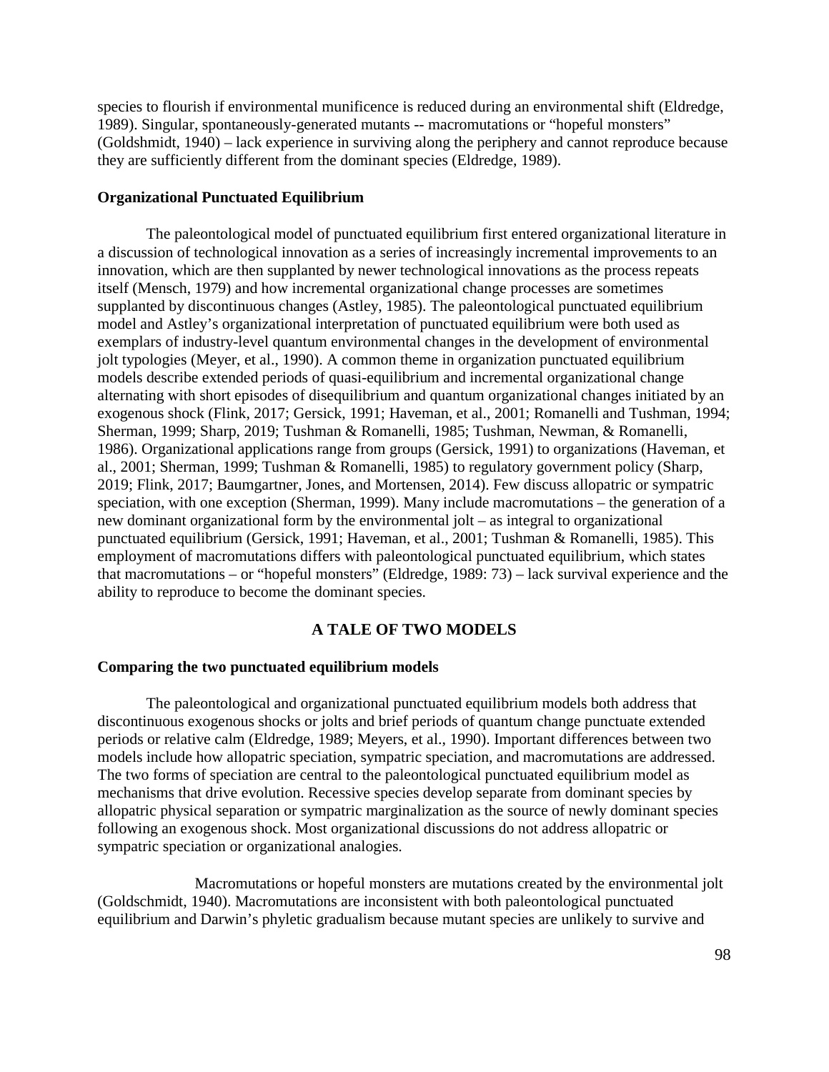species to flourish if environmental munificence is reduced during an environmental shift (Eldredge, 1989). Singular, spontaneously-generated mutants -- macromutations or "hopeful monsters" (Goldshmidt, 1940) – lack experience in surviving along the periphery and cannot reproduce because they are sufficiently different from the dominant species (Eldredge, 1989).

**Organizational Punctuated Equilibrium**

The paleontological model of punctuated equilibrium first entered organizational literature in a discussion of technological innovation as a series of increasingly incremental improvements to an innovation, which are then supplanted by newer technological innovations as the process repeats itself (Mensch, 1979) and how incremental organizational change processes are sometimes supplanted by discontinuous changes (Astley, 1985). The paleontological punctuated equilibrium model and Astley's organizational interpretation of punctuated equilibrium were both used as exemplars of industry-level quantum environmental changes in the development of environmental jolt typologies (Meyer, et al., 1990). A common theme in organization punctuated equilibrium models describe extended periods of quasi-equilibrium and incremental organizational change alternating with short episodes of disequilibrium and quantum organizational changes initiated by an exogenous shock (Flink, 2017; Gersick, 1991; Haveman, et al., 2001; Romanelli and Tushman, 1994; Sherman, 1999; Sharp, 2019; Tushman & Romanelli, 1985; Tushman, Newman, & Romanelli, 1986). Organizational applications range from groups (Gersick, 1991) to organizations (Haveman, et al., 2001; Sherman, 1999; Tushman & Romanelli, 1985) to regulatory government policy (Sharp, 2019; Flink, 2017; Baumgartner, Jones, and Mortensen, 2014). Few discuss allopatric or sympatric speciation, with one exception (Sherman, 1999). Many include macromutations – the generation of a new dominant organizational form by the environmental jolt – as integral to organizational punctuated equilibrium (Gersick, 1991; Haveman, et al., 2001; Tushman & Romanelli, 1985). This employment of macromutations differs with paleontological punctuated equilibrium, which states that macromutations – or "hopeful monsters" (Eldredge, 1989: 73) – lack survival experience and the ability to reproduce to become the dominant species.

## A TALE OF TWO MODELS

**Comparing the two punctuated equilibrium models**

The paleontological and organizational punctuated equilibrium models both address that discontinuous exogenous shocks or jolts and brief periods of quantum change punctuate extended periods or relative calm (Eldredge, 1989; Meyers, et al., 1990). Important differences between two models include how allopatric speciation, sympatric speciation, and macromutations are addressed. The two forms of speciation are central to the paleontological punctuated equilibrium model as mechanisms that drive evolution. Recessive species develop separate from dominant species by allopatric physical separation or sympatric marginalization as the source of newly dominant species following an exogenous shock. Most organizational discussions do not address allopatric or sympatric speciation or organizational analogies.

Macromutations or hopeful monsters are mutations created by the environmental jolt (Goldschmidt, 1940). Macromutations are inconsistent with both paleontological punctuated equilibrium and Darwin's phyletic gradualism because mutant species are unlikely to survive and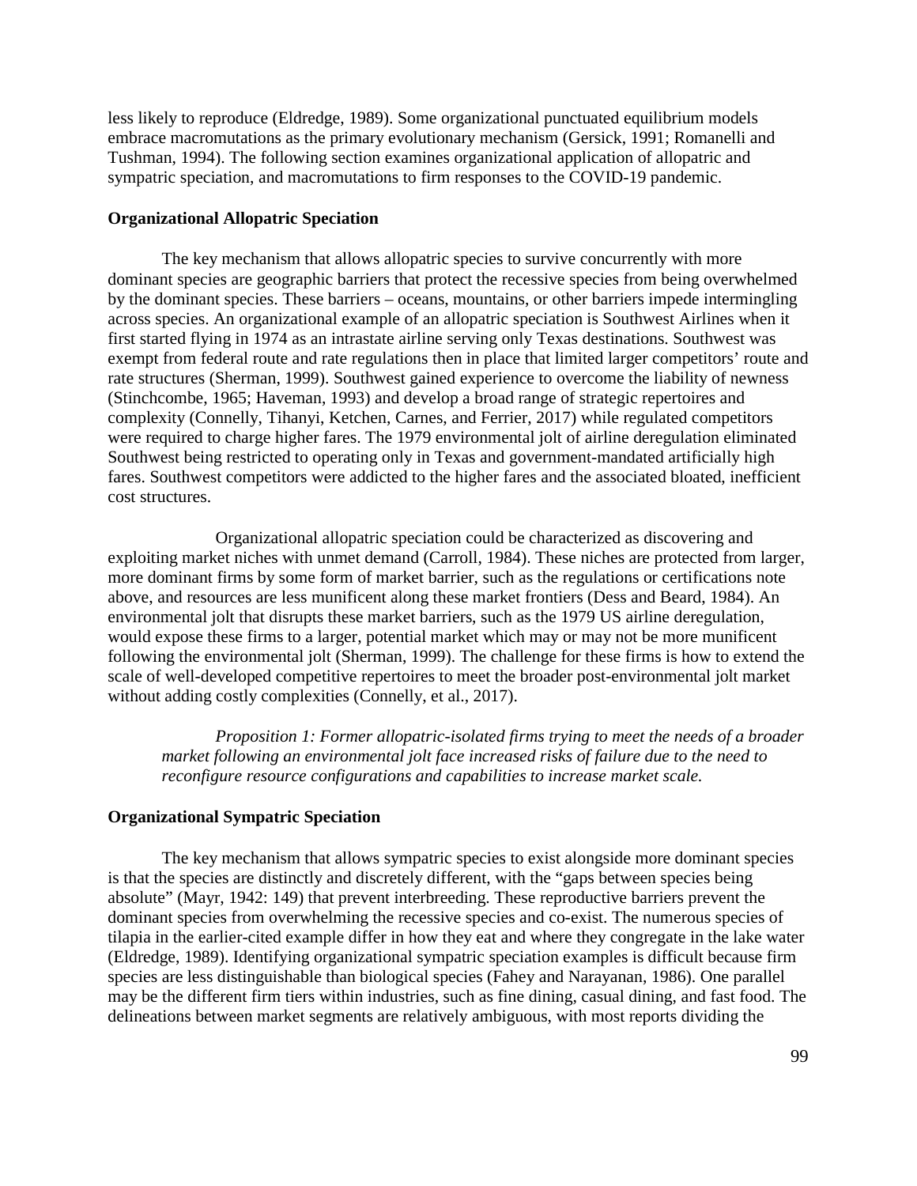less likely to reproduce (Eldredge, 1989). Some organizational punctuated equilibrium models embrace macromutations as the primary evolutionary mechanism (Gersick, 1991; Romanelli and Tushman, 1994). The following section examines organizational application of allopatric and sympatric speciation, and macromutations to firm responses to the COVID-19 pandemic.

**Organizational Allopatric Speciation**

The key mechanism that allows allopatric species to survive concurrently with more dominant species are geographic barriers that protect the recessive species from being overwhelmed by the dominant species. These barriers – oceans, mountains, or other barriers impede intermingling across species. An organizational example of an allopatric speciation is Southwest Airlines when it first started flying in 1974 as an intrastate airline serving only Texas destinations. Southwest was exempt from federal route and rate regulations then in place that limited larger competitors' route and rate structures (Sherman, 1999). Southwest gained experience to overcome the liability of newness (Stinchcombe, 1965; Haveman, 1993) and develop a broad range of strategic repertoires and complexity (Connelly, Tihanyi, Ketchen, Carnes, and Ferrier, 2017) while regulated competitors were required to charge higher fares. The 1979 environmental jolt of airline deregulation eliminated Southwest being restricted to operating only in Texas and government-mandated artificially high fares. Southwest competitors were addicted to the higher fares and the associated bloated, inefficient cost structures.

Organizational allopatric speciation could be characterized as discovering and exploiting market niches with unmet demand (Carroll, 1984). These niches are protected from larger, more dominant firms by some form of market barrier, such as the regulations or certifications note above, and resources are less munificent along these market frontiers (Dess and Beard, 1984). An environmental jolt that disrupts these market barriers, such as the 1979 US airline deregulation, would expose these firms to a larger, potential market which may or may not be more munificent following the environmental jolt (Sherman, 1999). The challenge for these firms is how to extend the scale of well-developed competitive repertoires to meet the broader post-environmental jolt market without adding costly complexities (Connelly, et al., 2017).

> *Proposition 1: Former allopatric-isolated firms trying to meet the needs of a broader market following an environmental jolt face increased risks of failure due to the need to reconfigure resource configurations and capabilities to increase market scale.*

**Organizational Sympatric Speciation**

The key mechanism that allows sympatric species to exist alongside more dominant species is that the species are distinctly and discretely different, with the "gaps between species being absolute" (Mayr, 1942: 149) that prevent interbreeding. These reproductive barriers prevent the dominant species from overwhelming the recessive species and co-exist. The numerous species of tilapia in the earlier-cited example differ in how they eat and where they congregate in the lake water (Eldredge, 1989). Identifying organizational sympatric speciation examples is difficult because firm species are less distinguishable than biological species (Fahey and Narayanan, 1986). One parallel may be the different firm tiers within industries, such as fine dining, casual dining, and fast food. The delineations between market segments are relatively ambiguous, with most reports dividing the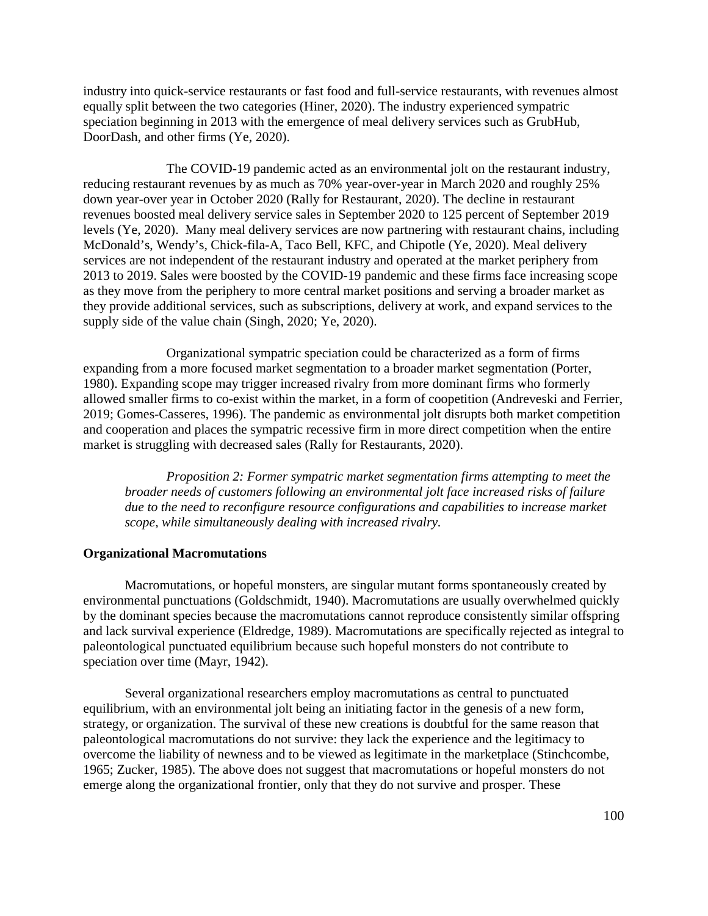industry into quick-service restaurants or fast food and full-service restaurants, with revenues almost equally split between the two categories (Hiner, 2020). The industry experienced sympatric speciation beginning in 2013 with the emergence of meal delivery services such as GrubHub, DoorDash, and other firms (Ye, 2020).

The COVID-19 pandemic acted as an environmental jolt on the restaurant industry, reducing restaurant revenues by as much as 70% year-over-year in March 2020 and roughly 25% down year-over year in October 2020 (Rally for Restaurant, 2020). The decline in restaurant revenues boosted meal delivery service sales in September 2020 to 125 percent of September 2019 levels (Ye, 2020). Many meal delivery services are now partnering with restaurant chains, including McDonald's, Wendy's, Chick-fila-A, Taco Bell, KFC, and Chipotle (Ye, 2020). Meal delivery services are not independent of the restaurant industry and operated at the market periphery from 2013 to 2019. Sales were boosted by the COVID-19 pandemic and these firms face increasing scope as they move from the periphery to more central market positions and serving a broader market as they provide additional services, such as subscriptions, delivery at work, and expand services to the supply side of the value chain (Singh, 2020; Ye, 2020).

Organizational sympatric speciation could be characterized as a form of firms expanding from a more focused market segmentation to a broader market segmentation (Porter, 1980). Expanding scope may trigger increased rivalry from more dominant firms who formerly allowed smaller firms to co-exist within the market, in a form of coopetition (Andreveski and Ferrier, 2019; Gomes-Casseres, 1996). The pandemic as environmental jolt disrupts both market competition and cooperation and places the sympatric recessive firm in more direct competition when the entire market is struggling with decreased sales (Rally for Restaurants, 2020).

> *Proposition 2: Former sympatric market segmentation firms attempting to meet the broader needs of customers following an environmental jolt face increased risks of failure due to the need to reconfigure resource configurations and capabilities to increase market scope, while simultaneously dealing with increased rivalry.*

**Organizational Macromutations**

Macromutations, or hopeful monsters, are singular mutant forms spontaneously created by environmental punctuations (Goldschmidt, 1940). Macromutations are usually overwhelmed quickly by the dominant species because the macromutations cannot reproduce consistently similar offspring and lack survival experience (Eldredge, 1989). Macromutations are specifically rejected as integral to paleontological punctuated equilibrium because such hopeful monsters do not contribute to speciation over time (Mayr, 1942).

Several organizational researchers employ macromutations as central to punctuated equilibrium, with an environmental jolt being an initiating factor in the genesis of a new form, strategy, or organization. The survival of these new creations is doubtful for the same reason that paleontological macromutations do not survive: they lack the experience and the legitimacy to overcome the liability of newness and to be viewed as legitimate in the marketplace (Stinchcombe, 1965; Zucker, 1985). The above does not suggest that macromutations or hopeful monsters do not emerge along the organizational frontier, only that they do not survive and prosper. These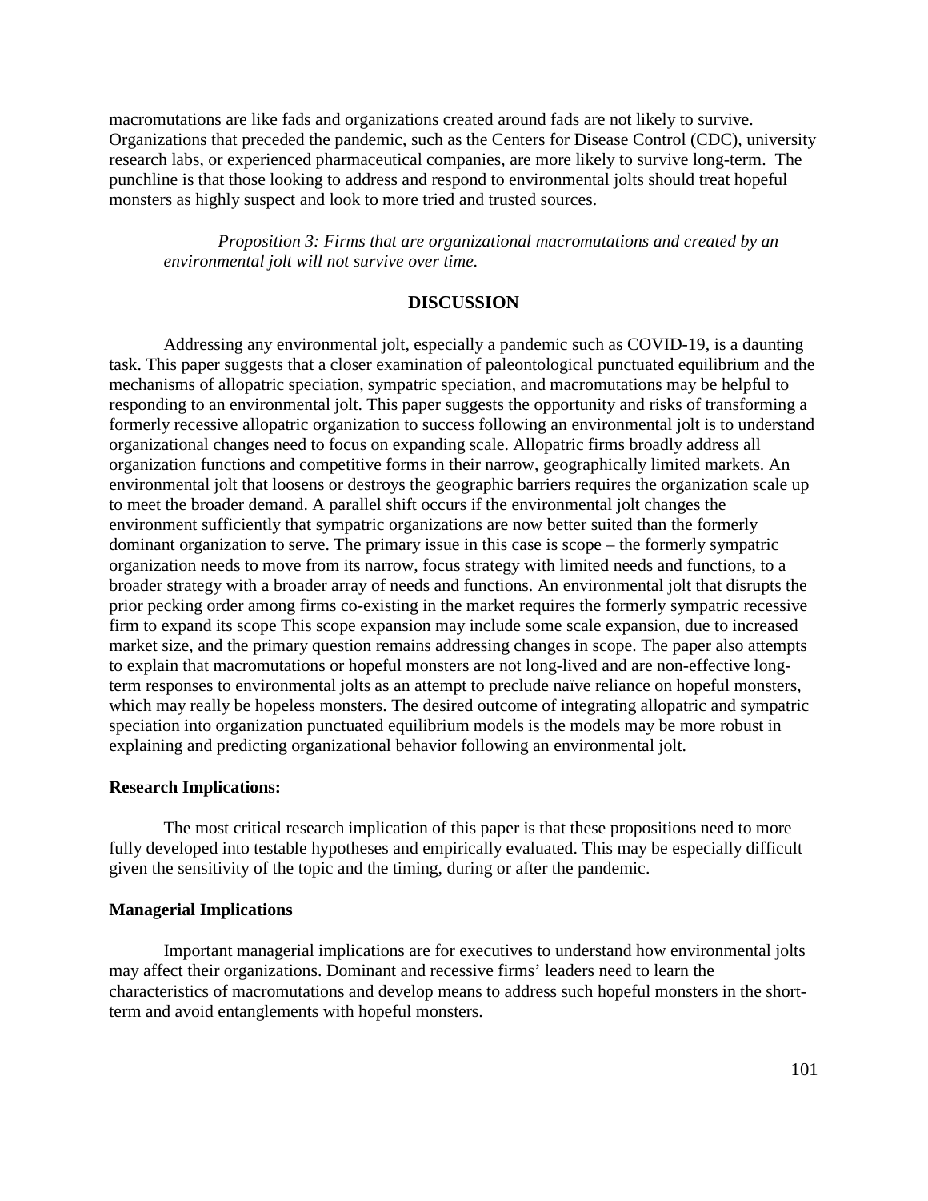macromutations are like fads and organizations created around fads are not likely to survive. Organizations that preceded the pandemic, such as the Centers for Disease Control (CDC), university research labs, or experienced pharmaceutical companies, are more likely to survive long-term. The punchline is that those looking to address and respond to environmental jolts should treat hopeful monsters as highly suspect and look to more tried and trusted sources.

> *Proposition 3: Firms that are organizational macromutations and created by an environmental jolt will not survive over time.*

## DISCUSSION

Addressing any environmental jolt, especially a pandemic such as COVID-19, is a daunting task. This paper suggests that a closer examination of paleontological punctuated equilibrium and the mechanisms of allopatric speciation, sympatric speciation, and macromutations may be helpful to responding to an environmental jolt. This paper suggests the opportunity and risks of transforming a formerly recessive allopatric organization to success following an environmental jolt is to understand organizational changes need to focus on expanding scale. Allopatric firms broadly address all organization functions and competitive forms in their narrow, geographically limited markets. An environmental jolt that loosens or destroys the geographic barriers requires the organization scale up to meet the broader demand. A parallel shift occurs if the environmental jolt changes the environment sufficiently that sympatric organizations are now better suited than the formerly dominant organization to serve. The primary issue in this case is scope – the formerly sympatric organization needs to move from its narrow, focus strategy with limited needs and functions, to a broader strategy with a broader array of needs and functions. An environmental jolt that disrupts the prior pecking order among firms co-existing in the market requires the formerly sympatric recessive firm to expand its scope This scope expansion may include some scale expansion, due to increased market size, and the primary question remains addressing changes in scope. The paper also attempts to explain that macromutations or hopeful monsters are not long-lived and are non-effective long-term responses to environmental jolts as an attempt to preclude naïve reliance on hopeful monsters, which may really be hopeless monsters. The desired outcome of integrating allopatric and sympatric speciation into organization punctuated equilibrium models is the models may be more robust in explaining and predicting organizational behavior following an environmental jolt.

### Research Implications:

The most critical research implication of this paper is that these propositions need to more fully developed into testable hypotheses and empirically evaluated. This may be especially difficult given the sensitivity of the topic and the timing, during or after the pandemic.

### Managerial Implications

Important managerial implications are for executives to understand how environmental jolts may affect their organizations. Dominant and recessive firms' leaders need to learn the characteristics of macromutations and develop means to address such hopeful monsters in the short-term and avoid entanglements with hopeful monsters.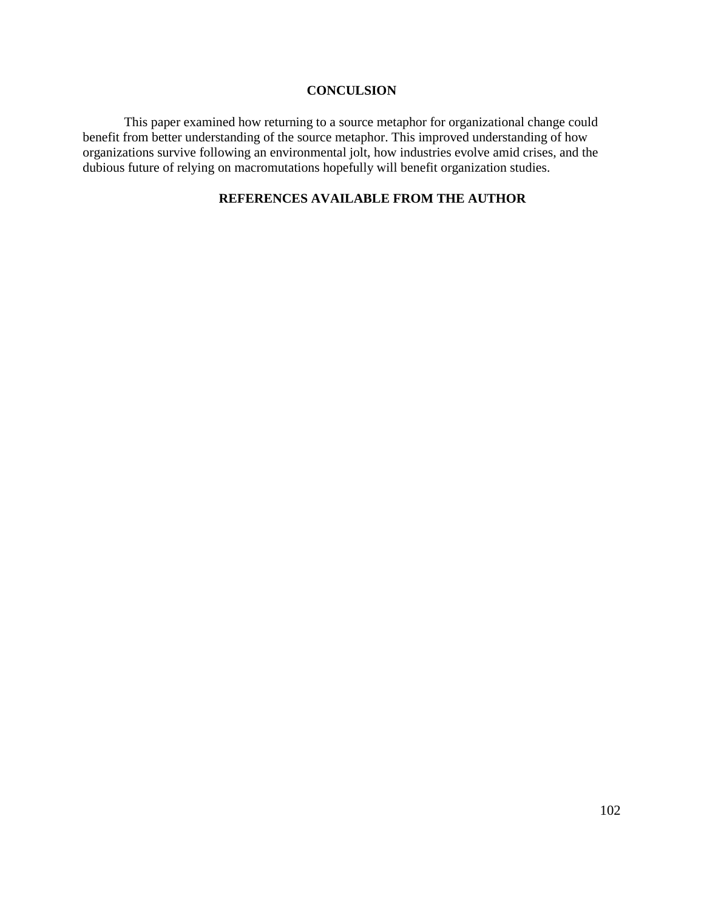## CONCULSION

This paper examined how returning to a source metaphor for organizational change could benefit from better understanding of the source metaphor. This improved understanding of how organizations survive following an environmental jolt, how industries evolve amid crises, and the dubious future of relying on macromutations hopefully will benefit organization studies.

## REFERENCES AVAILABLE FROM THE AUTHOR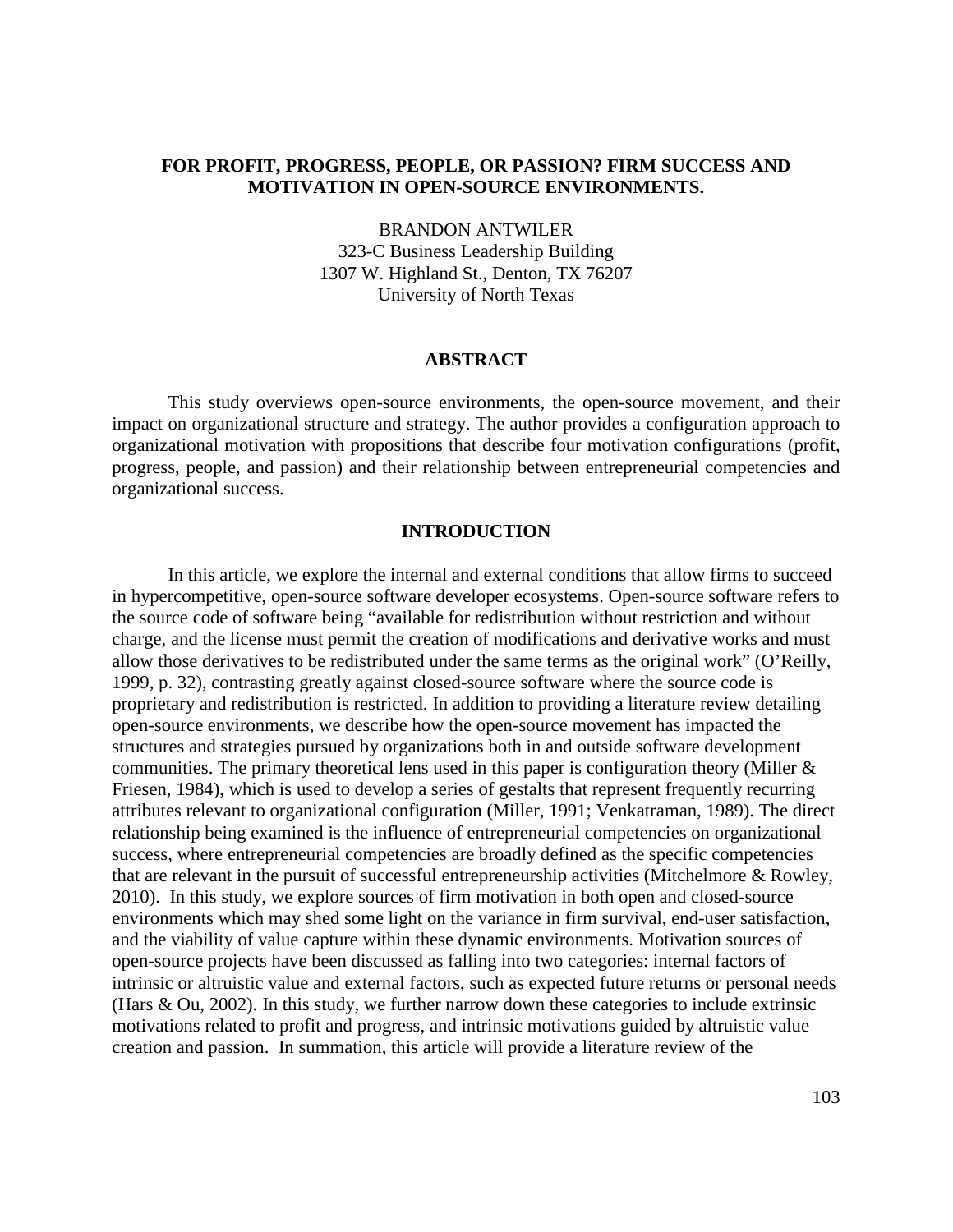## FOR PROFIT, PROGRESS, PEOPLE, OR PASSION? FIRM SUCCESS AND MOTIVATION IN OPEN-SOURCE ENVIRONMENTS.

BRANDON ANTWILER
323-C Business Leadership Building
1307 W. Highland St., Denton, TX 76207
University of North Texas

### ABSTRACT

This study overviews open-source environments, the open-source movement, and their impact on organizational structure and strategy. The author provides a configuration approach to organizational motivation with propositions that describe four motivation configurations (profit, progress, people, and passion) and their relationship between entrepreneurial competencies and organizational success.

### INTRODUCTION

In this article, we explore the internal and external conditions that allow firms to succeed in hypercompetitive, open-source software developer ecosystems. Open-source software refers to the source code of software being "available for redistribution without restriction and without charge, and the license must permit the creation of modifications and derivative works and must allow those derivatives to be redistributed under the same terms as the original work" (O'Reilly, 1999, p. 32), contrasting greatly against closed-source software where the source code is proprietary and redistribution is restricted. In addition to providing a literature review detailing open-source environments, we describe how the open-source movement has impacted the structures and strategies pursued by organizations both in and outside software development communities. The primary theoretical lens used in this paper is configuration theory (Miller & Friesen, 1984), which is used to develop a series of gestalts that represent frequently recurring attributes relevant to organizational configuration (Miller, 1991; Venkatraman, 1989). The direct relationship being examined is the influence of entrepreneurial competencies on organizational success, where entrepreneurial competencies are broadly defined as the specific competencies that are relevant in the pursuit of successful entrepreneurship activities (Mitchelmore & Rowley, 2010). In this study, we explore sources of firm motivation in both open and closed-source environments which may shed some light on the variance in firm survival, end-user satisfaction, and the viability of value capture within these dynamic environments. Motivation sources of open-source projects have been discussed as falling into two categories: internal factors of intrinsic or altruistic value and external factors, such as expected future returns or personal needs (Hars & Ou, 2002). In this study, we further narrow down these categories to include extrinsic motivations related to profit and progress, and intrinsic motivations guided by altruistic value creation and passion. In summation, this article will provide a literature review of the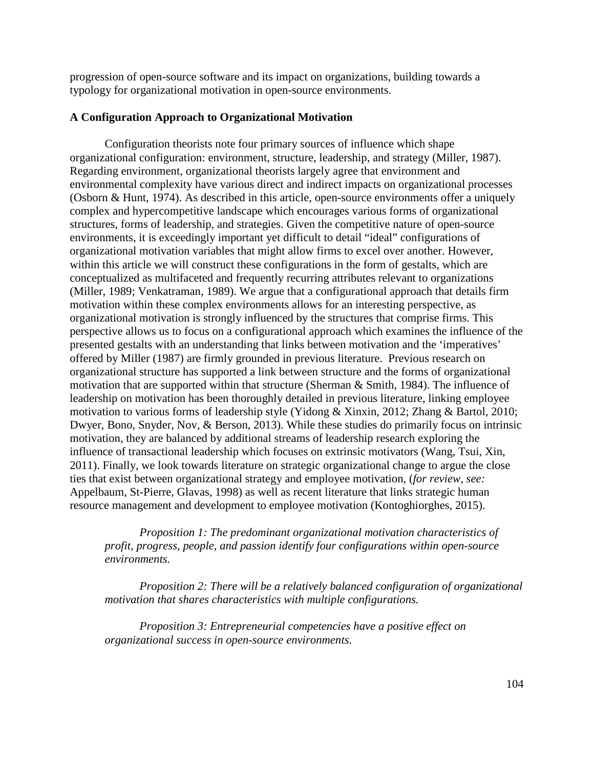progression of open-source software and its impact on organizations, building towards a typology for organizational motivation in open-source environments.

**A Configuration Approach to Organizational Motivation**

Configuration theorists note four primary sources of influence which shape organizational configuration: environment, structure, leadership, and strategy (Miller, 1987). Regarding environment, organizational theorists largely agree that environment and environmental complexity have various direct and indirect impacts on organizational processes (Osborn & Hunt, 1974). As described in this article, open-source environments offer a uniquely complex and hypercompetitive landscape which encourages various forms of organizational structures, forms of leadership, and strategies. Given the competitive nature of open-source environments, it is exceedingly important yet difficult to detail "ideal" configurations of organizational motivation variables that might allow firms to excel over another. However, within this article we will construct these configurations in the form of gestalts, which are conceptualized as multifaceted and frequently recurring attributes relevant to organizations (Miller, 1989; Venkatraman, 1989). We argue that a configurational approach that details firm motivation within these complex environments allows for an interesting perspective, as organizational motivation is strongly influenced by the structures that comprise firms. This perspective allows us to focus on a configurational approach which examines the influence of the presented gestalts with an understanding that links between motivation and the 'imperatives' offered by Miller (1987) are firmly grounded in previous literature. Previous research on organizational structure has supported a link between structure and the forms of organizational motivation that are supported within that structure (Sherman & Smith, 1984). The influence of leadership on motivation has been thoroughly detailed in previous literature, linking employee motivation to various forms of leadership style (Yidong & Xinxin, 2012; Zhang & Bartol, 2010; Dwyer, Bono, Snyder, Nov, & Berson, 2013). While these studies do primarily focus on intrinsic motivation, they are balanced by additional streams of leadership research exploring the influence of transactional leadership which focuses on extrinsic motivators (Wang, Tsui, Xin, 2011). Finally, we look towards literature on strategic organizational change to argue the close ties that exist between organizational strategy and employee motivation, (*for review, see:* Appelbaum, St-Pierre, Glavas, 1998) as well as recent literature that links strategic human resource management and development to employee motivation (Kontoghiorghes, 2015).

*Proposition 1: The predominant organizational motivation characteristics of profit, progress, people, and passion identify four configurations within open-source environments.*

*Proposition 2: There will be a relatively balanced configuration of organizational motivation that shares characteristics with multiple configurations.*

*Proposition 3: Entrepreneurial competencies have a positive effect on organizational success in open-source environments.*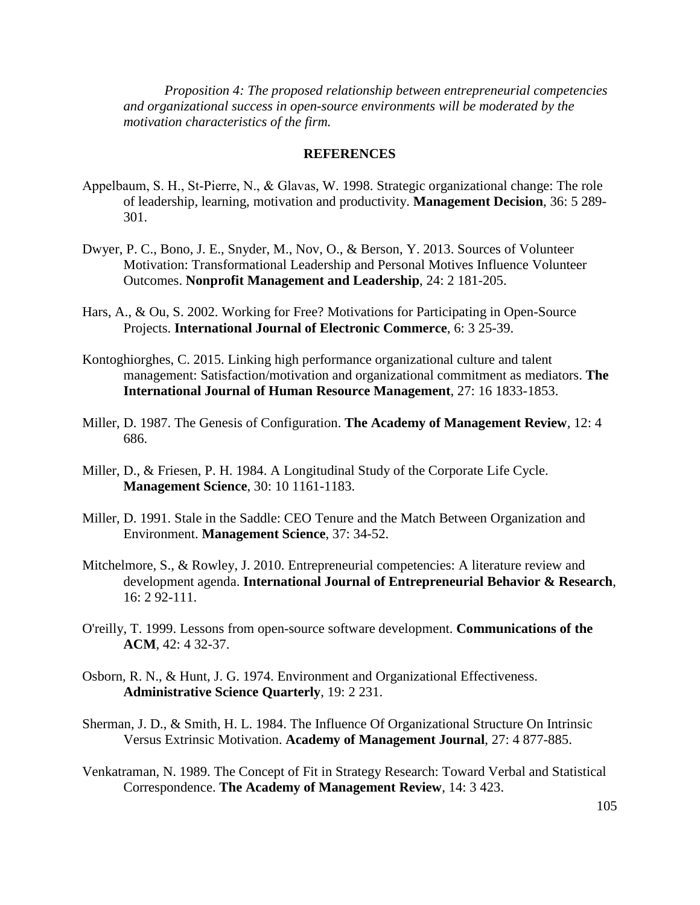*Proposition 4: The proposed relationship between entrepreneurial competencies and organizational success in open-source environments will be moderated by the motivation characteristics of the firm.*

## REFERENCES

Appelbaum, S. H., St-Pierre, N., & Glavas, W. 1998. Strategic organizational change: The role of leadership, learning, motivation and productivity. **Management Decision**, 36: 5 289-301.

Dwyer, P. C., Bono, J. E., Snyder, M., Nov, O., & Berson, Y. 2013. Sources of Volunteer Motivation: Transformational Leadership and Personal Motives Influence Volunteer Outcomes. **Nonprofit Management and Leadership**, 24: 2 181-205.

Hars, A., & Ou, S. 2002. Working for Free? Motivations for Participating in Open-Source Projects. **International Journal of Electronic Commerce**, 6: 3 25-39.

Kontoghiorghes, C. 2015. Linking high performance organizational culture and talent management: Satisfaction/motivation and organizational commitment as mediators. **The International Journal of Human Resource Management**, 27: 16 1833-1853.

Miller, D. 1987. The Genesis of Configuration. **The Academy of Management Review**, 12: 4 686.

Miller, D., & Friesen, P. H. 1984. A Longitudinal Study of the Corporate Life Cycle. **Management Science**, 30: 10 1161-1183.

Miller, D. 1991. Stale in the Saddle: CEO Tenure and the Match Between Organization and Environment. **Management Science**, 37: 34-52.

Mitchelmore, S., & Rowley, J. 2010. Entrepreneurial competencies: A literature review and development agenda. **International Journal of Entrepreneurial Behavior & Research**, 16: 2 92-111.

O'reilly, T. 1999. Lessons from open-source software development. **Communications of the ACM**, 42: 4 32-37.

Osborn, R. N., & Hunt, J. G. 1974. Environment and Organizational Effectiveness. **Administrative Science Quarterly**, 19: 2 231.

Sherman, J. D., & Smith, H. L. 1984. The Influence Of Organizational Structure On Intrinsic Versus Extrinsic Motivation. **Academy of Management Journal**, 27: 4 877-885.

Venkatraman, N. 1989. The Concept of Fit in Strategy Research: Toward Verbal and Statistical Correspondence. **The Academy of Management Review**, 14: 3 423.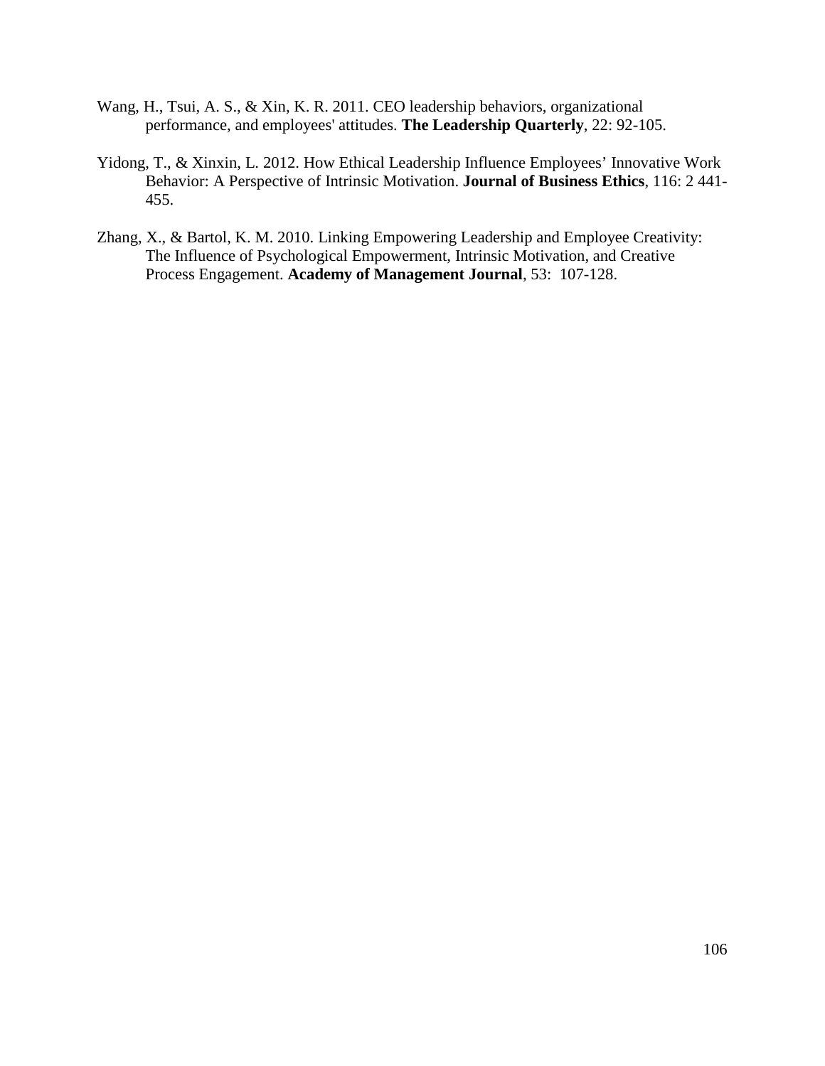Wang, H., Tsui, A. S., & Xin, K. R. 2011. CEO leadership behaviors, organizational performance, and employees' attitudes. **The Leadership Quarterly**, 22: 92-105.

Yidong, T., & Xinxin, L. 2012. How Ethical Leadership Influence Employees' Innovative Work Behavior: A Perspective of Intrinsic Motivation. **Journal of Business Ethics**, 116: 2 441-455.

Zhang, X., & Bartol, K. M. 2010. Linking Empowering Leadership and Employee Creativity: The Influence of Psychological Empowerment, Intrinsic Motivation, and Creative Process Engagement. **Academy of Management Journal**, 53: 107-128.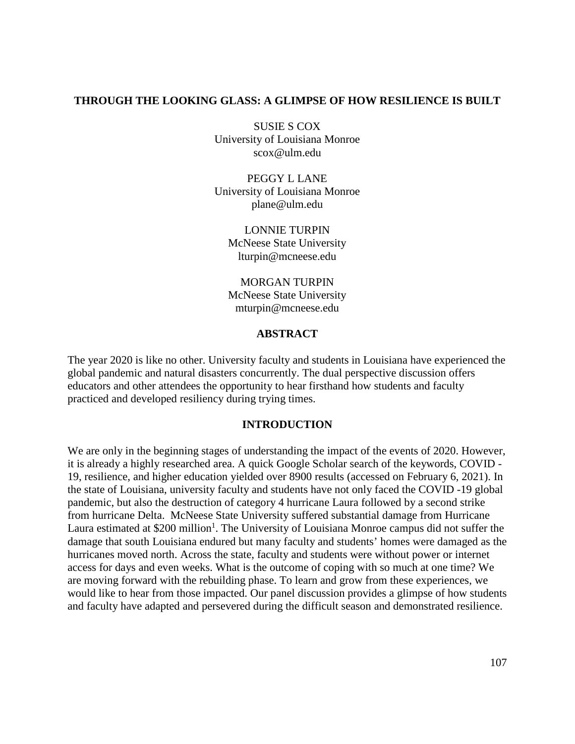# THROUGH THE LOOKING GLASS: A GLIMPSE OF HOW RESILIENCE IS BUILT

SUSIE S COX
University of Louisiana Monroe
scox@ulm.edu

PEGGY L LANE
University of Louisiana Monroe
plane@ulm.edu

LONNIE TURPIN
McNeese State University
lturpin@mcneese.edu

MORGAN TURPIN
McNeese State University
mturpin@mcneese.edu

## ABSTRACT

The year 2020 is like no other. University faculty and students in Louisiana have experienced the global pandemic and natural disasters concurrently. The dual perspective discussion offers educators and other attendees the opportunity to hear firsthand how students and faculty practiced and developed resiliency during trying times.

## INTRODUCTION

We are only in the beginning stages of understanding the impact of the events of 2020. However, it is already a highly researched area. A quick Google Scholar search of the keywords, COVID -19, resilience, and higher education yielded over 8900 results (accessed on February 6, 2021). In the state of Louisiana, university faculty and students have not only faced the COVID -19 global pandemic, but also the destruction of category 4 hurricane Laura followed by a second strike from hurricane Delta. McNeese State University suffered substantial damage from Hurricane Laura estimated at $200 million[1]. The University of Louisiana Monroe campus did not suffer the damage that south Louisiana endured but many faculty and students' homes were damaged as the hurricanes moved north. Across the state, faculty and students were without power or internet access for days and even weeks. What is the outcome of coping with so much at one time? We are moving forward with the rebuilding phase. To learn and grow from these experiences, we would like to hear from those impacted. Our panel discussion provides a glimpse of how students and faculty have adapted and persevered during the difficult season and demonstrated resilience.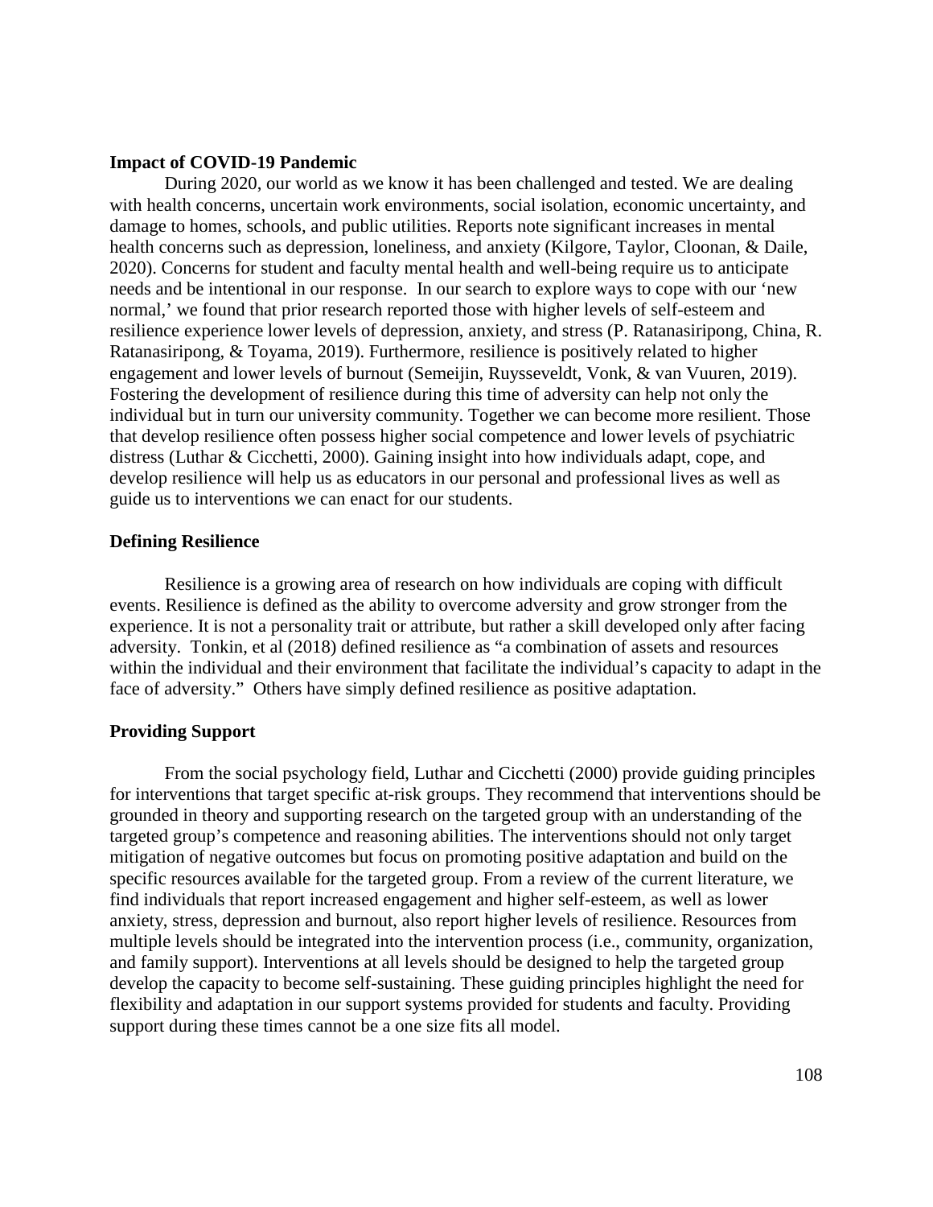**Impact of COVID-19 Pandemic**

During 2020, our world as we know it has been challenged and tested. We are dealing with health concerns, uncertain work environments, social isolation, economic uncertainty, and damage to homes, schools, and public utilities. Reports note significant increases in mental health concerns such as depression, loneliness, and anxiety (Kilgore, Taylor, Cloonan, & Daile, 2020). Concerns for student and faculty mental health and well-being require us to anticipate needs and be intentional in our response. In our search to explore ways to cope with our 'new normal,' we found that prior research reported those with higher levels of self-esteem and resilience experience lower levels of depression, anxiety, and stress (P. Ratanasiripong, China, R. Ratanasiripong, & Toyama, 2019). Furthermore, resilience is positively related to higher engagement and lower levels of burnout (Semeijin, Ruysseveldt, Vonk, & van Vuuren, 2019). Fostering the development of resilience during this time of adversity can help not only the individual but in turn our university community. Together we can become more resilient. Those that develop resilience often possess higher social competence and lower levels of psychiatric distress (Luthar & Cicchetti, 2000). Gaining insight into how individuals adapt, cope, and develop resilience will help us as educators in our personal and professional lives as well as guide us to interventions we can enact for our students.

**Defining Resilience**

Resilience is a growing area of research on how individuals are coping with difficult events. Resilience is defined as the ability to overcome adversity and grow stronger from the experience. It is not a personality trait or attribute, but rather a skill developed only after facing adversity. Tonkin, et al (2018) defined resilience as "a combination of assets and resources within the individual and their environment that facilitate the individual's capacity to adapt in the face of adversity." Others have simply defined resilience as positive adaptation.

**Providing Support**

From the social psychology field, Luthar and Cicchetti (2000) provide guiding principles for interventions that target specific at-risk groups. They recommend that interventions should be grounded in theory and supporting research on the targeted group with an understanding of the targeted group's competence and reasoning abilities. The interventions should not only target mitigation of negative outcomes but focus on promoting positive adaptation and build on the specific resources available for the targeted group. From a review of the current literature, we find individuals that report increased engagement and higher self-esteem, as well as lower anxiety, stress, depression and burnout, also report higher levels of resilience. Resources from multiple levels should be integrated into the intervention process (i.e., community, organization, and family support). Interventions at all levels should be designed to help the targeted group develop the capacity to become self-sustaining. These guiding principles highlight the need for flexibility and adaptation in our support systems provided for students and faculty. Providing support during these times cannot be a one size fits all model.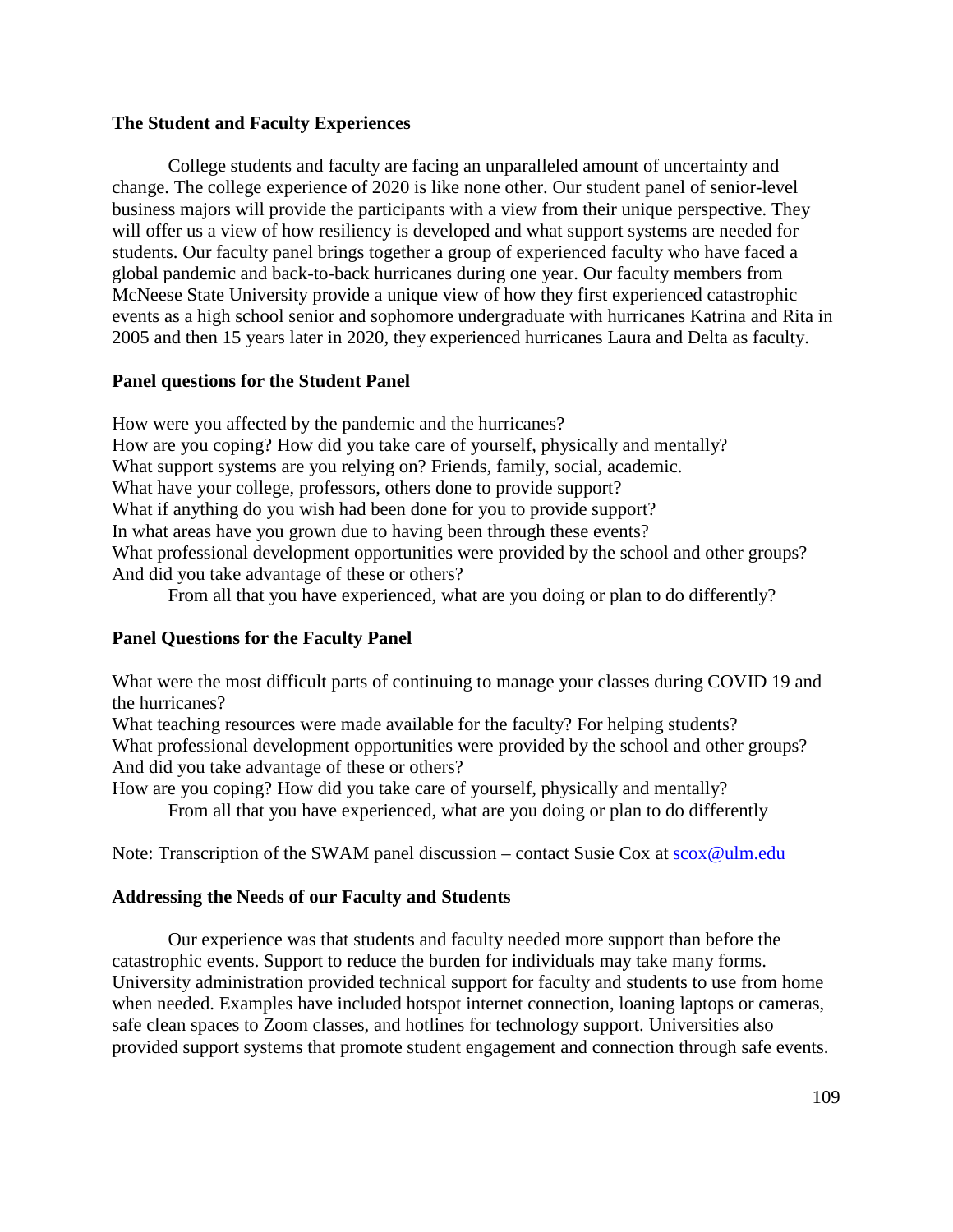**The Student and Faculty Experiences**

College students and faculty are facing an unparalleled amount of uncertainty and change. The college experience of 2020 is like none other. Our student panel of senior-level business majors will provide the participants with a view from their unique perspective. They will offer us a view of how resiliency is developed and what support systems are needed for students. Our faculty panel brings together a group of experienced faculty who have faced a global pandemic and back-to-back hurricanes during one year. Our faculty members from McNeese State University provide a unique view of how they first experienced catastrophic events as a high school senior and sophomore undergraduate with hurricanes Katrina and Rita in 2005 and then 15 years later in 2020, they experienced hurricanes Laura and Delta as faculty.

**Panel questions for the Student Panel**

How were you affected by the pandemic and the hurricanes?
How are you coping? How did you take care of yourself, physically and mentally?
What support systems are you relying on? Friends, family, social, academic.
What have your college, professors, others done to provide support?
What if anything do you wish had been done for you to provide support?
In what areas have you grown due to having been through these events?
What professional development opportunities were provided by the school and other groups? And did you take advantage of these or others?
From all that you have experienced, what are you doing or plan to do differently?

**Panel Questions for the Faculty Panel**

What were the most difficult parts of continuing to manage your classes during COVID 19 and the hurricanes?
What teaching resources were made available for the faculty? For helping students?
What professional development opportunities were provided by the school and other groups? And did you take advantage of these or others?
How are you coping? How did you take care of yourself, physically and mentally?
From all that you have experienced, what are you doing or plan to do differently

Note: Transcription of the SWAM panel discussion – contact Susie Cox at scox@ulm.edu

**Addressing the Needs of our Faculty and Students**

Our experience was that students and faculty needed more support than before the catastrophic events. Support to reduce the burden for individuals may take many forms. University administration provided technical support for faculty and students to use from home when needed. Examples have included hotspot internet connection, loaning laptops or cameras, safe clean spaces to Zoom classes, and hotlines for technology support. Universities also provided support systems that promote student engagement and connection through safe events.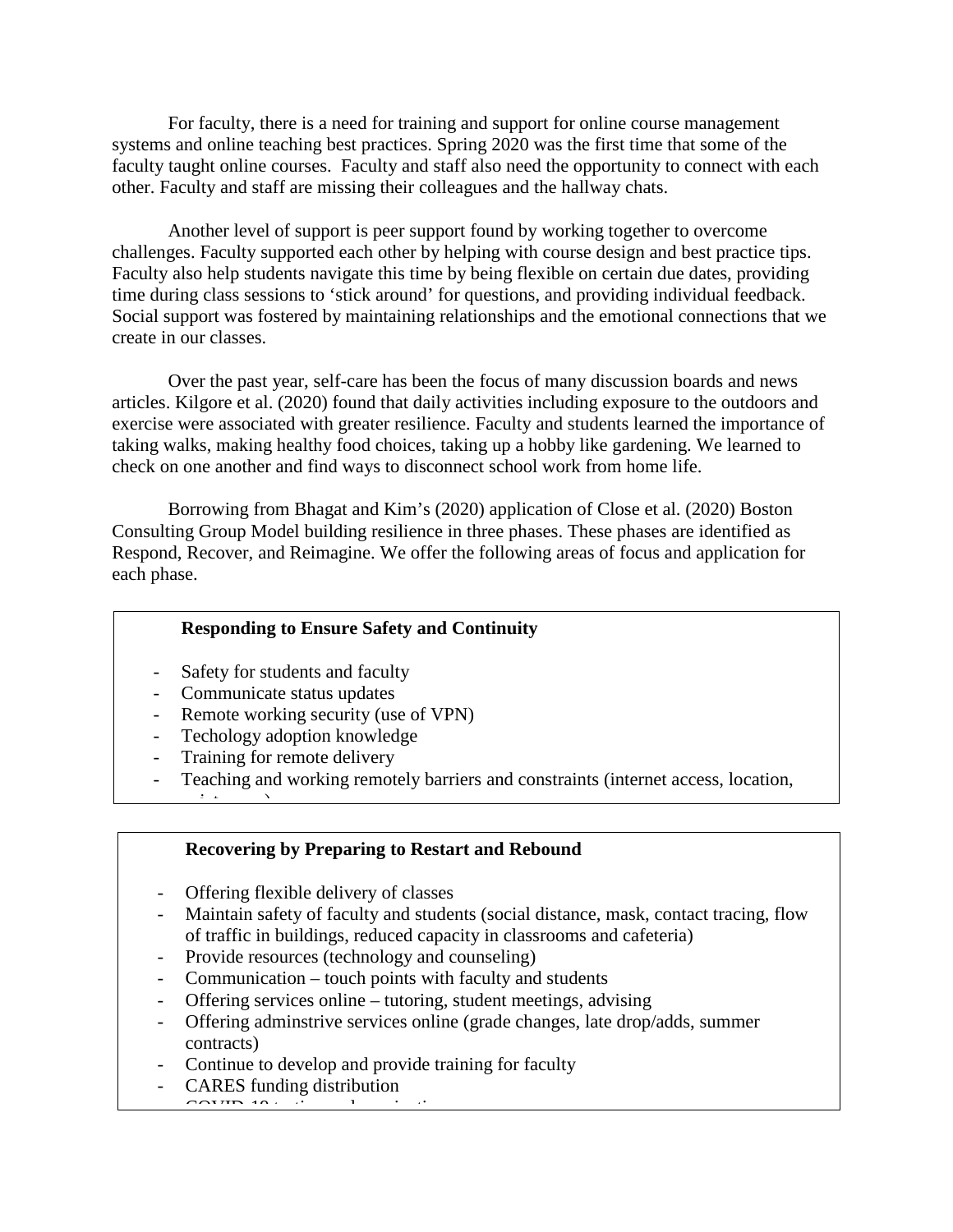For faculty, there is a need for training and support for online course management systems and online teaching best practices. Spring 2020 was the first time that some of the faculty taught online courses. Faculty and staff also need the opportunity to connect with each other. Faculty and staff are missing their colleagues and the hallway chats.

Another level of support is peer support found by working together to overcome challenges. Faculty supported each other by helping with course design and best practice tips. Faculty also help students navigate this time by being flexible on certain due dates, providing time during class sessions to 'stick around' for questions, and providing individual feedback. Social support was fostered by maintaining relationships and the emotional connections that we create in our classes.

Over the past year, self-care has been the focus of many discussion boards and news articles. Kilgore et al. (2020) found that daily activities including exposure to the outdoors and exercise were associated with greater resilience. Faculty and students learned the importance of taking walks, making healthy food choices, taking up a hobby like gardening. We learned to check on one another and find ways to disconnect school work from home life.

Borrowing from Bhagat and Kim's (2020) application of Close et al. (2020) Boston Consulting Group Model building resilience in three phases. These phases are identified as Respond, Recover, and Reimagine. We offer the following areas of focus and application for each phase.

**Responding to Ensure Safety and Continuity**

- Safety for students and faculty
- Communicate status updates
- Remote working security (use of VPN)
- Techology adoption knowledge
- Training for remote delivery
- Teaching and working remotely barriers and constraints (internet access, location,

**Recovering by Preparing to Restart and Rebound**

- Offering flexible delivery of classes
- Maintain safety of faculty and students (social distance, mask, contact tracing, flow of traffic in buildings, reduced capacity in classrooms and cafeteria)
- Provide resources (technology and counseling)
- Communication – touch points with faculty and students
- Offering services online – tutoring, student meetings, advising
- Offering adminstrive services online (grade changes, late drop/adds, summer contracts)
- Continue to develop and provide training for faculty
- CARES funding distribution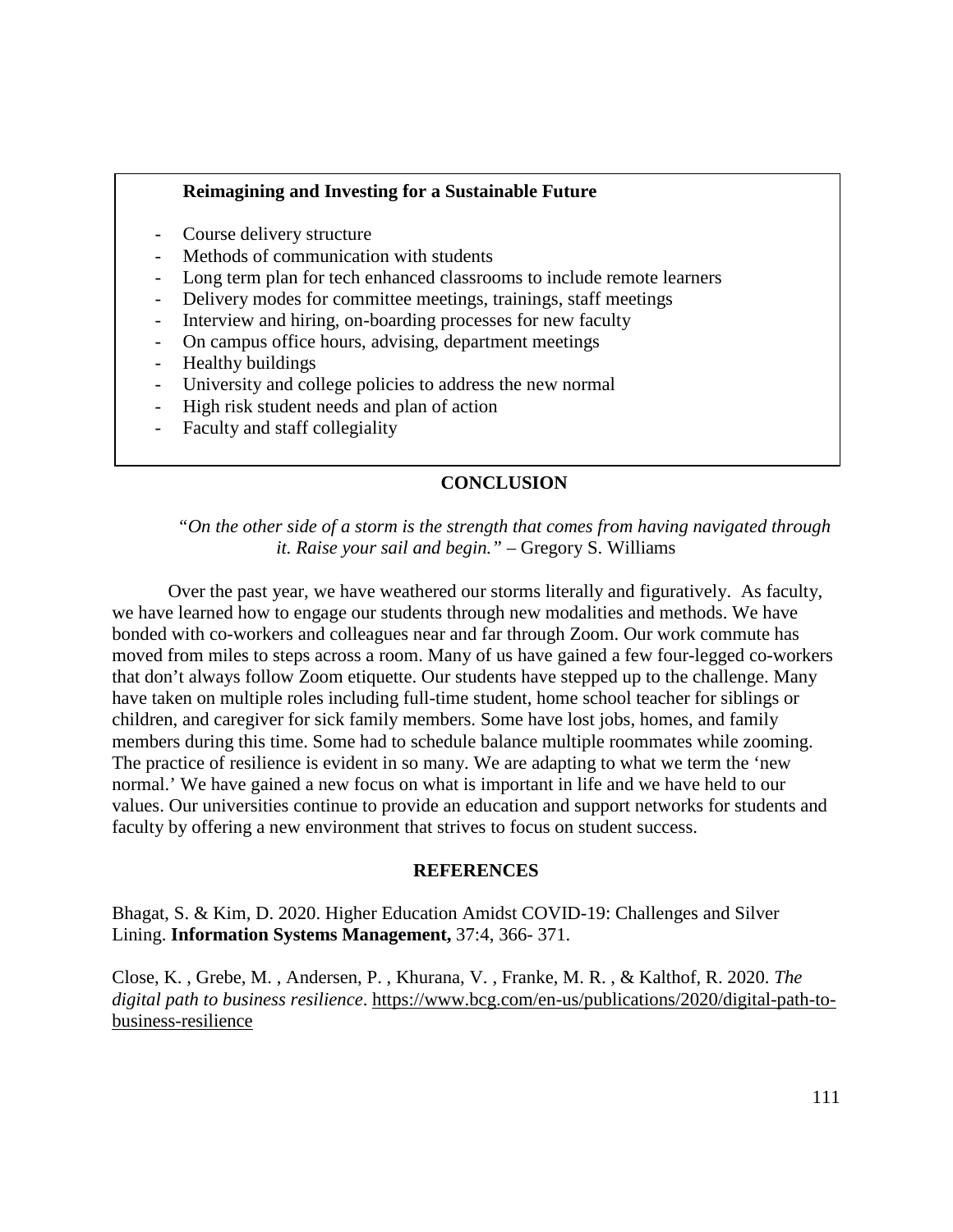**Reimagining and Investing for a Sustainable Future**

- Course delivery structure
- Methods of communication with students
- Long term plan for tech enhanced classrooms to include remote learners
- Delivery modes for committee meetings, trainings, staff meetings
- Interview and hiring, on-boarding processes for new faculty
- On campus office hours, advising, department meetings
- Healthy buildings
- University and college policies to address the new normal
- High risk student needs and plan of action
- Faculty and staff collegiality

## CONCLUSION

*"On the other side of a storm is the strength that comes from having navigated through it. Raise your sail and begin."* – Gregory S. Williams

Over the past year, we have weathered our storms literally and figuratively. As faculty, we have learned how to engage our students through new modalities and methods. We have bonded with co-workers and colleagues near and far through Zoom. Our work commute has moved from miles to steps across a room. Many of us have gained a few four-legged co-workers that don't always follow Zoom etiquette. Our students have stepped up to the challenge. Many have taken on multiple roles including full-time student, home school teacher for siblings or children, and caregiver for sick family members. Some have lost jobs, homes, and family members during this time. Some had to schedule balance multiple roommates while zooming. The practice of resilience is evident in so many. We are adapting to what we term the 'new normal.' We have gained a new focus on what is important in life and we have held to our values. Our universities continue to provide an education and support networks for students and faculty by offering a new environment that strives to focus on student success.

## REFERENCES

Bhagat, S. & Kim, D. 2020. Higher Education Amidst COVID-19: Challenges and Silver Lining. **Information Systems Management,** 37:4, 366- 371.

Close, K. , Grebe, M. , Andersen, P. , Khurana, V. , Franke, M. R. , & Kalthof, R. 2020. *The digital path to business resilience*. https://www.bcg.com/en-us/publications/2020/digital-path-to-business-resilience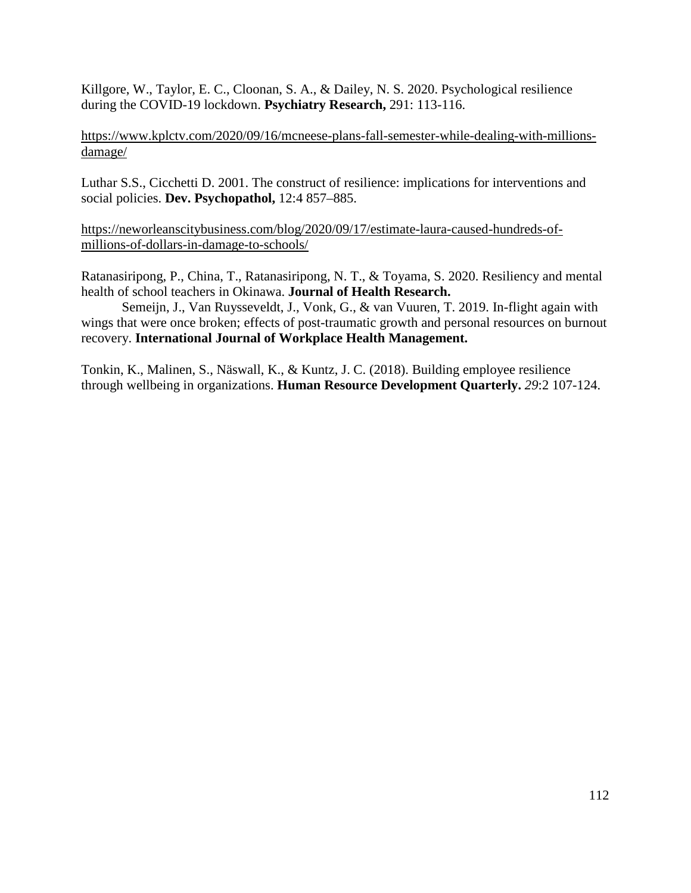Killgore, W., Taylor, E. C., Cloonan, S. A., & Dailey, N. S. 2020. Psychological resilience during the COVID-19 lockdown. **Psychiatry Research,** 291: 113-116.

https://www.kplctv.com/2020/09/16/mcneese-plans-fall-semester-while-dealing-with-millions-damage/

Luthar S.S., Cicchetti D. 2001. The construct of resilience: implications for interventions and social policies. **Dev. Psychopathol,** 12:4 857–885.

https://neworleanscitybusiness.com/blog/2020/09/17/estimate-laura-caused-hundreds-of-millions-of-dollars-in-damage-to-schools/

Ratanasiripong, P., China, T., Ratanasiripong, N. T., & Toyama, S. 2020. Resiliency and mental health of school teachers in Okinawa. **Journal of Health Research.**

Semeijn, J., Van Ruysseveldt, J., Vonk, G., & van Vuuren, T. 2019. In-flight again with wings that were once broken; effects of post-traumatic growth and personal resources on burnout recovery. **International Journal of Workplace Health Management.**

Tonkin, K., Malinen, S., Näswall, K., & Kuntz, J. C. (2018). Building employee resilience through wellbeing in organizations. **Human Resource Development Quarterly.** *29*:2 107-124.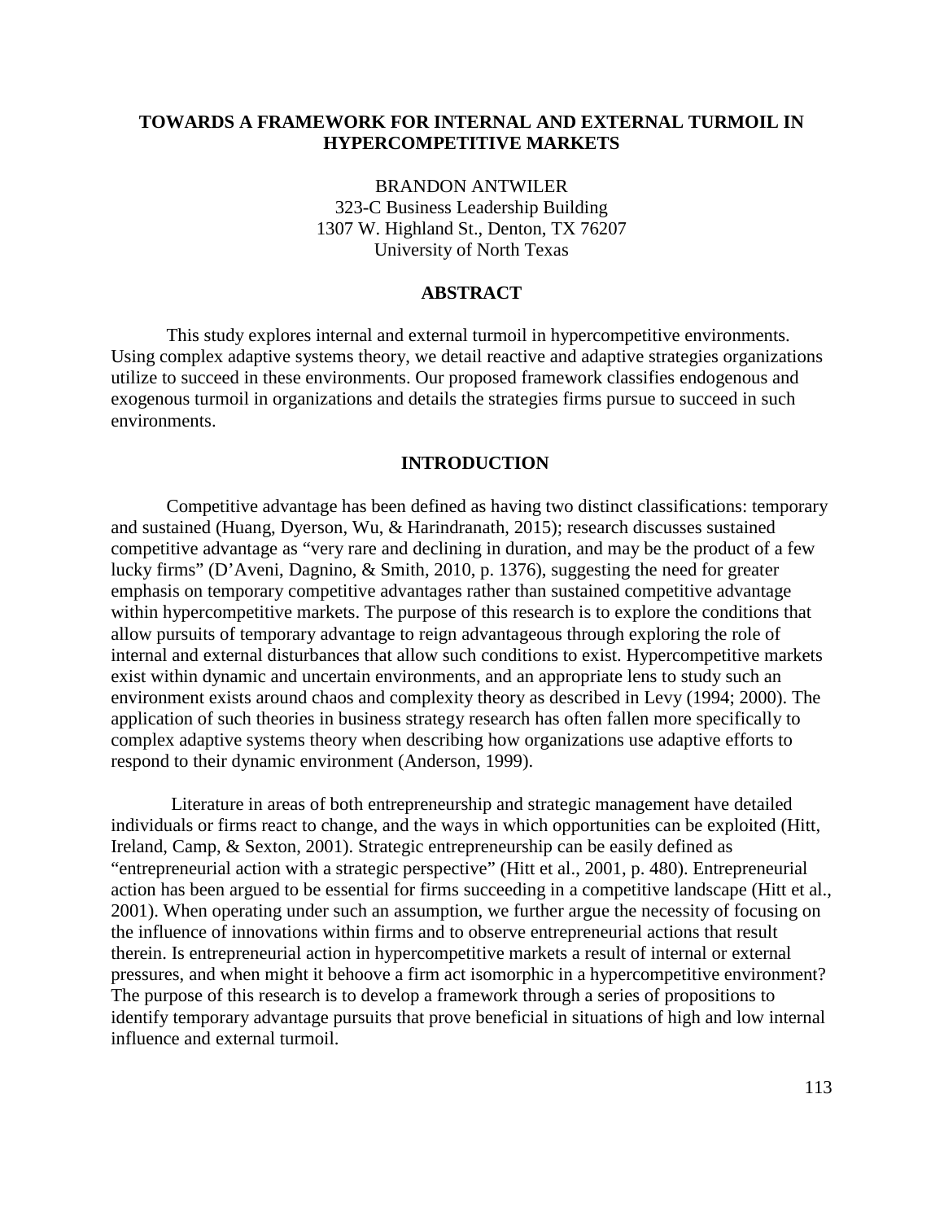# TOWARDS A FRAMEWORK FOR INTERNAL AND EXTERNAL TURMOIL IN HYPERCOMPETITIVE MARKETS

BRANDON ANTWILER
323-C Business Leadership Building
1307 W. Highland St., Denton, TX 76207
University of North Texas

## ABSTRACT

This study explores internal and external turmoil in hypercompetitive environments. Using complex adaptive systems theory, we detail reactive and adaptive strategies organizations utilize to succeed in these environments. Our proposed framework classifies endogenous and exogenous turmoil in organizations and details the strategies firms pursue to succeed in such environments.

## INTRODUCTION

Competitive advantage has been defined as having two distinct classifications: temporary and sustained (Huang, Dyerson, Wu, & Harindranath, 2015); research discusses sustained competitive advantage as "very rare and declining in duration, and may be the product of a few lucky firms" (D'Aveni, Dagnino, & Smith, 2010, p. 1376), suggesting the need for greater emphasis on temporary competitive advantages rather than sustained competitive advantage within hypercompetitive markets. The purpose of this research is to explore the conditions that allow pursuits of temporary advantage to reign advantageous through exploring the role of internal and external disturbances that allow such conditions to exist. Hypercompetitive markets exist within dynamic and uncertain environments, and an appropriate lens to study such an environment exists around chaos and complexity theory as described in Levy (1994; 2000). The application of such theories in business strategy research has often fallen more specifically to complex adaptive systems theory when describing how organizations use adaptive efforts to respond to their dynamic environment (Anderson, 1999).

Literature in areas of both entrepreneurship and strategic management have detailed individuals or firms react to change, and the ways in which opportunities can be exploited (Hitt, Ireland, Camp, & Sexton, 2001). Strategic entrepreneurship can be easily defined as "entrepreneurial action with a strategic perspective" (Hitt et al., 2001, p. 480). Entrepreneurial action has been argued to be essential for firms succeeding in a competitive landscape (Hitt et al., 2001). When operating under such an assumption, we further argue the necessity of focusing on the influence of innovations within firms and to observe entrepreneurial actions that result therein. Is entrepreneurial action in hypercompetitive markets a result of internal or external pressures, and when might it behoove a firm act isomorphic in a hypercompetitive environment? The purpose of this research is to develop a framework through a series of propositions to identify temporary advantage pursuits that prove beneficial in situations of high and low internal influence and external turmoil.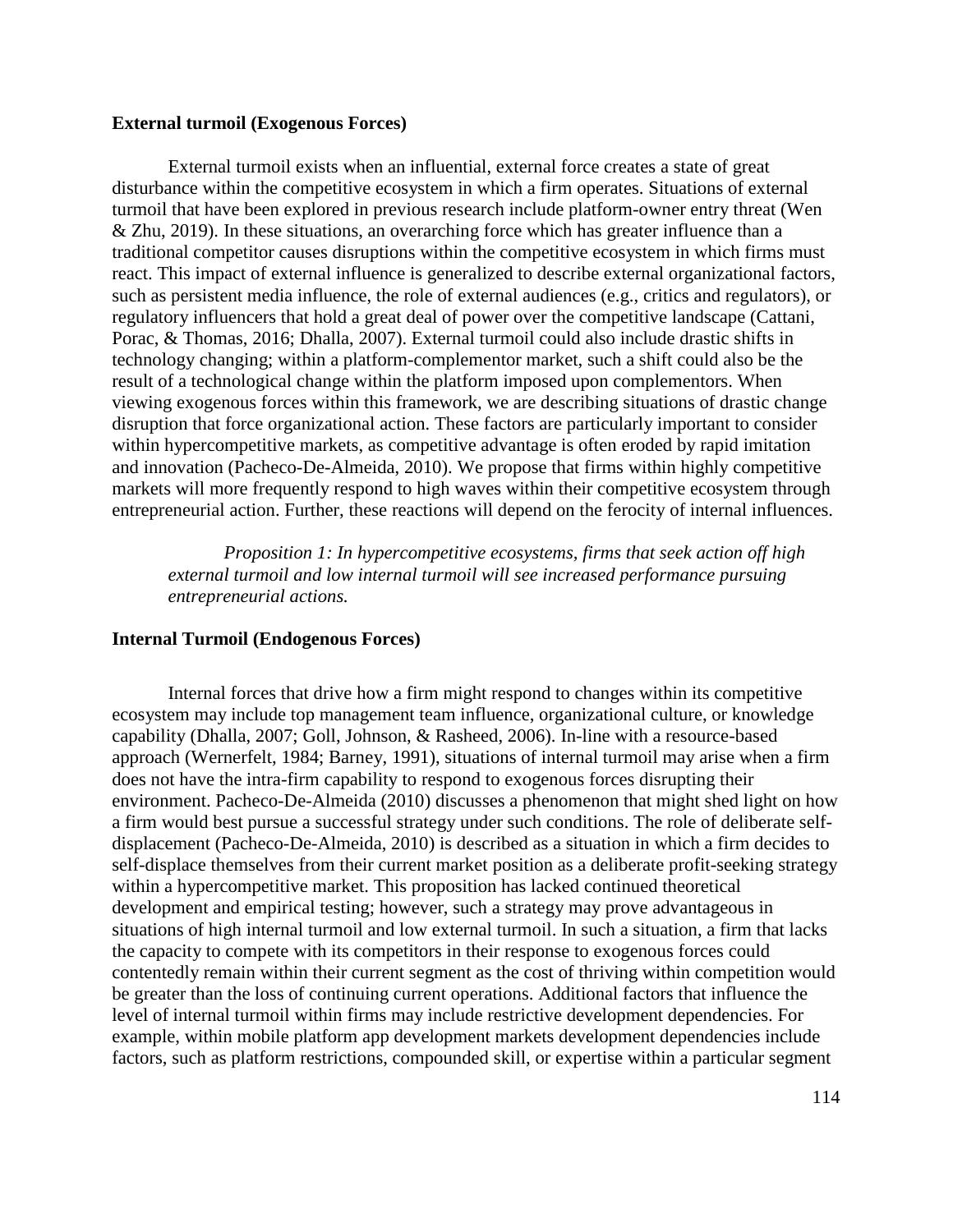**External turmoil (Exogenous Forces)**

External turmoil exists when an influential, external force creates a state of great disturbance within the competitive ecosystem in which a firm operates. Situations of external turmoil that have been explored in previous research include platform-owner entry threat (Wen & Zhu, 2019). In these situations, an overarching force which has greater influence than a traditional competitor causes disruptions within the competitive ecosystem in which firms must react. This impact of external influence is generalized to describe external organizational factors, such as persistent media influence, the role of external audiences (e.g., critics and regulators), or regulatory influencers that hold a great deal of power over the competitive landscape (Cattani, Porac, & Thomas, 2016; Dhalla, 2007). External turmoil could also include drastic shifts in technology changing; within a platform-complementor market, such a shift could also be the result of a technological change within the platform imposed upon complementors. When viewing exogenous forces within this framework, we are describing situations of drastic change disruption that force organizational action. These factors are particularly important to consider within hypercompetitive markets, as competitive advantage is often eroded by rapid imitation and innovation (Pacheco-De-Almeida, 2010). We propose that firms within highly competitive markets will more frequently respond to high waves within their competitive ecosystem through entrepreneurial action. Further, these reactions will depend on the ferocity of internal influences.

> *Proposition 1: In hypercompetitive ecosystems, firms that seek action off high external turmoil and low internal turmoil will see increased performance pursuing entrepreneurial actions.*

**Internal Turmoil (Endogenous Forces)**

Internal forces that drive how a firm might respond to changes within its competitive ecosystem may include top management team influence, organizational culture, or knowledge capability (Dhalla, 2007; Goll, Johnson, & Rasheed, 2006). In-line with a resource-based approach (Wernerfelt, 1984; Barney, 1991), situations of internal turmoil may arise when a firm does not have the intra-firm capability to respond to exogenous forces disrupting their environment. Pacheco-De-Almeida (2010) discusses a phenomenon that might shed light on how a firm would best pursue a successful strategy under such conditions. The role of deliberate self-displacement (Pacheco-De-Almeida, 2010) is described as a situation in which a firm decides to self-displace themselves from their current market position as a deliberate profit-seeking strategy within a hypercompetitive market. This proposition has lacked continued theoretical development and empirical testing; however, such a strategy may prove advantageous in situations of high internal turmoil and low external turmoil. In such a situation, a firm that lacks the capacity to compete with its competitors in their response to exogenous forces could contentedly remain within their current segment as the cost of thriving within competition would be greater than the loss of continuing current operations. Additional factors that influence the level of internal turmoil within firms may include restrictive development dependencies. For example, within mobile platform app development markets development dependencies include factors, such as platform restrictions, compounded skill, or expertise within a particular segment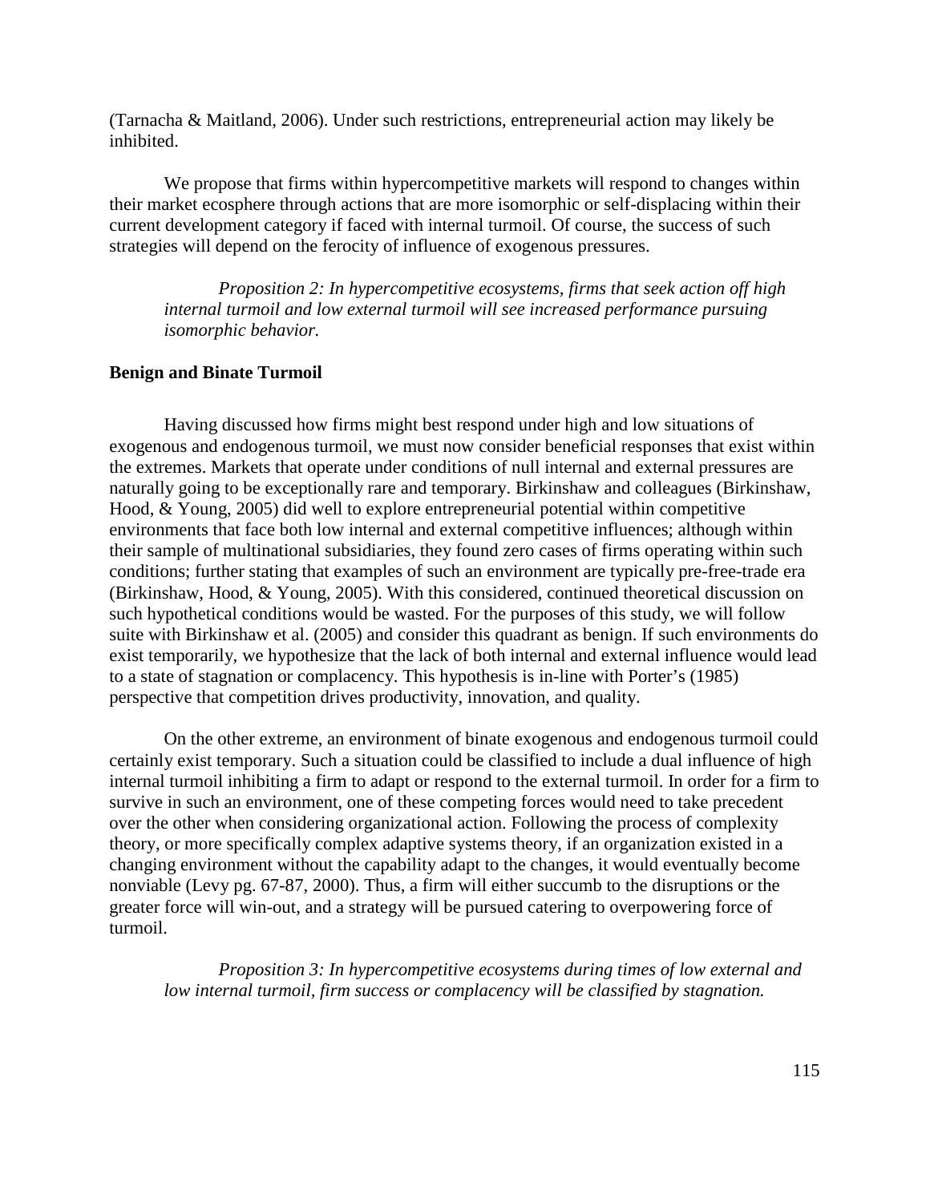(Tarnacha & Maitland, 2006). Under such restrictions, entrepreneurial action may likely be inhibited.

We propose that firms within hypercompetitive markets will respond to changes within their market ecosphere through actions that are more isomorphic or self-displacing within their current development category if faced with internal turmoil. Of course, the success of such strategies will depend on the ferocity of influence of exogenous pressures.

*Proposition 2: In hypercompetitive ecosystems, firms that seek action off high internal turmoil and low external turmoil will see increased performance pursuing isomorphic behavior.*

**Benign and Binate Turmoil**

Having discussed how firms might best respond under high and low situations of exogenous and endogenous turmoil, we must now consider beneficial responses that exist within the extremes. Markets that operate under conditions of null internal and external pressures are naturally going to be exceptionally rare and temporary. Birkinshaw and colleagues (Birkinshaw, Hood, & Young, 2005) did well to explore entrepreneurial potential within competitive environments that face both low internal and external competitive influences; although within their sample of multinational subsidiaries, they found zero cases of firms operating within such conditions; further stating that examples of such an environment are typically pre-free-trade era (Birkinshaw, Hood, & Young, 2005). With this considered, continued theoretical discussion on such hypothetical conditions would be wasted. For the purposes of this study, we will follow suite with Birkinshaw et al. (2005) and consider this quadrant as benign. If such environments do exist temporarily, we hypothesize that the lack of both internal and external influence would lead to a state of stagnation or complacency. This hypothesis is in-line with Porter's (1985) perspective that competition drives productivity, innovation, and quality.

On the other extreme, an environment of binate exogenous and endogenous turmoil could certainly exist temporary. Such a situation could be classified to include a dual influence of high internal turmoil inhibiting a firm to adapt or respond to the external turmoil. In order for a firm to survive in such an environment, one of these competing forces would need to take precedent over the other when considering organizational action. Following the process of complexity theory, or more specifically complex adaptive systems theory, if an organization existed in a changing environment without the capability adapt to the changes, it would eventually become nonviable (Levy pg. 67-87, 2000). Thus, a firm will either succumb to the disruptions or the greater force will win-out, and a strategy will be pursued catering to overpowering force of turmoil.

*Proposition 3: In hypercompetitive ecosystems during times of low external and low internal turmoil, firm success or complacency will be classified by stagnation.*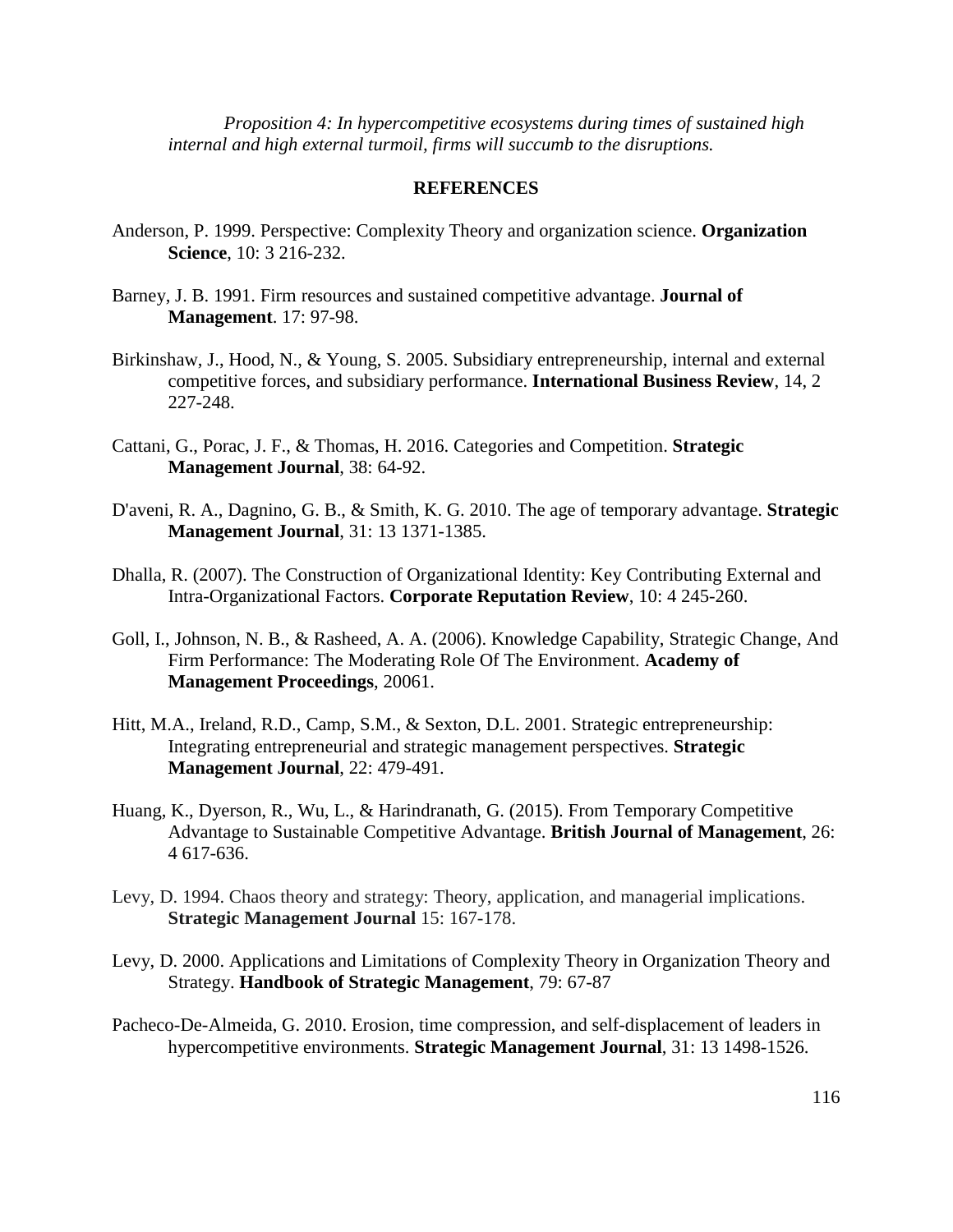*Proposition 4: In hypercompetitive ecosystems during times of sustained high internal and high external turmoil, firms will succumb to the disruptions.*

## REFERENCES

Anderson, P. 1999. Perspective: Complexity Theory and organization science. **Organization Science**, 10: 3 216-232.

Barney, J. B. 1991. Firm resources and sustained competitive advantage. **Journal of Management**. 17: 97-98.

Birkinshaw, J., Hood, N., & Young, S. 2005. Subsidiary entrepreneurship, internal and external competitive forces, and subsidiary performance. **International Business Review**, 14, 2 227-248.

Cattani, G., Porac, J. F., & Thomas, H. 2016. Categories and Competition. **Strategic Management Journal**, 38: 64-92.

D'aveni, R. A., Dagnino, G. B., & Smith, K. G. 2010. The age of temporary advantage. **Strategic Management Journal**, 31: 13 1371-1385.

Dhalla, R. (2007). The Construction of Organizational Identity: Key Contributing External and Intra-Organizational Factors. **Corporate Reputation Review**, 10: 4 245-260.

Goll, I., Johnson, N. B., & Rasheed, A. A. (2006). Knowledge Capability, Strategic Change, And Firm Performance: The Moderating Role Of The Environment. **Academy of Management Proceedings**, 20061.

Hitt, M.A., Ireland, R.D., Camp, S.M., & Sexton, D.L. 2001. Strategic entrepreneurship: Integrating entrepreneurial and strategic management perspectives. **Strategic Management Journal**, 22: 479-491.

Huang, K., Dyerson, R., Wu, L., & Harindranath, G. (2015). From Temporary Competitive Advantage to Sustainable Competitive Advantage. **British Journal of Management**, 26: 4 617-636.

Levy, D. 1994. Chaos theory and strategy: Theory, application, and managerial implications. **Strategic Management Journal** 15: 167-178.

Levy, D. 2000. Applications and Limitations of Complexity Theory in Organization Theory and Strategy. **Handbook of Strategic Management**, 79: 67-87

Pacheco-De-Almeida, G. 2010. Erosion, time compression, and self-displacement of leaders in hypercompetitive environments. **Strategic Management Journal**, 31: 13 1498-1526.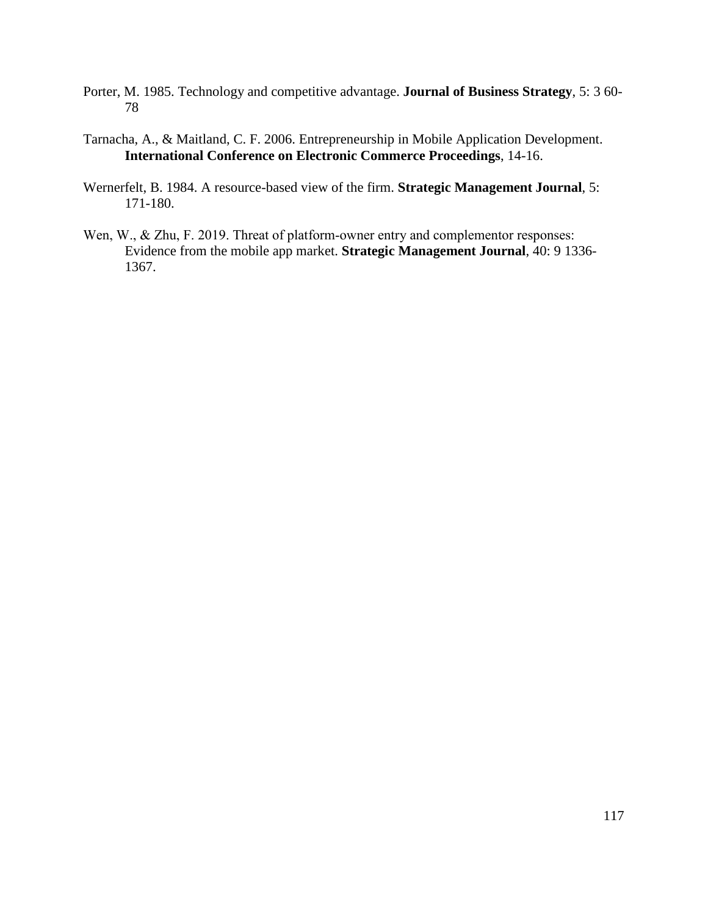Porter, M. 1985. Technology and competitive advantage. **Journal of Business Strategy**, 5: 3 60-78

Tarnacha, A., & Maitland, C. F. 2006. Entrepreneurship in Mobile Application Development. **International Conference on Electronic Commerce Proceedings**, 14-16.

Wernerfelt, B. 1984. A resource-based view of the firm. **Strategic Management Journal**, 5: 171-180.

Wen, W., & Zhu, F. 2019. Threat of platform-owner entry and complementor responses: Evidence from the mobile app market. **Strategic Management Journal**, 40: 9 1336-1367.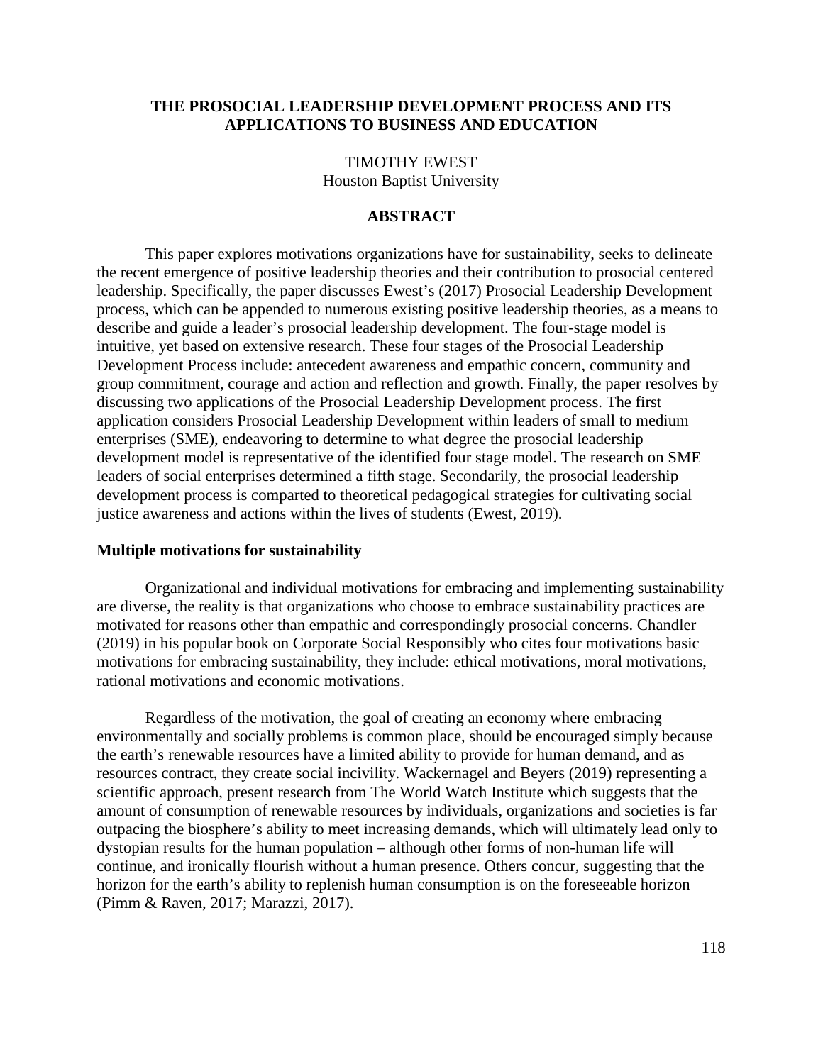# THE PROSOCIAL LEADERSHIP DEVELOPMENT PROCESS AND ITS APPLICATIONS TO BUSINESS AND EDUCATION

TIMOTHY EWEST
Houston Baptist University

## ABSTRACT

This paper explores motivations organizations have for sustainability, seeks to delineate the recent emergence of positive leadership theories and their contribution to prosocial centered leadership. Specifically, the paper discusses Ewest's (2017) Prosocial Leadership Development process, which can be appended to numerous existing positive leadership theories, as a means to describe and guide a leader's prosocial leadership development. The four-stage model is intuitive, yet based on extensive research. These four stages of the Prosocial Leadership Development Process include: antecedent awareness and empathic concern, community and group commitment, courage and action and reflection and growth. Finally, the paper resolves by discussing two applications of the Prosocial Leadership Development process. The first application considers Prosocial Leadership Development within leaders of small to medium enterprises (SME), endeavoring to determine to what degree the prosocial leadership development model is representative of the identified four stage model. The research on SME leaders of social enterprises determined a fifth stage. Secondarily, the prosocial leadership development process is comparted to theoretical pedagogical strategies for cultivating social justice awareness and actions within the lives of students (Ewest, 2019).

### Multiple motivations for sustainability

Organizational and individual motivations for embracing and implementing sustainability are diverse, the reality is that organizations who choose to embrace sustainability practices are motivated for reasons other than empathic and correspondingly prosocial concerns. Chandler (2019) in his popular book on Corporate Social Responsibly who cites four motivations basic motivations for embracing sustainability, they include: ethical motivations, moral motivations, rational motivations and economic motivations.

Regardless of the motivation, the goal of creating an economy where embracing environmentally and socially problems is common place, should be encouraged simply because the earth's renewable resources have a limited ability to provide for human demand, and as resources contract, they create social incivility. Wackernagel and Beyers (2019) representing a scientific approach, present research from The World Watch Institute which suggests that the amount of consumption of renewable resources by individuals, organizations and societies is far outpacing the biosphere's ability to meet increasing demands, which will ultimately lead only to dystopian results for the human population – although other forms of non-human life will continue, and ironically flourish without a human presence. Others concur, suggesting that the horizon for the earth's ability to replenish human consumption is on the foreseeable horizon (Pimm & Raven, 2017; Marazzi, 2017).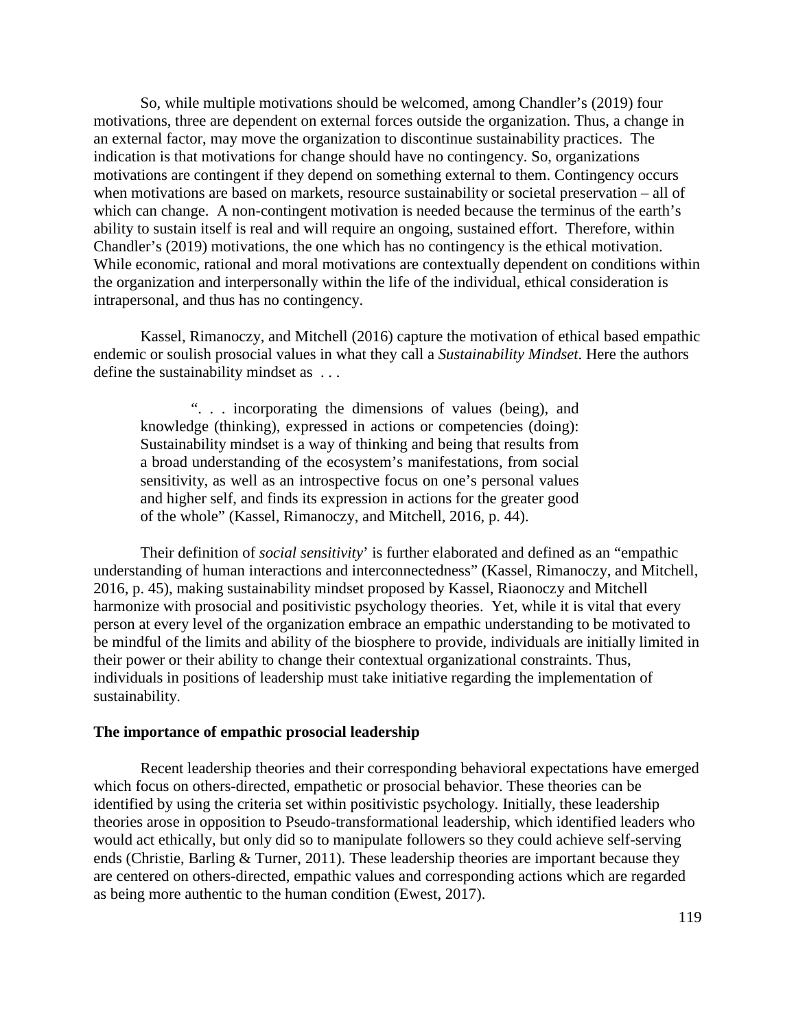So, while multiple motivations should be welcomed, among Chandler's (2019) four motivations, three are dependent on external forces outside the organization. Thus, a change in an external factor, may move the organization to discontinue sustainability practices. The indication is that motivations for change should have no contingency. So, organizations motivations are contingent if they depend on something external to them. Contingency occurs when motivations are based on markets, resource sustainability or societal preservation – all of which can change. A non-contingent motivation is needed because the terminus of the earth's ability to sustain itself is real and will require an ongoing, sustained effort. Therefore, within Chandler's (2019) motivations, the one which has no contingency is the ethical motivation. While economic, rational and moral motivations are contextually dependent on conditions within the organization and interpersonally within the life of the individual, ethical consideration is intrapersonal, and thus has no contingency.

Kassel, Rimanoczy, and Mitchell (2016) capture the motivation of ethical based empathic endemic or soulish prosocial values in what they call a *Sustainability Mindset*. Here the authors define the sustainability mindset as . . .

> ". . . incorporating the dimensions of values (being), and knowledge (thinking), expressed in actions or competencies (doing): Sustainability mindset is a way of thinking and being that results from a broad understanding of the ecosystem's manifestations, from social sensitivity, as well as an introspective focus on one's personal values and higher self, and finds its expression in actions for the greater good of the whole" (Kassel, Rimanoczy, and Mitchell, 2016, p. 44).

Their definition of *social sensitivity*' is further elaborated and defined as an "empathic understanding of human interactions and interconnectedness" (Kassel, Rimanoczy, and Mitchell, 2016, p. 45), making sustainability mindset proposed by Kassel, Riaonoczy and Mitchell harmonize with prosocial and positivistic psychology theories. Yet, while it is vital that every person at every level of the organization embrace an empathic understanding to be motivated to be mindful of the limits and ability of the biosphere to provide, individuals are initially limited in their power or their ability to change their contextual organizational constraints. Thus, individuals in positions of leadership must take initiative regarding the implementation of sustainability.

**The importance of empathic prosocial leadership**

Recent leadership theories and their corresponding behavioral expectations have emerged which focus on others-directed, empathetic or prosocial behavior. These theories can be identified by using the criteria set within positivistic psychology. Initially, these leadership theories arose in opposition to Pseudo-transformational leadership, which identified leaders who would act ethically, but only did so to manipulate followers so they could achieve self-serving ends (Christie, Barling & Turner, 2011). These leadership theories are important because they are centered on others-directed, empathic values and corresponding actions which are regarded as being more authentic to the human condition (Ewest, 2017).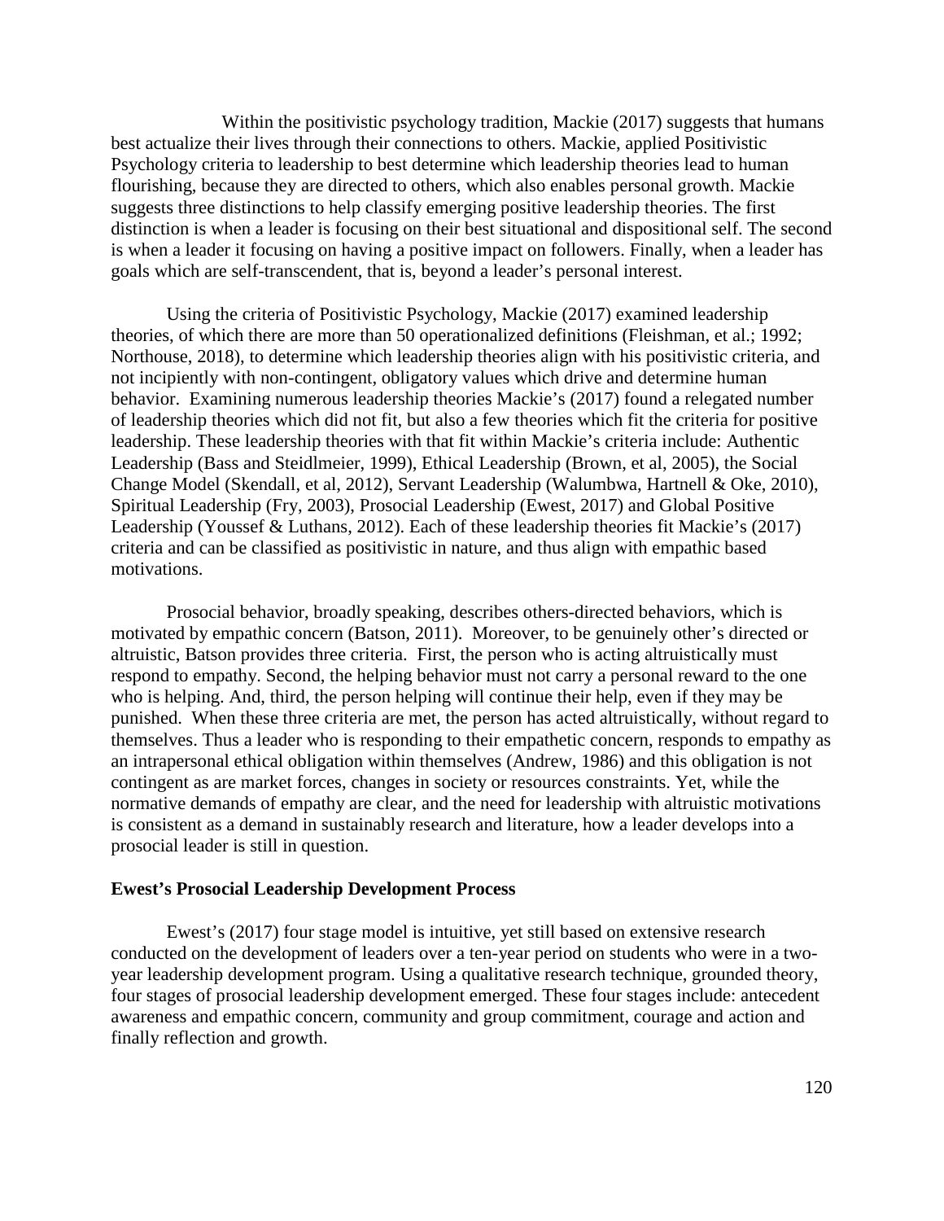Within the positivistic psychology tradition, Mackie (2017) suggests that humans best actualize their lives through their connections to others. Mackie, applied Positivistic Psychology criteria to leadership to best determine which leadership theories lead to human flourishing, because they are directed to others, which also enables personal growth. Mackie suggests three distinctions to help classify emerging positive leadership theories. The first distinction is when a leader is focusing on their best situational and dispositional self. The second is when a leader it focusing on having a positive impact on followers. Finally, when a leader has goals which are self-transcendent, that is, beyond a leader's personal interest.

Using the criteria of Positivistic Psychology, Mackie (2017) examined leadership theories, of which there are more than 50 operationalized definitions (Fleishman, et al.; 1992; Northouse, 2018), to determine which leadership theories align with his positivistic criteria, and not incipiently with non-contingent, obligatory values which drive and determine human behavior. Examining numerous leadership theories Mackie's (2017) found a relegated number of leadership theories which did not fit, but also a few theories which fit the criteria for positive leadership. These leadership theories with that fit within Mackie's criteria include: Authentic Leadership (Bass and Steidlmeier, 1999), Ethical Leadership (Brown, et al, 2005), the Social Change Model (Skendall, et al, 2012), Servant Leadership (Walumbwa, Hartnell & Oke, 2010), Spiritual Leadership (Fry, 2003), Prosocial Leadership (Ewest, 2017) and Global Positive Leadership (Youssef & Luthans, 2012). Each of these leadership theories fit Mackie's (2017) criteria and can be classified as positivistic in nature, and thus align with empathic based motivations.

Prosocial behavior, broadly speaking, describes others-directed behaviors, which is motivated by empathic concern (Batson, 2011). Moreover, to be genuinely other's directed or altruistic, Batson provides three criteria. First, the person who is acting altruistically must respond to empathy. Second, the helping behavior must not carry a personal reward to the one who is helping. And, third, the person helping will continue their help, even if they may be punished. When these three criteria are met, the person has acted altruistically, without regard to themselves. Thus a leader who is responding to their empathetic concern, responds to empathy as an intrapersonal ethical obligation within themselves (Andrew, 1986) and this obligation is not contingent as are market forces, changes in society or resources constraints. Yet, while the normative demands of empathy are clear, and the need for leadership with altruistic motivations is consistent as a demand in sustainably research and literature, how a leader develops into a prosocial leader is still in question.

**Ewest's Prosocial Leadership Development Process**

Ewest's (2017) four stage model is intuitive, yet still based on extensive research conducted on the development of leaders over a ten-year period on students who were in a two-year leadership development program. Using a qualitative research technique, grounded theory, four stages of prosocial leadership development emerged. These four stages include: antecedent awareness and empathic concern, community and group commitment, courage and action and finally reflection and growth.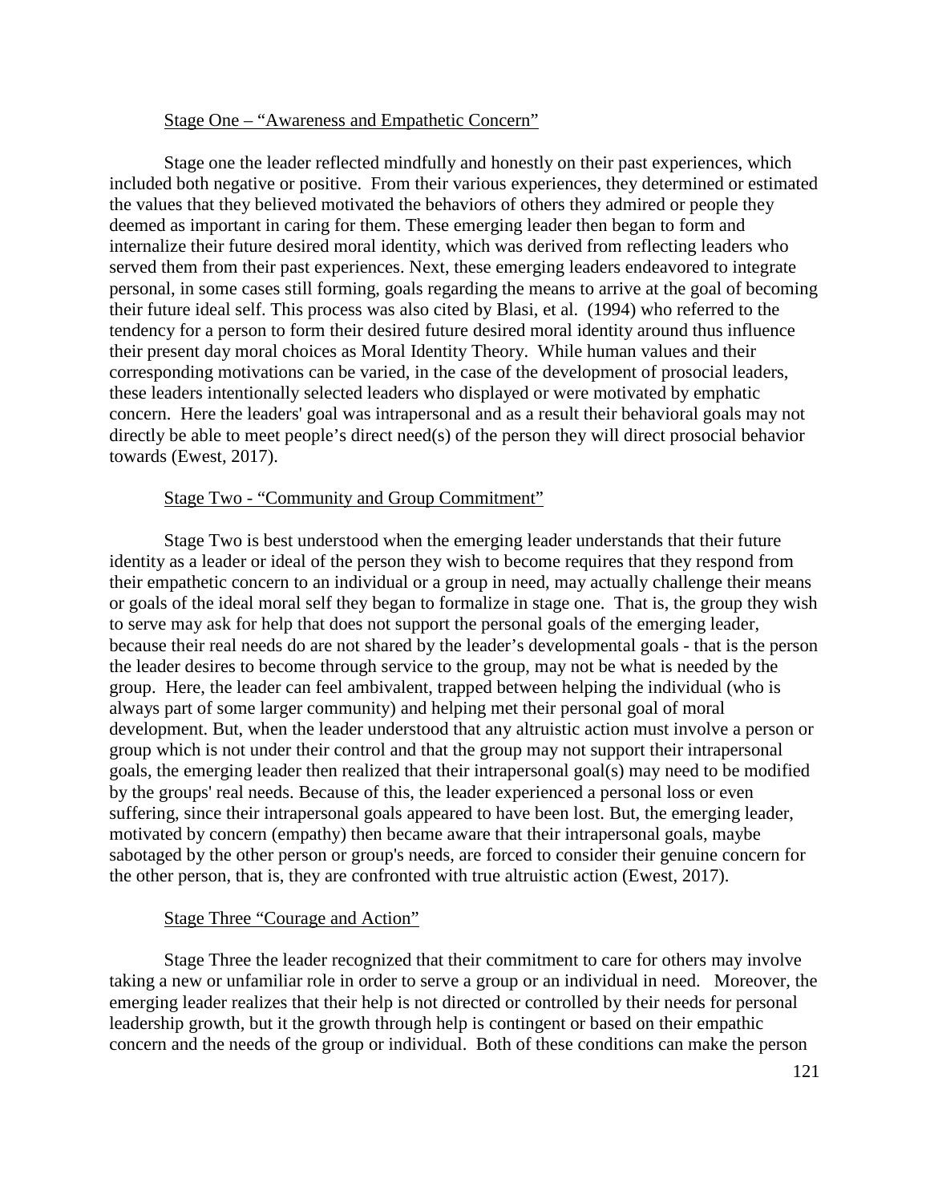Stage One – "Awareness and Empathetic Concern"

Stage one the leader reflected mindfully and honestly on their past experiences, which included both negative or positive. From their various experiences, they determined or estimated the values that they believed motivated the behaviors of others they admired or people they deemed as important in caring for them. These emerging leader then began to form and internalize their future desired moral identity, which was derived from reflecting leaders who served them from their past experiences. Next, these emerging leaders endeavored to integrate personal, in some cases still forming, goals regarding the means to arrive at the goal of becoming their future ideal self. This process was also cited by Blasi, et al. (1994) who referred to the tendency for a person to form their desired future desired moral identity around thus influence their present day moral choices as Moral Identity Theory. While human values and their corresponding motivations can be varied, in the case of the development of prosocial leaders, these leaders intentionally selected leaders who displayed or were motivated by emphatic concern. Here the leaders' goal was intrapersonal and as a result their behavioral goals may not directly be able to meet people's direct need(s) of the person they will direct prosocial behavior towards (Ewest, 2017).

Stage Two - "Community and Group Commitment"

Stage Two is best understood when the emerging leader understands that their future identity as a leader or ideal of the person they wish to become requires that they respond from their empathetic concern to an individual or a group in need, may actually challenge their means or goals of the ideal moral self they began to formalize in stage one. That is, the group they wish to serve may ask for help that does not support the personal goals of the emerging leader, because their real needs do are not shared by the leader's developmental goals - that is the person the leader desires to become through service to the group, may not be what is needed by the group. Here, the leader can feel ambivalent, trapped between helping the individual (who is always part of some larger community) and helping met their personal goal of moral development. But, when the leader understood that any altruistic action must involve a person or group which is not under their control and that the group may not support their intrapersonal goals, the emerging leader then realized that their intrapersonal goal(s) may need to be modified by the groups' real needs. Because of this, the leader experienced a personal loss or even suffering, since their intrapersonal goals appeared to have been lost. But, the emerging leader, motivated by concern (empathy) then became aware that their intrapersonal goals, maybe sabotaged by the other person or group's needs, are forced to consider their genuine concern for the other person, that is, they are confronted with true altruistic action (Ewest, 2017).

Stage Three "Courage and Action"

Stage Three the leader recognized that their commitment to care for others may involve taking a new or unfamiliar role in order to serve a group or an individual in need. Moreover, the emerging leader realizes that their help is not directed or controlled by their needs for personal leadership growth, but it the growth through help is contingent or based on their empathic concern and the needs of the group or individual. Both of these conditions can make the person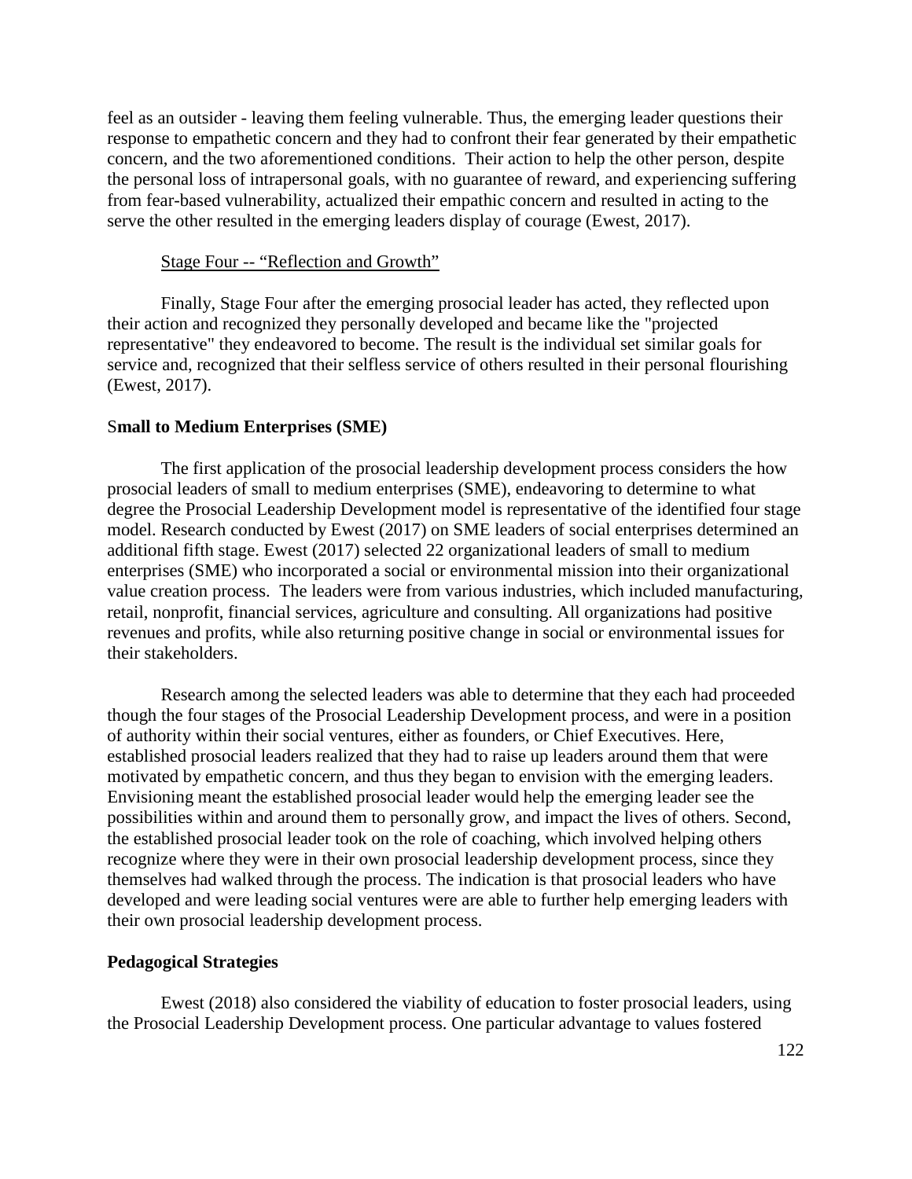feel as an outsider - leaving them feeling vulnerable. Thus, the emerging leader questions their response to empathetic concern and they had to confront their fear generated by their empathetic concern, and the two aforementioned conditions. Their action to help the other person, despite the personal loss of intrapersonal goals, with no guarantee of reward, and experiencing suffering from fear-based vulnerability, actualized their empathic concern and resulted in acting to the serve the other resulted in the emerging leaders display of courage (Ewest, 2017).

Stage Four -- "Reflection and Growth"

Finally, Stage Four after the emerging prosocial leader has acted, they reflected upon their action and recognized they personally developed and became like the "projected representative" they endeavored to become. The result is the individual set similar goals for service and, recognized that their selfless service of others resulted in their personal flourishing (Ewest, 2017).

**Small to Medium Enterprises (SME)**

The first application of the prosocial leadership development process considers the how prosocial leaders of small to medium enterprises (SME), endeavoring to determine to what degree the Prosocial Leadership Development model is representative of the identified four stage model. Research conducted by Ewest (2017) on SME leaders of social enterprises determined an additional fifth stage. Ewest (2017) selected 22 organizational leaders of small to medium enterprises (SME) who incorporated a social or environmental mission into their organizational value creation process. The leaders were from various industries, which included manufacturing, retail, nonprofit, financial services, agriculture and consulting. All organizations had positive revenues and profits, while also returning positive change in social or environmental issues for their stakeholders.

Research among the selected leaders was able to determine that they each had proceeded though the four stages of the Prosocial Leadership Development process, and were in a position of authority within their social ventures, either as founders, or Chief Executives. Here, established prosocial leaders realized that they had to raise up leaders around them that were motivated by empathetic concern, and thus they began to envision with the emerging leaders. Envisioning meant the established prosocial leader would help the emerging leader see the possibilities within and around them to personally grow, and impact the lives of others. Second, the established prosocial leader took on the role of coaching, which involved helping others recognize where they were in their own prosocial leadership development process, since they themselves had walked through the process. The indication is that prosocial leaders who have developed and were leading social ventures were are able to further help emerging leaders with their own prosocial leadership development process.

**Pedagogical Strategies**

Ewest (2018) also considered the viability of education to foster prosocial leaders, using the Prosocial Leadership Development process. One particular advantage to values fostered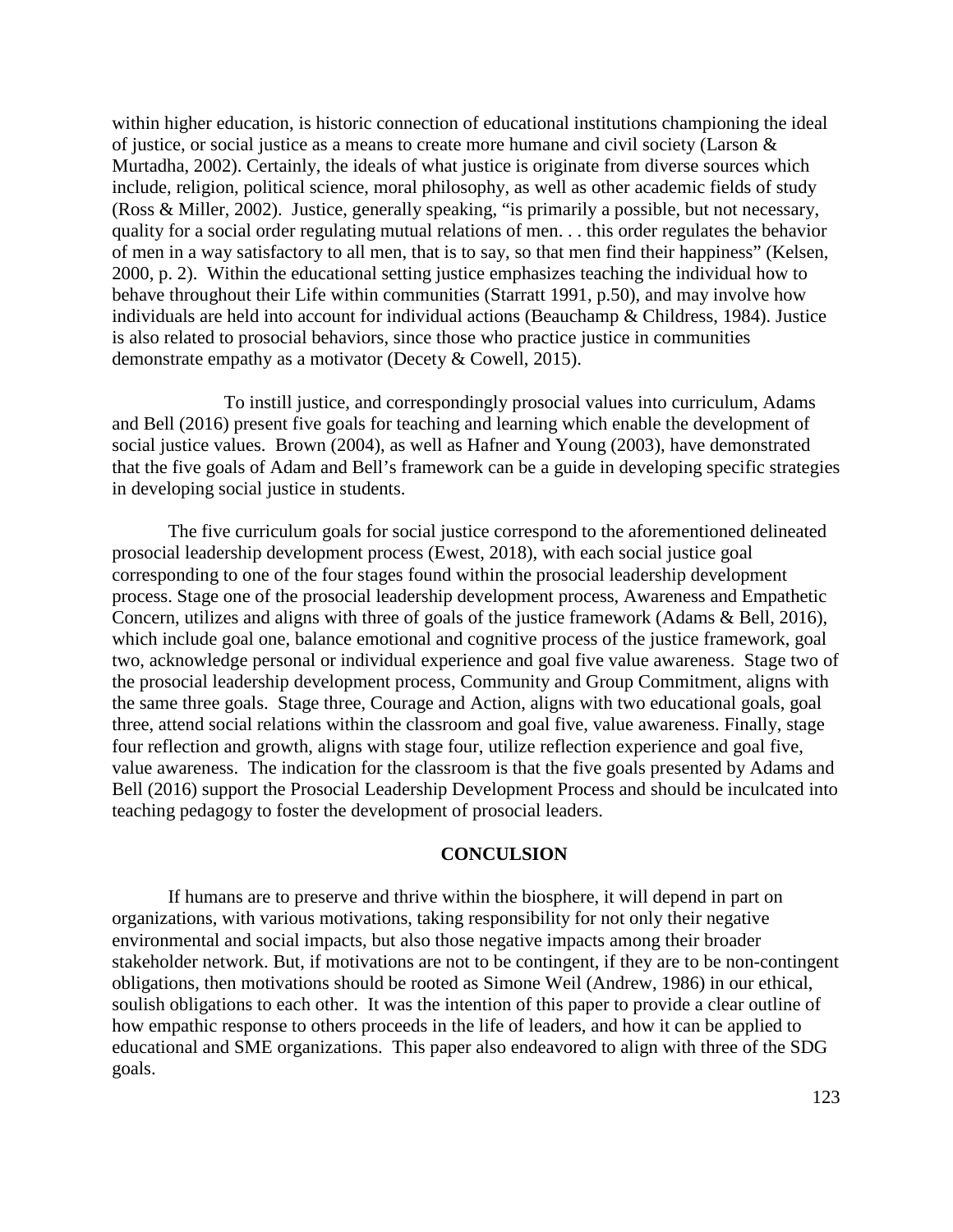within higher education, is historic connection of educational institutions championing the ideal of justice, or social justice as a means to create more humane and civil society (Larson & Murtadha, 2002). Certainly, the ideals of what justice is originate from diverse sources which include, religion, political science, moral philosophy, as well as other academic fields of study (Ross & Miller, 2002). Justice, generally speaking, "is primarily a possible, but not necessary, quality for a social order regulating mutual relations of men. . . this order regulates the behavior of men in a way satisfactory to all men, that is to say, so that men find their happiness" (Kelsen, 2000, p. 2). Within the educational setting justice emphasizes teaching the individual how to behave throughout their Life within communities (Starratt 1991, p.50), and may involve how individuals are held into account for individual actions (Beauchamp & Childress, 1984). Justice is also related to prosocial behaviors, since those who practice justice in communities demonstrate empathy as a motivator (Decety & Cowell, 2015).

To instill justice, and correspondingly prosocial values into curriculum, Adams and Bell (2016) present five goals for teaching and learning which enable the development of social justice values. Brown (2004), as well as Hafner and Young (2003), have demonstrated that the five goals of Adam and Bell's framework can be a guide in developing specific strategies in developing social justice in students.

The five curriculum goals for social justice correspond to the aforementioned delineated prosocial leadership development process (Ewest, 2018), with each social justice goal corresponding to one of the four stages found within the prosocial leadership development process. Stage one of the prosocial leadership development process, Awareness and Empathetic Concern, utilizes and aligns with three of goals of the justice framework (Adams & Bell, 2016), which include goal one, balance emotional and cognitive process of the justice framework, goal two, acknowledge personal or individual experience and goal five value awareness. Stage two of the prosocial leadership development process, Community and Group Commitment, aligns with the same three goals. Stage three, Courage and Action, aligns with two educational goals, goal three, attend social relations within the classroom and goal five, value awareness. Finally, stage four reflection and growth, aligns with stage four, utilize reflection experience and goal five, value awareness. The indication for the classroom is that the five goals presented by Adams and Bell (2016) support the Prosocial Leadership Development Process and should be inculcated into teaching pedagogy to foster the development of prosocial leaders.

## CONCULSION

If humans are to preserve and thrive within the biosphere, it will depend in part on organizations, with various motivations, taking responsibility for not only their negative environmental and social impacts, but also those negative impacts among their broader stakeholder network. But, if motivations are not to be contingent, if they are to be non-contingent obligations, then motivations should be rooted as Simone Weil (Andrew, 1986) in our ethical, soulish obligations to each other. It was the intention of this paper to provide a clear outline of how empathic response to others proceeds in the life of leaders, and how it can be applied to educational and SME organizations. This paper also endeavored to align with three of the SDG goals.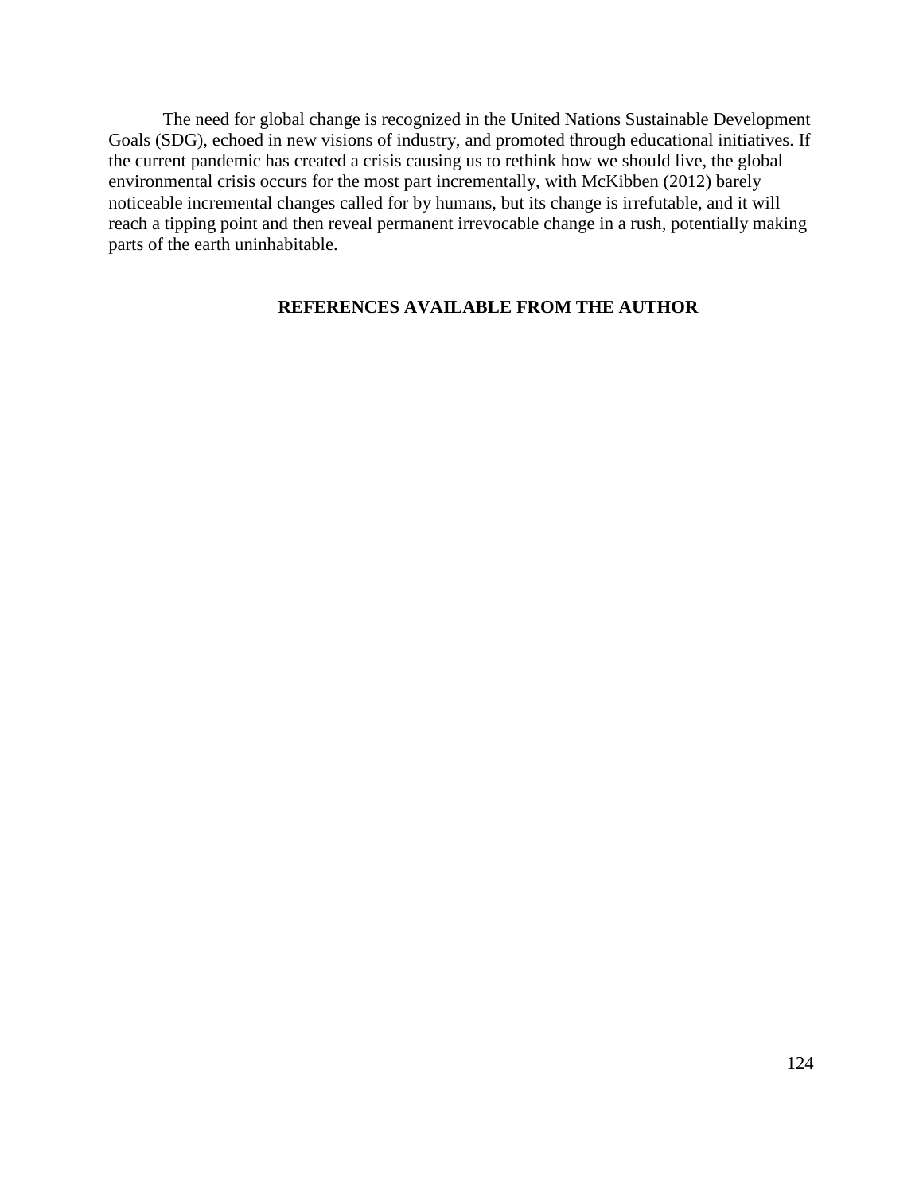The need for global change is recognized in the United Nations Sustainable Development Goals (SDG), echoed in new visions of industry, and promoted through educational initiatives. If the current pandemic has created a crisis causing us to rethink how we should live, the global environmental crisis occurs for the most part incrementally, with McKibben (2012) barely noticeable incremental changes called for by humans, but its change is irrefutable, and it will reach a tipping point and then reveal permanent irrevocable change in a rush, potentially making parts of the earth uninhabitable.

**REFERENCES AVAILABLE FROM THE AUTHOR**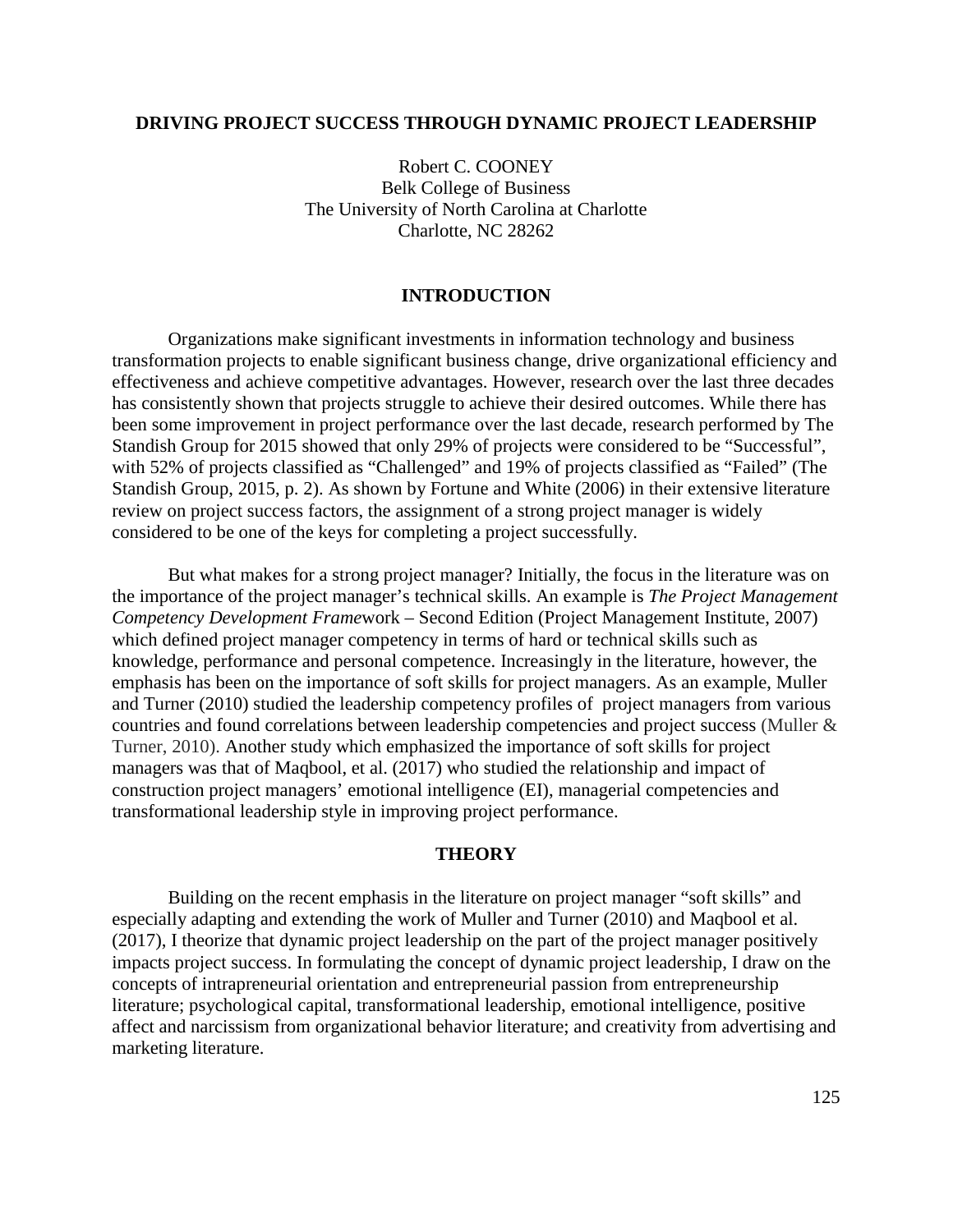# DRIVING PROJECT SUCCESS THROUGH DYNAMIC PROJECT LEADERSHIP

Robert C. COONEY
Belk College of Business
The University of North Carolina at Charlotte
Charlotte, NC 28262

## INTRODUCTION

Organizations make significant investments in information technology and business transformation projects to enable significant business change, drive organizational efficiency and effectiveness and achieve competitive advantages. However, research over the last three decades has consistently shown that projects struggle to achieve their desired outcomes. While there has been some improvement in project performance over the last decade, research performed by The Standish Group for 2015 showed that only 29% of projects were considered to be "Successful", with 52% of projects classified as "Challenged" and 19% of projects classified as "Failed" (The Standish Group, 2015, p. 2). As shown by Fortune and White (2006) in their extensive literature review on project success factors, the assignment of a strong project manager is widely considered to be one of the keys for completing a project successfully.

But what makes for a strong project manager? Initially, the focus in the literature was on the importance of the project manager's technical skills. An example is *The Project Management Competency Development Frame*work – Second Edition (Project Management Institute, 2007) which defined project manager competency in terms of hard or technical skills such as knowledge, performance and personal competence. Increasingly in the literature, however, the emphasis has been on the importance of soft skills for project managers. As an example, Muller and Turner (2010) studied the leadership competency profiles of project managers from various countries and found correlations between leadership competencies and project success (Muller & Turner, 2010). Another study which emphasized the importance of soft skills for project managers was that of Maqbool, et al. (2017) who studied the relationship and impact of construction project managers' emotional intelligence (EI), managerial competencies and transformational leadership style in improving project performance.

## THEORY

Building on the recent emphasis in the literature on project manager "soft skills" and especially adapting and extending the work of Muller and Turner (2010) and Maqbool et al. (2017), I theorize that dynamic project leadership on the part of the project manager positively impacts project success. In formulating the concept of dynamic project leadership, I draw on the concepts of intrapreneurial orientation and entrepreneurial passion from entrepreneurship literature; psychological capital, transformational leadership, emotional intelligence, positive affect and narcissism from organizational behavior literature; and creativity from advertising and marketing literature.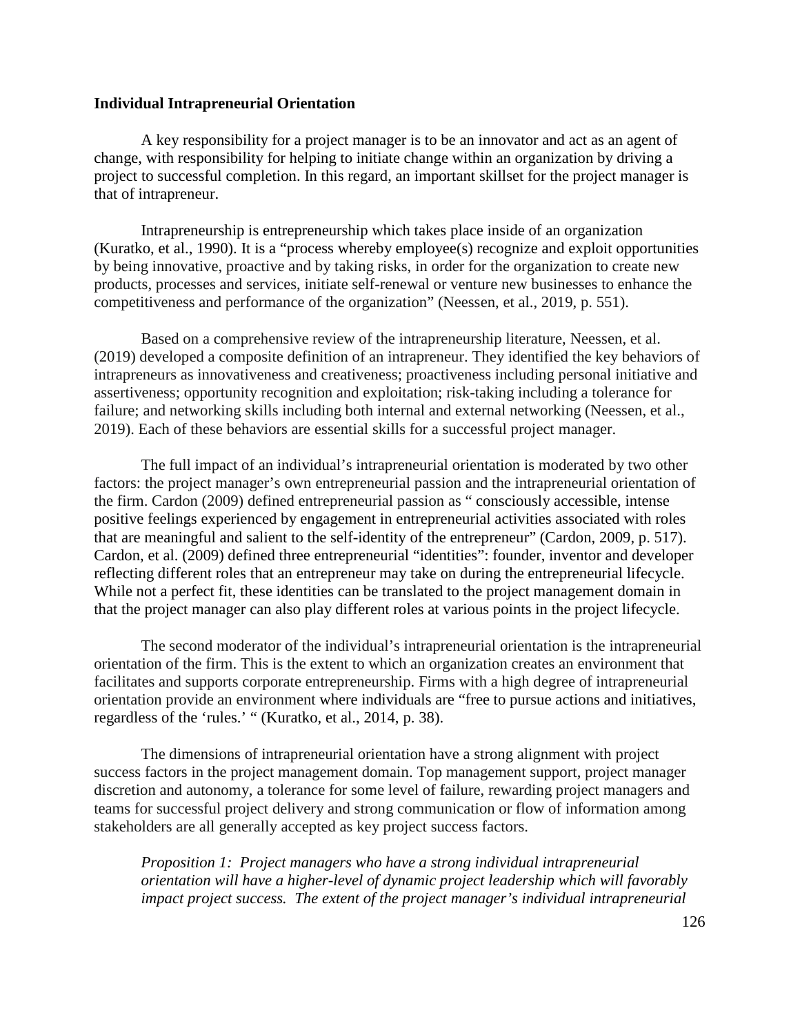**Individual Intrapreneurial Orientation**

A key responsibility for a project manager is to be an innovator and act as an agent of change, with responsibility for helping to initiate change within an organization by driving a project to successful completion. In this regard, an important skillset for the project manager is that of intrapreneur.

Intrapreneurship is entrepreneurship which takes place inside of an organization (Kuratko, et al., 1990). It is a "process whereby employee(s) recognize and exploit opportunities by being innovative, proactive and by taking risks, in order for the organization to create new products, processes and services, initiate self-renewal or venture new businesses to enhance the competitiveness and performance of the organization" (Neessen, et al., 2019, p. 551).

Based on a comprehensive review of the intrapreneurship literature, Neessen, et al. (2019) developed a composite definition of an intrapreneur. They identified the key behaviors of intrapreneurs as innovativeness and creativeness; proactiveness including personal initiative and assertiveness; opportunity recognition and exploitation; risk-taking including a tolerance for failure; and networking skills including both internal and external networking (Neessen, et al., 2019). Each of these behaviors are essential skills for a successful project manager.

The full impact of an individual's intrapreneurial orientation is moderated by two other factors: the project manager's own entrepreneurial passion and the intrapreneurial orientation of the firm. Cardon (2009) defined entrepreneurial passion as " consciously accessible, intense positive feelings experienced by engagement in entrepreneurial activities associated with roles that are meaningful and salient to the self-identity of the entrepreneur" (Cardon, 2009, p. 517). Cardon, et al. (2009) defined three entrepreneurial "identities": founder, inventor and developer reflecting different roles that an entrepreneur may take on during the entrepreneurial lifecycle. While not a perfect fit, these identities can be translated to the project management domain in that the project manager can also play different roles at various points in the project lifecycle.

The second moderator of the individual's intrapreneurial orientation is the intrapreneurial orientation of the firm. This is the extent to which an organization creates an environment that facilitates and supports corporate entrepreneurship. Firms with a high degree of intrapreneurial orientation provide an environment where individuals are "free to pursue actions and initiatives, regardless of the 'rules.' " (Kuratko, et al., 2014, p. 38).

The dimensions of intrapreneurial orientation have a strong alignment with project success factors in the project management domain. Top management support, project manager discretion and autonomy, a tolerance for some level of failure, rewarding project managers and teams for successful project delivery and strong communication or flow of information among stakeholders are all generally accepted as key project success factors.

> *Proposition 1: Project managers who have a strong individual intrapreneurial orientation will have a higher-level of dynamic project leadership which will favorably impact project success. The extent of the project manager's individual intrapreneurial*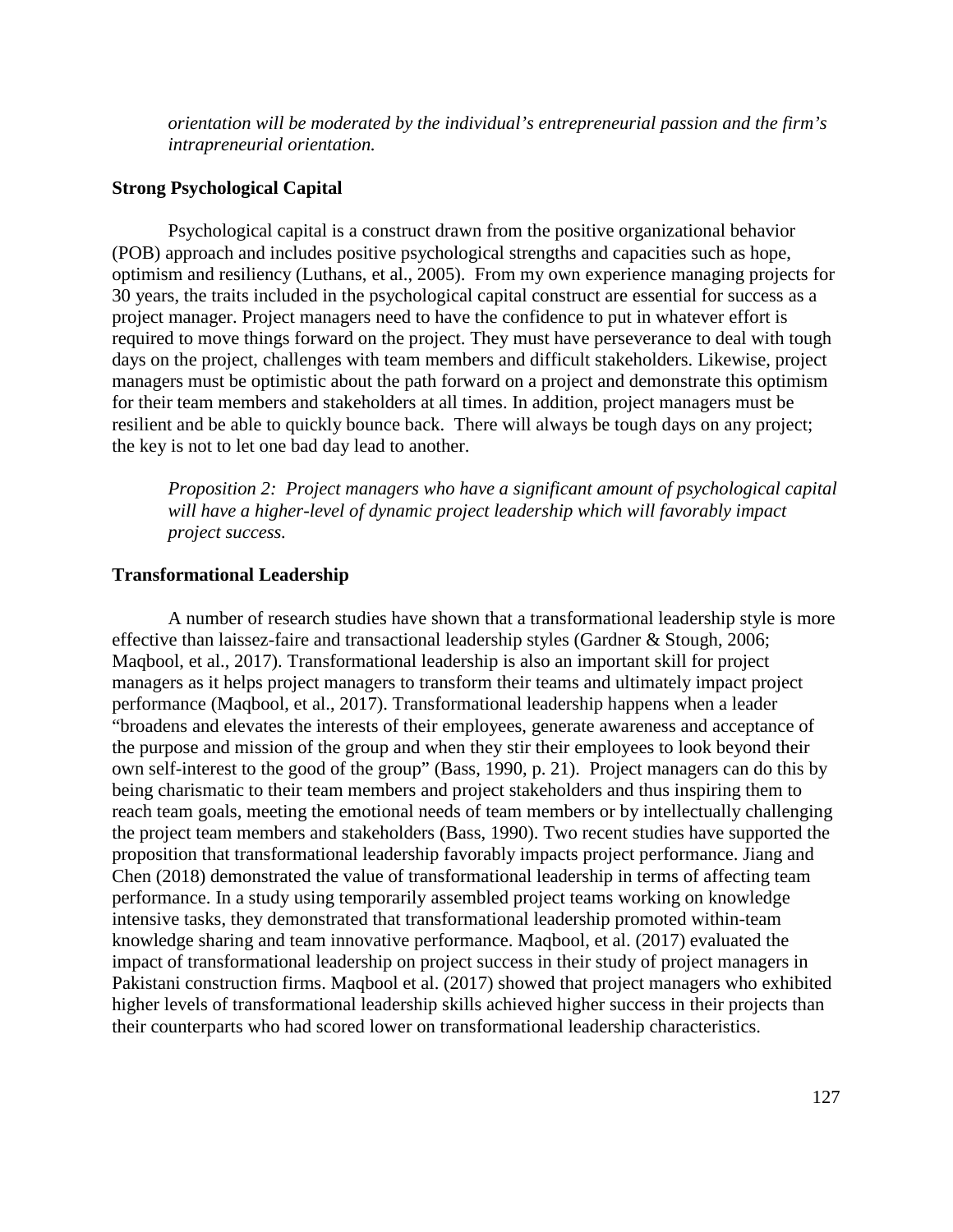*orientation will be moderated by the individual's entrepreneurial passion and the firm's intrapreneurial orientation.*

### Strong Psychological Capital

Psychological capital is a construct drawn from the positive organizational behavior (POB) approach and includes positive psychological strengths and capacities such as hope, optimism and resiliency (Luthans, et al., 2005). From my own experience managing projects for 30 years, the traits included in the psychological capital construct are essential for success as a project manager. Project managers need to have the confidence to put in whatever effort is required to move things forward on the project. They must have perseverance to deal with tough days on the project, challenges with team members and difficult stakeholders. Likewise, project managers must be optimistic about the path forward on a project and demonstrate this optimism for their team members and stakeholders at all times. In addition, project managers must be resilient and be able to quickly bounce back. There will always be tough days on any project; the key is not to let one bad day lead to another.

*Proposition 2: Project managers who have a significant amount of psychological capital will have a higher-level of dynamic project leadership which will favorably impact project success.*

### Transformational Leadership

A number of research studies have shown that a transformational leadership style is more effective than laissez-faire and transactional leadership styles (Gardner & Stough, 2006; Maqbool, et al., 2017). Transformational leadership is also an important skill for project managers as it helps project managers to transform their teams and ultimately impact project performance (Maqbool, et al., 2017). Transformational leadership happens when a leader "broadens and elevates the interests of their employees, generate awareness and acceptance of the purpose and mission of the group and when they stir their employees to look beyond their own self-interest to the good of the group" (Bass, 1990, p. 21). Project managers can do this by being charismatic to their team members and project stakeholders and thus inspiring them to reach team goals, meeting the emotional needs of team members or by intellectually challenging the project team members and stakeholders (Bass, 1990). Two recent studies have supported the proposition that transformational leadership favorably impacts project performance. Jiang and Chen (2018) demonstrated the value of transformational leadership in terms of affecting team performance. In a study using temporarily assembled project teams working on knowledge intensive tasks, they demonstrated that transformational leadership promoted within-team knowledge sharing and team innovative performance. Maqbool, et al. (2017) evaluated the impact of transformational leadership on project success in their study of project managers in Pakistani construction firms. Maqbool et al. (2017) showed that project managers who exhibited higher levels of transformational leadership skills achieved higher success in their projects than their counterparts who had scored lower on transformational leadership characteristics.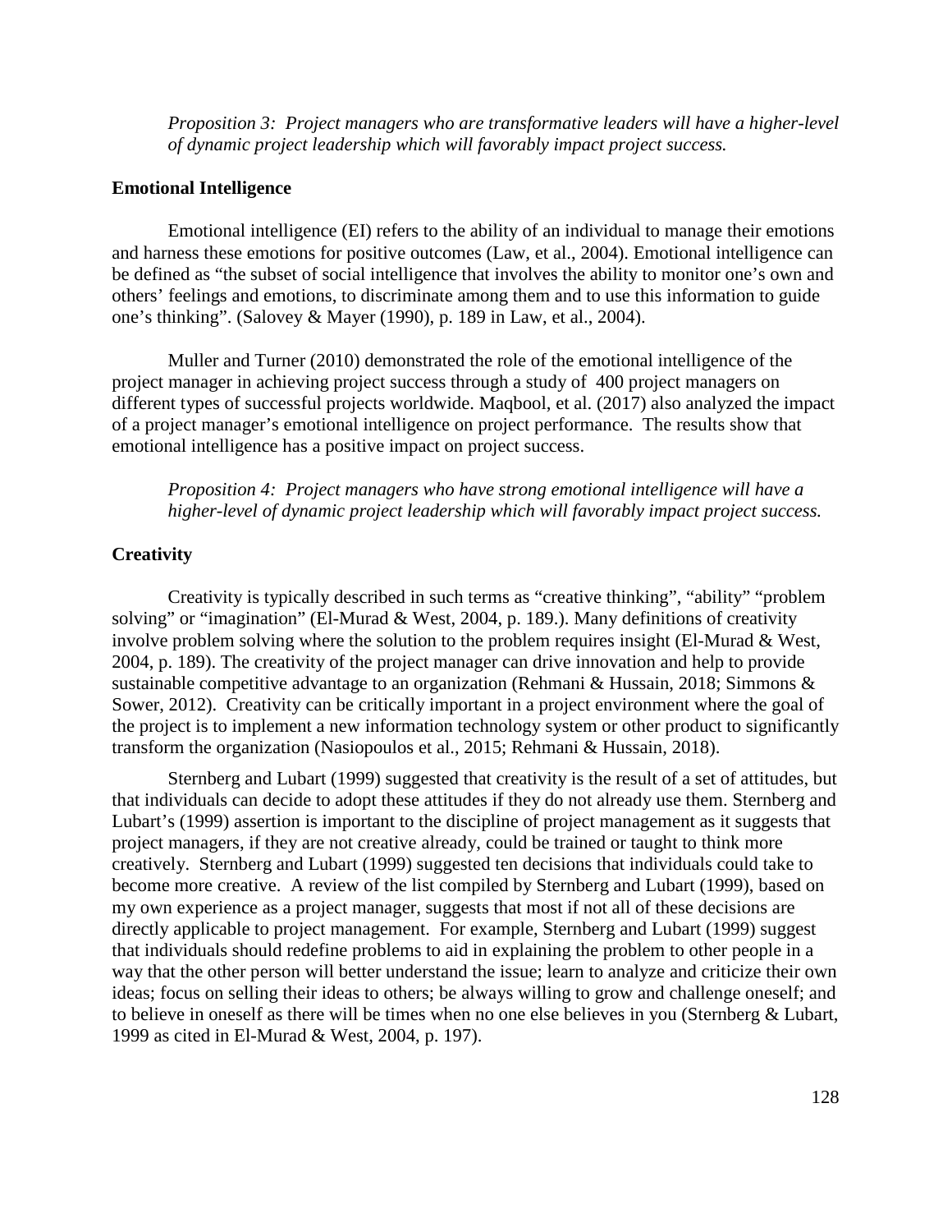*Proposition 3: Project managers who are transformative leaders will have a higher-level of dynamic project leadership which will favorably impact project success.*

### Emotional Intelligence

Emotional intelligence (EI) refers to the ability of an individual to manage their emotions and harness these emotions for positive outcomes (Law, et al., 2004). Emotional intelligence can be defined as "the subset of social intelligence that involves the ability to monitor one's own and others' feelings and emotions, to discriminate among them and to use this information to guide one's thinking". (Salovey & Mayer (1990), p. 189 in Law, et al., 2004).

Muller and Turner (2010) demonstrated the role of the emotional intelligence of the project manager in achieving project success through a study of 400 project managers on different types of successful projects worldwide. Maqbool, et al. (2017) also analyzed the impact of a project manager's emotional intelligence on project performance. The results show that emotional intelligence has a positive impact on project success.

*Proposition 4: Project managers who have strong emotional intelligence will have a higher-level of dynamic project leadership which will favorably impact project success.*

### Creativity

Creativity is typically described in such terms as "creative thinking", "ability" "problem solving" or "imagination" (El-Murad & West, 2004, p. 189.). Many definitions of creativity involve problem solving where the solution to the problem requires insight (El-Murad & West, 2004, p. 189). The creativity of the project manager can drive innovation and help to provide sustainable competitive advantage to an organization (Rehmani & Hussain, 2018; Simmons & Sower, 2012). Creativity can be critically important in a project environment where the goal of the project is to implement a new information technology system or other product to significantly transform the organization (Nasiopoulos et al., 2015; Rehmani & Hussain, 2018).

Sternberg and Lubart (1999) suggested that creativity is the result of a set of attitudes, but that individuals can decide to adopt these attitudes if they do not already use them. Sternberg and Lubart's (1999) assertion is important to the discipline of project management as it suggests that project managers, if they are not creative already, could be trained or taught to think more creatively. Sternberg and Lubart (1999) suggested ten decisions that individuals could take to become more creative. A review of the list compiled by Sternberg and Lubart (1999), based on my own experience as a project manager, suggests that most if not all of these decisions are directly applicable to project management. For example, Sternberg and Lubart (1999) suggest that individuals should redefine problems to aid in explaining the problem to other people in a way that the other person will better understand the issue; learn to analyze and criticize their own ideas; focus on selling their ideas to others; be always willing to grow and challenge oneself; and to believe in oneself as there will be times when no one else believes in you (Sternberg & Lubart, 1999 as cited in El-Murad & West, 2004, p. 197).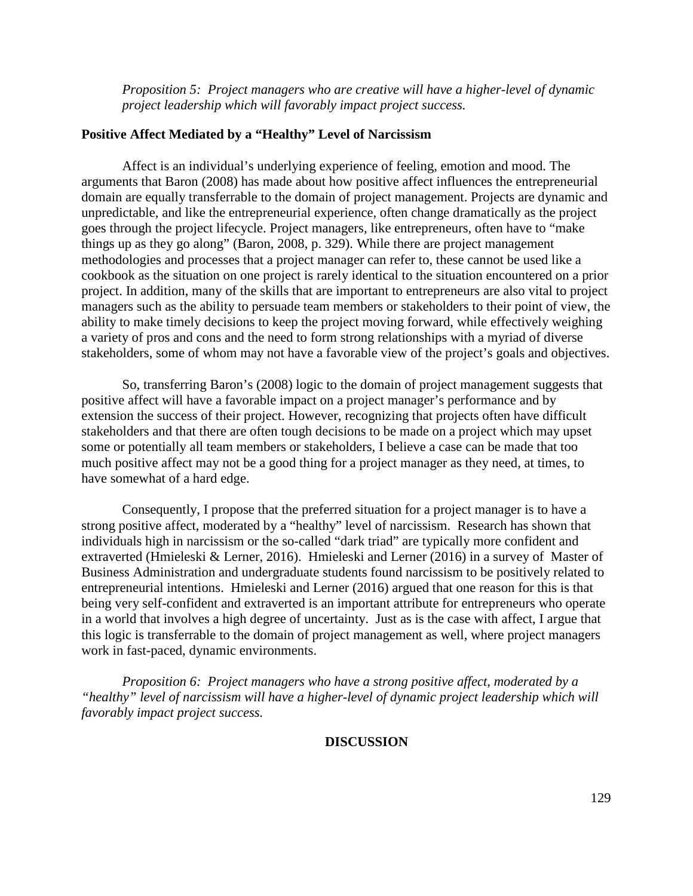*Proposition 5: Project managers who are creative will have a higher-level of dynamic project leadership which will favorably impact project success.*

### Positive Affect Mediated by a "Healthy" Level of Narcissism

Affect is an individual's underlying experience of feeling, emotion and mood. The arguments that Baron (2008) has made about how positive affect influences the entrepreneurial domain are equally transferrable to the domain of project management. Projects are dynamic and unpredictable, and like the entrepreneurial experience, often change dramatically as the project goes through the project lifecycle. Project managers, like entrepreneurs, often have to "make things up as they go along" (Baron, 2008, p. 329). While there are project management methodologies and processes that a project manager can refer to, these cannot be used like a cookbook as the situation on one project is rarely identical to the situation encountered on a prior project. In addition, many of the skills that are important to entrepreneurs are also vital to project managers such as the ability to persuade team members or stakeholders to their point of view, the ability to make timely decisions to keep the project moving forward, while effectively weighing a variety of pros and cons and the need to form strong relationships with a myriad of diverse stakeholders, some of whom may not have a favorable view of the project's goals and objectives.

So, transferring Baron's (2008) logic to the domain of project management suggests that positive affect will have a favorable impact on a project manager's performance and by extension the success of their project. However, recognizing that projects often have difficult stakeholders and that there are often tough decisions to be made on a project which may upset some or potentially all team members or stakeholders, I believe a case can be made that too much positive affect may not be a good thing for a project manager as they need, at times, to have somewhat of a hard edge.

Consequently, I propose that the preferred situation for a project manager is to have a strong positive affect, moderated by a "healthy" level of narcissism. Research has shown that individuals high in narcissism or the so-called "dark triad" are typically more confident and extraverted (Hmieleski & Lerner, 2016). Hmieleski and Lerner (2016) in a survey of Master of Business Administration and undergraduate students found narcissism to be positively related to entrepreneurial intentions. Hmieleski and Lerner (2016) argued that one reason for this is that being very self-confident and extraverted is an important attribute for entrepreneurs who operate in a world that involves a high degree of uncertainty. Just as is the case with affect, I argue that this logic is transferrable to the domain of project management as well, where project managers work in fast-paced, dynamic environments.

*Proposition 6: Project managers who have a strong positive affect, moderated by a "healthy" level of narcissism will have a higher-level of dynamic project leadership which will favorably impact project success.*

## DISCUSSION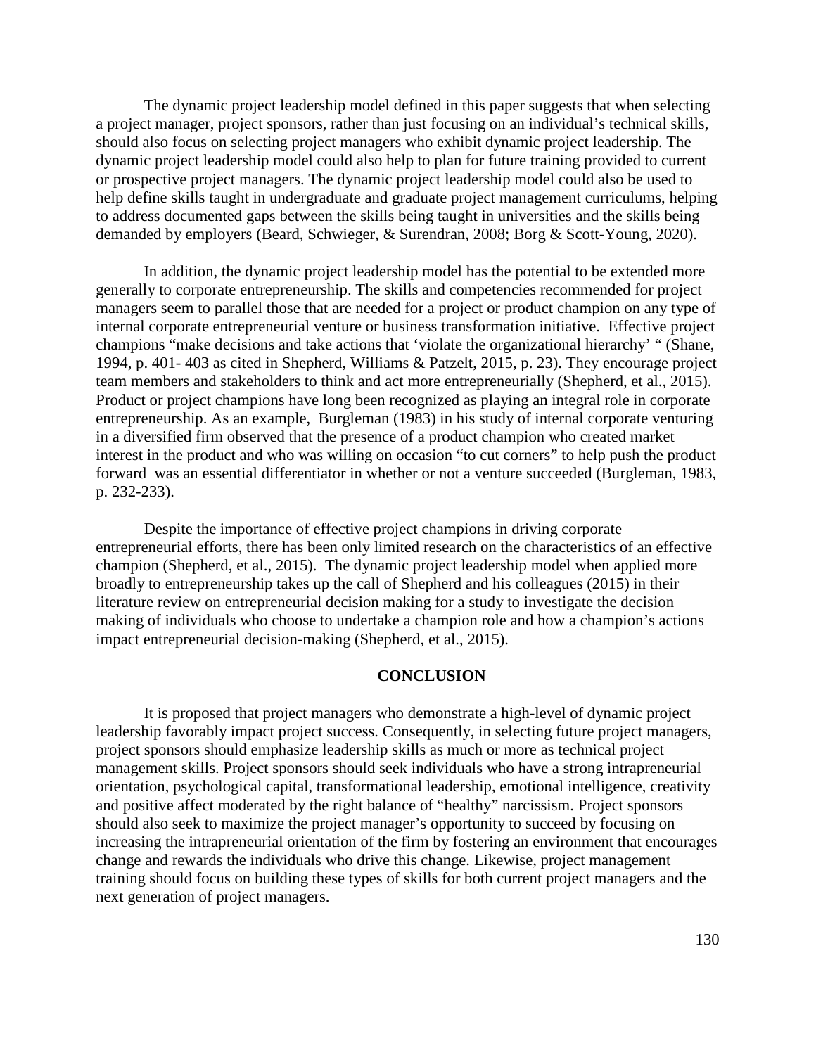The dynamic project leadership model defined in this paper suggests that when selecting a project manager, project sponsors, rather than just focusing on an individual's technical skills, should also focus on selecting project managers who exhibit dynamic project leadership. The dynamic project leadership model could also help to plan for future training provided to current or prospective project managers. The dynamic project leadership model could also be used to help define skills taught in undergraduate and graduate project management curriculums, helping to address documented gaps between the skills being taught in universities and the skills being demanded by employers (Beard, Schwieger, & Surendran, 2008; Borg & Scott-Young, 2020).

In addition, the dynamic project leadership model has the potential to be extended more generally to corporate entrepreneurship. The skills and competencies recommended for project managers seem to parallel those that are needed for a project or product champion on any type of internal corporate entrepreneurial venture or business transformation initiative. Effective project champions "make decisions and take actions that 'violate the organizational hierarchy' " (Shane, 1994, p. 401- 403 as cited in Shepherd, Williams & Patzelt, 2015, p. 23). They encourage project team members and stakeholders to think and act more entrepreneurially (Shepherd, et al., 2015). Product or project champions have long been recognized as playing an integral role in corporate entrepreneurship. As an example, Burgleman (1983) in his study of internal corporate venturing in a diversified firm observed that the presence of a product champion who created market interest in the product and who was willing on occasion "to cut corners" to help push the product forward was an essential differentiator in whether or not a venture succeeded (Burgleman, 1983, p. 232-233).

Despite the importance of effective project champions in driving corporate entrepreneurial efforts, there has been only limited research on the characteristics of an effective champion (Shepherd, et al., 2015). The dynamic project leadership model when applied more broadly to entrepreneurship takes up the call of Shepherd and his colleagues (2015) in their literature review on entrepreneurial decision making for a study to investigate the decision making of individuals who choose to undertake a champion role and how a champion's actions impact entrepreneurial decision-making (Shepherd, et al., 2015).

## CONCLUSION

It is proposed that project managers who demonstrate a high-level of dynamic project leadership favorably impact project success. Consequently, in selecting future project managers, project sponsors should emphasize leadership skills as much or more as technical project management skills. Project sponsors should seek individuals who have a strong intrapreneurial orientation, psychological capital, transformational leadership, emotional intelligence, creativity and positive affect moderated by the right balance of "healthy" narcissism. Project sponsors should also seek to maximize the project manager's opportunity to succeed by focusing on increasing the intrapreneurial orientation of the firm by fostering an environment that encourages change and rewards the individuals who drive this change. Likewise, project management training should focus on building these types of skills for both current project managers and the next generation of project managers.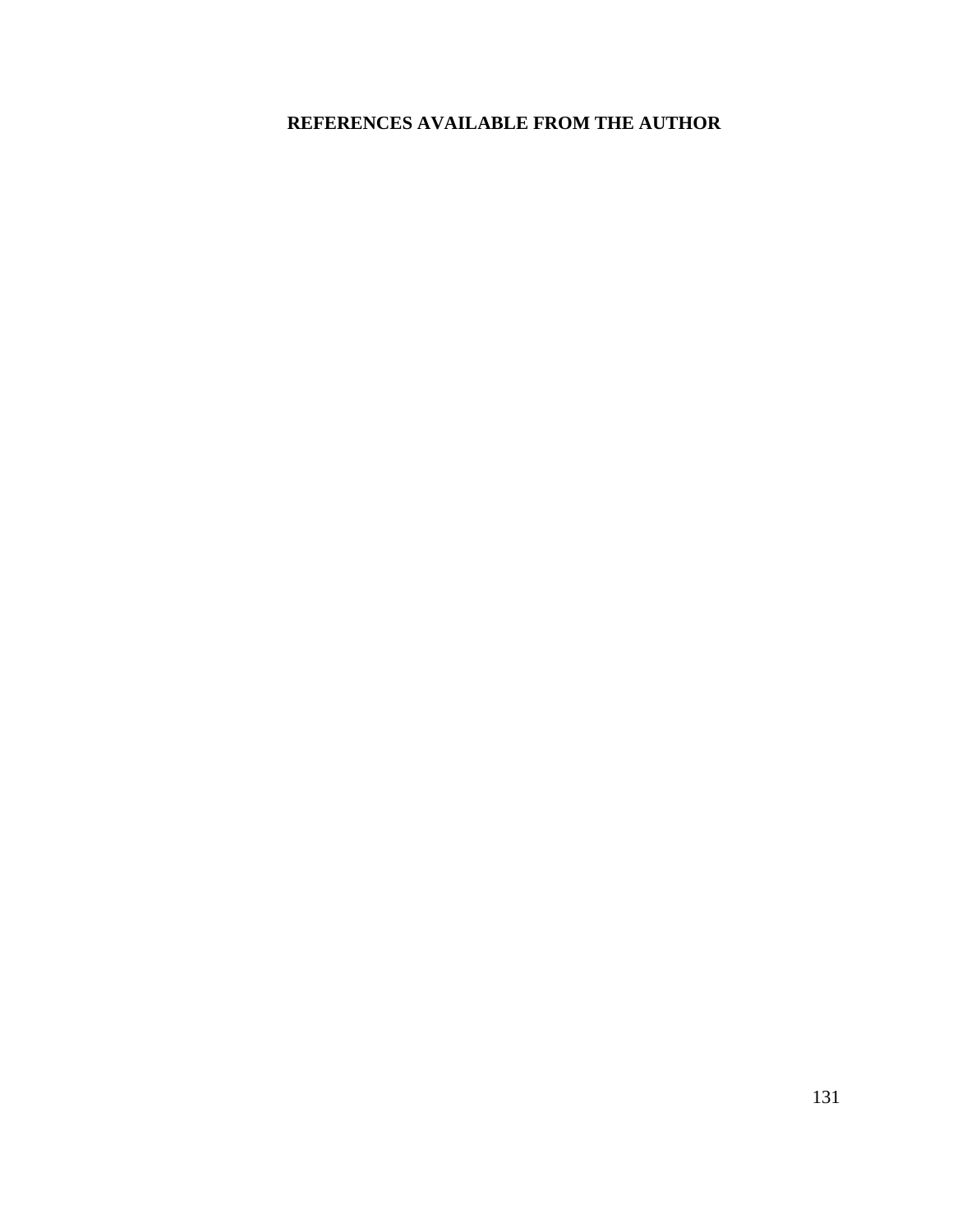**REFERENCES AVAILABLE FROM THE AUTHOR**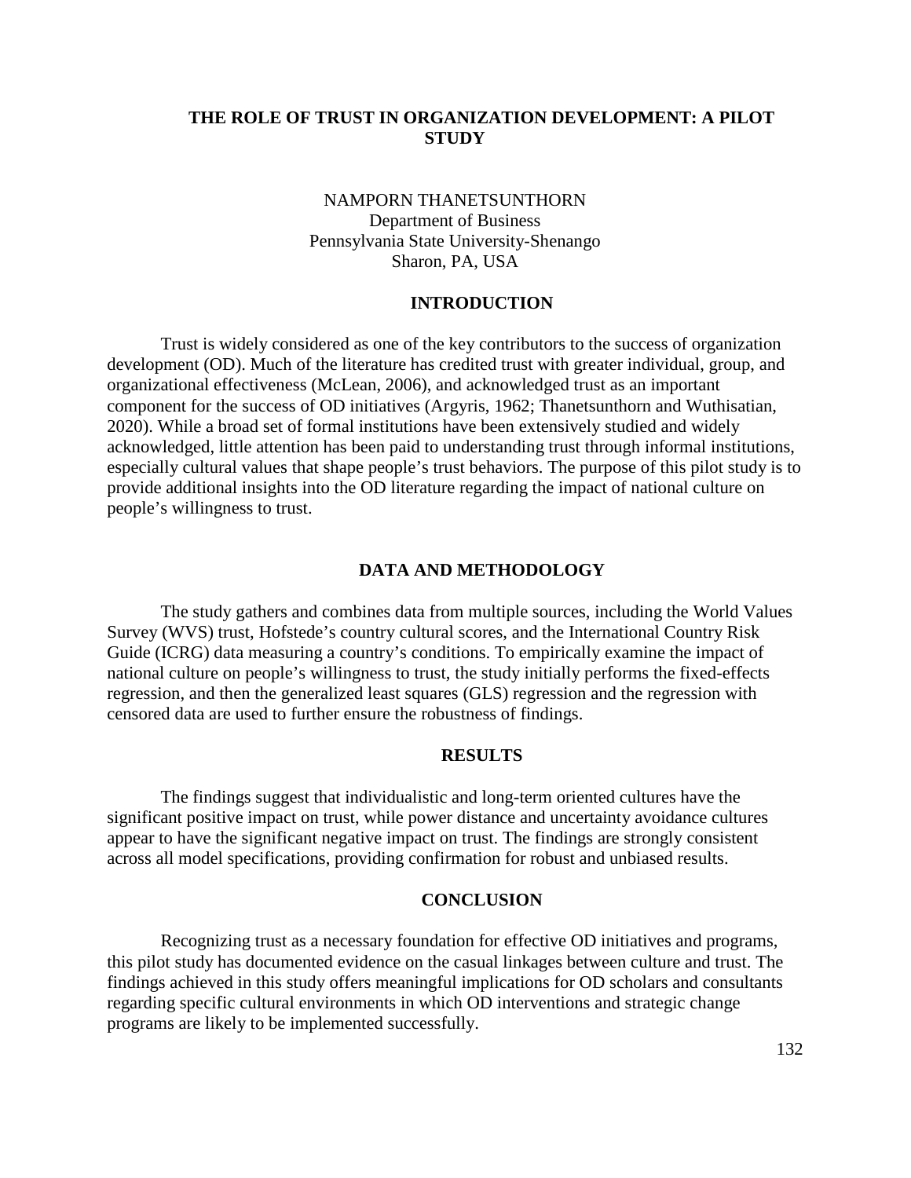# THE ROLE OF TRUST IN ORGANIZATION DEVELOPMENT: A PILOT STUDY

NAMPORN THANETSUNTHORN
Department of Business
Pennsylvania State University-Shenango
Sharon, PA, USA

## INTRODUCTION

Trust is widely considered as one of the key contributors to the success of organization development (OD). Much of the literature has credited trust with greater individual, group, and organizational effectiveness (McLean, 2006), and acknowledged trust as an important component for the success of OD initiatives (Argyris, 1962; Thanetsunthorn and Wuthisatian, 2020). While a broad set of formal institutions have been extensively studied and widely acknowledged, little attention has been paid to understanding trust through informal institutions, especially cultural values that shape people's trust behaviors. The purpose of this pilot study is to provide additional insights into the OD literature regarding the impact of national culture on people's willingness to trust.

## DATA AND METHODOLOGY

The study gathers and combines data from multiple sources, including the World Values Survey (WVS) trust, Hofstede's country cultural scores, and the International Country Risk Guide (ICRG) data measuring a country's conditions. To empirically examine the impact of national culture on people's willingness to trust, the study initially performs the fixed-effects regression, and then the generalized least squares (GLS) regression and the regression with censored data are used to further ensure the robustness of findings.

## RESULTS

The findings suggest that individualistic and long-term oriented cultures have the significant positive impact on trust, while power distance and uncertainty avoidance cultures appear to have the significant negative impact on trust. The findings are strongly consistent across all model specifications, providing confirmation for robust and unbiased results.

## CONCLUSION

Recognizing trust as a necessary foundation for effective OD initiatives and programs, this pilot study has documented evidence on the casual linkages between culture and trust. The findings achieved in this study offers meaningful implications for OD scholars and consultants regarding specific cultural environments in which OD interventions and strategic change programs are likely to be implemented successfully.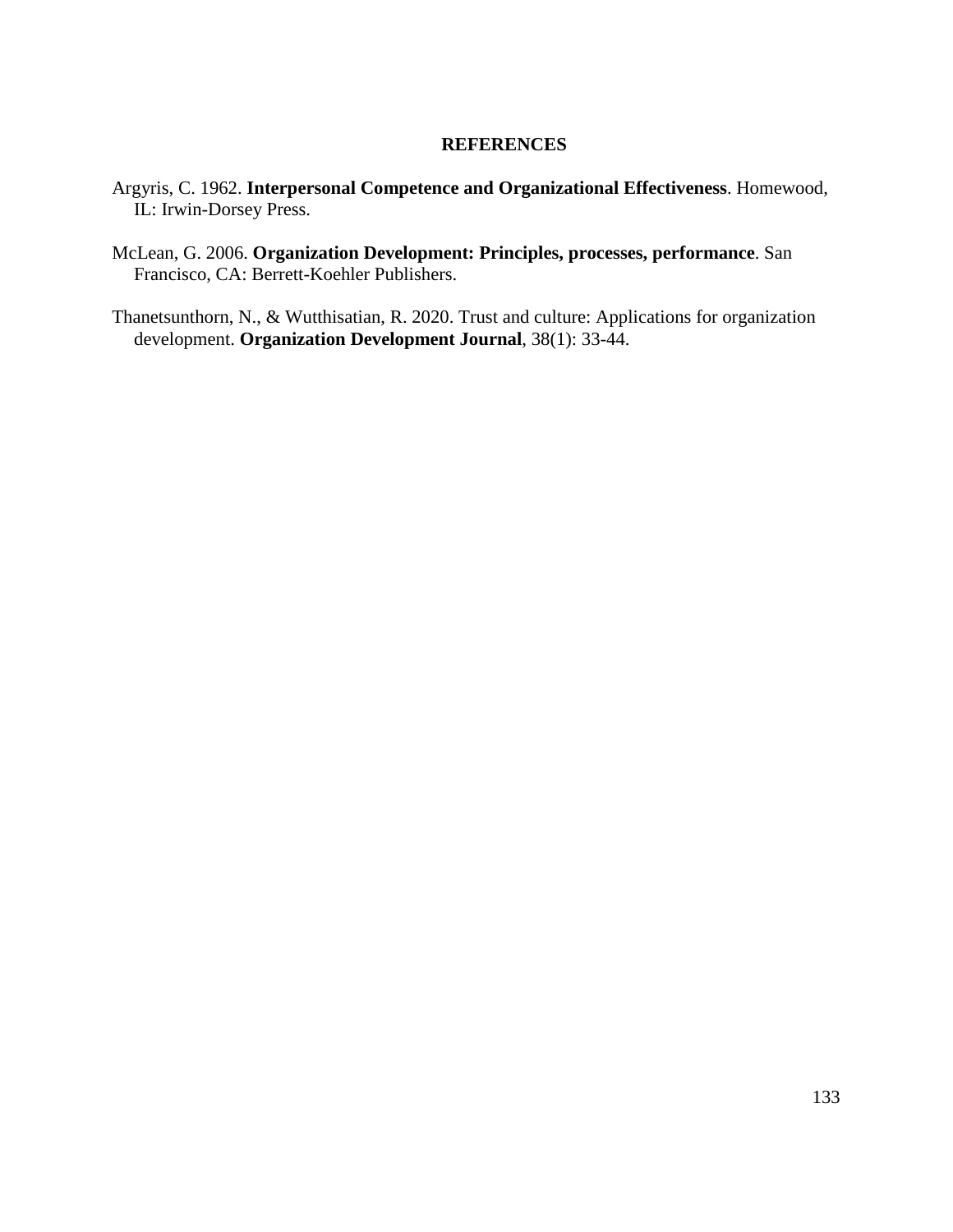# REFERENCES

Argyris, C. 1962. **Interpersonal Competence and Organizational Effectiveness**. Homewood, IL: Irwin-Dorsey Press.

McLean, G. 2006. **Organization Development: Principles, processes, performance**. San Francisco, CA: Berrett-Koehler Publishers.

Thanetsunthorn, N., & Wutthisatian, R. 2020. Trust and culture: Applications for organization development. **Organization Development Journal**, 38(1): 33-44.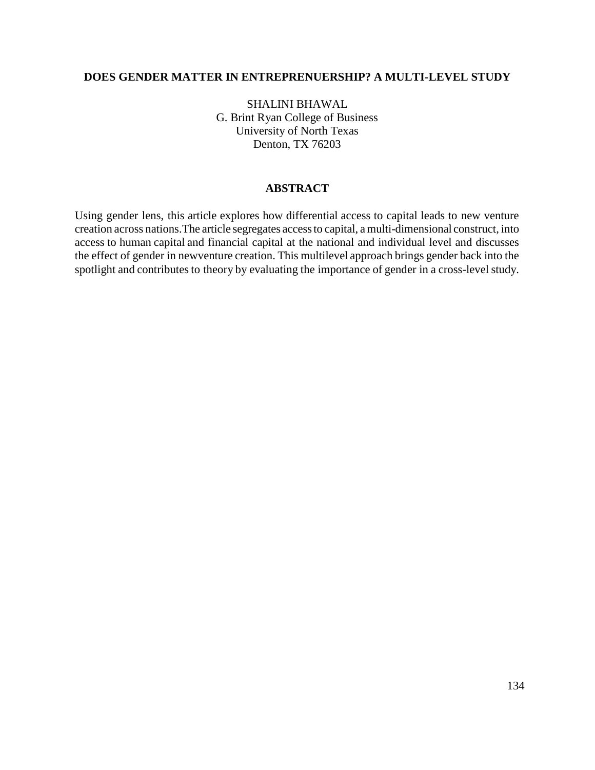# DOES GENDER MATTER IN ENTREPRENUERSHIP? A MULTI-LEVEL STUDY

SHALINI BHAWAL
G. Brint Ryan College of Business
University of North Texas
Denton, TX 76203

## ABSTRACT

Using gender lens, this article explores how differential access to capital leads to new venture creation across nations.The article segregates access to capital, a multi-dimensional construct, into access to human capital and financial capital at the national and individual level and discusses the effect of gender in newventure creation. This multilevel approach brings gender back into the spotlight and contributes to theory by evaluating the importance of gender in a cross-level study.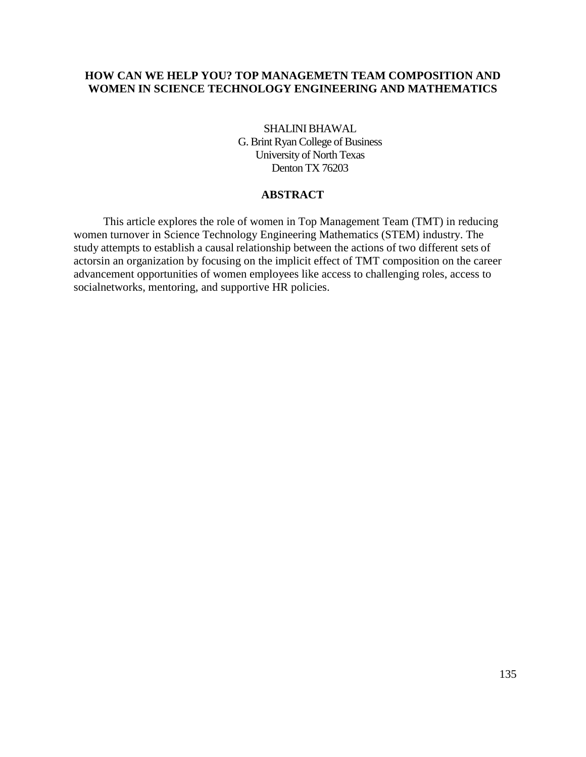# HOW CAN WE HELP YOU? TOP MANAGEMETN TEAM COMPOSITION AND WOMEN IN SCIENCE TECHNOLOGY ENGINEERING AND MATHEMATICS

SHALINI BHAWAL
G. Brint Ryan College of Business
University of North Texas
Denton TX 76203

## ABSTRACT

This article explores the role of women in Top Management Team (TMT) in reducing women turnover in Science Technology Engineering Mathematics (STEM) industry. The study attempts to establish a causal relationship between the actions of two different sets of actorsin an organization by focusing on the implicit effect of TMT composition on the career advancement opportunities of women employees like access to challenging roles, access to socialnetworks, mentoring, and supportive HR policies.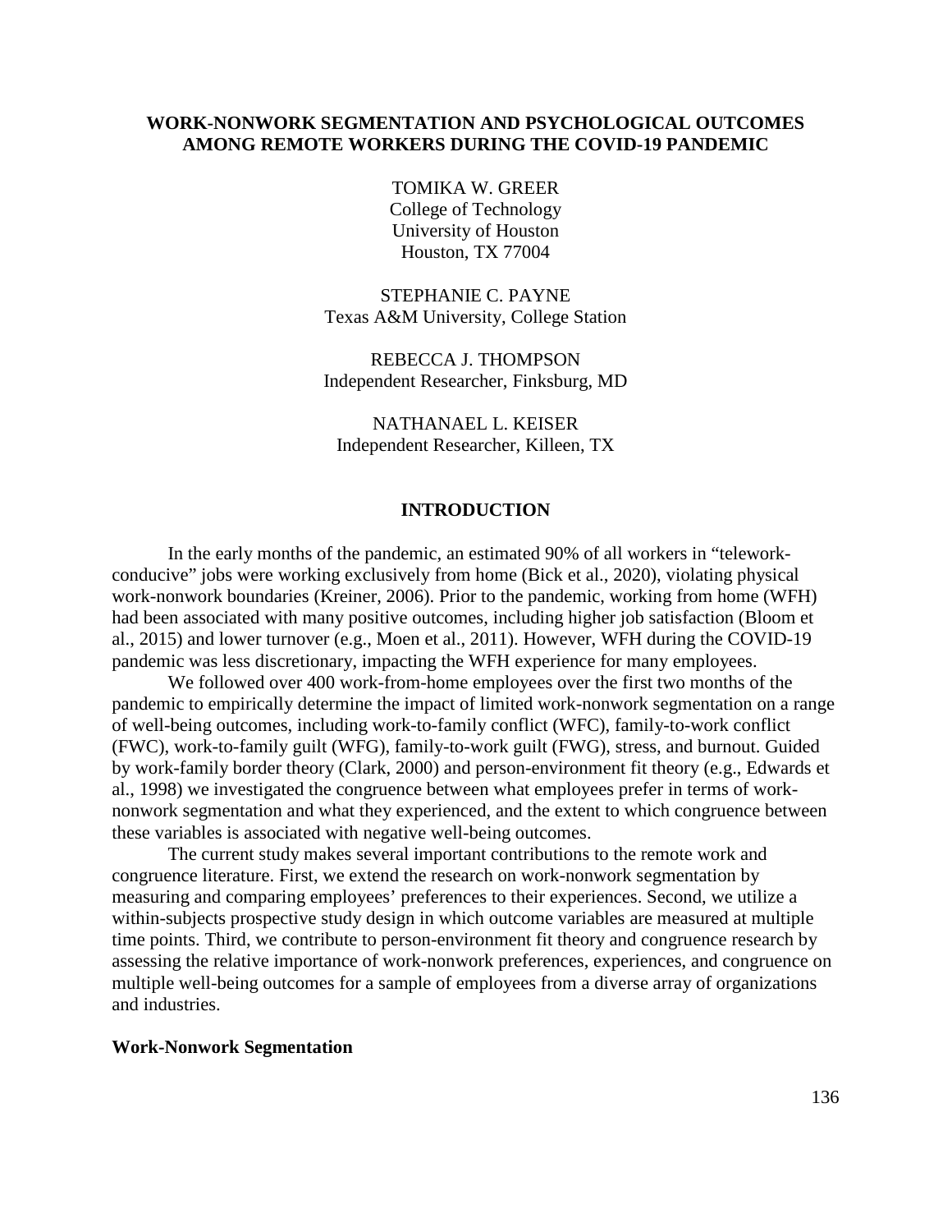# WORK-NONWORK SEGMENTATION AND PSYCHOLOGICAL OUTCOMES AMONG REMOTE WORKERS DURING THE COVID-19 PANDEMIC

TOMIKA W. GREER
College of Technology
University of Houston
Houston, TX 77004

STEPHANIE C. PAYNE
Texas A&M University, College Station

REBECCA J. THOMPSON
Independent Researcher, Finksburg, MD

NATHANAEL L. KEISER
Independent Researcher, Killeen, TX

## INTRODUCTION

In the early months of the pandemic, an estimated 90% of all workers in "telework-conducive" jobs were working exclusively from home (Bick et al., 2020), violating physical work-nonwork boundaries (Kreiner, 2006). Prior to the pandemic, working from home (WFH) had been associated with many positive outcomes, including higher job satisfaction (Bloom et al., 2015) and lower turnover (e.g., Moen et al., 2011). However, WFH during the COVID-19 pandemic was less discretionary, impacting the WFH experience for many employees.

We followed over 400 work-from-home employees over the first two months of the pandemic to empirically determine the impact of limited work-nonwork segmentation on a range of well-being outcomes, including work-to-family conflict (WFC), family-to-work conflict (FWC), work-to-family guilt (WFG), family-to-work guilt (FWG), stress, and burnout. Guided by work-family border theory (Clark, 2000) and person-environment fit theory (e.g., Edwards et al., 1998) we investigated the congruence between what employees prefer in terms of work-nonwork segmentation and what they experienced, and the extent to which congruence between these variables is associated with negative well-being outcomes.

The current study makes several important contributions to the remote work and congruence literature. First, we extend the research on work-nonwork segmentation by measuring and comparing employees' preferences to their experiences. Second, we utilize a within-subjects prospective study design in which outcome variables are measured at multiple time points. Third, we contribute to person-environment fit theory and congruence research by assessing the relative importance of work-nonwork preferences, experiences, and congruence on multiple well-being outcomes for a sample of employees from a diverse array of organizations and industries.

### Work-Nonwork Segmentation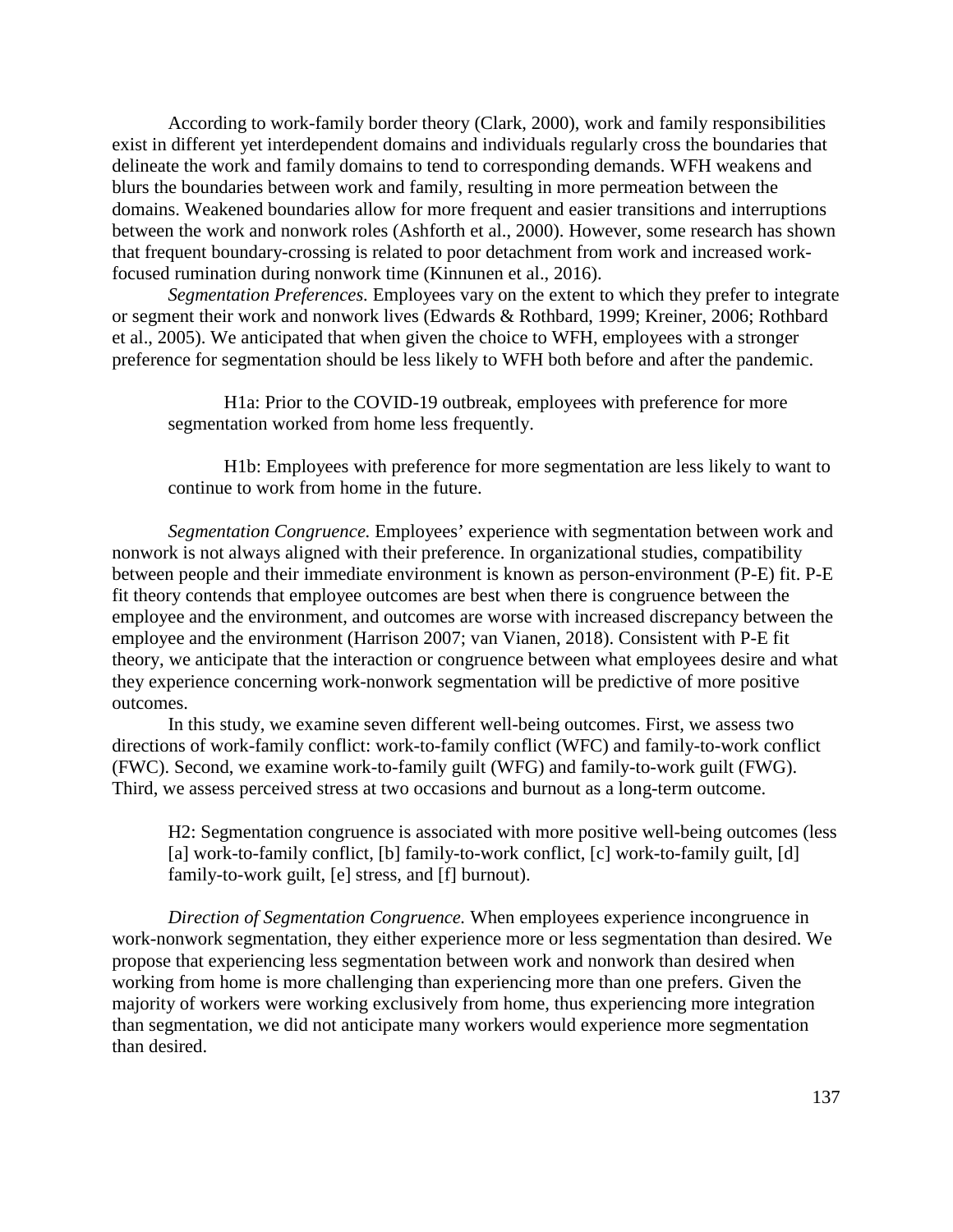According to work-family border theory (Clark, 2000), work and family responsibilities exist in different yet interdependent domains and individuals regularly cross the boundaries that delineate the work and family domains to tend to corresponding demands. WFH weakens and blurs the boundaries between work and family, resulting in more permeation between the domains. Weakened boundaries allow for more frequent and easier transitions and interruptions between the work and nonwork roles (Ashforth et al., 2000). However, some research has shown that frequent boundary-crossing is related to poor detachment from work and increased work-focused rumination during nonwork time (Kinnunen et al., 2016).

*Segmentation Preferences.* Employees vary on the extent to which they prefer to integrate or segment their work and nonwork lives (Edwards & Rothbard, 1999; Kreiner, 2006; Rothbard et al., 2005). We anticipated that when given the choice to WFH, employees with a stronger preference for segmentation should be less likely to WFH both before and after the pandemic.

> H1a: Prior to the COVID-19 outbreak, employees with preference for more segmentation worked from home less frequently.
>
> H1b: Employees with preference for more segmentation are less likely to want to continue to work from home in the future.

*Segmentation Congruence.* Employees' experience with segmentation between work and nonwork is not always aligned with their preference. In organizational studies, compatibility between people and their immediate environment is known as person-environment (P-E) fit. P-E fit theory contends that employee outcomes are best when there is congruence between the employee and the environment, and outcomes are worse with increased discrepancy between the employee and the environment (Harrison 2007; van Vianen, 2018). Consistent with P-E fit theory, we anticipate that the interaction or congruence between what employees desire and what they experience concerning work-nonwork segmentation will be predictive of more positive outcomes.

In this study, we examine seven different well-being outcomes. First, we assess two directions of work-family conflict: work-to-family conflict (WFC) and family-to-work conflict (FWC). Second, we examine work-to-family guilt (WFG) and family-to-work guilt (FWG). Third, we assess perceived stress at two occasions and burnout as a long-term outcome.

> H2: Segmentation congruence is associated with more positive well-being outcomes (less [a] work-to-family conflict, [b] family-to-work conflict, [c] work-to-family guilt, [d] family-to-work guilt, [e] stress, and [f] burnout).

*Direction of Segmentation Congruence.* When employees experience incongruence in work-nonwork segmentation, they either experience more or less segmentation than desired. We propose that experiencing less segmentation between work and nonwork than desired when working from home is more challenging than experiencing more than one prefers. Given the majority of workers were working exclusively from home, thus experiencing more integration than segmentation, we did not anticipate many workers would experience more segmentation than desired.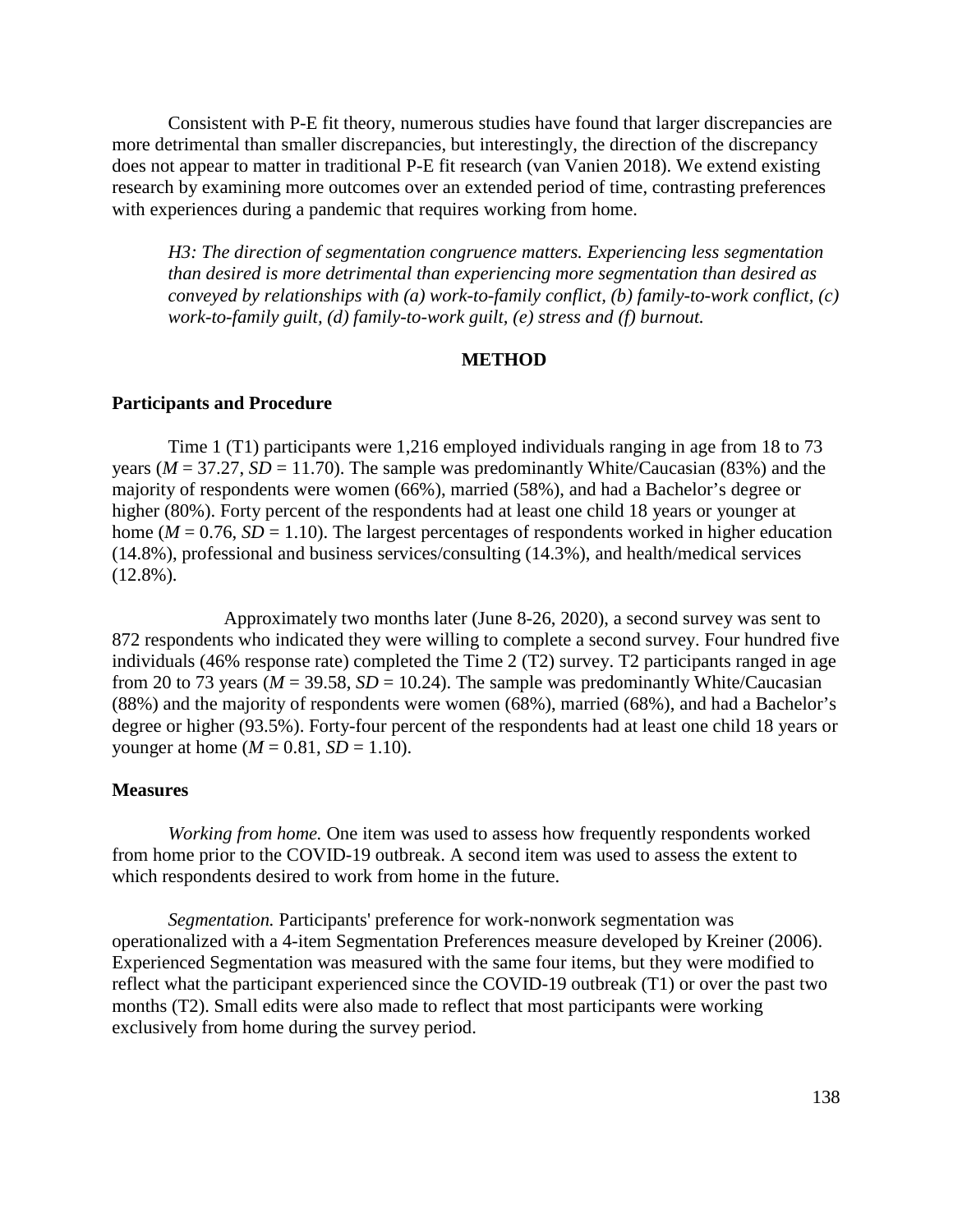Consistent with P-E fit theory, numerous studies have found that larger discrepancies are more detrimental than smaller discrepancies, but interestingly, the direction of the discrepancy does not appear to matter in traditional P-E fit research (van Vanien 2018). We extend existing research by examining more outcomes over an extended period of time, contrasting preferences with experiences during a pandemic that requires working from home.

*H3: The direction of segmentation congruence matters. Experiencing less segmentation than desired is more detrimental than experiencing more segmentation than desired as conveyed by relationships with (a) work-to-family conflict, (b) family-to-work conflict, (c) work-to-family guilt, (d) family-to-work guilt, (e) stress and (f) burnout.*

## METHOD

### Participants and Procedure

Time 1 (T1) participants were 1,216 employed individuals ranging in age from 18 to 73 years (*M* = 37.27, *SD* = 11.70). The sample was predominantly White/Caucasian (83%) and the majority of respondents were women (66%), married (58%), and had a Bachelor's degree or higher (80%). Forty percent of the respondents had at least one child 18 years or younger at home (*M* = 0.76, *SD* = 1.10). The largest percentages of respondents worked in higher education (14.8%), professional and business services/consulting (14.3%), and health/medical services (12.8%).

Approximately two months later (June 8-26, 2020), a second survey was sent to 872 respondents who indicated they were willing to complete a second survey. Four hundred five individuals (46% response rate) completed the Time 2 (T2) survey. T2 participants ranged in age from 20 to 73 years (*M* = 39.58, *SD* = 10.24). The sample was predominantly White/Caucasian (88%) and the majority of respondents were women (68%), married (68%), and had a Bachelor's degree or higher (93.5%). Forty-four percent of the respondents had at least one child 18 years or younger at home (*M* = 0.81, *SD* = 1.10).

### Measures

*Working from home.* One item was used to assess how frequently respondents worked from home prior to the COVID-19 outbreak. A second item was used to assess the extent to which respondents desired to work from home in the future.

*Segmentation.* Participants' preference for work-nonwork segmentation was operationalized with a 4-item Segmentation Preferences measure developed by Kreiner (2006). Experienced Segmentation was measured with the same four items, but they were modified to reflect what the participant experienced since the COVID-19 outbreak (T1) or over the past two months (T2). Small edits were also made to reflect that most participants were working exclusively from home during the survey period.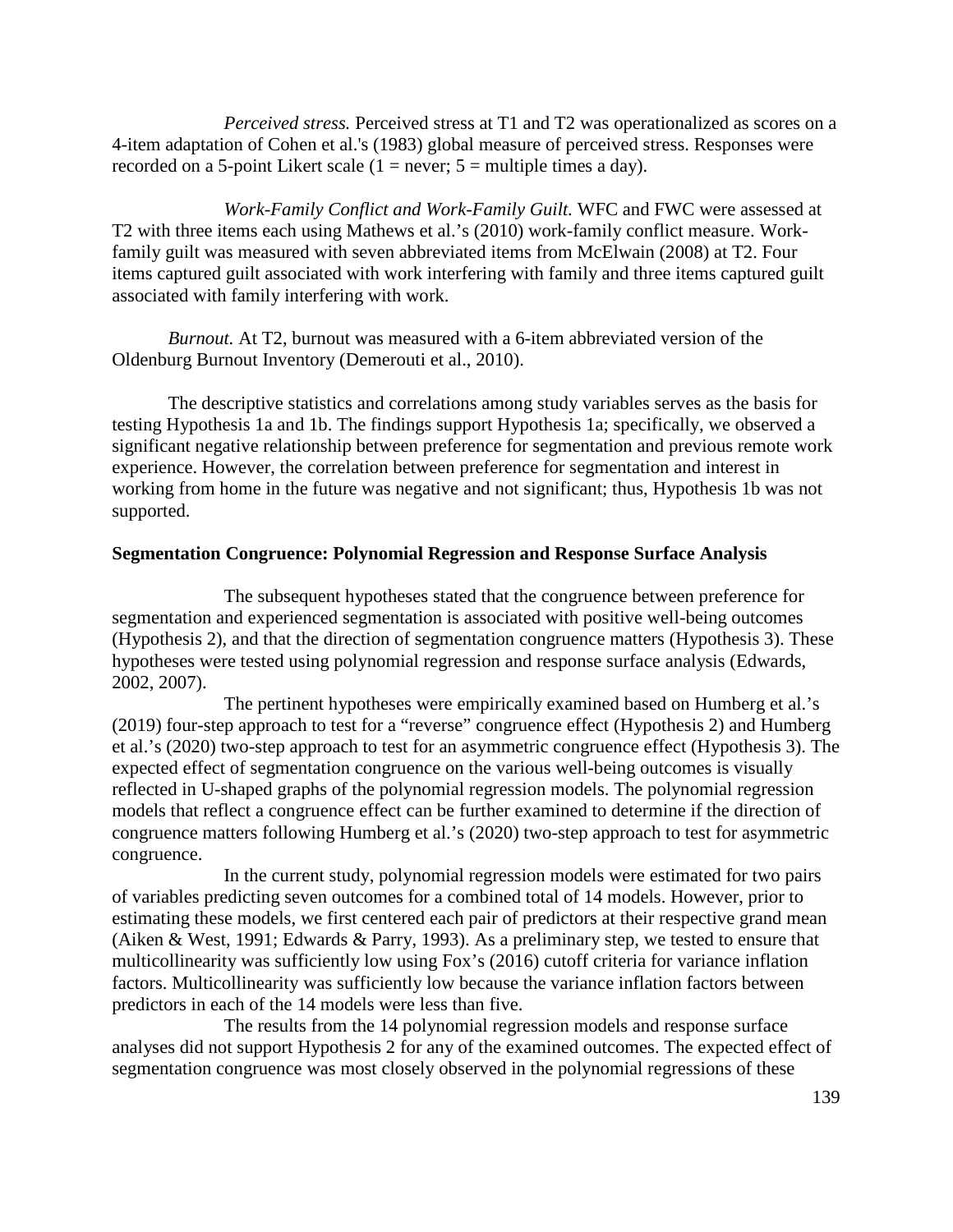*Perceived stress.* Perceived stress at T1 and T2 was operationalized as scores on a 4-item adaptation of Cohen et al.'s (1983) global measure of perceived stress. Responses were recorded on a 5-point Likert scale (1 = never; 5 = multiple times a day).

*Work-Family Conflict and Work-Family Guilt.* WFC and FWC were assessed at T2 with three items each using Mathews et al.'s (2010) work-family conflict measure. Work-family guilt was measured with seven abbreviated items from McElwain (2008) at T2. Four items captured guilt associated with work interfering with family and three items captured guilt associated with family interfering with work.

*Burnout.* At T2, burnout was measured with a 6-item abbreviated version of the Oldenburg Burnout Inventory (Demerouti et al., 2010).

The descriptive statistics and correlations among study variables serves as the basis for testing Hypothesis 1a and 1b. The findings support Hypothesis 1a; specifically, we observed a significant negative relationship between preference for segmentation and previous remote work experience. However, the correlation between preference for segmentation and interest in working from home in the future was negative and not significant; thus, Hypothesis 1b was not supported.

**Segmentation Congruence: Polynomial Regression and Response Surface Analysis**

The subsequent hypotheses stated that the congruence between preference for segmentation and experienced segmentation is associated with positive well-being outcomes (Hypothesis 2), and that the direction of segmentation congruence matters (Hypothesis 3). These hypotheses were tested using polynomial regression and response surface analysis (Edwards, 2002, 2007).

The pertinent hypotheses were empirically examined based on Humberg et al.'s (2019) four-step approach to test for a "reverse" congruence effect (Hypothesis 2) and Humberg et al.'s (2020) two-step approach to test for an asymmetric congruence effect (Hypothesis 3). The expected effect of segmentation congruence on the various well-being outcomes is visually reflected in U-shaped graphs of the polynomial regression models. The polynomial regression models that reflect a congruence effect can be further examined to determine if the direction of congruence matters following Humberg et al.'s (2020) two-step approach to test for asymmetric congruence.

In the current study, polynomial regression models were estimated for two pairs of variables predicting seven outcomes for a combined total of 14 models. However, prior to estimating these models, we first centered each pair of predictors at their respective grand mean (Aiken & West, 1991; Edwards & Parry, 1993). As a preliminary step, we tested to ensure that multicollinearity was sufficiently low using Fox's (2016) cutoff criteria for variance inflation factors. Multicollinearity was sufficiently low because the variance inflation factors between predictors in each of the 14 models were less than five.

The results from the 14 polynomial regression models and response surface analyses did not support Hypothesis 2 for any of the examined outcomes. The expected effect of segmentation congruence was most closely observed in the polynomial regressions of these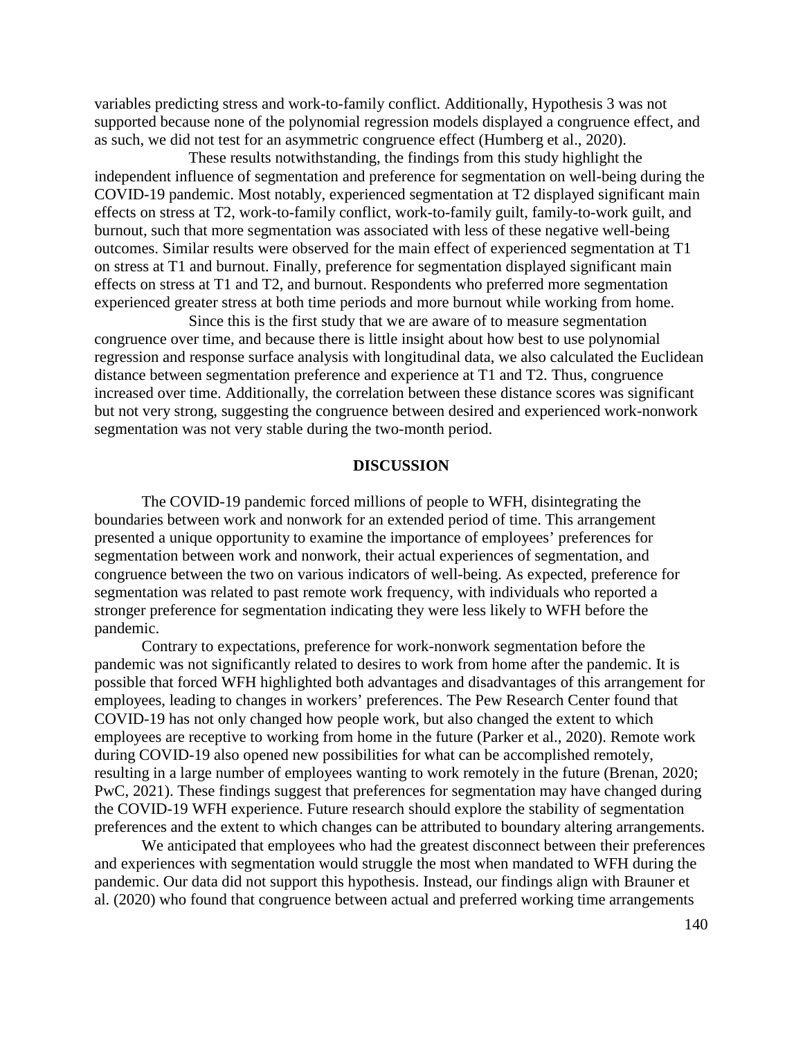variables predicting stress and work-to-family conflict. Additionally, Hypothesis 3 was not supported because none of the polynomial regression models displayed a congruence effect, and as such, we did not test for an asymmetric congruence effect (Humberg et al., 2020).

These results notwithstanding, the findings from this study highlight the independent influence of segmentation and preference for segmentation on well-being during the COVID-19 pandemic. Most notably, experienced segmentation at T2 displayed significant main effects on stress at T2, work-to-family conflict, work-to-family guilt, family-to-work guilt, and burnout, such that more segmentation was associated with less of these negative well-being outcomes. Similar results were observed for the main effect of experienced segmentation at T1 on stress at T1 and burnout. Finally, preference for segmentation displayed significant main effects on stress at T1 and T2, and burnout. Respondents who preferred more segmentation experienced greater stress at both time periods and more burnout while working from home.

Since this is the first study that we are aware of to measure segmentation congruence over time, and because there is little insight about how best to use polynomial regression and response surface analysis with longitudinal data, we also calculated the Euclidean distance between segmentation preference and experience at T1 and T2. Thus, congruence increased over time. Additionally, the correlation between these distance scores was significant but not very strong, suggesting the congruence between desired and experienced work-nonwork segmentation was not very stable during the two-month period.

## DISCUSSION

The COVID-19 pandemic forced millions of people to WFH, disintegrating the boundaries between work and nonwork for an extended period of time. This arrangement presented a unique opportunity to examine the importance of employees' preferences for segmentation between work and nonwork, their actual experiences of segmentation, and congruence between the two on various indicators of well-being. As expected, preference for segmentation was related to past remote work frequency, with individuals who reported a stronger preference for segmentation indicating they were less likely to WFH before the pandemic.

Contrary to expectations, preference for work-nonwork segmentation before the pandemic was not significantly related to desires to work from home after the pandemic. It is possible that forced WFH highlighted both advantages and disadvantages of this arrangement for employees, leading to changes in workers' preferences. The Pew Research Center found that COVID-19 has not only changed how people work, but also changed the extent to which employees are receptive to working from home in the future (Parker et al., 2020). Remote work during COVID-19 also opened new possibilities for what can be accomplished remotely, resulting in a large number of employees wanting to work remotely in the future (Brenan, 2020; PwC, 2021). These findings suggest that preferences for segmentation may have changed during the COVID-19 WFH experience. Future research should explore the stability of segmentation preferences and the extent to which changes can be attributed to boundary altering arrangements.

We anticipated that employees who had the greatest disconnect between their preferences and experiences with segmentation would struggle the most when mandated to WFH during the pandemic. Our data did not support this hypothesis. Instead, our findings align with Brauner et al. (2020) who found that congruence between actual and preferred working time arrangements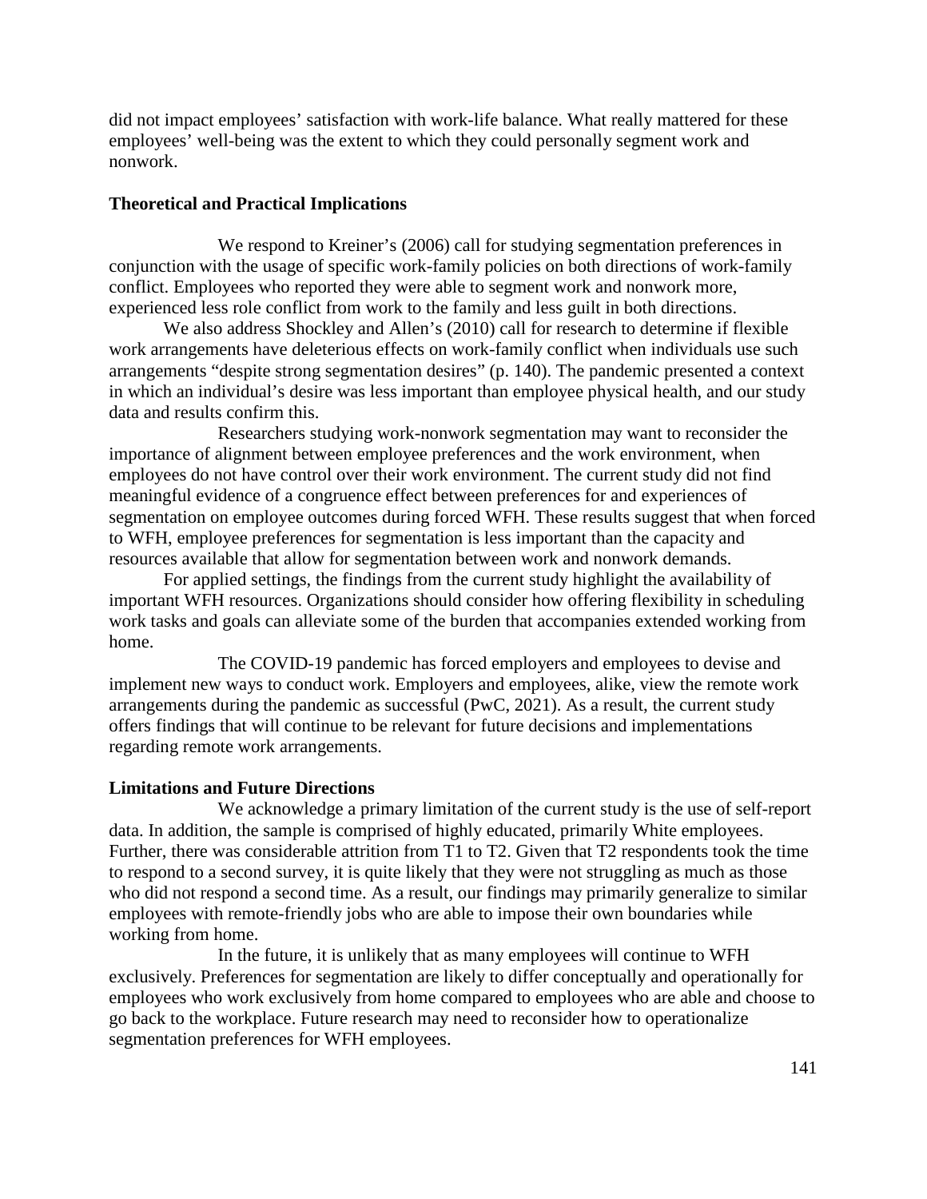did not impact employees' satisfaction with work-life balance. What really mattered for these employees' well-being was the extent to which they could personally segment work and nonwork.

**Theoretical and Practical Implications**

We respond to Kreiner's (2006) call for studying segmentation preferences in conjunction with the usage of specific work-family policies on both directions of work-family conflict. Employees who reported they were able to segment work and nonwork more, experienced less role conflict from work to the family and less guilt in both directions.

We also address Shockley and Allen's (2010) call for research to determine if flexible work arrangements have deleterious effects on work-family conflict when individuals use such arrangements "despite strong segmentation desires" (p. 140). The pandemic presented a context in which an individual's desire was less important than employee physical health, and our study data and results confirm this.

Researchers studying work-nonwork segmentation may want to reconsider the importance of alignment between employee preferences and the work environment, when employees do not have control over their work environment. The current study did not find meaningful evidence of a congruence effect between preferences for and experiences of segmentation on employee outcomes during forced WFH. These results suggest that when forced to WFH, employee preferences for segmentation is less important than the capacity and resources available that allow for segmentation between work and nonwork demands.

For applied settings, the findings from the current study highlight the availability of important WFH resources. Organizations should consider how offering flexibility in scheduling work tasks and goals can alleviate some of the burden that accompanies extended working from home.

The COVID-19 pandemic has forced employers and employees to devise and implement new ways to conduct work. Employers and employees, alike, view the remote work arrangements during the pandemic as successful (PwC, 2021). As a result, the current study offers findings that will continue to be relevant for future decisions and implementations regarding remote work arrangements.

**Limitations and Future Directions**

We acknowledge a primary limitation of the current study is the use of self-report data. In addition, the sample is comprised of highly educated, primarily White employees. Further, there was considerable attrition from T1 to T2. Given that T2 respondents took the time to respond to a second survey, it is quite likely that they were not struggling as much as those who did not respond a second time. As a result, our findings may primarily generalize to similar employees with remote-friendly jobs who are able to impose their own boundaries while working from home.

In the future, it is unlikely that as many employees will continue to WFH exclusively. Preferences for segmentation are likely to differ conceptually and operationally for employees who work exclusively from home compared to employees who are able and choose to go back to the workplace. Future research may need to reconsider how to operationalize segmentation preferences for WFH employees.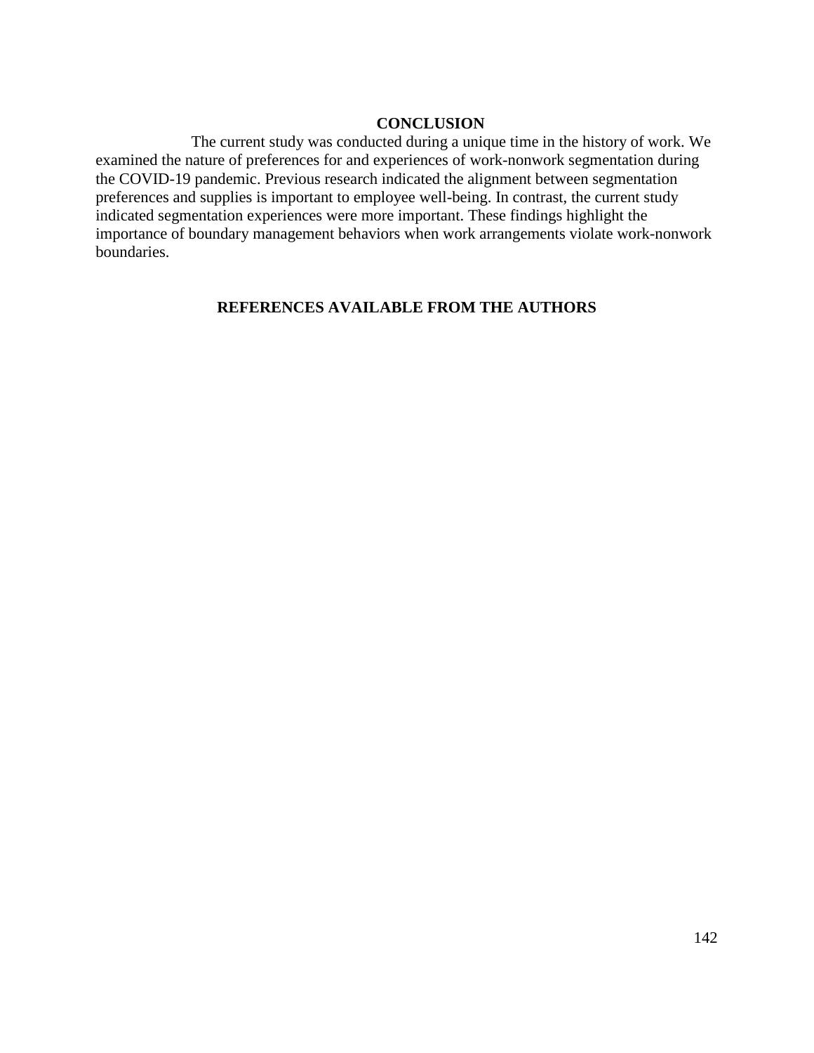## CONCLUSION

The current study was conducted during a unique time in the history of work. We examined the nature of preferences for and experiences of work-nonwork segmentation during the COVID-19 pandemic. Previous research indicated the alignment between segmentation preferences and supplies is important to employee well-being. In contrast, the current study indicated segmentation experiences were more important. These findings highlight the importance of boundary management behaviors when work arrangements violate work-nonwork boundaries.

## REFERENCES AVAILABLE FROM THE AUTHORS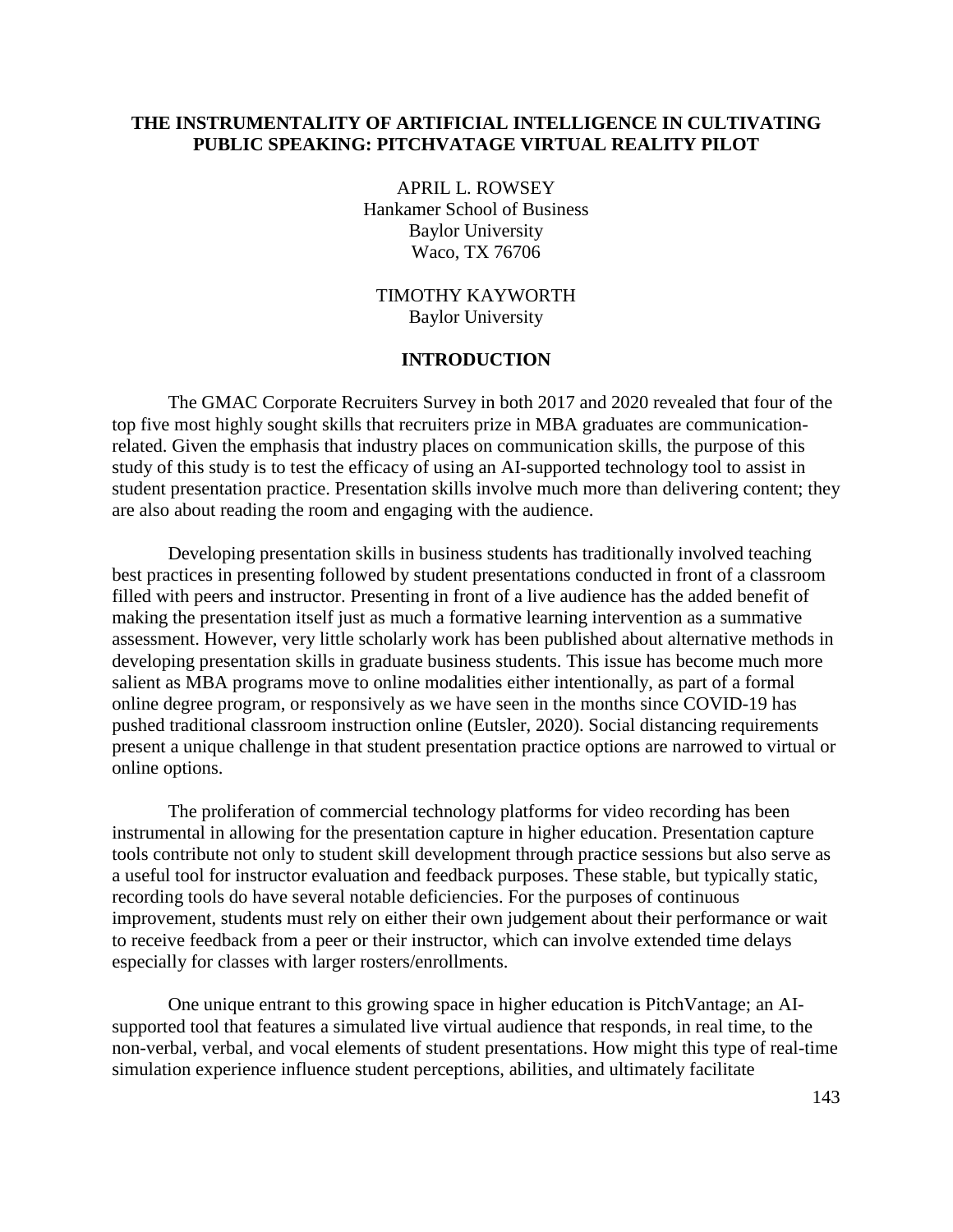# THE INSTRUMENTALITY OF ARTIFICIAL INTELLIGENCE IN CULTIVATING PUBLIC SPEAKING: PITCHVATAGE VIRTUAL REALITY PILOT

APRIL L. ROWSEY
Hankamer School of Business
Baylor University
Waco, TX 76706

TIMOTHY KAYWORTH
Baylor University

## INTRODUCTION

The GMAC Corporate Recruiters Survey in both 2017 and 2020 revealed that four of the top five most highly sought skills that recruiters prize in MBA graduates are communication-related. Given the emphasis that industry places on communication skills, the purpose of this study of this study is to test the efficacy of using an AI-supported technology tool to assist in student presentation practice. Presentation skills involve much more than delivering content; they are also about reading the room and engaging with the audience.

Developing presentation skills in business students has traditionally involved teaching best practices in presenting followed by student presentations conducted in front of a classroom filled with peers and instructor. Presenting in front of a live audience has the added benefit of making the presentation itself just as much a formative learning intervention as a summative assessment. However, very little scholarly work has been published about alternative methods in developing presentation skills in graduate business students. This issue has become much more salient as MBA programs move to online modalities either intentionally, as part of a formal online degree program, or responsively as we have seen in the months since COVID-19 has pushed traditional classroom instruction online (Eutsler, 2020). Social distancing requirements present a unique challenge in that student presentation practice options are narrowed to virtual or online options.

The proliferation of commercial technology platforms for video recording has been instrumental in allowing for the presentation capture in higher education. Presentation capture tools contribute not only to student skill development through practice sessions but also serve as a useful tool for instructor evaluation and feedback purposes. These stable, but typically static, recording tools do have several notable deficiencies. For the purposes of continuous improvement, students must rely on either their own judgement about their performance or wait to receive feedback from a peer or their instructor, which can involve extended time delays especially for classes with larger rosters/enrollments.

One unique entrant to this growing space in higher education is PitchVantage; an AI-supported tool that features a simulated live virtual audience that responds, in real time, to the non-verbal, verbal, and vocal elements of student presentations. How might this type of real-time simulation experience influence student perceptions, abilities, and ultimately facilitate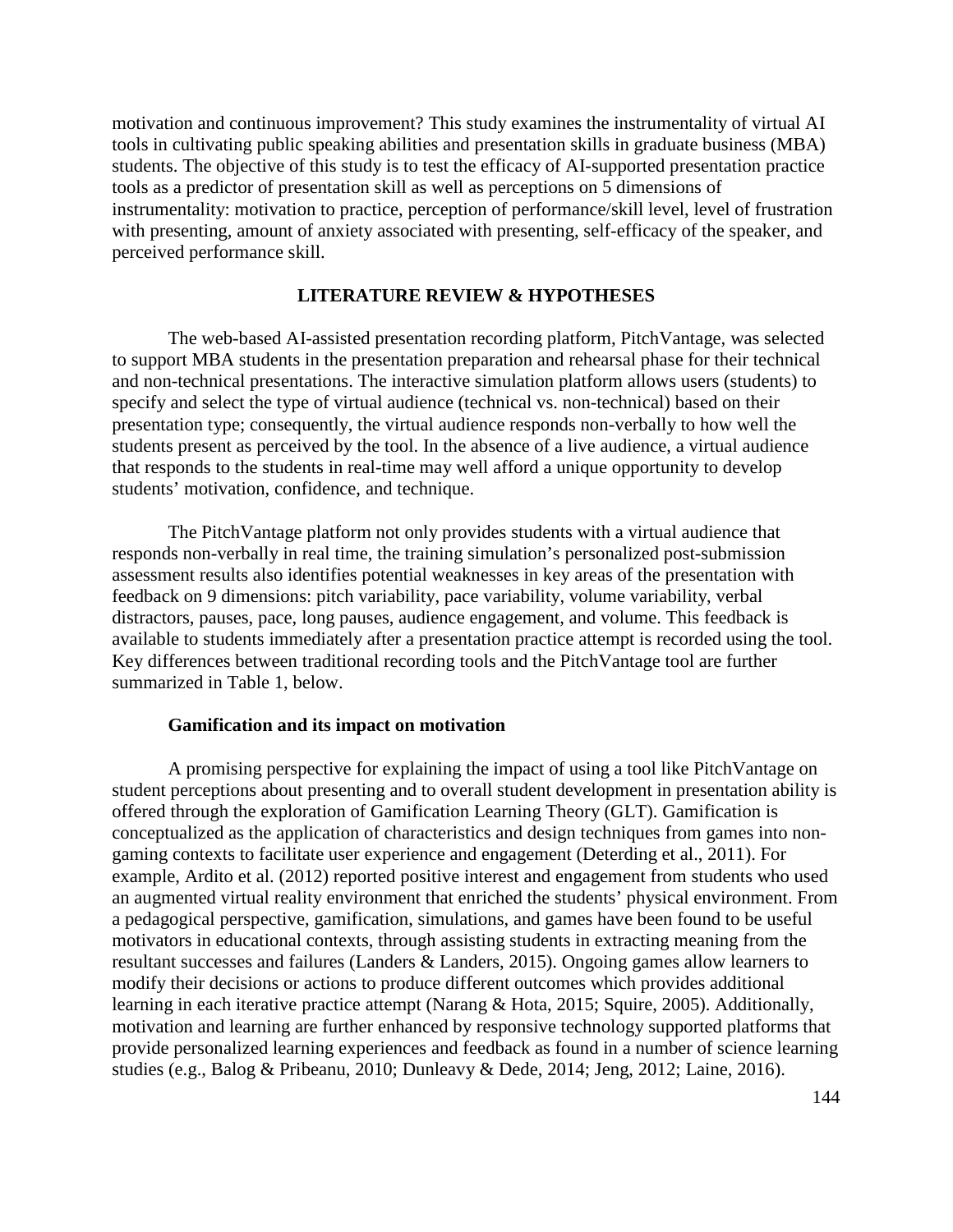motivation and continuous improvement? This study examines the instrumentality of virtual AI tools in cultivating public speaking abilities and presentation skills in graduate business (MBA) students. The objective of this study is to test the efficacy of AI-supported presentation practice tools as a predictor of presentation skill as well as perceptions on 5 dimensions of instrumentality: motivation to practice, perception of performance/skill level, level of frustration with presenting, amount of anxiety associated with presenting, self-efficacy of the speaker, and perceived performance skill.

## LITERATURE REVIEW & HYPOTHESES

The web-based AI-assisted presentation recording platform, PitchVantage, was selected to support MBA students in the presentation preparation and rehearsal phase for their technical and non-technical presentations. The interactive simulation platform allows users (students) to specify and select the type of virtual audience (technical vs. non-technical) based on their presentation type; consequently, the virtual audience responds non-verbally to how well the students present as perceived by the tool. In the absence of a live audience, a virtual audience that responds to the students in real-time may well afford a unique opportunity to develop students' motivation, confidence, and technique.

The PitchVantage platform not only provides students with a virtual audience that responds non-verbally in real time, the training simulation's personalized post-submission assessment results also identifies potential weaknesses in key areas of the presentation with feedback on 9 dimensions: pitch variability, pace variability, volume variability, verbal distractors, pauses, pace, long pauses, audience engagement, and volume. This feedback is available to students immediately after a presentation practice attempt is recorded using the tool. Key differences between traditional recording tools and the PitchVantage tool are further summarized in Table 1, below.

### Gamification and its impact on motivation

A promising perspective for explaining the impact of using a tool like PitchVantage on student perceptions about presenting and to overall student development in presentation ability is offered through the exploration of Gamification Learning Theory (GLT). Gamification is conceptualized as the application of characteristics and design techniques from games into non-gaming contexts to facilitate user experience and engagement (Deterding et al., 2011). For example, Ardito et al. (2012) reported positive interest and engagement from students who used an augmented virtual reality environment that enriched the students' physical environment. From a pedagogical perspective, gamification, simulations, and games have been found to be useful motivators in educational contexts, through assisting students in extracting meaning from the resultant successes and failures (Landers & Landers, 2015). Ongoing games allow learners to modify their decisions or actions to produce different outcomes which provides additional learning in each iterative practice attempt (Narang & Hota, 2015; Squire, 2005). Additionally, motivation and learning are further enhanced by responsive technology supported platforms that provide personalized learning experiences and feedback as found in a number of science learning studies (e.g., Balog & Pribeanu, 2010; Dunleavy & Dede, 2014; Jeng, 2012; Laine, 2016).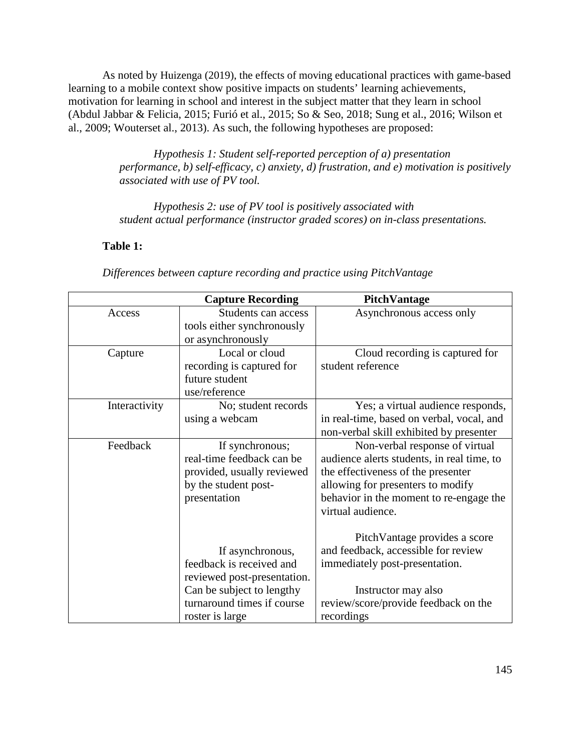As noted by Huizenga (2019), the effects of moving educational practices with game-based learning to a mobile context show positive impacts on students' learning achievements, motivation for learning in school and interest in the subject matter that they learn in school (Abdul Jabbar & Felicia, 2015; Furió et al., 2015; So & Seo, 2018; Sung et al., 2016; Wilson et al., 2009; Wouterset al., 2013). As such, the following hypotheses are proposed:

> *Hypothesis 1: Student self-reported perception of a) presentation performance, b) self-efficacy, c) anxiety, d) frustration, and e) motivation is positively associated with use of PV tool.*

> *Hypothesis 2: use of PV tool is positively associated with student actual performance (instructor graded scores) on in-class presentations.*

**Table 1:**

*Differences between capture recording and practice using PitchVantage*

| | **Capture Recording** | **PitchVantage** |
|---|---|---|
| Access | Students can access tools either synchronously or asynchronously | Asynchronous access only |
| Capture | Local or cloud recording is captured for future student use/reference | Cloud recording is captured for student reference |
| Interactivity | No; student records using a webcam | Yes; a virtual audience responds, in real-time, based on verbal, vocal, and non-verbal skill exhibited by presenter |
| Feedback | If synchronous; real-time feedback can be provided, usually reviewed by the student post-presentation<br><br>If asynchronous, feedback is received and reviewed post-presentation. Can be subject to lengthy turnaround times if course roster is large | Non-verbal response of virtual audience alerts students, in real time, to the effectiveness of the presenter allowing for presenters to modify behavior in the moment to re-engage the virtual audience.<br><br>PitchVantage provides a score and feedback, accessible for review immediately post-presentation.<br><br>Instructor may also review/score/provide feedback on the recordings |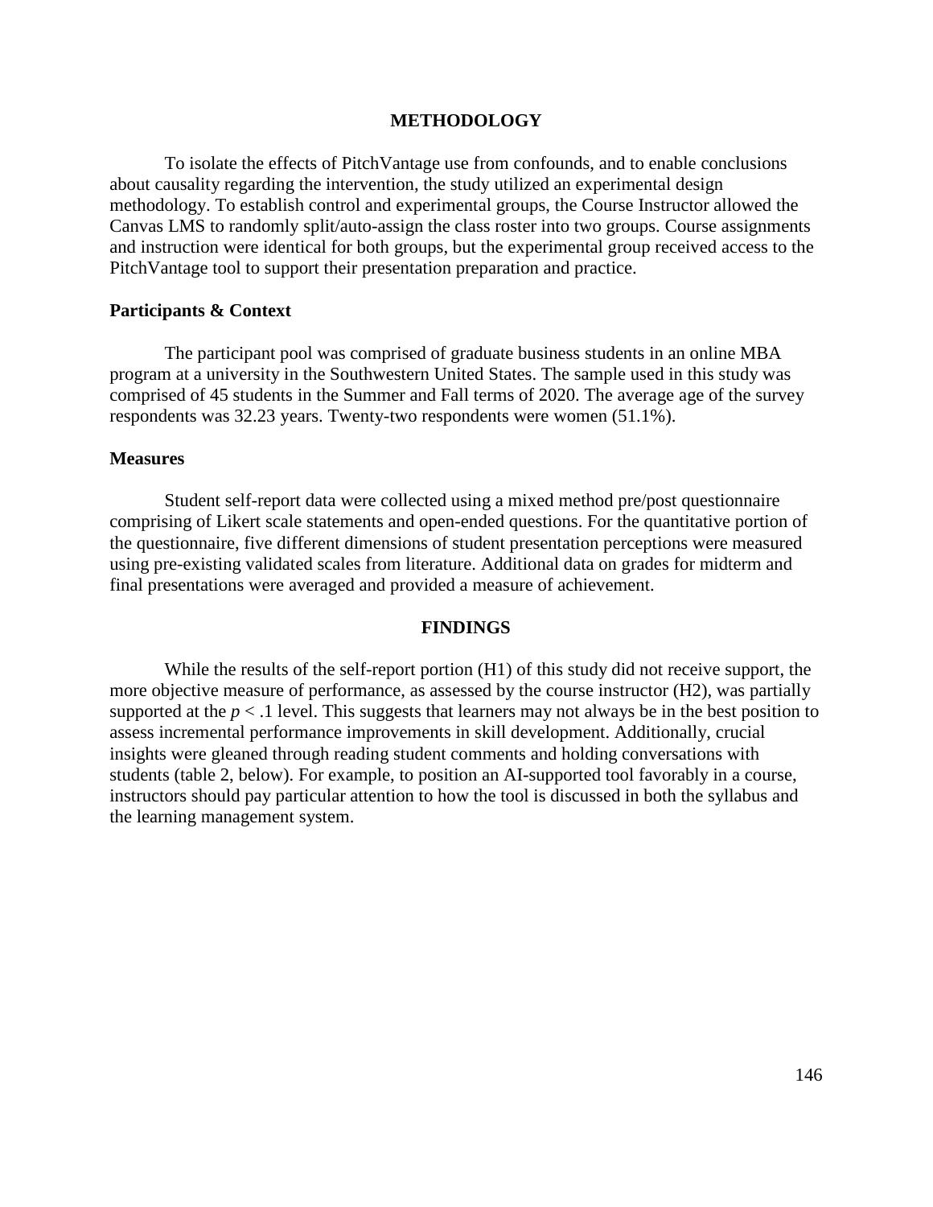## METHODOLOGY

To isolate the effects of PitchVantage use from confounds, and to enable conclusions about causality regarding the intervention, the study utilized an experimental design methodology. To establish control and experimental groups, the Course Instructor allowed the Canvas LMS to randomly split/auto-assign the class roster into two groups. Course assignments and instruction were identical for both groups, but the experimental group received access to the PitchVantage tool to support their presentation preparation and practice.

### Participants & Context

The participant pool was comprised of graduate business students in an online MBA program at a university in the Southwestern United States. The sample used in this study was comprised of 45 students in the Summer and Fall terms of 2020. The average age of the survey respondents was 32.23 years. Twenty-two respondents were women (51.1%).

### Measures

Student self-report data were collected using a mixed method pre/post questionnaire comprising of Likert scale statements and open-ended questions. For the quantitative portion of the questionnaire, five different dimensions of student presentation perceptions were measured using pre-existing validated scales from literature. Additional data on grades for midterm and final presentations were averaged and provided a measure of achievement.

## FINDINGS

While the results of the self-report portion (H1) of this study did not receive support, the more objective measure of performance, as assessed by the course instructor (H2), was partially supported at the $p < .1$ level. This suggests that learners may not always be in the best position to assess incremental performance improvements in skill development. Additionally, crucial insights were gleaned through reading student comments and holding conversations with students (table 2, below). For example, to position an AI-supported tool favorably in a course, instructors should pay particular attention to how the tool is discussed in both the syllabus and the learning management system.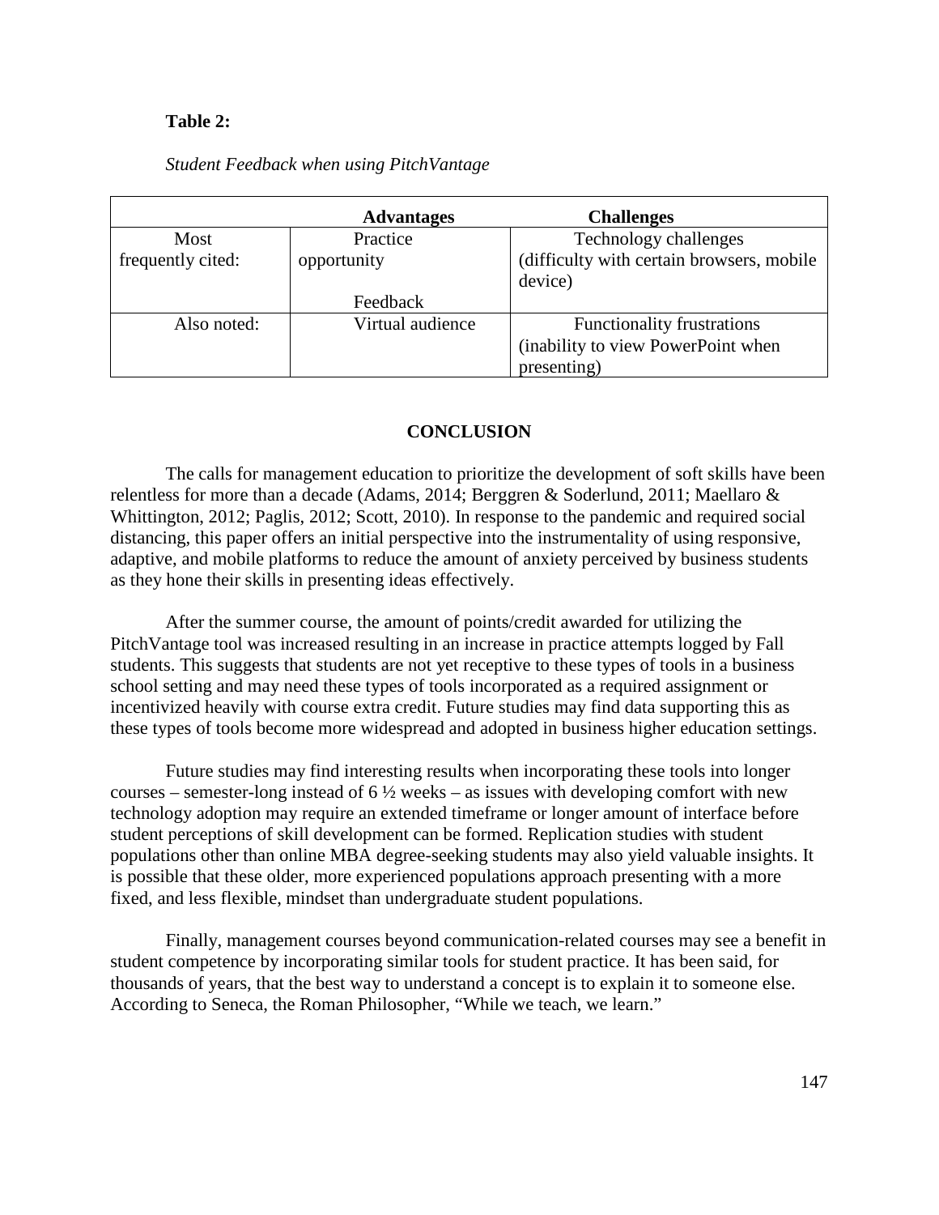**Table 2:**

*Student Feedback when using PitchVantage*

| | Advantages | Challenges |
|---|---|---|
| Most frequently cited: | Practice opportunity<br><br>Feedback | Technology challenges (difficulty with certain browsers, mobile device) |
| Also noted: | Virtual audience | Functionality frustrations (inability to view PowerPoint when presenting) |

## CONCLUSION

The calls for management education to prioritize the development of soft skills have been relentless for more than a decade (Adams, 2014; Berggren & Soderlund, 2011; Maellaro & Whittington, 2012; Paglis, 2012; Scott, 2010). In response to the pandemic and required social distancing, this paper offers an initial perspective into the instrumentality of using responsive, adaptive, and mobile platforms to reduce the amount of anxiety perceived by business students as they hone their skills in presenting ideas effectively.

After the summer course, the amount of points/credit awarded for utilizing the PitchVantage tool was increased resulting in an increase in practice attempts logged by Fall students. This suggests that students are not yet receptive to these types of tools in a business school setting and may need these types of tools incorporated as a required assignment or incentivized heavily with course extra credit. Future studies may find data supporting this as these types of tools become more widespread and adopted in business higher education settings.

Future studies may find interesting results when incorporating these tools into longer courses – semester-long instead of 6 ½ weeks – as issues with developing comfort with new technology adoption may require an extended timeframe or longer amount of interface before student perceptions of skill development can be formed. Replication studies with student populations other than online MBA degree-seeking students may also yield valuable insights. It is possible that these older, more experienced populations approach presenting with a more fixed, and less flexible, mindset than undergraduate student populations.

Finally, management courses beyond communication-related courses may see a benefit in student competence by incorporating similar tools for student practice. It has been said, for thousands of years, that the best way to understand a concept is to explain it to someone else. According to Seneca, the Roman Philosopher, "While we teach, we learn."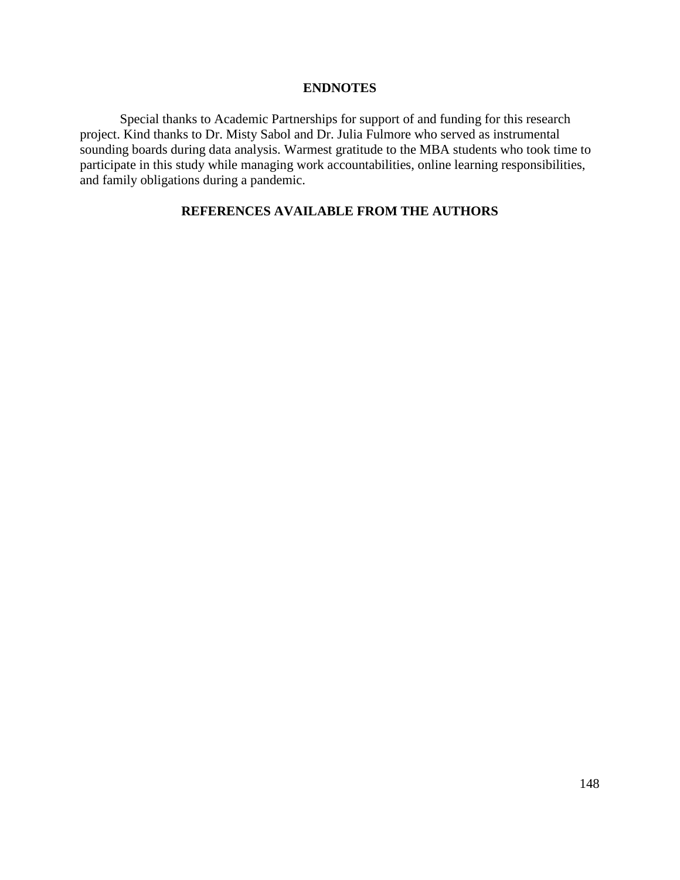## ENDNOTES

Special thanks to Academic Partnerships for support of and funding for this research project. Kind thanks to Dr. Misty Sabol and Dr. Julia Fulmore who served as instrumental sounding boards during data analysis. Warmest gratitude to the MBA students who took time to participate in this study while managing work accountabilities, online learning responsibilities, and family obligations during a pandemic.

## REFERENCES AVAILABLE FROM THE AUTHORS